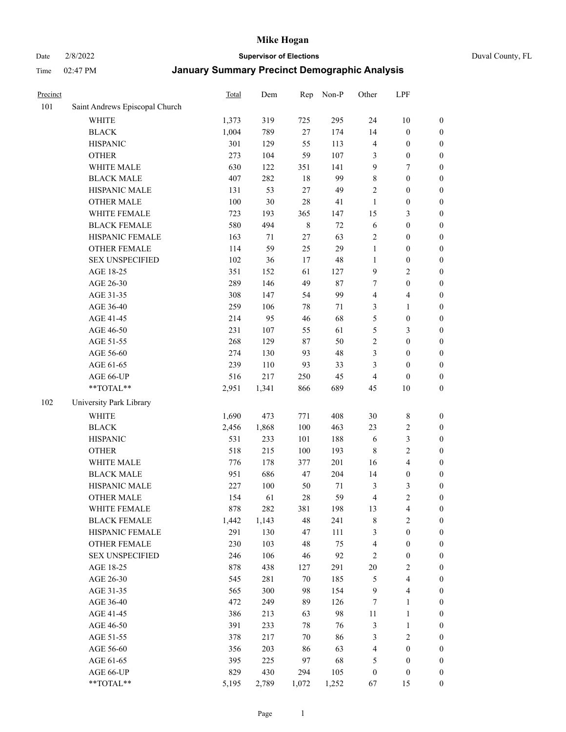# Mike Hogan

Date 2/8/2022 **Supervisor of Elections** Duval County, FL

Time 02:47 PM **January Summary Precinct Demographic Analysis**

| Precinct | | Total | Dem | Rep | Non-P | Other | LPF | |
|---|---|---|---|---|---|---|---|---|
| 101 | Saint Andrews Episcopal Church | | | | | | | |
| | WHITE | 1,373 | 319 | 725 | 295 | 24 | 10 | 0 |
| | BLACK | 1,004 | 789 | 27 | 174 | 14 | 0 | 0 |
| | HISPANIC | 301 | 129 | 55 | 113 | 4 | 0 | 0 |
| | OTHER | 273 | 104 | 59 | 107 | 3 | 0 | 0 |
| | WHITE MALE | 630 | 122 | 351 | 141 | 9 | 7 | 0 |
| | BLACK MALE | 407 | 282 | 18 | 99 | 8 | 0 | 0 |
| | HISPANIC MALE | 131 | 53 | 27 | 49 | 2 | 0 | 0 |
| | OTHER MALE | 100 | 30 | 28 | 41 | 1 | 0 | 0 |
| | WHITE FEMALE | 723 | 193 | 365 | 147 | 15 | 3 | 0 |
| | BLACK FEMALE | 580 | 494 | 8 | 72 | 6 | 0 | 0 |
| | HISPANIC FEMALE | 163 | 71 | 27 | 63 | 2 | 0 | 0 |
| | OTHER FEMALE | 114 | 59 | 25 | 29 | 1 | 0 | 0 |
| | SEX UNSPECIFIED | 102 | 36 | 17 | 48 | 1 | 0 | 0 |
| | AGE 18-25 | 351 | 152 | 61 | 127 | 9 | 2 | 0 |
| | AGE 26-30 | 289 | 146 | 49 | 87 | 7 | 0 | 0 |
| | AGE 31-35 | 308 | 147 | 54 | 99 | 4 | 4 | 0 |
| | AGE 36-40 | 259 | 106 | 78 | 71 | 3 | 1 | 0 |
| | AGE 41-45 | 214 | 95 | 46 | 68 | 5 | 0 | 0 |
| | AGE 46-50 | 231 | 107 | 55 | 61 | 5 | 3 | 0 |
| | AGE 51-55 | 268 | 129 | 87 | 50 | 2 | 0 | 0 |
| | AGE 56-60 | 274 | 130 | 93 | 48 | 3 | 0 | 0 |
| | AGE 61-65 | 239 | 110 | 93 | 33 | 3 | 0 | 0 |
| | AGE 66-UP | 516 | 217 | 250 | 45 | 4 | 0 | 0 |
| | **TOTAL** | 2,951 | 1,341 | 866 | 689 | 45 | 10 | 0 |
| 102 | University Park Library | | | | | | | |
| | WHITE | 1,690 | 473 | 771 | 408 | 30 | 8 | 0 |
| | BLACK | 2,456 | 1,868 | 100 | 463 | 23 | 2 | 0 |
| | HISPANIC | 531 | 233 | 101 | 188 | 6 | 3 | 0 |
| | OTHER | 518 | 215 | 100 | 193 | 8 | 2 | 0 |
| | WHITE MALE | 776 | 178 | 377 | 201 | 16 | 4 | 0 |
| | BLACK MALE | 951 | 686 | 47 | 204 | 14 | 0 | 0 |
| | HISPANIC MALE | 227 | 100 | 50 | 71 | 3 | 3 | 0 |
| | OTHER MALE | 154 | 61 | 28 | 59 | 4 | 2 | 0 |
| | WHITE FEMALE | 878 | 282 | 381 | 198 | 13 | 4 | 0 |
| | BLACK FEMALE | 1,442 | 1,143 | 48 | 241 | 8 | 2 | 0 |
| | HISPANIC FEMALE | 291 | 130 | 47 | 111 | 3 | 0 | 0 |
| | OTHER FEMALE | 230 | 103 | 48 | 75 | 4 | 0 | 0 |
| | SEX UNSPECIFIED | 246 | 106 | 46 | 92 | 2 | 0 | 0 |
| | AGE 18-25 | 878 | 438 | 127 | 291 | 20 | 2 | 0 |
| | AGE 26-30 | 545 | 281 | 70 | 185 | 5 | 4 | 0 |
| | AGE 31-35 | 565 | 300 | 98 | 154 | 9 | 4 | 0 |
| | AGE 36-40 | 472 | 249 | 89 | 126 | 7 | 1 | 0 |
| | AGE 41-45 | 386 | 213 | 63 | 98 | 11 | 1 | 0 |
| | AGE 46-50 | 391 | 233 | 78 | 76 | 3 | 1 | 0 |
| | AGE 51-55 | 378 | 217 | 70 | 86 | 3 | 2 | 0 |
| | AGE 56-60 | 356 | 203 | 86 | 63 | 4 | 0 | 0 |
| | AGE 61-65 | 395 | 225 | 97 | 68 | 5 | 0 | 0 |
| | AGE 66-UP | 829 | 430 | 294 | 105 | 0 | 0 | 0 |
| | **TOTAL** | 5,195 | 2,789 | 1,072 | 1,252 | 67 | 15 | 0 |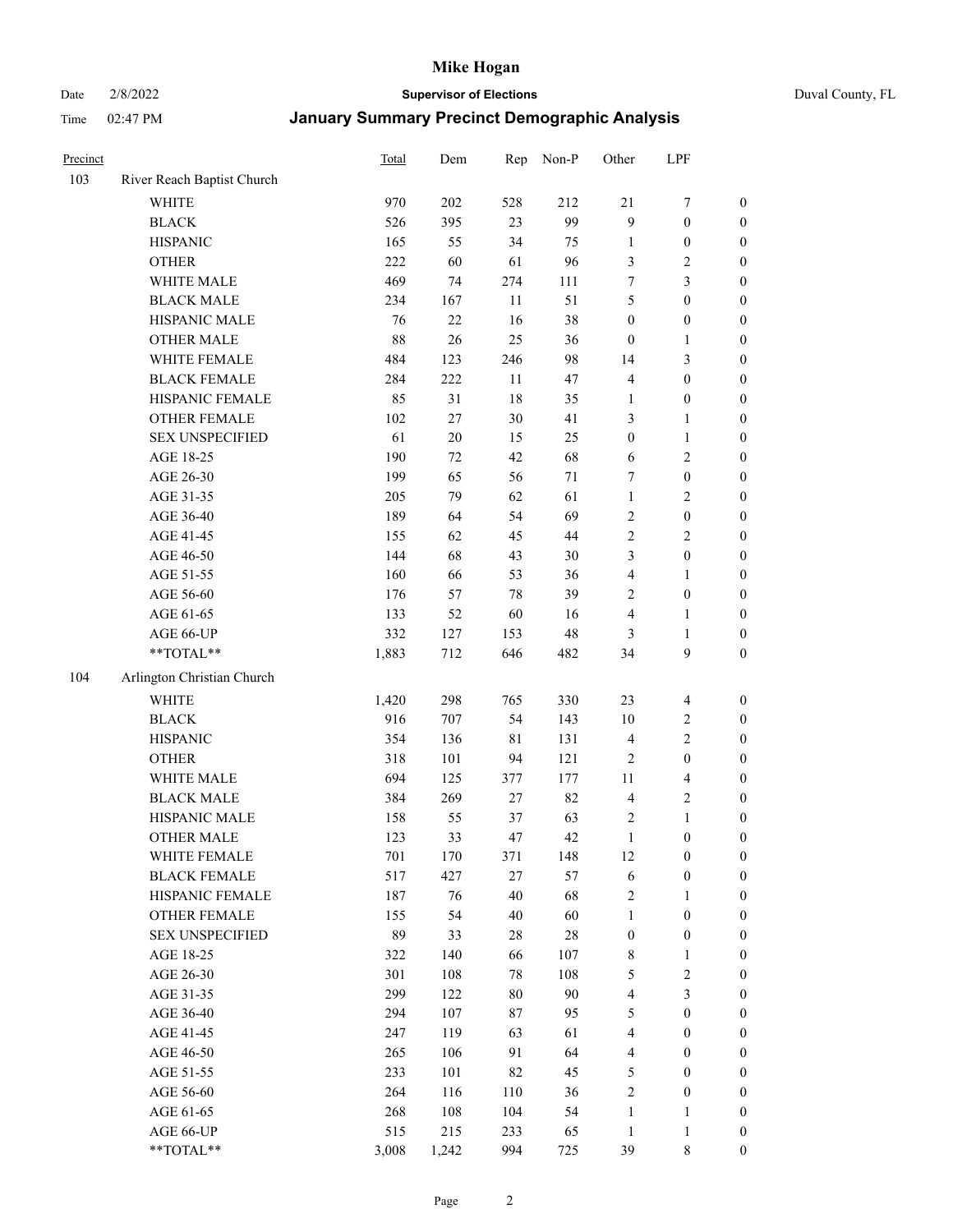# Mike Hogan

Date 2/8/2022 **Supervisor of Elections** Duval County, FL

Time 02:47 PM **January Summary Precinct Demographic Analysis**

| Precinct | | Total | Dem | Rep | Non-P | Other | LPF | |
|---|---|---|---|---|---|---|---|---|
| 103 | River Reach Baptist Church | | | | | | | |
| | WHITE | 970 | 202 | 528 | 212 | 21 | 7 | 0 |
| | BLACK | 526 | 395 | 23 | 99 | 9 | 0 | 0 |
| | HISPANIC | 165 | 55 | 34 | 75 | 1 | 0 | 0 |
| | OTHER | 222 | 60 | 61 | 96 | 3 | 2 | 0 |
| | WHITE MALE | 469 | 74 | 274 | 111 | 7 | 3 | 0 |
| | BLACK MALE | 234 | 167 | 11 | 51 | 5 | 0 | 0 |
| | HISPANIC MALE | 76 | 22 | 16 | 38 | 0 | 0 | 0 |
| | OTHER MALE | 88 | 26 | 25 | 36 | 0 | 1 | 0 |
| | WHITE FEMALE | 484 | 123 | 246 | 98 | 14 | 3 | 0 |
| | BLACK FEMALE | 284 | 222 | 11 | 47 | 4 | 0 | 0 |
| | HISPANIC FEMALE | 85 | 31 | 18 | 35 | 1 | 0 | 0 |
| | OTHER FEMALE | 102 | 27 | 30 | 41 | 3 | 1 | 0 |
| | SEX UNSPECIFIED | 61 | 20 | 15 | 25 | 0 | 1 | 0 |
| | AGE 18-25 | 190 | 72 | 42 | 68 | 6 | 2 | 0 |
| | AGE 26-30 | 199 | 65 | 56 | 71 | 7 | 0 | 0 |
| | AGE 31-35 | 205 | 79 | 62 | 61 | 1 | 2 | 0 |
| | AGE 36-40 | 189 | 64 | 54 | 69 | 2 | 0 | 0 |
| | AGE 41-45 | 155 | 62 | 45 | 44 | 2 | 2 | 0 |
| | AGE 46-50 | 144 | 68 | 43 | 30 | 3 | 0 | 0 |
| | AGE 51-55 | 160 | 66 | 53 | 36 | 4 | 1 | 0 |
| | AGE 56-60 | 176 | 57 | 78 | 39 | 2 | 0 | 0 |
| | AGE 61-65 | 133 | 52 | 60 | 16 | 4 | 1 | 0 |
| | AGE 66-UP | 332 | 127 | 153 | 48 | 3 | 1 | 0 |
| | **TOTAL** | 1,883 | 712 | 646 | 482 | 34 | 9 | 0 |
| 104 | Arlington Christian Church | | | | | | | |
| | WHITE | 1,420 | 298 | 765 | 330 | 23 | 4 | 0 |
| | BLACK | 916 | 707 | 54 | 143 | 10 | 2 | 0 |
| | HISPANIC | 354 | 136 | 81 | 131 | 4 | 2 | 0 |
| | OTHER | 318 | 101 | 94 | 121 | 2 | 0 | 0 |
| | WHITE MALE | 694 | 125 | 377 | 177 | 11 | 4 | 0 |
| | BLACK MALE | 384 | 269 | 27 | 82 | 4 | 2 | 0 |
| | HISPANIC MALE | 158 | 55 | 37 | 63 | 2 | 1 | 0 |
| | OTHER MALE | 123 | 33 | 47 | 42 | 1 | 0 | 0 |
| | WHITE FEMALE | 701 | 170 | 371 | 148 | 12 | 0 | 0 |
| | BLACK FEMALE | 517 | 427 | 27 | 57 | 6 | 0 | 0 |
| | HISPANIC FEMALE | 187 | 76 | 40 | 68 | 2 | 1 | 0 |
| | OTHER FEMALE | 155 | 54 | 40 | 60 | 1 | 0 | 0 |
| | SEX UNSPECIFIED | 89 | 33 | 28 | 28 | 0 | 0 | 0 |
| | AGE 18-25 | 322 | 140 | 66 | 107 | 8 | 1 | 0 |
| | AGE 26-30 | 301 | 108 | 78 | 108 | 5 | 2 | 0 |
| | AGE 31-35 | 299 | 122 | 80 | 90 | 4 | 3 | 0 |
| | AGE 36-40 | 294 | 107 | 87 | 95 | 5 | 0 | 0 |
| | AGE 41-45 | 247 | 119 | 63 | 61 | 4 | 0 | 0 |
| | AGE 46-50 | 265 | 106 | 91 | 64 | 4 | 0 | 0 |
| | AGE 51-55 | 233 | 101 | 82 | 45 | 5 | 0 | 0 |
| | AGE 56-60 | 264 | 116 | 110 | 36 | 2 | 0 | 0 |
| | AGE 61-65 | 268 | 108 | 104 | 54 | 1 | 1 | 0 |
| | AGE 66-UP | 515 | 215 | 233 | 65 | 1 | 1 | 0 |
| | **TOTAL** | 3,008 | 1,242 | 994 | 725 | 39 | 8 | 0 |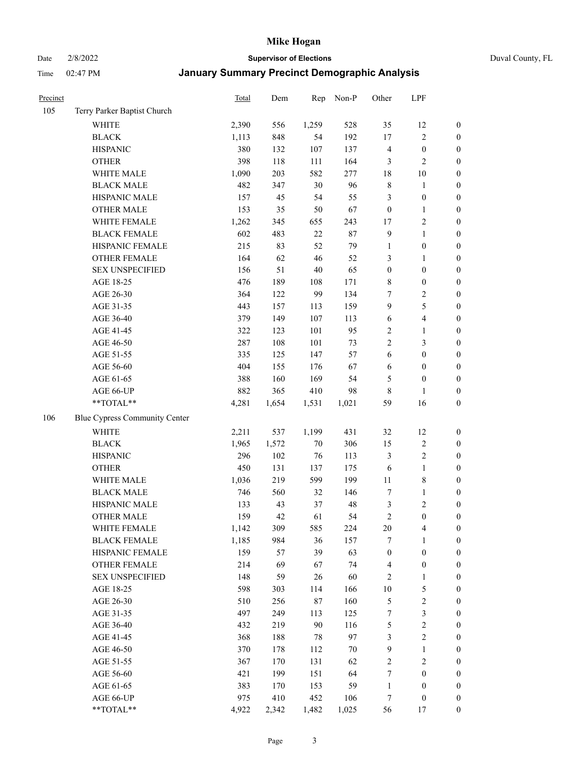| Precinct | | Total | Dem | Rep | Non-P | Other | LPF | |
|---|---|---|---|---|---|---|---|---|
| 105 | Terry Parker Baptist Church | | | | | | | |
| | WHITE | 2,390 | 556 | 1,259 | 528 | 35 | 12 | 0 |
| | BLACK | 1,113 | 848 | 54 | 192 | 17 | 2 | 0 |
| | HISPANIC | 380 | 132 | 107 | 137 | 4 | 0 | 0 |
| | OTHER | 398 | 118 | 111 | 164 | 3 | 2 | 0 |
| | WHITE MALE | 1,090 | 203 | 582 | 277 | 18 | 10 | 0 |
| | BLACK MALE | 482 | 347 | 30 | 96 | 8 | 1 | 0 |
| | HISPANIC MALE | 157 | 45 | 54 | 55 | 3 | 0 | 0 |
| | OTHER MALE | 153 | 35 | 50 | 67 | 0 | 1 | 0 |
| | WHITE FEMALE | 1,262 | 345 | 655 | 243 | 17 | 2 | 0 |
| | BLACK FEMALE | 602 | 483 | 22 | 87 | 9 | 1 | 0 |
| | HISPANIC FEMALE | 215 | 83 | 52 | 79 | 1 | 0 | 0 |
| | OTHER FEMALE | 164 | 62 | 46 | 52 | 3 | 1 | 0 |
| | SEX UNSPECIFIED | 156 | 51 | 40 | 65 | 0 | 0 | 0 |
| | AGE 18-25 | 476 | 189 | 108 | 171 | 8 | 0 | 0 |
| | AGE 26-30 | 364 | 122 | 99 | 134 | 7 | 2 | 0 |
| | AGE 31-35 | 443 | 157 | 113 | 159 | 9 | 5 | 0 |
| | AGE 36-40 | 379 | 149 | 107 | 113 | 6 | 4 | 0 |
| | AGE 41-45 | 322 | 123 | 101 | 95 | 2 | 1 | 0 |
| | AGE 46-50 | 287 | 108 | 101 | 73 | 2 | 3 | 0 |
| | AGE 51-55 | 335 | 125 | 147 | 57 | 6 | 0 | 0 |
| | AGE 56-60 | 404 | 155 | 176 | 67 | 6 | 0 | 0 |
| | AGE 61-65 | 388 | 160 | 169 | 54 | 5 | 0 | 0 |
| | AGE 66-UP | 882 | 365 | 410 | 98 | 8 | 1 | 0 |
| | **TOTAL** | 4,281 | 1,654 | 1,531 | 1,021 | 59 | 16 | 0 |
| 106 | Blue Cypress Community Center | | | | | | | |
| | WHITE | 2,211 | 537 | 1,199 | 431 | 32 | 12 | 0 |
| | BLACK | 1,965 | 1,572 | 70 | 306 | 15 | 2 | 0 |
| | HISPANIC | 296 | 102 | 76 | 113 | 3 | 2 | 0 |
| | OTHER | 450 | 131 | 137 | 175 | 6 | 1 | 0 |
| | WHITE MALE | 1,036 | 219 | 599 | 199 | 11 | 8 | 0 |
| | BLACK MALE | 746 | 560 | 32 | 146 | 7 | 1 | 0 |
| | HISPANIC MALE | 133 | 43 | 37 | 48 | 3 | 2 | 0 |
| | OTHER MALE | 159 | 42 | 61 | 54 | 2 | 0 | 0 |
| | WHITE FEMALE | 1,142 | 309 | 585 | 224 | 20 | 4 | 0 |
| | BLACK FEMALE | 1,185 | 984 | 36 | 157 | 7 | 1 | 0 |
| | HISPANIC FEMALE | 159 | 57 | 39 | 63 | 0 | 0 | 0 |
| | OTHER FEMALE | 214 | 69 | 67 | 74 | 4 | 0 | 0 |
| | SEX UNSPECIFIED | 148 | 59 | 26 | 60 | 2 | 1 | 0 |
| | AGE 18-25 | 598 | 303 | 114 | 166 | 10 | 5 | 0 |
| | AGE 26-30 | 510 | 256 | 87 | 160 | 5 | 2 | 0 |
| | AGE 31-35 | 497 | 249 | 113 | 125 | 7 | 3 | 0 |
| | AGE 36-40 | 432 | 219 | 90 | 116 | 5 | 2 | 0 |
| | AGE 41-45 | 368 | 188 | 78 | 97 | 3 | 2 | 0 |
| | AGE 46-50 | 370 | 178 | 112 | 70 | 9 | 1 | 0 |
| | AGE 51-55 | 367 | 170 | 131 | 62 | 2 | 2 | 0 |
| | AGE 56-60 | 421 | 199 | 151 | 64 | 7 | 0 | 0 |
| | AGE 61-65 | 383 | 170 | 153 | 59 | 1 | 0 | 0 |
| | AGE 66-UP | 975 | 410 | 452 | 106 | 7 | 0 | 0 |
| | **TOTAL** | 4,922 | 2,342 | 1,482 | 1,025 | 56 | 17 | 0 |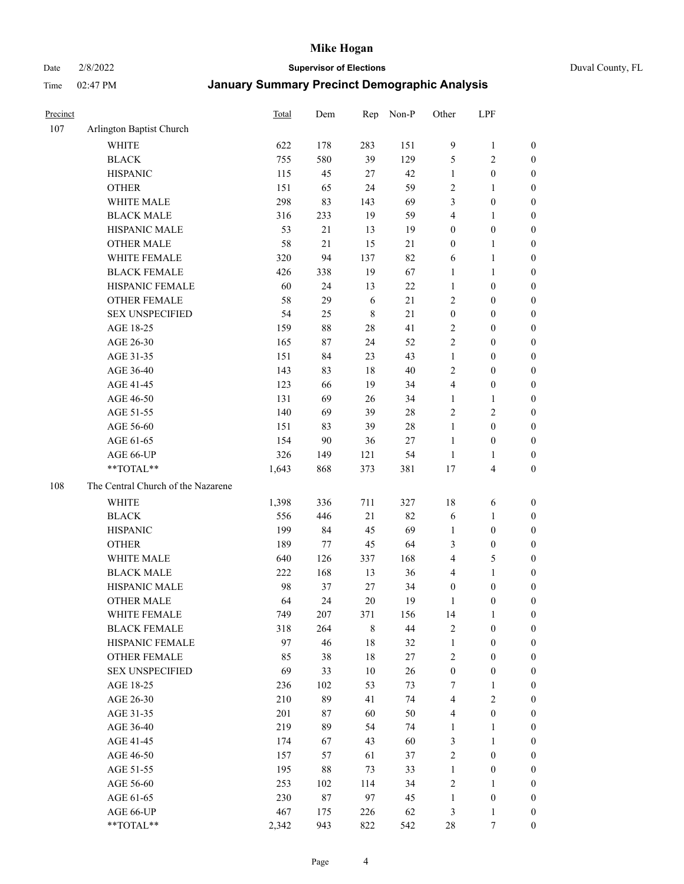# Mike Hogan

Date 2/8/2022 **Supervisor of Elections** Duval County, FL

Time 02:47 PM **January Summary Precinct Demographic Analysis**

| Precinct | | Total | Dem | Rep | Non-P | Other | LPF | |
|---|---|---|---|---|---|---|---|---|
| 107 | Arlington Baptist Church | | | | | | | |
| | WHITE | 622 | 178 | 283 | 151 | 9 | 1 | 0 |
| | BLACK | 755 | 580 | 39 | 129 | 5 | 2 | 0 |
| | HISPANIC | 115 | 45 | 27 | 42 | 1 | 0 | 0 |
| | OTHER | 151 | 65 | 24 | 59 | 2 | 1 | 0 |
| | WHITE MALE | 298 | 83 | 143 | 69 | 3 | 0 | 0 |
| | BLACK MALE | 316 | 233 | 19 | 59 | 4 | 1 | 0 |
| | HISPANIC MALE | 53 | 21 | 13 | 19 | 0 | 0 | 0 |
| | OTHER MALE | 58 | 21 | 15 | 21 | 0 | 1 | 0 |
| | WHITE FEMALE | 320 | 94 | 137 | 82 | 6 | 1 | 0 |
| | BLACK FEMALE | 426 | 338 | 19 | 67 | 1 | 1 | 0 |
| | HISPANIC FEMALE | 60 | 24 | 13 | 22 | 1 | 0 | 0 |
| | OTHER FEMALE | 58 | 29 | 6 | 21 | 2 | 0 | 0 |
| | SEX UNSPECIFIED | 54 | 25 | 8 | 21 | 0 | 0 | 0 |
| | AGE 18-25 | 159 | 88 | 28 | 41 | 2 | 0 | 0 |
| | AGE 26-30 | 165 | 87 | 24 | 52 | 2 | 0 | 0 |
| | AGE 31-35 | 151 | 84 | 23 | 43 | 1 | 0 | 0 |
| | AGE 36-40 | 143 | 83 | 18 | 40 | 2 | 0 | 0 |
| | AGE 41-45 | 123 | 66 | 19 | 34 | 4 | 0 | 0 |
| | AGE 46-50 | 131 | 69 | 26 | 34 | 1 | 1 | 0 |
| | AGE 51-55 | 140 | 69 | 39 | 28 | 2 | 2 | 0 |
| | AGE 56-60 | 151 | 83 | 39 | 28 | 1 | 0 | 0 |
| | AGE 61-65 | 154 | 90 | 36 | 27 | 1 | 0 | 0 |
| | AGE 66-UP | 326 | 149 | 121 | 54 | 1 | 1 | 0 |
| | **TOTAL** | 1,643 | 868 | 373 | 381 | 17 | 4 | 0 |
| 108 | The Central Church of the Nazarene | | | | | | | |
| | WHITE | 1,398 | 336 | 711 | 327 | 18 | 6 | 0 |
| | BLACK | 556 | 446 | 21 | 82 | 6 | 1 | 0 |
| | HISPANIC | 199 | 84 | 45 | 69 | 1 | 0 | 0 |
| | OTHER | 189 | 77 | 45 | 64 | 3 | 0 | 0 |
| | WHITE MALE | 640 | 126 | 337 | 168 | 4 | 5 | 0 |
| | BLACK MALE | 222 | 168 | 13 | 36 | 4 | 1 | 0 |
| | HISPANIC MALE | 98 | 37 | 27 | 34 | 0 | 0 | 0 |
| | OTHER MALE | 64 | 24 | 20 | 19 | 1 | 0 | 0 |
| | WHITE FEMALE | 749 | 207 | 371 | 156 | 14 | 1 | 0 |
| | BLACK FEMALE | 318 | 264 | 8 | 44 | 2 | 0 | 0 |
| | HISPANIC FEMALE | 97 | 46 | 18 | 32 | 1 | 0 | 0 |
| | OTHER FEMALE | 85 | 38 | 18 | 27 | 2 | 0 | 0 |
| | SEX UNSPECIFIED | 69 | 33 | 10 | 26 | 0 | 0 | 0 |
| | AGE 18-25 | 236 | 102 | 53 | 73 | 7 | 1 | 0 |
| | AGE 26-30 | 210 | 89 | 41 | 74 | 4 | 2 | 0 |
| | AGE 31-35 | 201 | 87 | 60 | 50 | 4 | 0 | 0 |
| | AGE 36-40 | 219 | 89 | 54 | 74 | 1 | 1 | 0 |
| | AGE 41-45 | 174 | 67 | 43 | 60 | 3 | 1 | 0 |
| | AGE 46-50 | 157 | 57 | 61 | 37 | 2 | 0 | 0 |
| | AGE 51-55 | 195 | 88 | 73 | 33 | 1 | 0 | 0 |
| | AGE 56-60 | 253 | 102 | 114 | 34 | 2 | 1 | 0 |
| | AGE 61-65 | 230 | 87 | 97 | 45 | 1 | 0 | 0 |
| | AGE 66-UP | 467 | 175 | 226 | 62 | 3 | 1 | 0 |
| | **TOTAL** | 2,342 | 943 | 822 | 542 | 28 | 7 | 0 |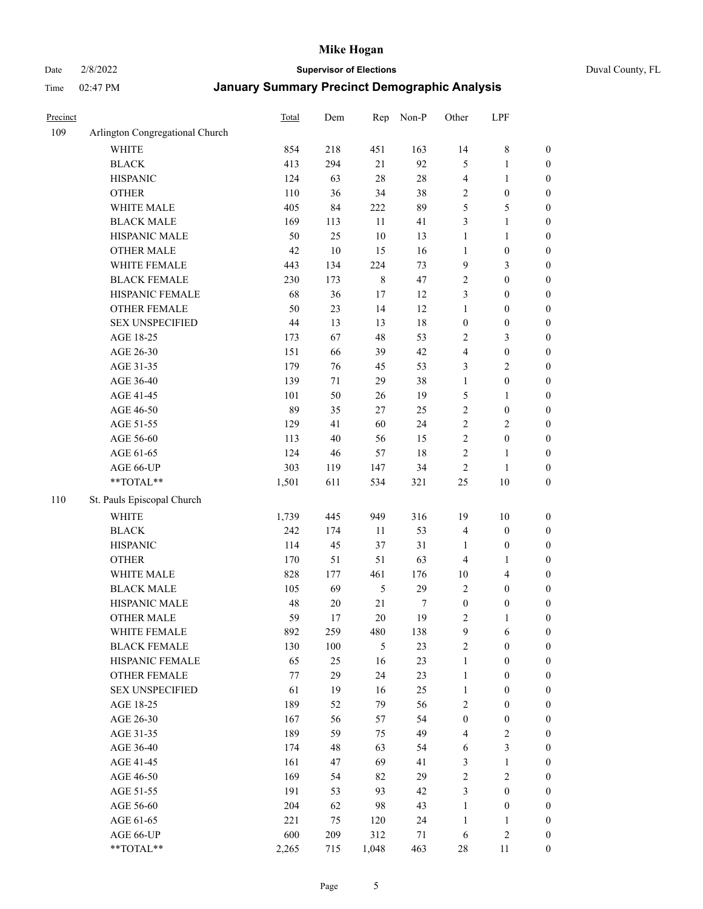# Mike Hogan

Date 2/8/2022 **Supervisor of Elections** Duval County, FL

Time 02:47 PM **January Summary Precinct Demographic Analysis**

| Precinct | | Total | Dem | Rep | Non-P | Other | LPF | |
|---|---|---|---|---|---|---|---|---|
| 109 | Arlington Congregational Church | | | | | | | |
| | WHITE | 854 | 218 | 451 | 163 | 14 | 8 | 0 |
| | BLACK | 413 | 294 | 21 | 92 | 5 | 1 | 0 |
| | HISPANIC | 124 | 63 | 28 | 28 | 4 | 1 | 0 |
| | OTHER | 110 | 36 | 34 | 38 | 2 | 0 | 0 |
| | WHITE MALE | 405 | 84 | 222 | 89 | 5 | 5 | 0 |
| | BLACK MALE | 169 | 113 | 11 | 41 | 3 | 1 | 0 |
| | HISPANIC MALE | 50 | 25 | 10 | 13 | 1 | 1 | 0 |
| | OTHER MALE | 42 | 10 | 15 | 16 | 1 | 0 | 0 |
| | WHITE FEMALE | 443 | 134 | 224 | 73 | 9 | 3 | 0 |
| | BLACK FEMALE | 230 | 173 | 8 | 47 | 2 | 0 | 0 |
| | HISPANIC FEMALE | 68 | 36 | 17 | 12 | 3 | 0 | 0 |
| | OTHER FEMALE | 50 | 23 | 14 | 12 | 1 | 0 | 0 |
| | SEX UNSPECIFIED | 44 | 13 | 13 | 18 | 0 | 0 | 0 |
| | AGE 18-25 | 173 | 67 | 48 | 53 | 2 | 3 | 0 |
| | AGE 26-30 | 151 | 66 | 39 | 42 | 4 | 0 | 0 |
| | AGE 31-35 | 179 | 76 | 45 | 53 | 3 | 2 | 0 |
| | AGE 36-40 | 139 | 71 | 29 | 38 | 1 | 0 | 0 |
| | AGE 41-45 | 101 | 50 | 26 | 19 | 5 | 1 | 0 |
| | AGE 46-50 | 89 | 35 | 27 | 25 | 2 | 0 | 0 |
| | AGE 51-55 | 129 | 41 | 60 | 24 | 2 | 2 | 0 |
| | AGE 56-60 | 113 | 40 | 56 | 15 | 2 | 0 | 0 |
| | AGE 61-65 | 124 | 46 | 57 | 18 | 2 | 1 | 0 |
| | AGE 66-UP | 303 | 119 | 147 | 34 | 2 | 1 | 0 |
| | **TOTAL** | 1,501 | 611 | 534 | 321 | 25 | 10 | 0 |
| 110 | St. Pauls Episcopal Church | | | | | | | |
| | WHITE | 1,739 | 445 | 949 | 316 | 19 | 10 | 0 |
| | BLACK | 242 | 174 | 11 | 53 | 4 | 0 | 0 |
| | HISPANIC | 114 | 45 | 37 | 31 | 1 | 0 | 0 |
| | OTHER | 170 | 51 | 51 | 63 | 4 | 1 | 0 |
| | WHITE MALE | 828 | 177 | 461 | 176 | 10 | 4 | 0 |
| | BLACK MALE | 105 | 69 | 5 | 29 | 2 | 0 | 0 |
| | HISPANIC MALE | 48 | 20 | 21 | 7 | 0 | 0 | 0 |
| | OTHER MALE | 59 | 17 | 20 | 19 | 2 | 1 | 0 |
| | WHITE FEMALE | 892 | 259 | 480 | 138 | 9 | 6 | 0 |
| | BLACK FEMALE | 130 | 100 | 5 | 23 | 2 | 0 | 0 |
| | HISPANIC FEMALE | 65 | 25 | 16 | 23 | 1 | 0 | 0 |
| | OTHER FEMALE | 77 | 29 | 24 | 23 | 1 | 0 | 0 |
| | SEX UNSPECIFIED | 61 | 19 | 16 | 25 | 1 | 0 | 0 |
| | AGE 18-25 | 189 | 52 | 79 | 56 | 2 | 0 | 0 |
| | AGE 26-30 | 167 | 56 | 57 | 54 | 0 | 0 | 0 |
| | AGE 31-35 | 189 | 59 | 75 | 49 | 4 | 2 | 0 |
| | AGE 36-40 | 174 | 48 | 63 | 54 | 6 | 3 | 0 |
| | AGE 41-45 | 161 | 47 | 69 | 41 | 3 | 1 | 0 |
| | AGE 46-50 | 169 | 54 | 82 | 29 | 2 | 2 | 0 |
| | AGE 51-55 | 191 | 53 | 93 | 42 | 3 | 0 | 0 |
| | AGE 56-60 | 204 | 62 | 98 | 43 | 1 | 0 | 0 |
| | AGE 61-65 | 221 | 75 | 120 | 24 | 1 | 1 | 0 |
| | AGE 66-UP | 600 | 209 | 312 | 71 | 6 | 2 | 0 |
| | **TOTAL** | 2,265 | 715 | 1,048 | 463 | 28 | 11 | 0 |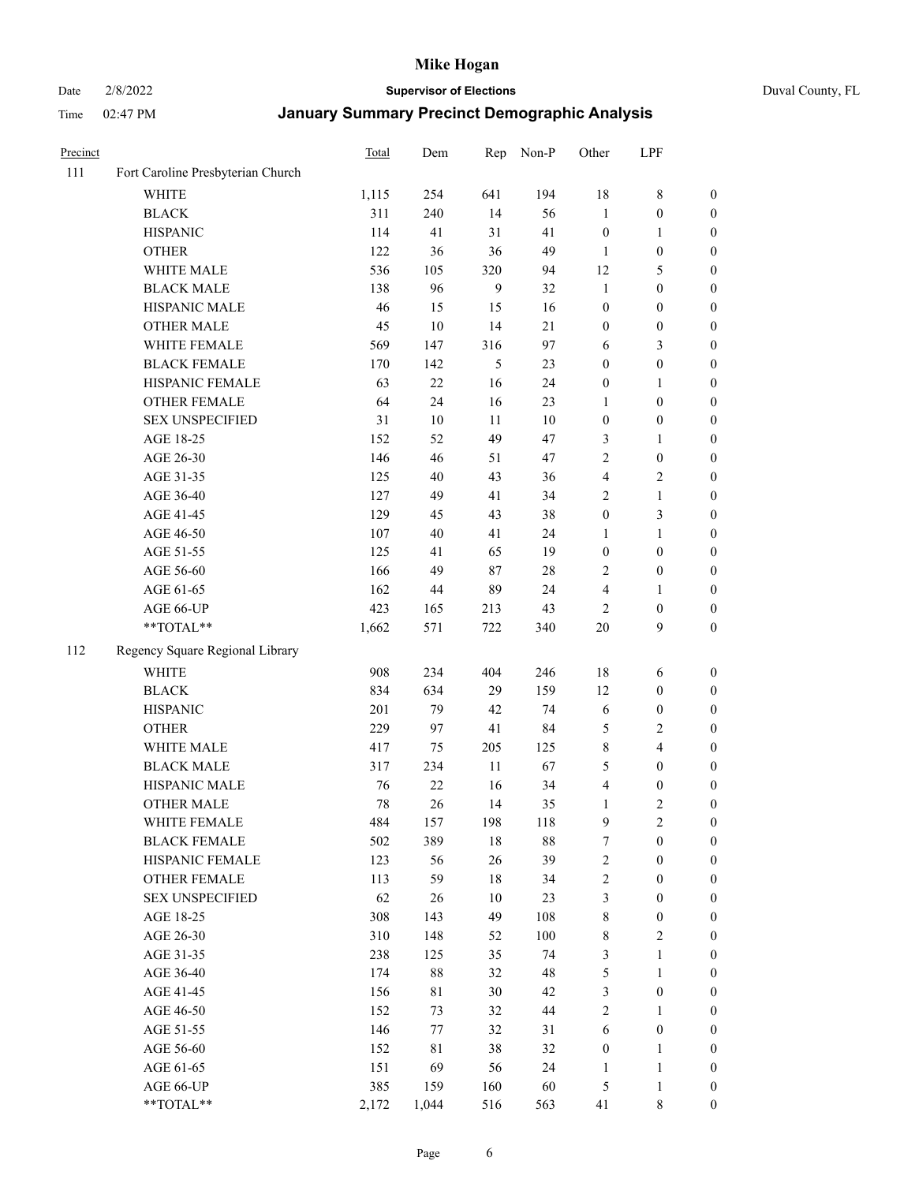# Mike Hogan

Date 2/8/2022 **Supervisor of Elections** Duval County, FL

Time 02:47 PM **January Summary Precinct Demographic Analysis**

| Precinct | | Total | Dem | Rep | Non-P | Other | LPF | |
|---|---|---|---|---|---|---|---|---|
| 111 | Fort Caroline Presbyterian Church | | | | | | | |
| | WHITE | 1,115 | 254 | 641 | 194 | 18 | 8 | 0 |
| | BLACK | 311 | 240 | 14 | 56 | 1 | 0 | 0 |
| | HISPANIC | 114 | 41 | 31 | 41 | 0 | 1 | 0 |
| | OTHER | 122 | 36 | 36 | 49 | 1 | 0 | 0 |
| | WHITE MALE | 536 | 105 | 320 | 94 | 12 | 5 | 0 |
| | BLACK MALE | 138 | 96 | 9 | 32 | 1 | 0 | 0 |
| | HISPANIC MALE | 46 | 15 | 15 | 16 | 0 | 0 | 0 |
| | OTHER MALE | 45 | 10 | 14 | 21 | 0 | 0 | 0 |
| | WHITE FEMALE | 569 | 147 | 316 | 97 | 6 | 3 | 0 |
| | BLACK FEMALE | 170 | 142 | 5 | 23 | 0 | 0 | 0 |
| | HISPANIC FEMALE | 63 | 22 | 16 | 24 | 0 | 1 | 0 |
| | OTHER FEMALE | 64 | 24 | 16 | 23 | 1 | 0 | 0 |
| | SEX UNSPECIFIED | 31 | 10 | 11 | 10 | 0 | 0 | 0 |
| | AGE 18-25 | 152 | 52 | 49 | 47 | 3 | 1 | 0 |
| | AGE 26-30 | 146 | 46 | 51 | 47 | 2 | 0 | 0 |
| | AGE 31-35 | 125 | 40 | 43 | 36 | 4 | 2 | 0 |
| | AGE 36-40 | 127 | 49 | 41 | 34 | 2 | 1 | 0 |
| | AGE 41-45 | 129 | 45 | 43 | 38 | 0 | 3 | 0 |
| | AGE 46-50 | 107 | 40 | 41 | 24 | 1 | 1 | 0 |
| | AGE 51-55 | 125 | 41 | 65 | 19 | 0 | 0 | 0 |
| | AGE 56-60 | 166 | 49 | 87 | 28 | 2 | 0 | 0 |
| | AGE 61-65 | 162 | 44 | 89 | 24 | 4 | 1 | 0 |
| | AGE 66-UP | 423 | 165 | 213 | 43 | 2 | 0 | 0 |
| | **TOTAL** | 1,662 | 571 | 722 | 340 | 20 | 9 | 0 |
| 112 | Regency Square Regional Library | | | | | | | |
| | WHITE | 908 | 234 | 404 | 246 | 18 | 6 | 0 |
| | BLACK | 834 | 634 | 29 | 159 | 12 | 0 | 0 |
| | HISPANIC | 201 | 79 | 42 | 74 | 6 | 0 | 0 |
| | OTHER | 229 | 97 | 41 | 84 | 5 | 2 | 0 |
| | WHITE MALE | 417 | 75 | 205 | 125 | 8 | 4 | 0 |
| | BLACK MALE | 317 | 234 | 11 | 67 | 5 | 0 | 0 |
| | HISPANIC MALE | 76 | 22 | 16 | 34 | 4 | 0 | 0 |
| | OTHER MALE | 78 | 26 | 14 | 35 | 1 | 2 | 0 |
| | WHITE FEMALE | 484 | 157 | 198 | 118 | 9 | 2 | 0 |
| | BLACK FEMALE | 502 | 389 | 18 | 88 | 7 | 0 | 0 |
| | HISPANIC FEMALE | 123 | 56 | 26 | 39 | 2 | 0 | 0 |
| | OTHER FEMALE | 113 | 59 | 18 | 34 | 2 | 0 | 0 |
| | SEX UNSPECIFIED | 62 | 26 | 10 | 23 | 3 | 0 | 0 |
| | AGE 18-25 | 308 | 143 | 49 | 108 | 8 | 0 | 0 |
| | AGE 26-30 | 310 | 148 | 52 | 100 | 8 | 2 | 0 |
| | AGE 31-35 | 238 | 125 | 35 | 74 | 3 | 1 | 0 |
| | AGE 36-40 | 174 | 88 | 32 | 48 | 5 | 1 | 0 |
| | AGE 41-45 | 156 | 81 | 30 | 42 | 3 | 0 | 0 |
| | AGE 46-50 | 152 | 73 | 32 | 44 | 2 | 1 | 0 |
| | AGE 51-55 | 146 | 77 | 32 | 31 | 6 | 0 | 0 |
| | AGE 56-60 | 152 | 81 | 38 | 32 | 0 | 1 | 0 |
| | AGE 61-65 | 151 | 69 | 56 | 24 | 1 | 1 | 0 |
| | AGE 66-UP | 385 | 159 | 160 | 60 | 5 | 1 | 0 |
| | **TOTAL** | 2,172 | 1,044 | 516 | 563 | 41 | 8 | 0 |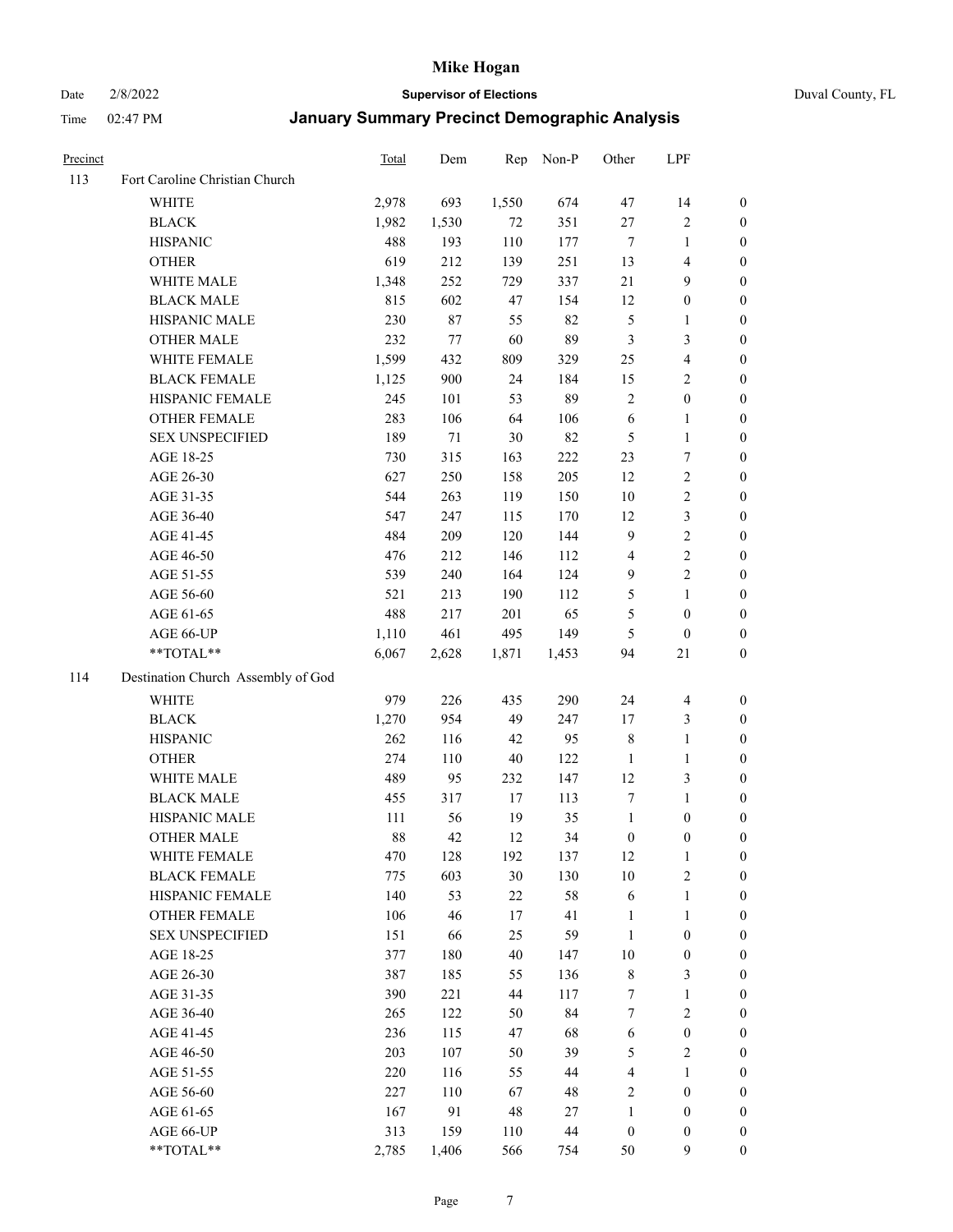# Mike Hogan

Date 2/8/2022 **Supervisor of Elections** Duval County, FL

Time 02:47 PM **January Summary Precinct Demographic Analysis**

| Precinct | | Total | Dem | Rep | Non-P | Other | LPF | |
|---|---|---|---|---|---|---|---|---|
| 113 | Fort Caroline Christian Church | | | | | | | |
| | WHITE | 2,978 | 693 | 1,550 | 674 | 47 | 14 | 0 |
| | BLACK | 1,982 | 1,530 | 72 | 351 | 27 | 2 | 0 |
| | HISPANIC | 488 | 193 | 110 | 177 | 7 | 1 | 0 |
| | OTHER | 619 | 212 | 139 | 251 | 13 | 4 | 0 |
| | WHITE MALE | 1,348 | 252 | 729 | 337 | 21 | 9 | 0 |
| | BLACK MALE | 815 | 602 | 47 | 154 | 12 | 0 | 0 |
| | HISPANIC MALE | 230 | 87 | 55 | 82 | 5 | 1 | 0 |
| | OTHER MALE | 232 | 77 | 60 | 89 | 3 | 3 | 0 |
| | WHITE FEMALE | 1,599 | 432 | 809 | 329 | 25 | 4 | 0 |
| | BLACK FEMALE | 1,125 | 900 | 24 | 184 | 15 | 2 | 0 |
| | HISPANIC FEMALE | 245 | 101 | 53 | 89 | 2 | 0 | 0 |
| | OTHER FEMALE | 283 | 106 | 64 | 106 | 6 | 1 | 0 |
| | SEX UNSPECIFIED | 189 | 71 | 30 | 82 | 5 | 1 | 0 |
| | AGE 18-25 | 730 | 315 | 163 | 222 | 23 | 7 | 0 |
| | AGE 26-30 | 627 | 250 | 158 | 205 | 12 | 2 | 0 |
| | AGE 31-35 | 544 | 263 | 119 | 150 | 10 | 2 | 0 |
| | AGE 36-40 | 547 | 247 | 115 | 170 | 12 | 3 | 0 |
| | AGE 41-45 | 484 | 209 | 120 | 144 | 9 | 2 | 0 |
| | AGE 46-50 | 476 | 212 | 146 | 112 | 4 | 2 | 0 |
| | AGE 51-55 | 539 | 240 | 164 | 124 | 9 | 2 | 0 |
| | AGE 56-60 | 521 | 213 | 190 | 112 | 5 | 1 | 0 |
| | AGE 61-65 | 488 | 217 | 201 | 65 | 5 | 0 | 0 |
| | AGE 66-UP | 1,110 | 461 | 495 | 149 | 5 | 0 | 0 |
| | **TOTAL** | 6,067 | 2,628 | 1,871 | 1,453 | 94 | 21 | 0 |
| 114 | Destination Church Assembly of God | | | | | | | |
| | WHITE | 979 | 226 | 435 | 290 | 24 | 4 | 0 |
| | BLACK | 1,270 | 954 | 49 | 247 | 17 | 3 | 0 |
| | HISPANIC | 262 | 116 | 42 | 95 | 8 | 1 | 0 |
| | OTHER | 274 | 110 | 40 | 122 | 1 | 1 | 0 |
| | WHITE MALE | 489 | 95 | 232 | 147 | 12 | 3 | 0 |
| | BLACK MALE | 455 | 317 | 17 | 113 | 7 | 1 | 0 |
| | HISPANIC MALE | 111 | 56 | 19 | 35 | 1 | 0 | 0 |
| | OTHER MALE | 88 | 42 | 12 | 34 | 0 | 0 | 0 |
| | WHITE FEMALE | 470 | 128 | 192 | 137 | 12 | 1 | 0 |
| | BLACK FEMALE | 775 | 603 | 30 | 130 | 10 | 2 | 0 |
| | HISPANIC FEMALE | 140 | 53 | 22 | 58 | 6 | 1 | 0 |
| | OTHER FEMALE | 106 | 46 | 17 | 41 | 1 | 1 | 0 |
| | SEX UNSPECIFIED | 151 | 66 | 25 | 59 | 1 | 0 | 0 |
| | AGE 18-25 | 377 | 180 | 40 | 147 | 10 | 0 | 0 |
| | AGE 26-30 | 387 | 185 | 55 | 136 | 8 | 3 | 0 |
| | AGE 31-35 | 390 | 221 | 44 | 117 | 7 | 1 | 0 |
| | AGE 36-40 | 265 | 122 | 50 | 84 | 7 | 2 | 0 |
| | AGE 41-45 | 236 | 115 | 47 | 68 | 6 | 0 | 0 |
| | AGE 46-50 | 203 | 107 | 50 | 39 | 5 | 2 | 0 |
| | AGE 51-55 | 220 | 116 | 55 | 44 | 4 | 1 | 0 |
| | AGE 56-60 | 227 | 110 | 67 | 48 | 2 | 0 | 0 |
| | AGE 61-65 | 167 | 91 | 48 | 27 | 1 | 0 | 0 |
| | AGE 66-UP | 313 | 159 | 110 | 44 | 0 | 0 | 0 |
| | **TOTAL** | 2,785 | 1,406 | 566 | 754 | 50 | 9 | 0 |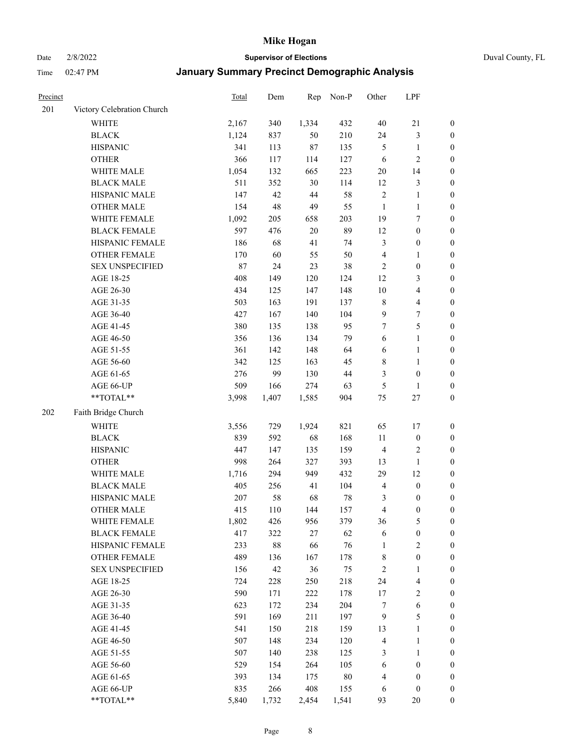# Mike Hogan

Date 2/8/2022 **Supervisor of Elections** Duval County, FL

Time 02:47 PM **January Summary Precinct Demographic Analysis**

| Precinct | | Total | Dem | Rep | Non-P | Other | LPF | |
|---|---|---|---|---|---|---|---|---|
| 201 | Victory Celebration Church | | | | | | | |
| | WHITE | 2,167 | 340 | 1,334 | 432 | 40 | 21 | 0 |
| | BLACK | 1,124 | 837 | 50 | 210 | 24 | 3 | 0 |
| | HISPANIC | 341 | 113 | 87 | 135 | 5 | 1 | 0 |
| | OTHER | 366 | 117 | 114 | 127 | 6 | 2 | 0 |
| | WHITE MALE | 1,054 | 132 | 665 | 223 | 20 | 14 | 0 |
| | BLACK MALE | 511 | 352 | 30 | 114 | 12 | 3 | 0 |
| | HISPANIC MALE | 147 | 42 | 44 | 58 | 2 | 1 | 0 |
| | OTHER MALE | 154 | 48 | 49 | 55 | 1 | 1 | 0 |
| | WHITE FEMALE | 1,092 | 205 | 658 | 203 | 19 | 7 | 0 |
| | BLACK FEMALE | 597 | 476 | 20 | 89 | 12 | 0 | 0 |
| | HISPANIC FEMALE | 186 | 68 | 41 | 74 | 3 | 0 | 0 |
| | OTHER FEMALE | 170 | 60 | 55 | 50 | 4 | 1 | 0 |
| | SEX UNSPECIFIED | 87 | 24 | 23 | 38 | 2 | 0 | 0 |
| | AGE 18-25 | 408 | 149 | 120 | 124 | 12 | 3 | 0 |
| | AGE 26-30 | 434 | 125 | 147 | 148 | 10 | 4 | 0 |
| | AGE 31-35 | 503 | 163 | 191 | 137 | 8 | 4 | 0 |
| | AGE 36-40 | 427 | 167 | 140 | 104 | 9 | 7 | 0 |
| | AGE 41-45 | 380 | 135 | 138 | 95 | 7 | 5 | 0 |
| | AGE 46-50 | 356 | 136 | 134 | 79 | 6 | 1 | 0 |
| | AGE 51-55 | 361 | 142 | 148 | 64 | 6 | 1 | 0 |
| | AGE 56-60 | 342 | 125 | 163 | 45 | 8 | 1 | 0 |
| | AGE 61-65 | 276 | 99 | 130 | 44 | 3 | 0 | 0 |
| | AGE 66-UP | 509 | 166 | 274 | 63 | 5 | 1 | 0 |
| | **TOTAL** | 3,998 | 1,407 | 1,585 | 904 | 75 | 27 | 0 |
| 202 | Faith Bridge Church | | | | | | | |
| | WHITE | 3,556 | 729 | 1,924 | 821 | 65 | 17 | 0 |
| | BLACK | 839 | 592 | 68 | 168 | 11 | 0 | 0 |
| | HISPANIC | 447 | 147 | 135 | 159 | 4 | 2 | 0 |
| | OTHER | 998 | 264 | 327 | 393 | 13 | 1 | 0 |
| | WHITE MALE | 1,716 | 294 | 949 | 432 | 29 | 12 | 0 |
| | BLACK MALE | 405 | 256 | 41 | 104 | 4 | 0 | 0 |
| | HISPANIC MALE | 207 | 58 | 68 | 78 | 3 | 0 | 0 |
| | OTHER MALE | 415 | 110 | 144 | 157 | 4 | 0 | 0 |
| | WHITE FEMALE | 1,802 | 426 | 956 | 379 | 36 | 5 | 0 |
| | BLACK FEMALE | 417 | 322 | 27 | 62 | 6 | 0 | 0 |
| | HISPANIC FEMALE | 233 | 88 | 66 | 76 | 1 | 2 | 0 |
| | OTHER FEMALE | 489 | 136 | 167 | 178 | 8 | 0 | 0 |
| | SEX UNSPECIFIED | 156 | 42 | 36 | 75 | 2 | 1 | 0 |
| | AGE 18-25 | 724 | 228 | 250 | 218 | 24 | 4 | 0 |
| | AGE 26-30 | 590 | 171 | 222 | 178 | 17 | 2 | 0 |
| | AGE 31-35 | 623 | 172 | 234 | 204 | 7 | 6 | 0 |
| | AGE 36-40 | 591 | 169 | 211 | 197 | 9 | 5 | 0 |
| | AGE 41-45 | 541 | 150 | 218 | 159 | 13 | 1 | 0 |
| | AGE 46-50 | 507 | 148 | 234 | 120 | 4 | 1 | 0 |
| | AGE 51-55 | 507 | 140 | 238 | 125 | 3 | 1 | 0 |
| | AGE 56-60 | 529 | 154 | 264 | 105 | 6 | 0 | 0 |
| | AGE 61-65 | 393 | 134 | 175 | 80 | 4 | 0 | 0 |
| | AGE 66-UP | 835 | 266 | 408 | 155 | 6 | 0 | 0 |
| | **TOTAL** | 5,840 | 1,732 | 2,454 | 1,541 | 93 | 20 | 0 |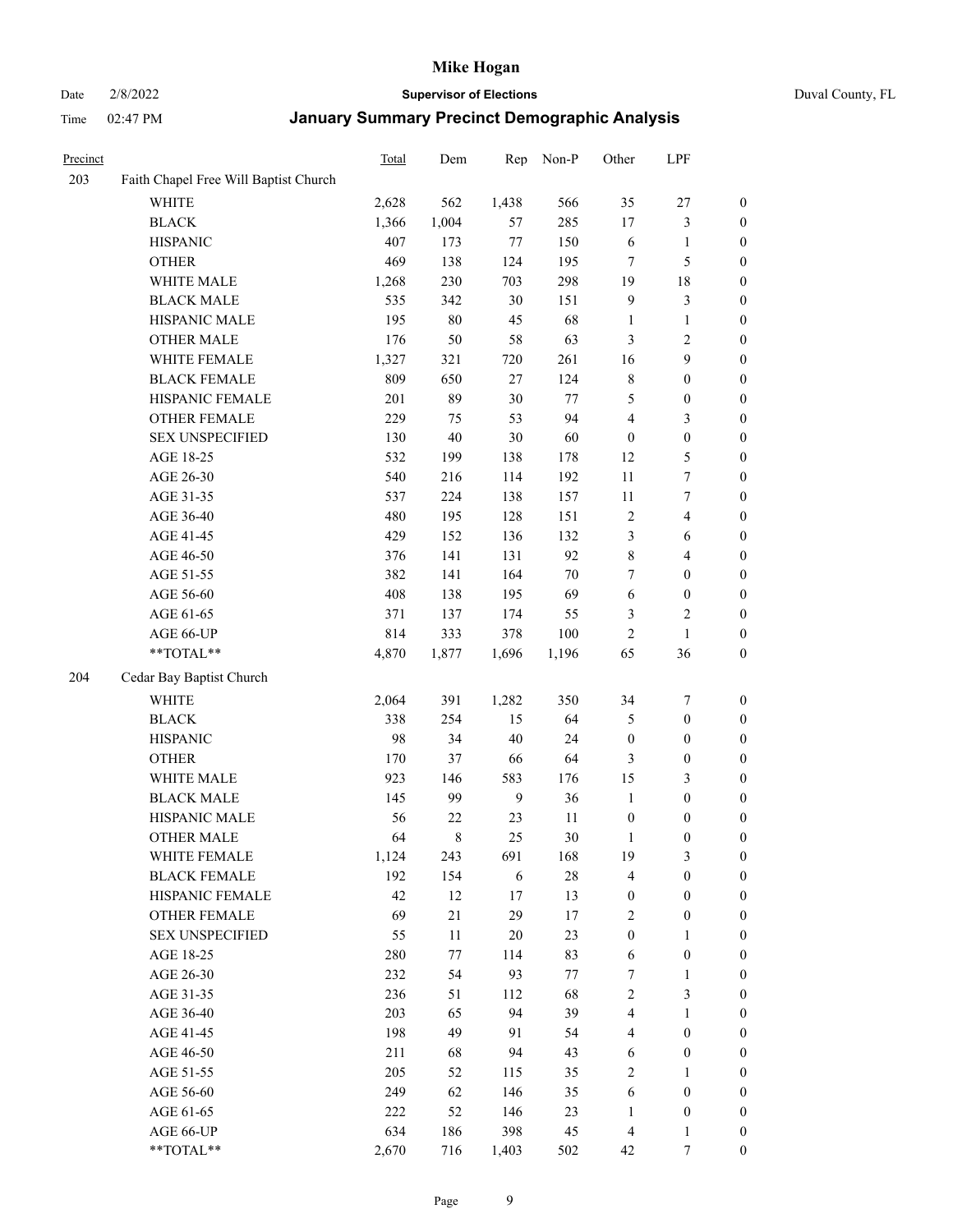# Mike Hogan

Date 2/8/2022 **Supervisor of Elections** Duval County, FL

Time 02:47 PM **January Summary Precinct Demographic Analysis**

| Precinct | | Total | Dem | Rep | Non-P | Other | LPF | |
|---|---|---|---|---|---|---|---|---|
| 203 | Faith Chapel Free Will Baptist Church | | | | | | | |
| | WHITE | 2,628 | 562 | 1,438 | 566 | 35 | 27 | 0 |
| | BLACK | 1,366 | 1,004 | 57 | 285 | 17 | 3 | 0 |
| | HISPANIC | 407 | 173 | 77 | 150 | 6 | 1 | 0 |
| | OTHER | 469 | 138 | 124 | 195 | 7 | 5 | 0 |
| | WHITE MALE | 1,268 | 230 | 703 | 298 | 19 | 18 | 0 |
| | BLACK MALE | 535 | 342 | 30 | 151 | 9 | 3 | 0 |
| | HISPANIC MALE | 195 | 80 | 45 | 68 | 1 | 1 | 0 |
| | OTHER MALE | 176 | 50 | 58 | 63 | 3 | 2 | 0 |
| | WHITE FEMALE | 1,327 | 321 | 720 | 261 | 16 | 9 | 0 |
| | BLACK FEMALE | 809 | 650 | 27 | 124 | 8 | 0 | 0 |
| | HISPANIC FEMALE | 201 | 89 | 30 | 77 | 5 | 0 | 0 |
| | OTHER FEMALE | 229 | 75 | 53 | 94 | 4 | 3 | 0 |
| | SEX UNSPECIFIED | 130 | 40 | 30 | 60 | 0 | 0 | 0 |
| | AGE 18-25 | 532 | 199 | 138 | 178 | 12 | 5 | 0 |
| | AGE 26-30 | 540 | 216 | 114 | 192 | 11 | 7 | 0 |
| | AGE 31-35 | 537 | 224 | 138 | 157 | 11 | 7 | 0 |
| | AGE 36-40 | 480 | 195 | 128 | 151 | 2 | 4 | 0 |
| | AGE 41-45 | 429 | 152 | 136 | 132 | 3 | 6 | 0 |
| | AGE 46-50 | 376 | 141 | 131 | 92 | 8 | 4 | 0 |
| | AGE 51-55 | 382 | 141 | 164 | 70 | 7 | 0 | 0 |
| | AGE 56-60 | 408 | 138 | 195 | 69 | 6 | 0 | 0 |
| | AGE 61-65 | 371 | 137 | 174 | 55 | 3 | 2 | 0 |
| | AGE 66-UP | 814 | 333 | 378 | 100 | 2 | 1 | 0 |
| | **TOTAL** | 4,870 | 1,877 | 1,696 | 1,196 | 65 | 36 | 0 |
| 204 | Cedar Bay Baptist Church | | | | | | | |
| | WHITE | 2,064 | 391 | 1,282 | 350 | 34 | 7 | 0 |
| | BLACK | 338 | 254 | 15 | 64 | 5 | 0 | 0 |
| | HISPANIC | 98 | 34 | 40 | 24 | 0 | 0 | 0 |
| | OTHER | 170 | 37 | 66 | 64 | 3 | 0 | 0 |
| | WHITE MALE | 923 | 146 | 583 | 176 | 15 | 3 | 0 |
| | BLACK MALE | 145 | 99 | 9 | 36 | 1 | 0 | 0 |
| | HISPANIC MALE | 56 | 22 | 23 | 11 | 0 | 0 | 0 |
| | OTHER MALE | 64 | 8 | 25 | 30 | 1 | 0 | 0 |
| | WHITE FEMALE | 1,124 | 243 | 691 | 168 | 19 | 3 | 0 |
| | BLACK FEMALE | 192 | 154 | 6 | 28 | 4 | 0 | 0 |
| | HISPANIC FEMALE | 42 | 12 | 17 | 13 | 0 | 0 | 0 |
| | OTHER FEMALE | 69 | 21 | 29 | 17 | 2 | 0 | 0 |
| | SEX UNSPECIFIED | 55 | 11 | 20 | 23 | 0 | 1 | 0 |
| | AGE 18-25 | 280 | 77 | 114 | 83 | 6 | 0 | 0 |
| | AGE 26-30 | 232 | 54 | 93 | 77 | 7 | 1 | 0 |
| | AGE 31-35 | 236 | 51 | 112 | 68 | 2 | 3 | 0 |
| | AGE 36-40 | 203 | 65 | 94 | 39 | 4 | 1 | 0 |
| | AGE 41-45 | 198 | 49 | 91 | 54 | 4 | 0 | 0 |
| | AGE 46-50 | 211 | 68 | 94 | 43 | 6 | 0 | 0 |
| | AGE 51-55 | 205 | 52 | 115 | 35 | 2 | 1 | 0 |
| | AGE 56-60 | 249 | 62 | 146 | 35 | 6 | 0 | 0 |
| | AGE 61-65 | 222 | 52 | 146 | 23 | 1 | 0 | 0 |
| | AGE 66-UP | 634 | 186 | 398 | 45 | 4 | 1 | 0 |
| | **TOTAL** | 2,670 | 716 | 1,403 | 502 | 42 | 7 | 0 |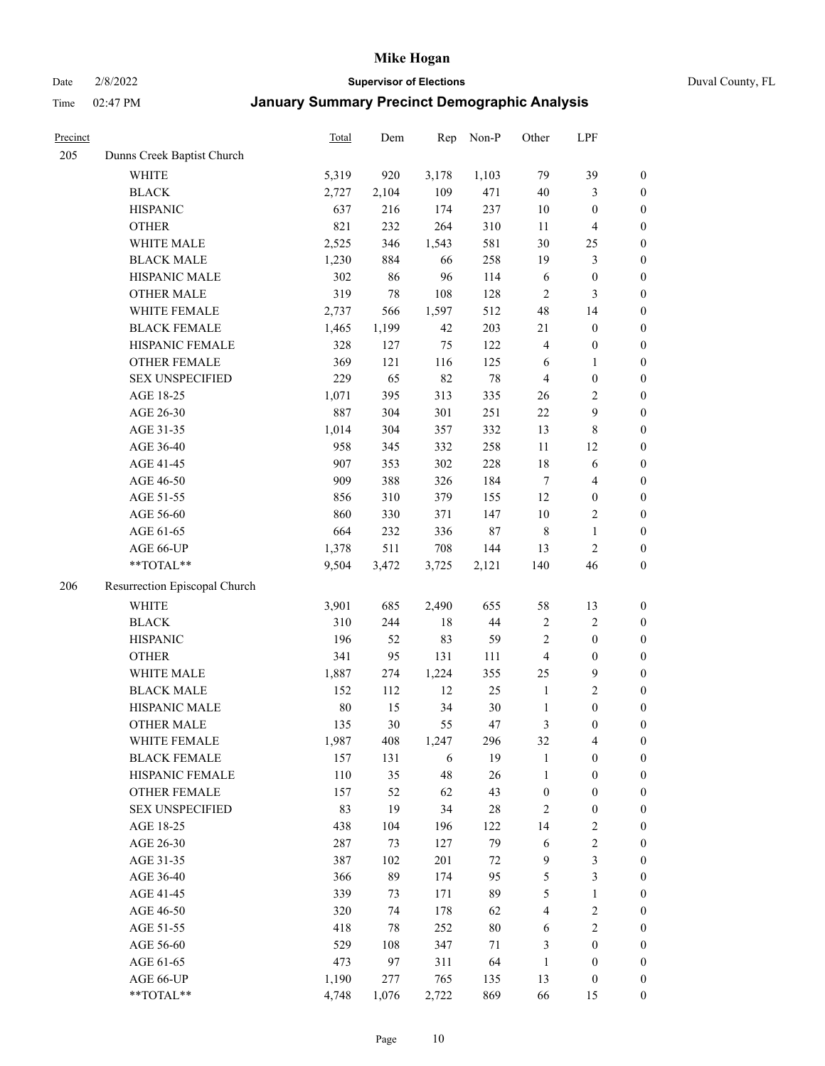# Mike Hogan

Date 2/8/2022 **Supervisor of Elections** Duval County, FL

Time 02:47 PM **January Summary Precinct Demographic Analysis**

| Precinct | | Total | Dem | Rep | Non-P | Other | LPF | |
|---|---|---|---|---|---|---|---|---|
| 205 | Dunns Creek Baptist Church | | | | | | | |
| | WHITE | 5,319 | 920 | 3,178 | 1,103 | 79 | 39 | 0 |
| | BLACK | 2,727 | 2,104 | 109 | 471 | 40 | 3 | 0 |
| | HISPANIC | 637 | 216 | 174 | 237 | 10 | 0 | 0 |
| | OTHER | 821 | 232 | 264 | 310 | 11 | 4 | 0 |
| | WHITE MALE | 2,525 | 346 | 1,543 | 581 | 30 | 25 | 0 |
| | BLACK MALE | 1,230 | 884 | 66 | 258 | 19 | 3 | 0 |
| | HISPANIC MALE | 302 | 86 | 96 | 114 | 6 | 0 | 0 |
| | OTHER MALE | 319 | 78 | 108 | 128 | 2 | 3 | 0 |
| | WHITE FEMALE | 2,737 | 566 | 1,597 | 512 | 48 | 14 | 0 |
| | BLACK FEMALE | 1,465 | 1,199 | 42 | 203 | 21 | 0 | 0 |
| | HISPANIC FEMALE | 328 | 127 | 75 | 122 | 4 | 0 | 0 |
| | OTHER FEMALE | 369 | 121 | 116 | 125 | 6 | 1 | 0 |
| | SEX UNSPECIFIED | 229 | 65 | 82 | 78 | 4 | 0 | 0 |
| | AGE 18-25 | 1,071 | 395 | 313 | 335 | 26 | 2 | 0 |
| | AGE 26-30 | 887 | 304 | 301 | 251 | 22 | 9 | 0 |
| | AGE 31-35 | 1,014 | 304 | 357 | 332 | 13 | 8 | 0 |
| | AGE 36-40 | 958 | 345 | 332 | 258 | 11 | 12 | 0 |
| | AGE 41-45 | 907 | 353 | 302 | 228 | 18 | 6 | 0 |
| | AGE 46-50 | 909 | 388 | 326 | 184 | 7 | 4 | 0 |
| | AGE 51-55 | 856 | 310 | 379 | 155 | 12 | 0 | 0 |
| | AGE 56-60 | 860 | 330 | 371 | 147 | 10 | 2 | 0 |
| | AGE 61-65 | 664 | 232 | 336 | 87 | 8 | 1 | 0 |
| | AGE 66-UP | 1,378 | 511 | 708 | 144 | 13 | 2 | 0 |
| | **TOTAL** | 9,504 | 3,472 | 3,725 | 2,121 | 140 | 46 | 0 |
| 206 | Resurrection Episcopal Church | | | | | | | |
| | WHITE | 3,901 | 685 | 2,490 | 655 | 58 | 13 | 0 |
| | BLACK | 310 | 244 | 18 | 44 | 2 | 2 | 0 |
| | HISPANIC | 196 | 52 | 83 | 59 | 2 | 0 | 0 |
| | OTHER | 341 | 95 | 131 | 111 | 4 | 0 | 0 |
| | WHITE MALE | 1,887 | 274 | 1,224 | 355 | 25 | 9 | 0 |
| | BLACK MALE | 152 | 112 | 12 | 25 | 1 | 2 | 0 |
| | HISPANIC MALE | 80 | 15 | 34 | 30 | 1 | 0 | 0 |
| | OTHER MALE | 135 | 30 | 55 | 47 | 3 | 0 | 0 |
| | WHITE FEMALE | 1,987 | 408 | 1,247 | 296 | 32 | 4 | 0 |
| | BLACK FEMALE | 157 | 131 | 6 | 19 | 1 | 0 | 0 |
| | HISPANIC FEMALE | 110 | 35 | 48 | 26 | 1 | 0 | 0 |
| | OTHER FEMALE | 157 | 52 | 62 | 43 | 0 | 0 | 0 |
| | SEX UNSPECIFIED | 83 | 19 | 34 | 28 | 2 | 0 | 0 |
| | AGE 18-25 | 438 | 104 | 196 | 122 | 14 | 2 | 0 |
| | AGE 26-30 | 287 | 73 | 127 | 79 | 6 | 2 | 0 |
| | AGE 31-35 | 387 | 102 | 201 | 72 | 9 | 3 | 0 |
| | AGE 36-40 | 366 | 89 | 174 | 95 | 5 | 3 | 0 |
| | AGE 41-45 | 339 | 73 | 171 | 89 | 5 | 1 | 0 |
| | AGE 46-50 | 320 | 74 | 178 | 62 | 4 | 2 | 0 |
| | AGE 51-55 | 418 | 78 | 252 | 80 | 6 | 2 | 0 |
| | AGE 56-60 | 529 | 108 | 347 | 71 | 3 | 0 | 0 |
| | AGE 61-65 | 473 | 97 | 311 | 64 | 1 | 0 | 0 |
| | AGE 66-UP | 1,190 | 277 | 765 | 135 | 13 | 0 | 0 |
| | **TOTAL** | 4,748 | 1,076 | 2,722 | 869 | 66 | 15 | 0 |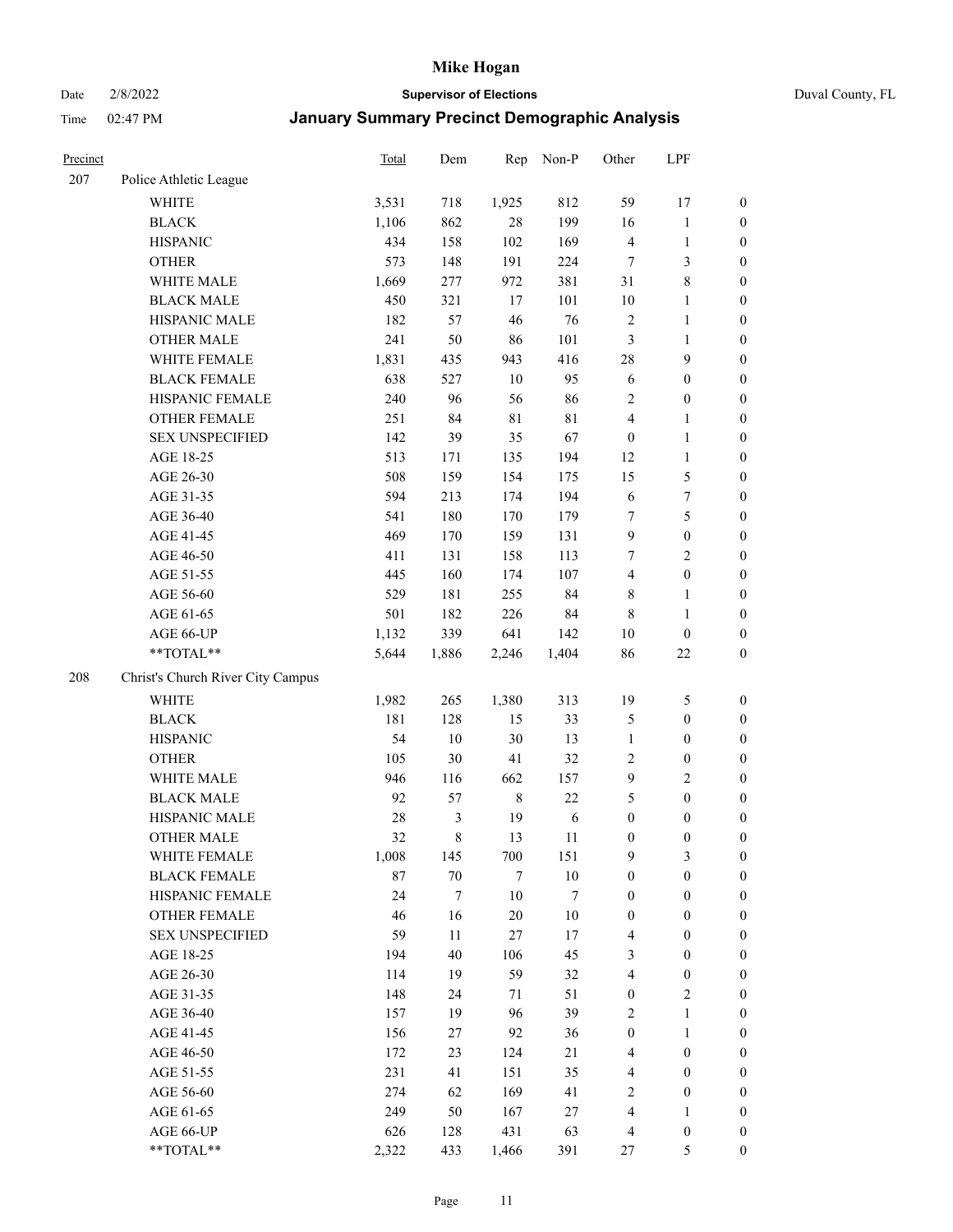# Mike Hogan

Date 2/8/2022 **Supervisor of Elections** Duval County, FL

Time 02:47 PM **January Summary Precinct Demographic Analysis**

| Precinct | | Total | Dem | Rep | Non-P | Other | LPF | |
|---|---|---|---|---|---|---|---|---|
| 207 | Police Athletic League | | | | | | | |
| | WHITE | 3,531 | 718 | 1,925 | 812 | 59 | 17 | 0 |
| | BLACK | 1,106 | 862 | 28 | 199 | 16 | 1 | 0 |
| | HISPANIC | 434 | 158 | 102 | 169 | 4 | 1 | 0 |
| | OTHER | 573 | 148 | 191 | 224 | 7 | 3 | 0 |
| | WHITE MALE | 1,669 | 277 | 972 | 381 | 31 | 8 | 0 |
| | BLACK MALE | 450 | 321 | 17 | 101 | 10 | 1 | 0 |
| | HISPANIC MALE | 182 | 57 | 46 | 76 | 2 | 1 | 0 |
| | OTHER MALE | 241 | 50 | 86 | 101 | 3 | 1 | 0 |
| | WHITE FEMALE | 1,831 | 435 | 943 | 416 | 28 | 9 | 0 |
| | BLACK FEMALE | 638 | 527 | 10 | 95 | 6 | 0 | 0 |
| | HISPANIC FEMALE | 240 | 96 | 56 | 86 | 2 | 0 | 0 |
| | OTHER FEMALE | 251 | 84 | 81 | 81 | 4 | 1 | 0 |
| | SEX UNSPECIFIED | 142 | 39 | 35 | 67 | 0 | 1 | 0 |
| | AGE 18-25 | 513 | 171 | 135 | 194 | 12 | 1 | 0 |
| | AGE 26-30 | 508 | 159 | 154 | 175 | 15 | 5 | 0 |
| | AGE 31-35 | 594 | 213 | 174 | 194 | 6 | 7 | 0 |
| | AGE 36-40 | 541 | 180 | 170 | 179 | 7 | 5 | 0 |
| | AGE 41-45 | 469 | 170 | 159 | 131 | 9 | 0 | 0 |
| | AGE 46-50 | 411 | 131 | 158 | 113 | 7 | 2 | 0 |
| | AGE 51-55 | 445 | 160 | 174 | 107 | 4 | 0 | 0 |
| | AGE 56-60 | 529 | 181 | 255 | 84 | 8 | 1 | 0 |
| | AGE 61-65 | 501 | 182 | 226 | 84 | 8 | 1 | 0 |
| | AGE 66-UP | 1,132 | 339 | 641 | 142 | 10 | 0 | 0 |
| | **TOTAL** | 5,644 | 1,886 | 2,246 | 1,404 | 86 | 22 | 0 |
| 208 | Christ's Church River City Campus | | | | | | | |
| | WHITE | 1,982 | 265 | 1,380 | 313 | 19 | 5 | 0 |
| | BLACK | 181 | 128 | 15 | 33 | 5 | 0 | 0 |
| | HISPANIC | 54 | 10 | 30 | 13 | 1 | 0 | 0 |
| | OTHER | 105 | 30 | 41 | 32 | 2 | 0 | 0 |
| | WHITE MALE | 946 | 116 | 662 | 157 | 9 | 2 | 0 |
| | BLACK MALE | 92 | 57 | 8 | 22 | 5 | 0 | 0 |
| | HISPANIC MALE | 28 | 3 | 19 | 6 | 0 | 0 | 0 |
| | OTHER MALE | 32 | 8 | 13 | 11 | 0 | 0 | 0 |
| | WHITE FEMALE | 1,008 | 145 | 700 | 151 | 9 | 3 | 0 |
| | BLACK FEMALE | 87 | 70 | 7 | 10 | 0 | 0 | 0 |
| | HISPANIC FEMALE | 24 | 7 | 10 | 7 | 0 | 0 | 0 |
| | OTHER FEMALE | 46 | 16 | 20 | 10 | 0 | 0 | 0 |
| | SEX UNSPECIFIED | 59 | 11 | 27 | 17 | 4 | 0 | 0 |
| | AGE 18-25 | 194 | 40 | 106 | 45 | 3 | 0 | 0 |
| | AGE 26-30 | 114 | 19 | 59 | 32 | 4 | 0 | 0 |
| | AGE 31-35 | 148 | 24 | 71 | 51 | 0 | 2 | 0 |
| | AGE 36-40 | 157 | 19 | 96 | 39 | 2 | 1 | 0 |
| | AGE 41-45 | 156 | 27 | 92 | 36 | 0 | 1 | 0 |
| | AGE 46-50 | 172 | 23 | 124 | 21 | 4 | 0 | 0 |
| | AGE 51-55 | 231 | 41 | 151 | 35 | 4 | 0 | 0 |
| | AGE 56-60 | 274 | 62 | 169 | 41 | 2 | 0 | 0 |
| | AGE 61-65 | 249 | 50 | 167 | 27 | 4 | 1 | 0 |
| | AGE 66-UP | 626 | 128 | 431 | 63 | 4 | 0 | 0 |
| | **TOTAL** | 2,322 | 433 | 1,466 | 391 | 27 | 5 | 0 |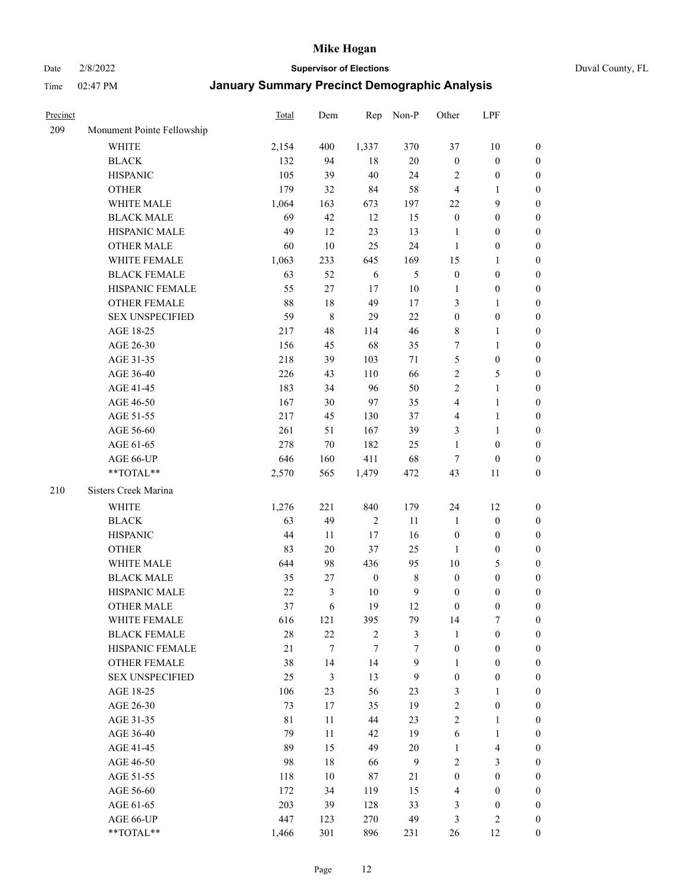# Mike Hogan

Date 2/8/2022 | **Supervisor of Elections** | Duval County, FL

Time 02:47 PM | **January Summary Precinct Demographic Analysis**

| Precinct | | Total | Dem | Rep | Non-P | Other | LPF | |
|---|---|---|---|---|---|---|---|---|
| 209 | Monument Pointe Fellowship | | | | | | | |
| | WHITE | 2,154 | 400 | 1,337 | 370 | 37 | 10 | 0 |
| | BLACK | 132 | 94 | 18 | 20 | 0 | 0 | 0 |
| | HISPANIC | 105 | 39 | 40 | 24 | 2 | 0 | 0 |
| | OTHER | 179 | 32 | 84 | 58 | 4 | 1 | 0 |
| | WHITE MALE | 1,064 | 163 | 673 | 197 | 22 | 9 | 0 |
| | BLACK MALE | 69 | 42 | 12 | 15 | 0 | 0 | 0 |
| | HISPANIC MALE | 49 | 12 | 23 | 13 | 1 | 0 | 0 |
| | OTHER MALE | 60 | 10 | 25 | 24 | 1 | 0 | 0 |
| | WHITE FEMALE | 1,063 | 233 | 645 | 169 | 15 | 1 | 0 |
| | BLACK FEMALE | 63 | 52 | 6 | 5 | 0 | 0 | 0 |
| | HISPANIC FEMALE | 55 | 27 | 17 | 10 | 1 | 0 | 0 |
| | OTHER FEMALE | 88 | 18 | 49 | 17 | 3 | 1 | 0 |
| | SEX UNSPECIFIED | 59 | 8 | 29 | 22 | 0 | 0 | 0 |
| | AGE 18-25 | 217 | 48 | 114 | 46 | 8 | 1 | 0 |
| | AGE 26-30 | 156 | 45 | 68 | 35 | 7 | 1 | 0 |
| | AGE 31-35 | 218 | 39 | 103 | 71 | 5 | 0 | 0 |
| | AGE 36-40 | 226 | 43 | 110 | 66 | 2 | 5 | 0 |
| | AGE 41-45 | 183 | 34 | 96 | 50 | 2 | 1 | 0 |
| | AGE 46-50 | 167 | 30 | 97 | 35 | 4 | 1 | 0 |
| | AGE 51-55 | 217 | 45 | 130 | 37 | 4 | 1 | 0 |
| | AGE 56-60 | 261 | 51 | 167 | 39 | 3 | 1 | 0 |
| | AGE 61-65 | 278 | 70 | 182 | 25 | 1 | 0 | 0 |
| | AGE 66-UP | 646 | 160 | 411 | 68 | 7 | 0 | 0 |
| | **TOTAL** | 2,570 | 565 | 1,479 | 472 | 43 | 11 | 0 |
| 210 | Sisters Creek Marina | | | | | | | |
| | WHITE | 1,276 | 221 | 840 | 179 | 24 | 12 | 0 |
| | BLACK | 63 | 49 | 2 | 11 | 1 | 0 | 0 |
| | HISPANIC | 44 | 11 | 17 | 16 | 0 | 0 | 0 |
| | OTHER | 83 | 20 | 37 | 25 | 1 | 0 | 0 |
| | WHITE MALE | 644 | 98 | 436 | 95 | 10 | 5 | 0 |
| | BLACK MALE | 35 | 27 | 0 | 8 | 0 | 0 | 0 |
| | HISPANIC MALE | 22 | 3 | 10 | 9 | 0 | 0 | 0 |
| | OTHER MALE | 37 | 6 | 19 | 12 | 0 | 0 | 0 |
| | WHITE FEMALE | 616 | 121 | 395 | 79 | 14 | 7 | 0 |
| | BLACK FEMALE | 28 | 22 | 2 | 3 | 1 | 0 | 0 |
| | HISPANIC FEMALE | 21 | 7 | 7 | 7 | 0 | 0 | 0 |
| | OTHER FEMALE | 38 | 14 | 14 | 9 | 1 | 0 | 0 |
| | SEX UNSPECIFIED | 25 | 3 | 13 | 9 | 0 | 0 | 0 |
| | AGE 18-25 | 106 | 23 | 56 | 23 | 3 | 1 | 0 |
| | AGE 26-30 | 73 | 17 | 35 | 19 | 2 | 0 | 0 |
| | AGE 31-35 | 81 | 11 | 44 | 23 | 2 | 1 | 0 |
| | AGE 36-40 | 79 | 11 | 42 | 19 | 6 | 1 | 0 |
| | AGE 41-45 | 89 | 15 | 49 | 20 | 1 | 4 | 0 |
| | AGE 46-50 | 98 | 18 | 66 | 9 | 2 | 3 | 0 |
| | AGE 51-55 | 118 | 10 | 87 | 21 | 0 | 0 | 0 |
| | AGE 56-60 | 172 | 34 | 119 | 15 | 4 | 0 | 0 |
| | AGE 61-65 | 203 | 39 | 128 | 33 | 3 | 0 | 0 |
| | AGE 66-UP | 447 | 123 | 270 | 49 | 3 | 2 | 0 |
| | **TOTAL** | 1,466 | 301 | 896 | 231 | 26 | 12 | 0 |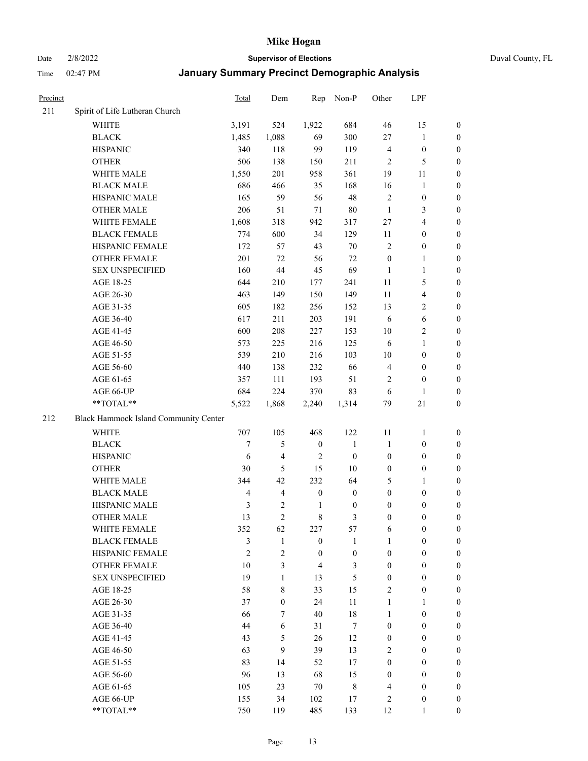# Mike Hogan

Date 2/8/2022 **Supervisor of Elections** Duval County, FL

Time 02:47 PM **January Summary Precinct Demographic Analysis**

| Precinct | | Total | Dem | Rep | Non-P | Other | LPF | |
|---|---|---|---|---|---|---|---|---|
| 211 | Spirit of Life Lutheran Church | | | | | | | |
| | WHITE | 3,191 | 524 | 1,922 | 684 | 46 | 15 | 0 |
| | BLACK | 1,485 | 1,088 | 69 | 300 | 27 | 1 | 0 |
| | HISPANIC | 340 | 118 | 99 | 119 | 4 | 0 | 0 |
| | OTHER | 506 | 138 | 150 | 211 | 2 | 5 | 0 |
| | WHITE MALE | 1,550 | 201 | 958 | 361 | 19 | 11 | 0 |
| | BLACK MALE | 686 | 466 | 35 | 168 | 16 | 1 | 0 |
| | HISPANIC MALE | 165 | 59 | 56 | 48 | 2 | 0 | 0 |
| | OTHER MALE | 206 | 51 | 71 | 80 | 1 | 3 | 0 |
| | WHITE FEMALE | 1,608 | 318 | 942 | 317 | 27 | 4 | 0 |
| | BLACK FEMALE | 774 | 600 | 34 | 129 | 11 | 0 | 0 |
| | HISPANIC FEMALE | 172 | 57 | 43 | 70 | 2 | 0 | 0 |
| | OTHER FEMALE | 201 | 72 | 56 | 72 | 0 | 1 | 0 |
| | SEX UNSPECIFIED | 160 | 44 | 45 | 69 | 1 | 1 | 0 |
| | AGE 18-25 | 644 | 210 | 177 | 241 | 11 | 5 | 0 |
| | AGE 26-30 | 463 | 149 | 150 | 149 | 11 | 4 | 0 |
| | AGE 31-35 | 605 | 182 | 256 | 152 | 13 | 2 | 0 |
| | AGE 36-40 | 617 | 211 | 203 | 191 | 6 | 6 | 0 |
| | AGE 41-45 | 600 | 208 | 227 | 153 | 10 | 2 | 0 |
| | AGE 46-50 | 573 | 225 | 216 | 125 | 6 | 1 | 0 |
| | AGE 51-55 | 539 | 210 | 216 | 103 | 10 | 0 | 0 |
| | AGE 56-60 | 440 | 138 | 232 | 66 | 4 | 0 | 0 |
| | AGE 61-65 | 357 | 111 | 193 | 51 | 2 | 0 | 0 |
| | AGE 66-UP | 684 | 224 | 370 | 83 | 6 | 1 | 0 |
| | **TOTAL** | 5,522 | 1,868 | 2,240 | 1,314 | 79 | 21 | 0 |
| 212 | Black Hammock Island Community Center | | | | | | | |
| | WHITE | 707 | 105 | 468 | 122 | 11 | 1 | 0 |
| | BLACK | 7 | 5 | 0 | 1 | 1 | 0 | 0 |
| | HISPANIC | 6 | 4 | 2 | 0 | 0 | 0 | 0 |
| | OTHER | 30 | 5 | 15 | 10 | 0 | 0 | 0 |
| | WHITE MALE | 344 | 42 | 232 | 64 | 5 | 1 | 0 |
| | BLACK MALE | 4 | 4 | 0 | 0 | 0 | 0 | 0 |
| | HISPANIC MALE | 3 | 2 | 1 | 0 | 0 | 0 | 0 |
| | OTHER MALE | 13 | 2 | 8 | 3 | 0 | 0 | 0 |
| | WHITE FEMALE | 352 | 62 | 227 | 57 | 6 | 0 | 0 |
| | BLACK FEMALE | 3 | 1 | 0 | 1 | 1 | 0 | 0 |
| | HISPANIC FEMALE | 2 | 2 | 0 | 0 | 0 | 0 | 0 |
| | OTHER FEMALE | 10 | 3 | 4 | 3 | 0 | 0 | 0 |
| | SEX UNSPECIFIED | 19 | 1 | 13 | 5 | 0 | 0 | 0 |
| | AGE 18-25 | 58 | 8 | 33 | 15 | 2 | 0 | 0 |
| | AGE 26-30 | 37 | 0 | 24 | 11 | 1 | 1 | 0 |
| | AGE 31-35 | 66 | 7 | 40 | 18 | 1 | 0 | 0 |
| | AGE 36-40 | 44 | 6 | 31 | 7 | 0 | 0 | 0 |
| | AGE 41-45 | 43 | 5 | 26 | 12 | 0 | 0 | 0 |
| | AGE 46-50 | 63 | 9 | 39 | 13 | 2 | 0 | 0 |
| | AGE 51-55 | 83 | 14 | 52 | 17 | 0 | 0 | 0 |
| | AGE 56-60 | 96 | 13 | 68 | 15 | 0 | 0 | 0 |
| | AGE 61-65 | 105 | 23 | 70 | 8 | 4 | 0 | 0 |
| | AGE 66-UP | 155 | 34 | 102 | 17 | 2 | 0 | 0 |
| | **TOTAL** | 750 | 119 | 485 | 133 | 12 | 1 | 0 |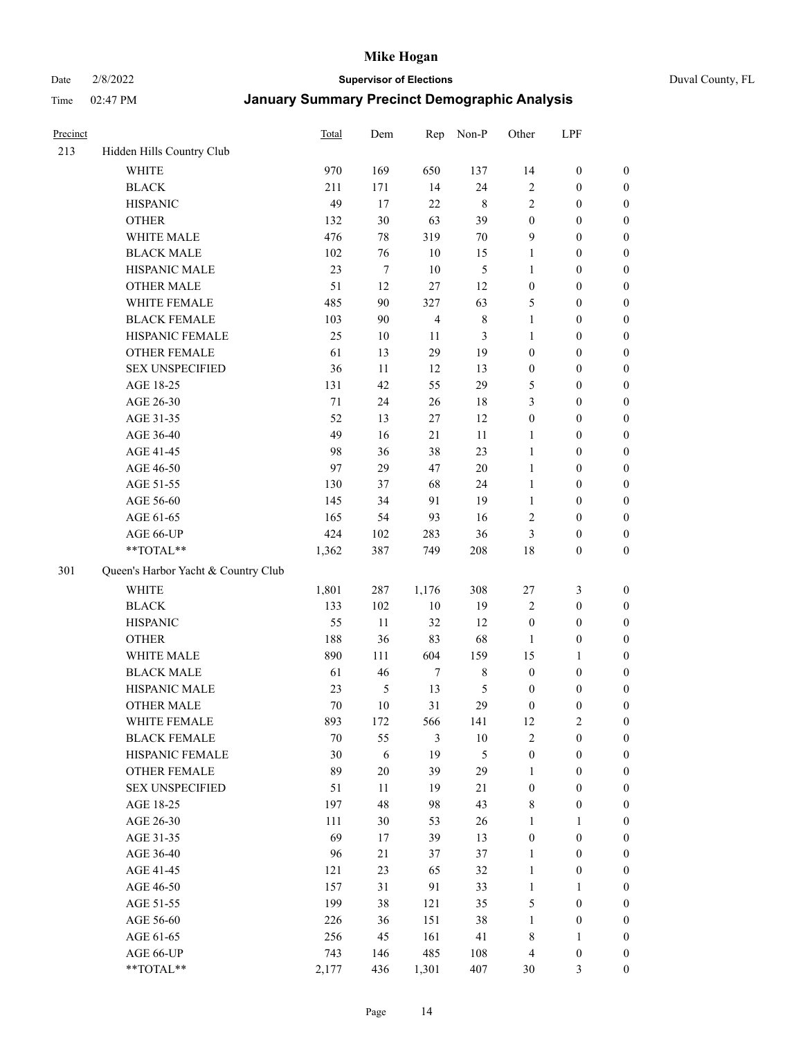# Mike Hogan

Date 2/8/2022 **Supervisor of Elections** Duval County, FL

Time 02:47 PM **January Summary Precinct Demographic Analysis**

| Precinct | | Total | Dem | Rep | Non-P | Other | LPF | |
|---|---|---|---|---|---|---|---|---|
| 213 | Hidden Hills Country Club | | | | | | | |
| | WHITE | 970 | 169 | 650 | 137 | 14 | 0 | 0 |
| | BLACK | 211 | 171 | 14 | 24 | 2 | 0 | 0 |
| | HISPANIC | 49 | 17 | 22 | 8 | 2 | 0 | 0 |
| | OTHER | 132 | 30 | 63 | 39 | 0 | 0 | 0 |
| | WHITE MALE | 476 | 78 | 319 | 70 | 9 | 0 | 0 |
| | BLACK MALE | 102 | 76 | 10 | 15 | 1 | 0 | 0 |
| | HISPANIC MALE | 23 | 7 | 10 | 5 | 1 | 0 | 0 |
| | OTHER MALE | 51 | 12 | 27 | 12 | 0 | 0 | 0 |
| | WHITE FEMALE | 485 | 90 | 327 | 63 | 5 | 0 | 0 |
| | BLACK FEMALE | 103 | 90 | 4 | 8 | 1 | 0 | 0 |
| | HISPANIC FEMALE | 25 | 10 | 11 | 3 | 1 | 0 | 0 |
| | OTHER FEMALE | 61 | 13 | 29 | 19 | 0 | 0 | 0 |
| | SEX UNSPECIFIED | 36 | 11 | 12 | 13 | 0 | 0 | 0 |
| | AGE 18-25 | 131 | 42 | 55 | 29 | 5 | 0 | 0 |
| | AGE 26-30 | 71 | 24 | 26 | 18 | 3 | 0 | 0 |
| | AGE 31-35 | 52 | 13 | 27 | 12 | 0 | 0 | 0 |
| | AGE 36-40 | 49 | 16 | 21 | 11 | 1 | 0 | 0 |
| | AGE 41-45 | 98 | 36 | 38 | 23 | 1 | 0 | 0 |
| | AGE 46-50 | 97 | 29 | 47 | 20 | 1 | 0 | 0 |
| | AGE 51-55 | 130 | 37 | 68 | 24 | 1 | 0 | 0 |
| | AGE 56-60 | 145 | 34 | 91 | 19 | 1 | 0 | 0 |
| | AGE 61-65 | 165 | 54 | 93 | 16 | 2 | 0 | 0 |
| | AGE 66-UP | 424 | 102 | 283 | 36 | 3 | 0 | 0 |
| | **TOTAL** | 1,362 | 387 | 749 | 208 | 18 | 0 | 0 |
| 301 | Queen's Harbor Yacht & Country Club | | | | | | | |
| | WHITE | 1,801 | 287 | 1,176 | 308 | 27 | 3 | 0 |
| | BLACK | 133 | 102 | 10 | 19 | 2 | 0 | 0 |
| | HISPANIC | 55 | 11 | 32 | 12 | 0 | 0 | 0 |
| | OTHER | 188 | 36 | 83 | 68 | 1 | 0 | 0 |
| | WHITE MALE | 890 | 111 | 604 | 159 | 15 | 1 | 0 |
| | BLACK MALE | 61 | 46 | 7 | 8 | 0 | 0 | 0 |
| | HISPANIC MALE | 23 | 5 | 13 | 5 | 0 | 0 | 0 |
| | OTHER MALE | 70 | 10 | 31 | 29 | 0 | 0 | 0 |
| | WHITE FEMALE | 893 | 172 | 566 | 141 | 12 | 2 | 0 |
| | BLACK FEMALE | 70 | 55 | 3 | 10 | 2 | 0 | 0 |
| | HISPANIC FEMALE | 30 | 6 | 19 | 5 | 0 | 0 | 0 |
| | OTHER FEMALE | 89 | 20 | 39 | 29 | 1 | 0 | 0 |
| | SEX UNSPECIFIED | 51 | 11 | 19 | 21 | 0 | 0 | 0 |
| | AGE 18-25 | 197 | 48 | 98 | 43 | 8 | 0 | 0 |
| | AGE 26-30 | 111 | 30 | 53 | 26 | 1 | 1 | 0 |
| | AGE 31-35 | 69 | 17 | 39 | 13 | 0 | 0 | 0 |
| | AGE 36-40 | 96 | 21 | 37 | 37 | 1 | 0 | 0 |
| | AGE 41-45 | 121 | 23 | 65 | 32 | 1 | 0 | 0 |
| | AGE 46-50 | 157 | 31 | 91 | 33 | 1 | 1 | 0 |
| | AGE 51-55 | 199 | 38 | 121 | 35 | 5 | 0 | 0 |
| | AGE 56-60 | 226 | 36 | 151 | 38 | 1 | 0 | 0 |
| | AGE 61-65 | 256 | 45 | 161 | 41 | 8 | 1 | 0 |
| | AGE 66-UP | 743 | 146 | 485 | 108 | 4 | 0 | 0 |
| | **TOTAL** | 2,177 | 436 | 1,301 | 407 | 30 | 3 | 0 |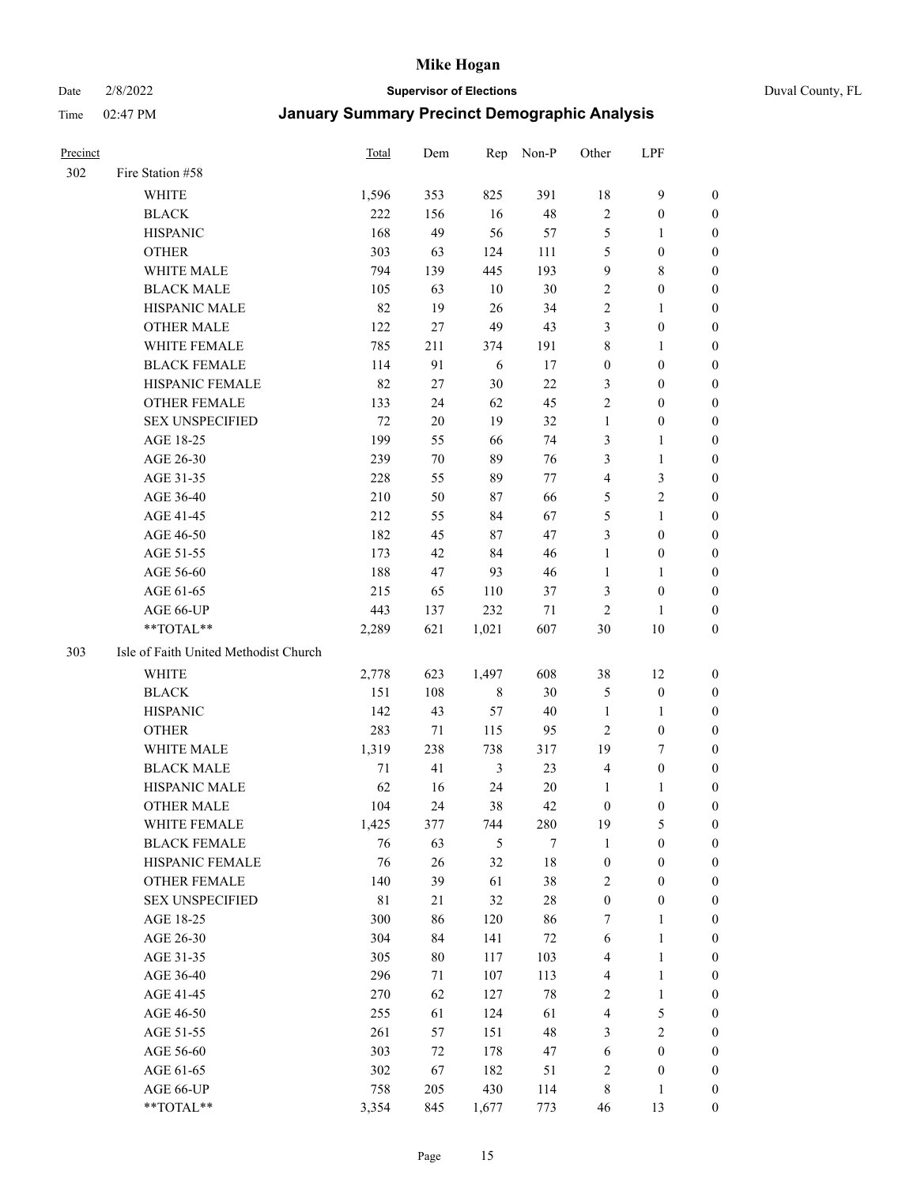| Precinct | | Total | Dem | Rep | Non-P | Other | LPF | |
|---|---|---|---|---|---|---|---|---|
| 302 | Fire Station #58 | | | | | | | |
| | WHITE | 1,596 | 353 | 825 | 391 | 18 | 9 | 0 |
| | BLACK | 222 | 156 | 16 | 48 | 2 | 0 | 0 |
| | HISPANIC | 168 | 49 | 56 | 57 | 5 | 1 | 0 |
| | OTHER | 303 | 63 | 124 | 111 | 5 | 0 | 0 |
| | WHITE MALE | 794 | 139 | 445 | 193 | 9 | 8 | 0 |
| | BLACK MALE | 105 | 63 | 10 | 30 | 2 | 0 | 0 |
| | HISPANIC MALE | 82 | 19 | 26 | 34 | 2 | 1 | 0 |
| | OTHER MALE | 122 | 27 | 49 | 43 | 3 | 0 | 0 |
| | WHITE FEMALE | 785 | 211 | 374 | 191 | 8 | 1 | 0 |
| | BLACK FEMALE | 114 | 91 | 6 | 17 | 0 | 0 | 0 |
| | HISPANIC FEMALE | 82 | 27 | 30 | 22 | 3 | 0 | 0 |
| | OTHER FEMALE | 133 | 24 | 62 | 45 | 2 | 0 | 0 |
| | SEX UNSPECIFIED | 72 | 20 | 19 | 32 | 1 | 0 | 0 |
| | AGE 18-25 | 199 | 55 | 66 | 74 | 3 | 1 | 0 |
| | AGE 26-30 | 239 | 70 | 89 | 76 | 3 | 1 | 0 |
| | AGE 31-35 | 228 | 55 | 89 | 77 | 4 | 3 | 0 |
| | AGE 36-40 | 210 | 50 | 87 | 66 | 5 | 2 | 0 |
| | AGE 41-45 | 212 | 55 | 84 | 67 | 5 | 1 | 0 |
| | AGE 46-50 | 182 | 45 | 87 | 47 | 3 | 0 | 0 |
| | AGE 51-55 | 173 | 42 | 84 | 46 | 1 | 0 | 0 |
| | AGE 56-60 | 188 | 47 | 93 | 46 | 1 | 1 | 0 |
| | AGE 61-65 | 215 | 65 | 110 | 37 | 3 | 0 | 0 |
| | AGE 66-UP | 443 | 137 | 232 | 71 | 2 | 1 | 0 |
| | **TOTAL** | 2,289 | 621 | 1,021 | 607 | 30 | 10 | 0 |
| 303 | Isle of Faith United Methodist Church | | | | | | | |
| | WHITE | 2,778 | 623 | 1,497 | 608 | 38 | 12 | 0 |
| | BLACK | 151 | 108 | 8 | 30 | 5 | 0 | 0 |
| | HISPANIC | 142 | 43 | 57 | 40 | 1 | 1 | 0 |
| | OTHER | 283 | 71 | 115 | 95 | 2 | 0 | 0 |
| | WHITE MALE | 1,319 | 238 | 738 | 317 | 19 | 7 | 0 |
| | BLACK MALE | 71 | 41 | 3 | 23 | 4 | 0 | 0 |
| | HISPANIC MALE | 62 | 16 | 24 | 20 | 1 | 1 | 0 |
| | OTHER MALE | 104 | 24 | 38 | 42 | 0 | 0 | 0 |
| | WHITE FEMALE | 1,425 | 377 | 744 | 280 | 19 | 5 | 0 |
| | BLACK FEMALE | 76 | 63 | 5 | 7 | 1 | 0 | 0 |
| | HISPANIC FEMALE | 76 | 26 | 32 | 18 | 0 | 0 | 0 |
| | OTHER FEMALE | 140 | 39 | 61 | 38 | 2 | 0 | 0 |
| | SEX UNSPECIFIED | 81 | 21 | 32 | 28 | 0 | 0 | 0 |
| | AGE 18-25 | 300 | 86 | 120 | 86 | 7 | 1 | 0 |
| | AGE 26-30 | 304 | 84 | 141 | 72 | 6 | 1 | 0 |
| | AGE 31-35 | 305 | 80 | 117 | 103 | 4 | 1 | 0 |
| | AGE 36-40 | 296 | 71 | 107 | 113 | 4 | 1 | 0 |
| | AGE 41-45 | 270 | 62 | 127 | 78 | 2 | 1 | 0 |
| | AGE 46-50 | 255 | 61 | 124 | 61 | 4 | 5 | 0 |
| | AGE 51-55 | 261 | 57 | 151 | 48 | 3 | 2 | 0 |
| | AGE 56-60 | 303 | 72 | 178 | 47 | 6 | 0 | 0 |
| | AGE 61-65 | 302 | 67 | 182 | 51 | 2 | 0 | 0 |
| | AGE 66-UP | 758 | 205 | 430 | 114 | 8 | 1 | 0 |
| | **TOTAL** | 3,354 | 845 | 1,677 | 773 | 46 | 13 | 0 |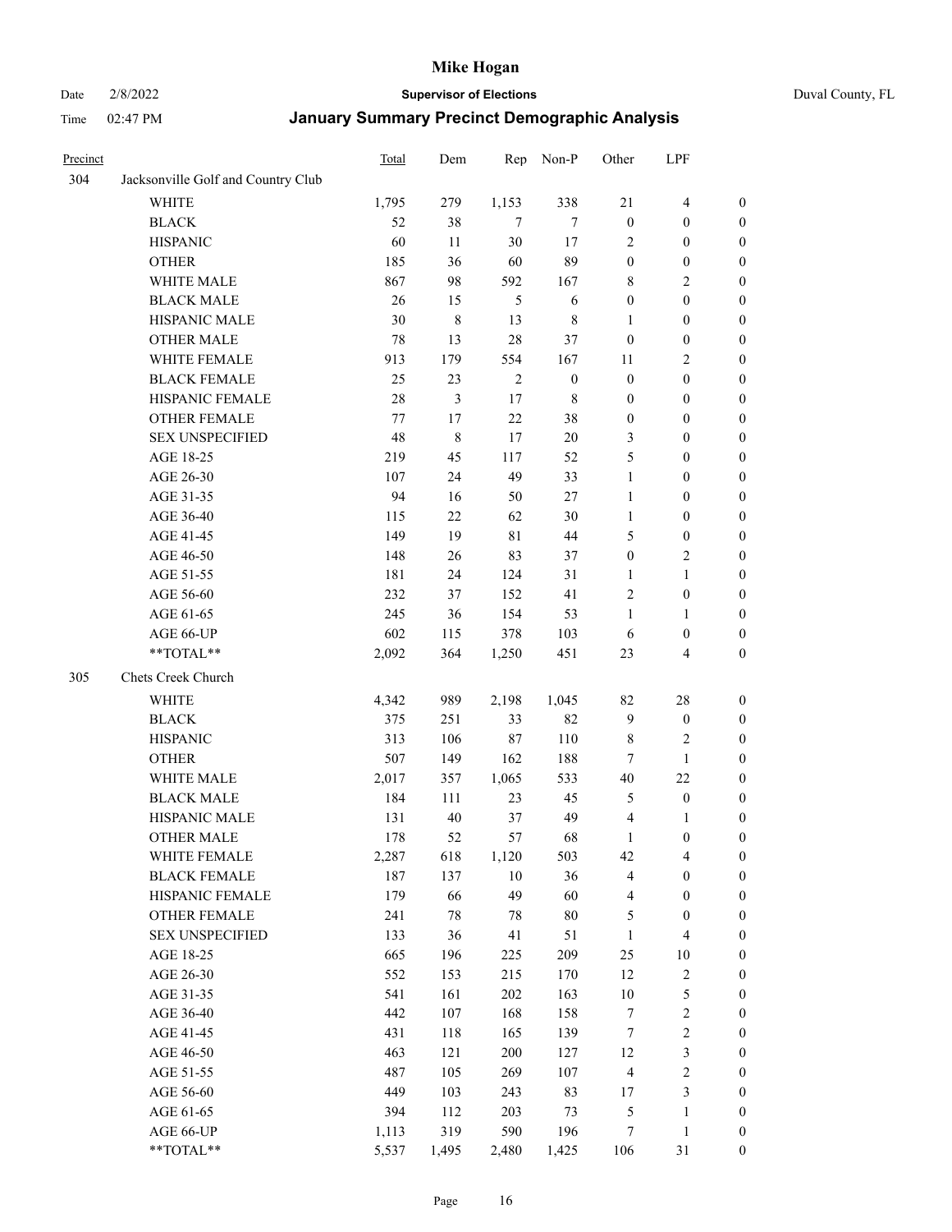| Precinct | | Total | Dem | Rep | Non-P | Other | LPF | |
|---|---|---|---|---|---|---|---|---|
| 304 | Jacksonville Golf and Country Club | | | | | | | |
| | WHITE | 1,795 | 279 | 1,153 | 338 | 21 | 4 | 0 |
| | BLACK | 52 | 38 | 7 | 7 | 0 | 0 | 0 |
| | HISPANIC | 60 | 11 | 30 | 17 | 2 | 0 | 0 |
| | OTHER | 185 | 36 | 60 | 89 | 0 | 0 | 0 |
| | WHITE MALE | 867 | 98 | 592 | 167 | 8 | 2 | 0 |
| | BLACK MALE | 26 | 15 | 5 | 6 | 0 | 0 | 0 |
| | HISPANIC MALE | 30 | 8 | 13 | 8 | 1 | 0 | 0 |
| | OTHER MALE | 78 | 13 | 28 | 37 | 0 | 0 | 0 |
| | WHITE FEMALE | 913 | 179 | 554 | 167 | 11 | 2 | 0 |
| | BLACK FEMALE | 25 | 23 | 2 | 0 | 0 | 0 | 0 |
| | HISPANIC FEMALE | 28 | 3 | 17 | 8 | 0 | 0 | 0 |
| | OTHER FEMALE | 77 | 17 | 22 | 38 | 0 | 0 | 0 |
| | SEX UNSPECIFIED | 48 | 8 | 17 | 20 | 3 | 0 | 0 |
| | AGE 18-25 | 219 | 45 | 117 | 52 | 5 | 0 | 0 |
| | AGE 26-30 | 107 | 24 | 49 | 33 | 1 | 0 | 0 |
| | AGE 31-35 | 94 | 16 | 50 | 27 | 1 | 0 | 0 |
| | AGE 36-40 | 115 | 22 | 62 | 30 | 1 | 0 | 0 |
| | AGE 41-45 | 149 | 19 | 81 | 44 | 5 | 0 | 0 |
| | AGE 46-50 | 148 | 26 | 83 | 37 | 0 | 2 | 0 |
| | AGE 51-55 | 181 | 24 | 124 | 31 | 1 | 1 | 0 |
| | AGE 56-60 | 232 | 37 | 152 | 41 | 2 | 0 | 0 |
| | AGE 61-65 | 245 | 36 | 154 | 53 | 1 | 1 | 0 |
| | AGE 66-UP | 602 | 115 | 378 | 103 | 6 | 0 | 0 |
| | **TOTAL** | 2,092 | 364 | 1,250 | 451 | 23 | 4 | 0 |
| 305 | Chets Creek Church | | | | | | | |
| | WHITE | 4,342 | 989 | 2,198 | 1,045 | 82 | 28 | 0 |
| | BLACK | 375 | 251 | 33 | 82 | 9 | 0 | 0 |
| | HISPANIC | 313 | 106 | 87 | 110 | 8 | 2 | 0 |
| | OTHER | 507 | 149 | 162 | 188 | 7 | 1 | 0 |
| | WHITE MALE | 2,017 | 357 | 1,065 | 533 | 40 | 22 | 0 |
| | BLACK MALE | 184 | 111 | 23 | 45 | 5 | 0 | 0 |
| | HISPANIC MALE | 131 | 40 | 37 | 49 | 4 | 1 | 0 |
| | OTHER MALE | 178 | 52 | 57 | 68 | 1 | 0 | 0 |
| | WHITE FEMALE | 2,287 | 618 | 1,120 | 503 | 42 | 4 | 0 |
| | BLACK FEMALE | 187 | 137 | 10 | 36 | 4 | 0 | 0 |
| | HISPANIC FEMALE | 179 | 66 | 49 | 60 | 4 | 0 | 0 |
| | OTHER FEMALE | 241 | 78 | 78 | 80 | 5 | 0 | 0 |
| | SEX UNSPECIFIED | 133 | 36 | 41 | 51 | 1 | 4 | 0 |
| | AGE 18-25 | 665 | 196 | 225 | 209 | 25 | 10 | 0 |
| | AGE 26-30 | 552 | 153 | 215 | 170 | 12 | 2 | 0 |
| | AGE 31-35 | 541 | 161 | 202 | 163 | 10 | 5 | 0 |
| | AGE 36-40 | 442 | 107 | 168 | 158 | 7 | 2 | 0 |
| | AGE 41-45 | 431 | 118 | 165 | 139 | 7 | 2 | 0 |
| | AGE 46-50 | 463 | 121 | 200 | 127 | 12 | 3 | 0 |
| | AGE 51-55 | 487 | 105 | 269 | 107 | 4 | 2 | 0 |
| | AGE 56-60 | 449 | 103 | 243 | 83 | 17 | 3 | 0 |
| | AGE 61-65 | 394 | 112 | 203 | 73 | 5 | 1 | 0 |
| | AGE 66-UP | 1,113 | 319 | 590 | 196 | 7 | 1 | 0 |
| | **TOTAL** | 5,537 | 1,495 | 2,480 | 1,425 | 106 | 31 | 0 |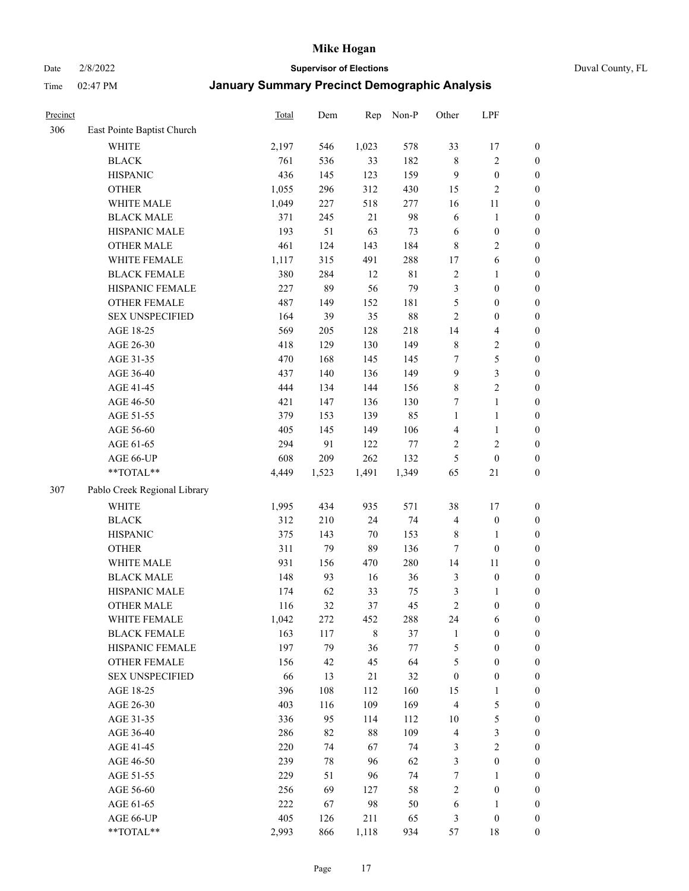# Mike Hogan

Date 2/8/2022 **Supervisor of Elections** Duval County, FL

Time 02:47 PM **January Summary Precinct Demographic Analysis**

| Precinct | | Total | Dem | Rep | Non-P | Other | LPF | |
|---|---|---|---|---|---|---|---|---|
| 306 | East Pointe Baptist Church | | | | | | | |
| | WHITE | 2,197 | 546 | 1,023 | 578 | 33 | 17 | 0 |
| | BLACK | 761 | 536 | 33 | 182 | 8 | 2 | 0 |
| | HISPANIC | 436 | 145 | 123 | 159 | 9 | 0 | 0 |
| | OTHER | 1,055 | 296 | 312 | 430 | 15 | 2 | 0 |
| | WHITE MALE | 1,049 | 227 | 518 | 277 | 16 | 11 | 0 |
| | BLACK MALE | 371 | 245 | 21 | 98 | 6 | 1 | 0 |
| | HISPANIC MALE | 193 | 51 | 63 | 73 | 6 | 0 | 0 |
| | OTHER MALE | 461 | 124 | 143 | 184 | 8 | 2 | 0 |
| | WHITE FEMALE | 1,117 | 315 | 491 | 288 | 17 | 6 | 0 |
| | BLACK FEMALE | 380 | 284 | 12 | 81 | 2 | 1 | 0 |
| | HISPANIC FEMALE | 227 | 89 | 56 | 79 | 3 | 0 | 0 |
| | OTHER FEMALE | 487 | 149 | 152 | 181 | 5 | 0 | 0 |
| | SEX UNSPECIFIED | 164 | 39 | 35 | 88 | 2 | 0 | 0 |
| | AGE 18-25 | 569 | 205 | 128 | 218 | 14 | 4 | 0 |
| | AGE 26-30 | 418 | 129 | 130 | 149 | 8 | 2 | 0 |
| | AGE 31-35 | 470 | 168 | 145 | 145 | 7 | 5 | 0 |
| | AGE 36-40 | 437 | 140 | 136 | 149 | 9 | 3 | 0 |
| | AGE 41-45 | 444 | 134 | 144 | 156 | 8 | 2 | 0 |
| | AGE 46-50 | 421 | 147 | 136 | 130 | 7 | 1 | 0 |
| | AGE 51-55 | 379 | 153 | 139 | 85 | 1 | 1 | 0 |
| | AGE 56-60 | 405 | 145 | 149 | 106 | 4 | 1 | 0 |
| | AGE 61-65 | 294 | 91 | 122 | 77 | 2 | 2 | 0 |
| | AGE 66-UP | 608 | 209 | 262 | 132 | 5 | 0 | 0 |
| | **TOTAL** | 4,449 | 1,523 | 1,491 | 1,349 | 65 | 21 | 0 |
| 307 | Pablo Creek Regional Library | | | | | | | |
| | WHITE | 1,995 | 434 | 935 | 571 | 38 | 17 | 0 |
| | BLACK | 312 | 210 | 24 | 74 | 4 | 0 | 0 |
| | HISPANIC | 375 | 143 | 70 | 153 | 8 | 1 | 0 |
| | OTHER | 311 | 79 | 89 | 136 | 7 | 0 | 0 |
| | WHITE MALE | 931 | 156 | 470 | 280 | 14 | 11 | 0 |
| | BLACK MALE | 148 | 93 | 16 | 36 | 3 | 0 | 0 |
| | HISPANIC MALE | 174 | 62 | 33 | 75 | 3 | 1 | 0 |
| | OTHER MALE | 116 | 32 | 37 | 45 | 2 | 0 | 0 |
| | WHITE FEMALE | 1,042 | 272 | 452 | 288 | 24 | 6 | 0 |
| | BLACK FEMALE | 163 | 117 | 8 | 37 | 1 | 0 | 0 |
| | HISPANIC FEMALE | 197 | 79 | 36 | 77 | 5 | 0 | 0 |
| | OTHER FEMALE | 156 | 42 | 45 | 64 | 5 | 0 | 0 |
| | SEX UNSPECIFIED | 66 | 13 | 21 | 32 | 0 | 0 | 0 |
| | AGE 18-25 | 396 | 108 | 112 | 160 | 15 | 1 | 0 |
| | AGE 26-30 | 403 | 116 | 109 | 169 | 4 | 5 | 0 |
| | AGE 31-35 | 336 | 95 | 114 | 112 | 10 | 5 | 0 |
| | AGE 36-40 | 286 | 82 | 88 | 109 | 4 | 3 | 0 |
| | AGE 41-45 | 220 | 74 | 67 | 74 | 3 | 2 | 0 |
| | AGE 46-50 | 239 | 78 | 96 | 62 | 3 | 0 | 0 |
| | AGE 51-55 | 229 | 51 | 96 | 74 | 7 | 1 | 0 |
| | AGE 56-60 | 256 | 69 | 127 | 58 | 2 | 0 | 0 |
| | AGE 61-65 | 222 | 67 | 98 | 50 | 6 | 1 | 0 |
| | AGE 66-UP | 405 | 126 | 211 | 65 | 3 | 0 | 0 |
| | **TOTAL** | 2,993 | 866 | 1,118 | 934 | 57 | 18 | 0 |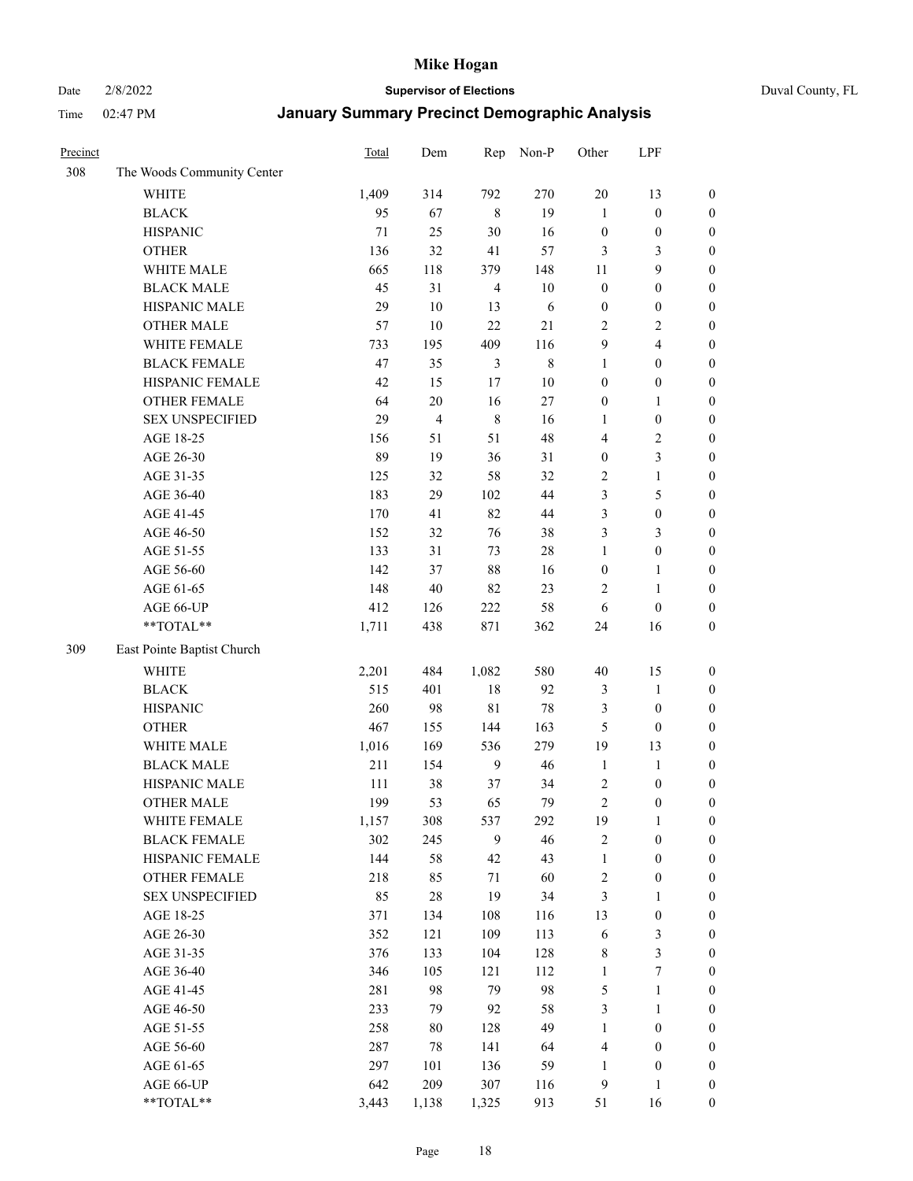# Mike Hogan

Date 2/8/2022 **Supervisor of Elections** Duval County, FL

Time 02:47 PM **January Summary Precinct Demographic Analysis**

| Precinct | | Total | Dem | Rep | Non-P | Other | LPF | |
|---|---|---|---|---|---|---|---|---|
| 308 | The Woods Community Center | | | | | | | |
| | WHITE | 1,409 | 314 | 792 | 270 | 20 | 13 | 0 |
| | BLACK | 95 | 67 | 8 | 19 | 1 | 0 | 0 |
| | HISPANIC | 71 | 25 | 30 | 16 | 0 | 0 | 0 |
| | OTHER | 136 | 32 | 41 | 57 | 3 | 3 | 0 |
| | WHITE MALE | 665 | 118 | 379 | 148 | 11 | 9 | 0 |
| | BLACK MALE | 45 | 31 | 4 | 10 | 0 | 0 | 0 |
| | HISPANIC MALE | 29 | 10 | 13 | 6 | 0 | 0 | 0 |
| | OTHER MALE | 57 | 10 | 22 | 21 | 2 | 2 | 0 |
| | WHITE FEMALE | 733 | 195 | 409 | 116 | 9 | 4 | 0 |
| | BLACK FEMALE | 47 | 35 | 3 | 8 | 1 | 0 | 0 |
| | HISPANIC FEMALE | 42 | 15 | 17 | 10 | 0 | 0 | 0 |
| | OTHER FEMALE | 64 | 20 | 16 | 27 | 0 | 1 | 0 |
| | SEX UNSPECIFIED | 29 | 4 | 8 | 16 | 1 | 0 | 0 |
| | AGE 18-25 | 156 | 51 | 51 | 48 | 4 | 2 | 0 |
| | AGE 26-30 | 89 | 19 | 36 | 31 | 0 | 3 | 0 |
| | AGE 31-35 | 125 | 32 | 58 | 32 | 2 | 1 | 0 |
| | AGE 36-40 | 183 | 29 | 102 | 44 | 3 | 5 | 0 |
| | AGE 41-45 | 170 | 41 | 82 | 44 | 3 | 0 | 0 |
| | AGE 46-50 | 152 | 32 | 76 | 38 | 3 | 3 | 0 |
| | AGE 51-55 | 133 | 31 | 73 | 28 | 1 | 0 | 0 |
| | AGE 56-60 | 142 | 37 | 88 | 16 | 0 | 1 | 0 |
| | AGE 61-65 | 148 | 40 | 82 | 23 | 2 | 1 | 0 |
| | AGE 66-UP | 412 | 126 | 222 | 58 | 6 | 0 | 0 |
| | **TOTAL** | 1,711 | 438 | 871 | 362 | 24 | 16 | 0 |
| 309 | East Pointe Baptist Church | | | | | | | |
| | WHITE | 2,201 | 484 | 1,082 | 580 | 40 | 15 | 0 |
| | BLACK | 515 | 401 | 18 | 92 | 3 | 1 | 0 |
| | HISPANIC | 260 | 98 | 81 | 78 | 3 | 0 | 0 |
| | OTHER | 467 | 155 | 144 | 163 | 5 | 0 | 0 |
| | WHITE MALE | 1,016 | 169 | 536 | 279 | 19 | 13 | 0 |
| | BLACK MALE | 211 | 154 | 9 | 46 | 1 | 1 | 0 |
| | HISPANIC MALE | 111 | 38 | 37 | 34 | 2 | 0 | 0 |
| | OTHER MALE | 199 | 53 | 65 | 79 | 2 | 0 | 0 |
| | WHITE FEMALE | 1,157 | 308 | 537 | 292 | 19 | 1 | 0 |
| | BLACK FEMALE | 302 | 245 | 9 | 46 | 2 | 0 | 0 |
| | HISPANIC FEMALE | 144 | 58 | 42 | 43 | 1 | 0 | 0 |
| | OTHER FEMALE | 218 | 85 | 71 | 60 | 2 | 0 | 0 |
| | SEX UNSPECIFIED | 85 | 28 | 19 | 34 | 3 | 1 | 0 |
| | AGE 18-25 | 371 | 134 | 108 | 116 | 13 | 0 | 0 |
| | AGE 26-30 | 352 | 121 | 109 | 113 | 6 | 3 | 0 |
| | AGE 31-35 | 376 | 133 | 104 | 128 | 8 | 3 | 0 |
| | AGE 36-40 | 346 | 105 | 121 | 112 | 1 | 7 | 0 |
| | AGE 41-45 | 281 | 98 | 79 | 98 | 5 | 1 | 0 |
| | AGE 46-50 | 233 | 79 | 92 | 58 | 3 | 1 | 0 |
| | AGE 51-55 | 258 | 80 | 128 | 49 | 1 | 0 | 0 |
| | AGE 56-60 | 287 | 78 | 141 | 64 | 4 | 0 | 0 |
| | AGE 61-65 | 297 | 101 | 136 | 59 | 1 | 0 | 0 |
| | AGE 66-UP | 642 | 209 | 307 | 116 | 9 | 1 | 0 |
| | **TOTAL** | 3,443 | 1,138 | 1,325 | 913 | 51 | 16 | 0 |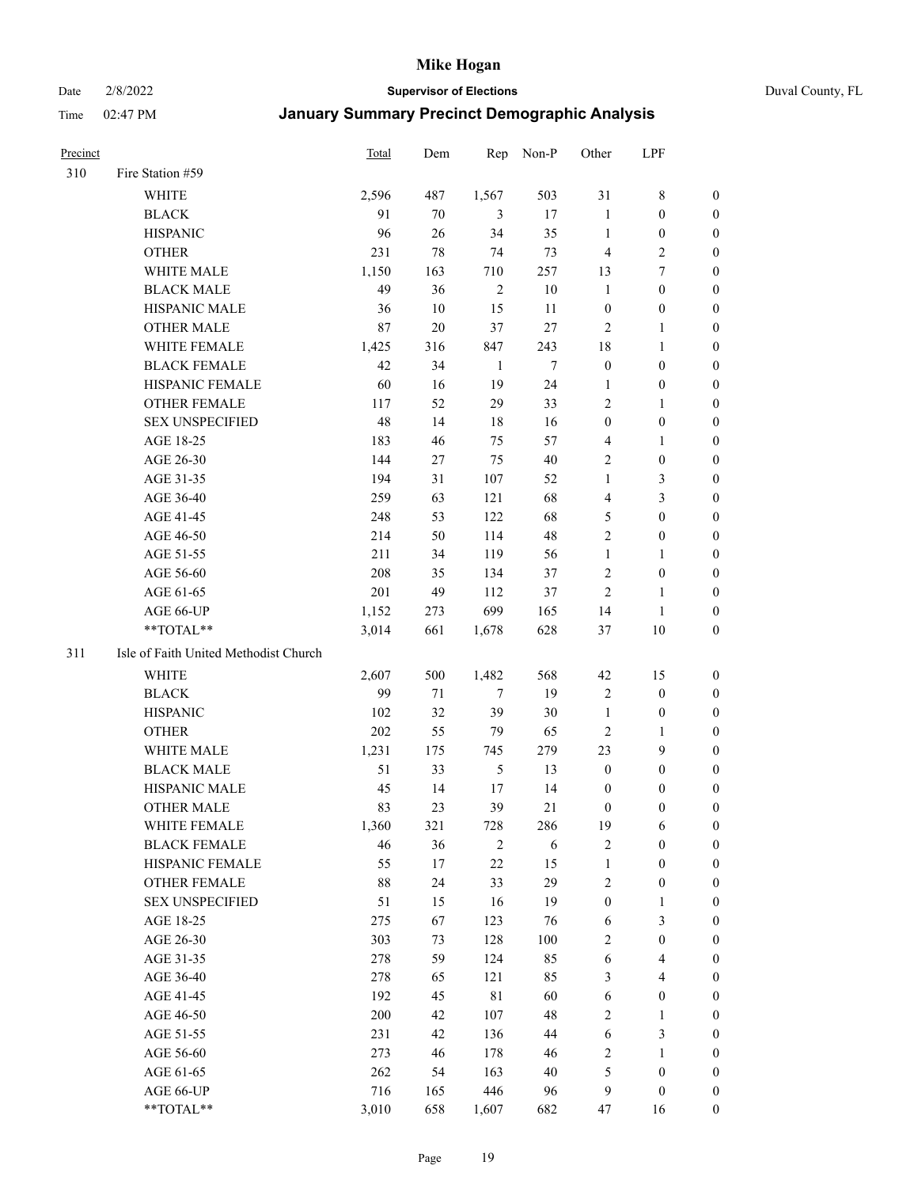# Mike Hogan

Date 2/8/2022 **Supervisor of Elections** Duval County, FL

Time 02:47 PM **January Summary Precinct Demographic Analysis**

| Precinct | | Total | Dem | Rep | Non-P | Other | LPF | |
|---|---|---|---|---|---|---|---|---|
| 310 | Fire Station #59 | | | | | | | |
| | WHITE | 2,596 | 487 | 1,567 | 503 | 31 | 8 | 0 |
| | BLACK | 91 | 70 | 3 | 17 | 1 | 0 | 0 |
| | HISPANIC | 96 | 26 | 34 | 35 | 1 | 0 | 0 |
| | OTHER | 231 | 78 | 74 | 73 | 4 | 2 | 0 |
| | WHITE MALE | 1,150 | 163 | 710 | 257 | 13 | 7 | 0 |
| | BLACK MALE | 49 | 36 | 2 | 10 | 1 | 0 | 0 |
| | HISPANIC MALE | 36 | 10 | 15 | 11 | 0 | 0 | 0 |
| | OTHER MALE | 87 | 20 | 37 | 27 | 2 | 1 | 0 |
| | WHITE FEMALE | 1,425 | 316 | 847 | 243 | 18 | 1 | 0 |
| | BLACK FEMALE | 42 | 34 | 1 | 7 | 0 | 0 | 0 |
| | HISPANIC FEMALE | 60 | 16 | 19 | 24 | 1 | 0 | 0 |
| | OTHER FEMALE | 117 | 52 | 29 | 33 | 2 | 1 | 0 |
| | SEX UNSPECIFIED | 48 | 14 | 18 | 16 | 0 | 0 | 0 |
| | AGE 18-25 | 183 | 46 | 75 | 57 | 4 | 1 | 0 |
| | AGE 26-30 | 144 | 27 | 75 | 40 | 2 | 0 | 0 |
| | AGE 31-35 | 194 | 31 | 107 | 52 | 1 | 3 | 0 |
| | AGE 36-40 | 259 | 63 | 121 | 68 | 4 | 3 | 0 |
| | AGE 41-45 | 248 | 53 | 122 | 68 | 5 | 0 | 0 |
| | AGE 46-50 | 214 | 50 | 114 | 48 | 2 | 0 | 0 |
| | AGE 51-55 | 211 | 34 | 119 | 56 | 1 | 1 | 0 |
| | AGE 56-60 | 208 | 35 | 134 | 37 | 2 | 0 | 0 |
| | AGE 61-65 | 201 | 49 | 112 | 37 | 2 | 1 | 0 |
| | AGE 66-UP | 1,152 | 273 | 699 | 165 | 14 | 1 | 0 |
| | **TOTAL** | 3,014 | 661 | 1,678 | 628 | 37 | 10 | 0 |
| 311 | Isle of Faith United Methodist Church | | | | | | | |
| | WHITE | 2,607 | 500 | 1,482 | 568 | 42 | 15 | 0 |
| | BLACK | 99 | 71 | 7 | 19 | 2 | 0 | 0 |
| | HISPANIC | 102 | 32 | 39 | 30 | 1 | 0 | 0 |
| | OTHER | 202 | 55 | 79 | 65 | 2 | 1 | 0 |
| | WHITE MALE | 1,231 | 175 | 745 | 279 | 23 | 9 | 0 |
| | BLACK MALE | 51 | 33 | 5 | 13 | 0 | 0 | 0 |
| | HISPANIC MALE | 45 | 14 | 17 | 14 | 0 | 0 | 0 |
| | OTHER MALE | 83 | 23 | 39 | 21 | 0 | 0 | 0 |
| | WHITE FEMALE | 1,360 | 321 | 728 | 286 | 19 | 6 | 0 |
| | BLACK FEMALE | 46 | 36 | 2 | 6 | 2 | 0 | 0 |
| | HISPANIC FEMALE | 55 | 17 | 22 | 15 | 1 | 0 | 0 |
| | OTHER FEMALE | 88 | 24 | 33 | 29 | 2 | 0 | 0 |
| | SEX UNSPECIFIED | 51 | 15 | 16 | 19 | 0 | 1 | 0 |
| | AGE 18-25 | 275 | 67 | 123 | 76 | 6 | 3 | 0 |
| | AGE 26-30 | 303 | 73 | 128 | 100 | 2 | 0 | 0 |
| | AGE 31-35 | 278 | 59 | 124 | 85 | 6 | 4 | 0 |
| | AGE 36-40 | 278 | 65 | 121 | 85 | 3 | 4 | 0 |
| | AGE 41-45 | 192 | 45 | 81 | 60 | 6 | 0 | 0 |
| | AGE 46-50 | 200 | 42 | 107 | 48 | 2 | 1 | 0 |
| | AGE 51-55 | 231 | 42 | 136 | 44 | 6 | 3 | 0 |
| | AGE 56-60 | 273 | 46 | 178 | 46 | 2 | 1 | 0 |
| | AGE 61-65 | 262 | 54 | 163 | 40 | 5 | 0 | 0 |
| | AGE 66-UP | 716 | 165 | 446 | 96 | 9 | 0 | 0 |
| | **TOTAL** | 3,010 | 658 | 1,607 | 682 | 47 | 16 | 0 |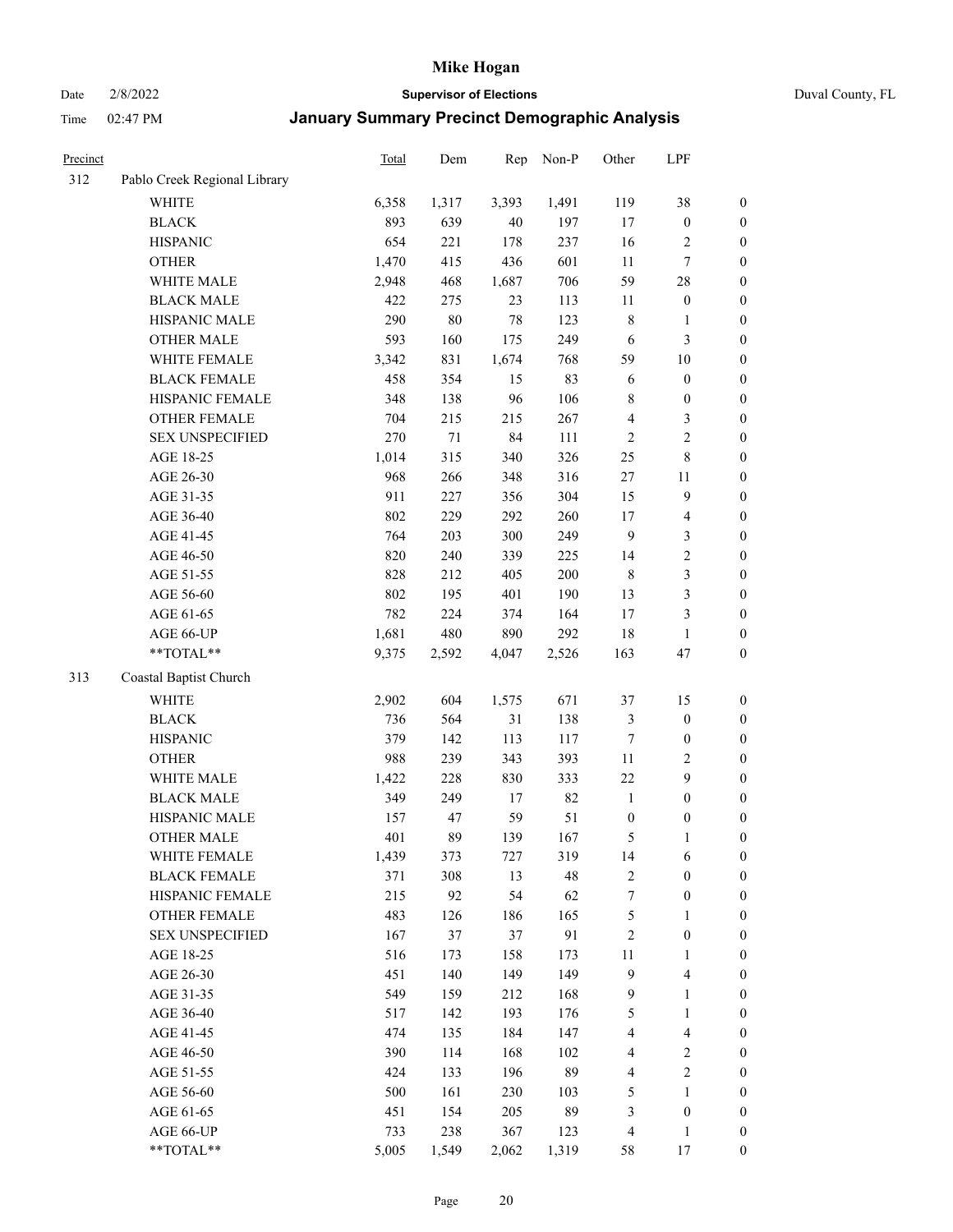# Mike Hogan

Date 2/8/2022 **Supervisor of Elections** Duval County, FL

Time 02:47 PM **January Summary Precinct Demographic Analysis**

| Precinct | | Total | Dem | Rep | Non-P | Other | LPF | |
|---|---|---|---|---|---|---|---|---|
| 312 | Pablo Creek Regional Library | | | | | | | |
| | WHITE | 6,358 | 1,317 | 3,393 | 1,491 | 119 | 38 | 0 |
| | BLACK | 893 | 639 | 40 | 197 | 17 | 0 | 0 |
| | HISPANIC | 654 | 221 | 178 | 237 | 16 | 2 | 0 |
| | OTHER | 1,470 | 415 | 436 | 601 | 11 | 7 | 0 |
| | WHITE MALE | 2,948 | 468 | 1,687 | 706 | 59 | 28 | 0 |
| | BLACK MALE | 422 | 275 | 23 | 113 | 11 | 0 | 0 |
| | HISPANIC MALE | 290 | 80 | 78 | 123 | 8 | 1 | 0 |
| | OTHER MALE | 593 | 160 | 175 | 249 | 6 | 3 | 0 |
| | WHITE FEMALE | 3,342 | 831 | 1,674 | 768 | 59 | 10 | 0 |
| | BLACK FEMALE | 458 | 354 | 15 | 83 | 6 | 0 | 0 |
| | HISPANIC FEMALE | 348 | 138 | 96 | 106 | 8 | 0 | 0 |
| | OTHER FEMALE | 704 | 215 | 215 | 267 | 4 | 3 | 0 |
| | SEX UNSPECIFIED | 270 | 71 | 84 | 111 | 2 | 2 | 0 |
| | AGE 18-25 | 1,014 | 315 | 340 | 326 | 25 | 8 | 0 |
| | AGE 26-30 | 968 | 266 | 348 | 316 | 27 | 11 | 0 |
| | AGE 31-35 | 911 | 227 | 356 | 304 | 15 | 9 | 0 |
| | AGE 36-40 | 802 | 229 | 292 | 260 | 17 | 4 | 0 |
| | AGE 41-45 | 764 | 203 | 300 | 249 | 9 | 3 | 0 |
| | AGE 46-50 | 820 | 240 | 339 | 225 | 14 | 2 | 0 |
| | AGE 51-55 | 828 | 212 | 405 | 200 | 8 | 3 | 0 |
| | AGE 56-60 | 802 | 195 | 401 | 190 | 13 | 3 | 0 |
| | AGE 61-65 | 782 | 224 | 374 | 164 | 17 | 3 | 0 |
| | AGE 66-UP | 1,681 | 480 | 890 | 292 | 18 | 1 | 0 |
| | **TOTAL** | 9,375 | 2,592 | 4,047 | 2,526 | 163 | 47 | 0 |
| 313 | Coastal Baptist Church | | | | | | | |
| | WHITE | 2,902 | 604 | 1,575 | 671 | 37 | 15 | 0 |
| | BLACK | 736 | 564 | 31 | 138 | 3 | 0 | 0 |
| | HISPANIC | 379 | 142 | 113 | 117 | 7 | 0 | 0 |
| | OTHER | 988 | 239 | 343 | 393 | 11 | 2 | 0 |
| | WHITE MALE | 1,422 | 228 | 830 | 333 | 22 | 9 | 0 |
| | BLACK MALE | 349 | 249 | 17 | 82 | 1 | 0 | 0 |
| | HISPANIC MALE | 157 | 47 | 59 | 51 | 0 | 0 | 0 |
| | OTHER MALE | 401 | 89 | 139 | 167 | 5 | 1 | 0 |
| | WHITE FEMALE | 1,439 | 373 | 727 | 319 | 14 | 6 | 0 |
| | BLACK FEMALE | 371 | 308 | 13 | 48 | 2 | 0 | 0 |
| | HISPANIC FEMALE | 215 | 92 | 54 | 62 | 7 | 0 | 0 |
| | OTHER FEMALE | 483 | 126 | 186 | 165 | 5 | 1 | 0 |
| | SEX UNSPECIFIED | 167 | 37 | 37 | 91 | 2 | 0 | 0 |
| | AGE 18-25 | 516 | 173 | 158 | 173 | 11 | 1 | 0 |
| | AGE 26-30 | 451 | 140 | 149 | 149 | 9 | 4 | 0 |
| | AGE 31-35 | 549 | 159 | 212 | 168 | 9 | 1 | 0 |
| | AGE 36-40 | 517 | 142 | 193 | 176 | 5 | 1 | 0 |
| | AGE 41-45 | 474 | 135 | 184 | 147 | 4 | 4 | 0 |
| | AGE 46-50 | 390 | 114 | 168 | 102 | 4 | 2 | 0 |
| | AGE 51-55 | 424 | 133 | 196 | 89 | 4 | 2 | 0 |
| | AGE 56-60 | 500 | 161 | 230 | 103 | 5 | 1 | 0 |
| | AGE 61-65 | 451 | 154 | 205 | 89 | 3 | 0 | 0 |
| | AGE 66-UP | 733 | 238 | 367 | 123 | 4 | 1 | 0 |
| | **TOTAL** | 5,005 | 1,549 | 2,062 | 1,319 | 58 | 17 | 0 |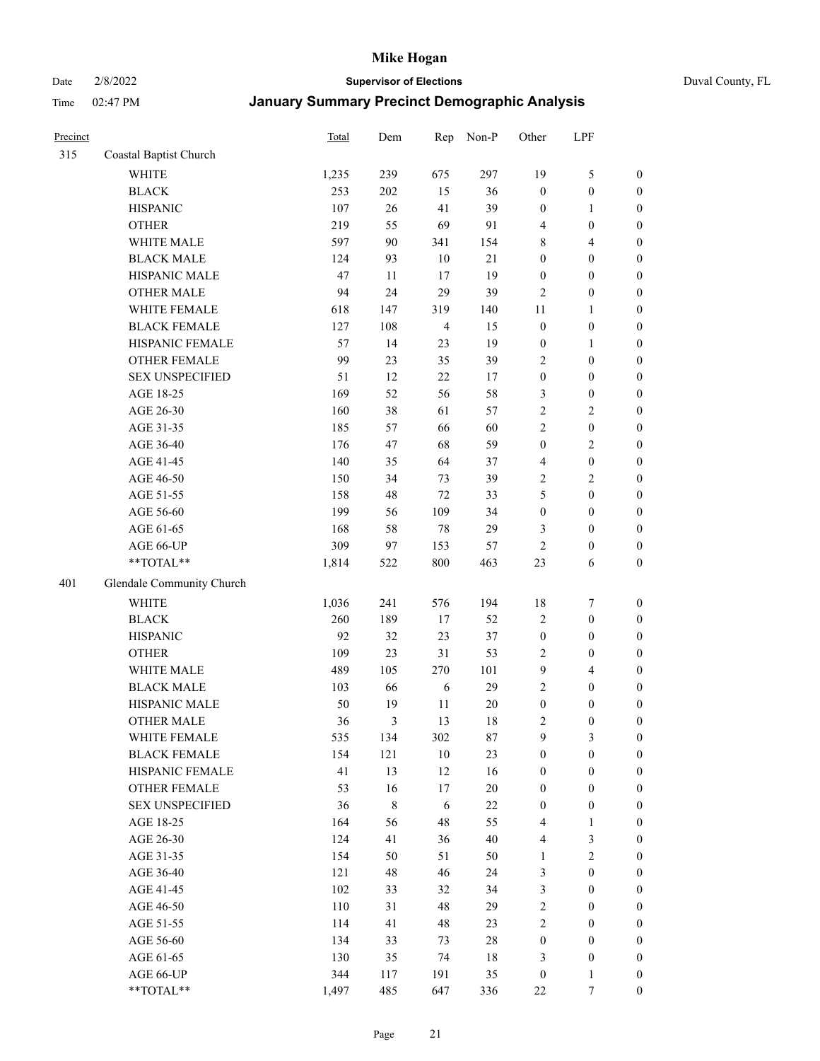# Mike Hogan

Date 2/8/2022 **Supervisor of Elections** Duval County, FL

Time 02:47 PM **January Summary Precinct Demographic Analysis**

| Precinct | | Total | Dem | Rep | Non-P | Other | LPF | |
|---|---|---|---|---|---|---|---|---|
| 315 | Coastal Baptist Church | | | | | | | |
| | WHITE | 1,235 | 239 | 675 | 297 | 19 | 5 | 0 |
| | BLACK | 253 | 202 | 15 | 36 | 0 | 0 | 0 |
| | HISPANIC | 107 | 26 | 41 | 39 | 0 | 1 | 0 |
| | OTHER | 219 | 55 | 69 | 91 | 4 | 0 | 0 |
| | WHITE MALE | 597 | 90 | 341 | 154 | 8 | 4 | 0 |
| | BLACK MALE | 124 | 93 | 10 | 21 | 0 | 0 | 0 |
| | HISPANIC MALE | 47 | 11 | 17 | 19 | 0 | 0 | 0 |
| | OTHER MALE | 94 | 24 | 29 | 39 | 2 | 0 | 0 |
| | WHITE FEMALE | 618 | 147 | 319 | 140 | 11 | 1 | 0 |
| | BLACK FEMALE | 127 | 108 | 4 | 15 | 0 | 0 | 0 |
| | HISPANIC FEMALE | 57 | 14 | 23 | 19 | 0 | 1 | 0 |
| | OTHER FEMALE | 99 | 23 | 35 | 39 | 2 | 0 | 0 |
| | SEX UNSPECIFIED | 51 | 12 | 22 | 17 | 0 | 0 | 0 |
| | AGE 18-25 | 169 | 52 | 56 | 58 | 3 | 0 | 0 |
| | AGE 26-30 | 160 | 38 | 61 | 57 | 2 | 2 | 0 |
| | AGE 31-35 | 185 | 57 | 66 | 60 | 2 | 0 | 0 |
| | AGE 36-40 | 176 | 47 | 68 | 59 | 0 | 2 | 0 |
| | AGE 41-45 | 140 | 35 | 64 | 37 | 4 | 0 | 0 |
| | AGE 46-50 | 150 | 34 | 73 | 39 | 2 | 2 | 0 |
| | AGE 51-55 | 158 | 48 | 72 | 33 | 5 | 0 | 0 |
| | AGE 56-60 | 199 | 56 | 109 | 34 | 0 | 0 | 0 |
| | AGE 61-65 | 168 | 58 | 78 | 29 | 3 | 0 | 0 |
| | AGE 66-UP | 309 | 97 | 153 | 57 | 2 | 0 | 0 |
| | **TOTAL** | 1,814 | 522 | 800 | 463 | 23 | 6 | 0 |
| 401 | Glendale Community Church | | | | | | | |
| | WHITE | 1,036 | 241 | 576 | 194 | 18 | 7 | 0 |
| | BLACK | 260 | 189 | 17 | 52 | 2 | 0 | 0 |
| | HISPANIC | 92 | 32 | 23 | 37 | 0 | 0 | 0 |
| | OTHER | 109 | 23 | 31 | 53 | 2 | 0 | 0 |
| | WHITE MALE | 489 | 105 | 270 | 101 | 9 | 4 | 0 |
| | BLACK MALE | 103 | 66 | 6 | 29 | 2 | 0 | 0 |
| | HISPANIC MALE | 50 | 19 | 11 | 20 | 0 | 0 | 0 |
| | OTHER MALE | 36 | 3 | 13 | 18 | 2 | 0 | 0 |
| | WHITE FEMALE | 535 | 134 | 302 | 87 | 9 | 3 | 0 |
| | BLACK FEMALE | 154 | 121 | 10 | 23 | 0 | 0 | 0 |
| | HISPANIC FEMALE | 41 | 13 | 12 | 16 | 0 | 0 | 0 |
| | OTHER FEMALE | 53 | 16 | 17 | 20 | 0 | 0 | 0 |
| | SEX UNSPECIFIED | 36 | 8 | 6 | 22 | 0 | 0 | 0 |
| | AGE 18-25 | 164 | 56 | 48 | 55 | 4 | 1 | 0 |
| | AGE 26-30 | 124 | 41 | 36 | 40 | 4 | 3 | 0 |
| | AGE 31-35 | 154 | 50 | 51 | 50 | 1 | 2 | 0 |
| | AGE 36-40 | 121 | 48 | 46 | 24 | 3 | 0 | 0 |
| | AGE 41-45 | 102 | 33 | 32 | 34 | 3 | 0 | 0 |
| | AGE 46-50 | 110 | 31 | 48 | 29 | 2 | 0 | 0 |
| | AGE 51-55 | 114 | 41 | 48 | 23 | 2 | 0 | 0 |
| | AGE 56-60 | 134 | 33 | 73 | 28 | 0 | 0 | 0 |
| | AGE 61-65 | 130 | 35 | 74 | 18 | 3 | 0 | 0 |
| | AGE 66-UP | 344 | 117 | 191 | 35 | 0 | 1 | 0 |
| | **TOTAL** | 1,497 | 485 | 647 | 336 | 22 | 7 | 0 |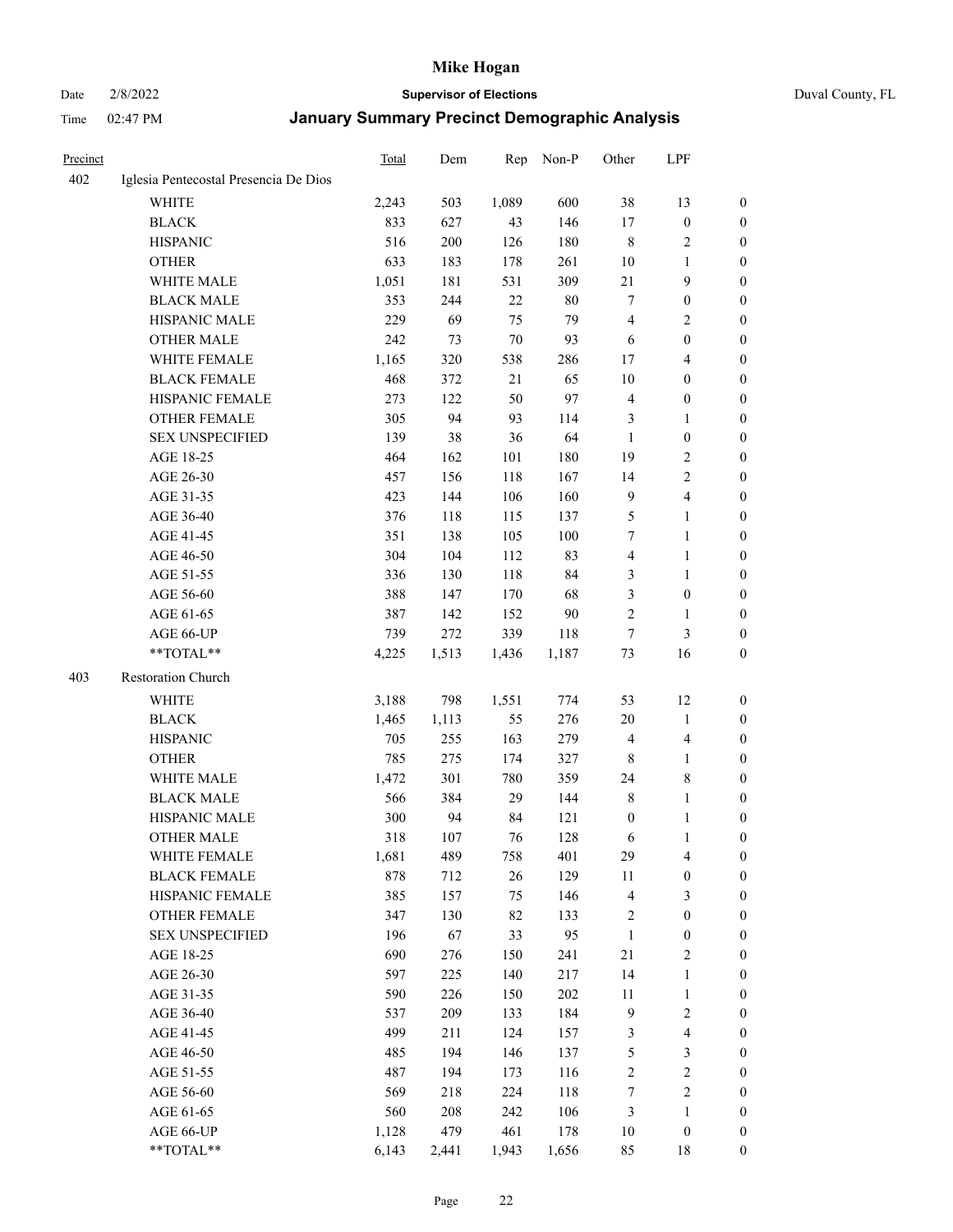# Mike Hogan

Date 2/8/2022 **Supervisor of Elections** Duval County, FL

Time 02:47 PM **January Summary Precinct Demographic Analysis**

| Precinct | | Total | Dem | Rep | Non-P | Other | LPF | |
|---|---|---|---|---|---|---|---|---|
| 402 | Iglesia Pentecostal Presencia De Dios | | | | | | | |
| | WHITE | 2,243 | 503 | 1,089 | 600 | 38 | 13 | 0 |
| | BLACK | 833 | 627 | 43 | 146 | 17 | 0 | 0 |
| | HISPANIC | 516 | 200 | 126 | 180 | 8 | 2 | 0 |
| | OTHER | 633 | 183 | 178 | 261 | 10 | 1 | 0 |
| | WHITE MALE | 1,051 | 181 | 531 | 309 | 21 | 9 | 0 |
| | BLACK MALE | 353 | 244 | 22 | 80 | 7 | 0 | 0 |
| | HISPANIC MALE | 229 | 69 | 75 | 79 | 4 | 2 | 0 |
| | OTHER MALE | 242 | 73 | 70 | 93 | 6 | 0 | 0 |
| | WHITE FEMALE | 1,165 | 320 | 538 | 286 | 17 | 4 | 0 |
| | BLACK FEMALE | 468 | 372 | 21 | 65 | 10 | 0 | 0 |
| | HISPANIC FEMALE | 273 | 122 | 50 | 97 | 4 | 0 | 0 |
| | OTHER FEMALE | 305 | 94 | 93 | 114 | 3 | 1 | 0 |
| | SEX UNSPECIFIED | 139 | 38 | 36 | 64 | 1 | 0 | 0 |
| | AGE 18-25 | 464 | 162 | 101 | 180 | 19 | 2 | 0 |
| | AGE 26-30 | 457 | 156 | 118 | 167 | 14 | 2 | 0 |
| | AGE 31-35 | 423 | 144 | 106 | 160 | 9 | 4 | 0 |
| | AGE 36-40 | 376 | 118 | 115 | 137 | 5 | 1 | 0 |
| | AGE 41-45 | 351 | 138 | 105 | 100 | 7 | 1 | 0 |
| | AGE 46-50 | 304 | 104 | 112 | 83 | 4 | 1 | 0 |
| | AGE 51-55 | 336 | 130 | 118 | 84 | 3 | 1 | 0 |
| | AGE 56-60 | 388 | 147 | 170 | 68 | 3 | 0 | 0 |
| | AGE 61-65 | 387 | 142 | 152 | 90 | 2 | 1 | 0 |
| | AGE 66-UP | 739 | 272 | 339 | 118 | 7 | 3 | 0 |
| | **TOTAL** | 4,225 | 1,513 | 1,436 | 1,187 | 73 | 16 | 0 |
| 403 | Restoration Church | | | | | | | |
| | WHITE | 3,188 | 798 | 1,551 | 774 | 53 | 12 | 0 |
| | BLACK | 1,465 | 1,113 | 55 | 276 | 20 | 1 | 0 |
| | HISPANIC | 705 | 255 | 163 | 279 | 4 | 4 | 0 |
| | OTHER | 785 | 275 | 174 | 327 | 8 | 1 | 0 |
| | WHITE MALE | 1,472 | 301 | 780 | 359 | 24 | 8 | 0 |
| | BLACK MALE | 566 | 384 | 29 | 144 | 8 | 1 | 0 |
| | HISPANIC MALE | 300 | 94 | 84 | 121 | 0 | 1 | 0 |
| | OTHER MALE | 318 | 107 | 76 | 128 | 6 | 1 | 0 |
| | WHITE FEMALE | 1,681 | 489 | 758 | 401 | 29 | 4 | 0 |
| | BLACK FEMALE | 878 | 712 | 26 | 129 | 11 | 0 | 0 |
| | HISPANIC FEMALE | 385 | 157 | 75 | 146 | 4 | 3 | 0 |
| | OTHER FEMALE | 347 | 130 | 82 | 133 | 2 | 0 | 0 |
| | SEX UNSPECIFIED | 196 | 67 | 33 | 95 | 1 | 0 | 0 |
| | AGE 18-25 | 690 | 276 | 150 | 241 | 21 | 2 | 0 |
| | AGE 26-30 | 597 | 225 | 140 | 217 | 14 | 1 | 0 |
| | AGE 31-35 | 590 | 226 | 150 | 202 | 11 | 1 | 0 |
| | AGE 36-40 | 537 | 209 | 133 | 184 | 9 | 2 | 0 |
| | AGE 41-45 | 499 | 211 | 124 | 157 | 3 | 4 | 0 |
| | AGE 46-50 | 485 | 194 | 146 | 137 | 5 | 3 | 0 |
| | AGE 51-55 | 487 | 194 | 173 | 116 | 2 | 2 | 0 |
| | AGE 56-60 | 569 | 218 | 224 | 118 | 7 | 2 | 0 |
| | AGE 61-65 | 560 | 208 | 242 | 106 | 3 | 1 | 0 |
| | AGE 66-UP | 1,128 | 479 | 461 | 178 | 10 | 0 | 0 |
| | **TOTAL** | 6,143 | 2,441 | 1,943 | 1,656 | 85 | 18 | 0 |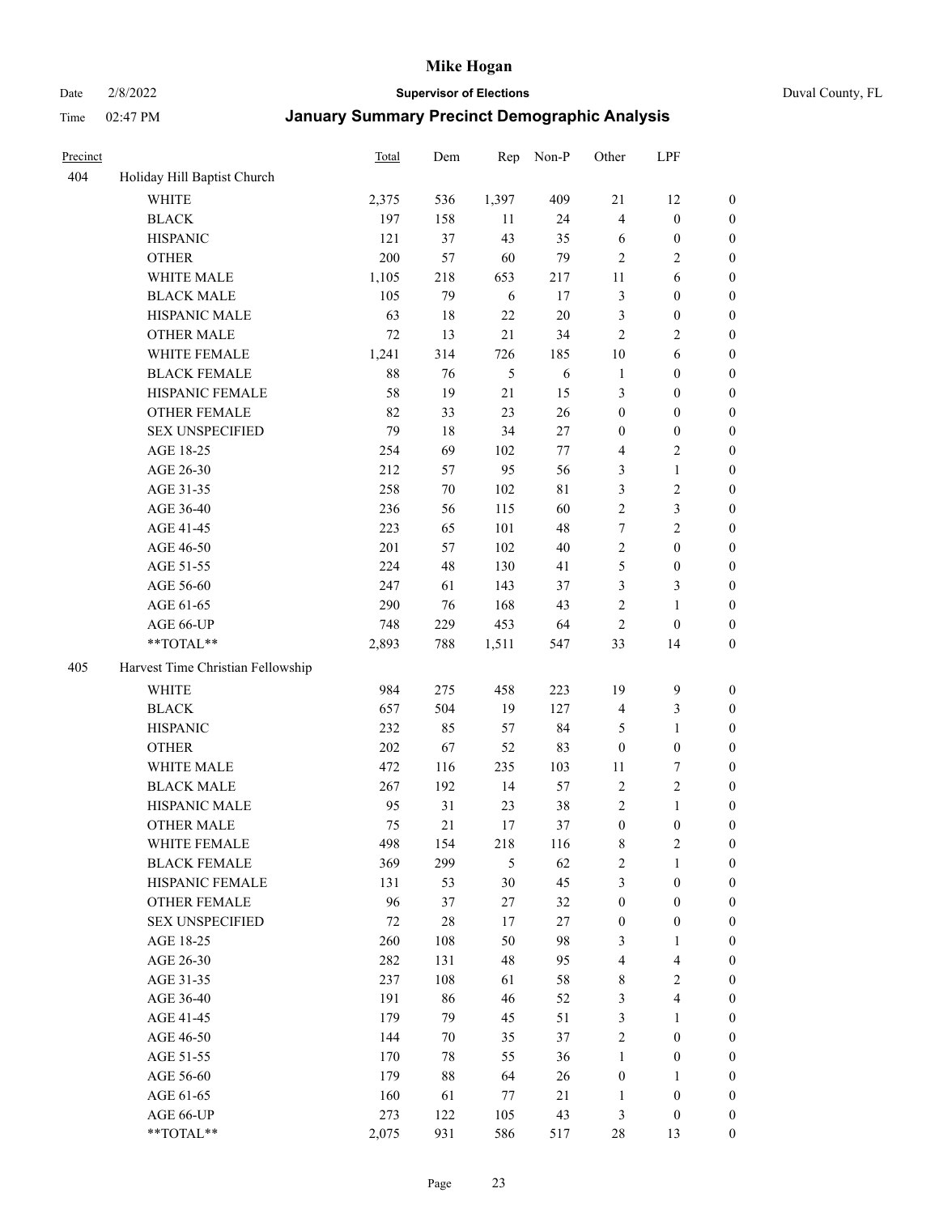# Mike Hogan

Date 2/8/2022 **Supervisor of Elections** Duval County, FL

Time 02:47 PM **January Summary Precinct Demographic Analysis**

| Precinct | | Total | Dem | Rep | Non-P | Other | LPF | |
|---|---|---|---|---|---|---|---|---|
| 404 | Holiday Hill Baptist Church | | | | | | | |
| | WHITE | 2,375 | 536 | 1,397 | 409 | 21 | 12 | 0 |
| | BLACK | 197 | 158 | 11 | 24 | 4 | 0 | 0 |
| | HISPANIC | 121 | 37 | 43 | 35 | 6 | 0 | 0 |
| | OTHER | 200 | 57 | 60 | 79 | 2 | 2 | 0 |
| | WHITE MALE | 1,105 | 218 | 653 | 217 | 11 | 6 | 0 |
| | BLACK MALE | 105 | 79 | 6 | 17 | 3 | 0 | 0 |
| | HISPANIC MALE | 63 | 18 | 22 | 20 | 3 | 0 | 0 |
| | OTHER MALE | 72 | 13 | 21 | 34 | 2 | 2 | 0 |
| | WHITE FEMALE | 1,241 | 314 | 726 | 185 | 10 | 6 | 0 |
| | BLACK FEMALE | 88 | 76 | 5 | 6 | 1 | 0 | 0 |
| | HISPANIC FEMALE | 58 | 19 | 21 | 15 | 3 | 0 | 0 |
| | OTHER FEMALE | 82 | 33 | 23 | 26 | 0 | 0 | 0 |
| | SEX UNSPECIFIED | 79 | 18 | 34 | 27 | 0 | 0 | 0 |
| | AGE 18-25 | 254 | 69 | 102 | 77 | 4 | 2 | 0 |
| | AGE 26-30 | 212 | 57 | 95 | 56 | 3 | 1 | 0 |
| | AGE 31-35 | 258 | 70 | 102 | 81 | 3 | 2 | 0 |
| | AGE 36-40 | 236 | 56 | 115 | 60 | 2 | 3 | 0 |
| | AGE 41-45 | 223 | 65 | 101 | 48 | 7 | 2 | 0 |
| | AGE 46-50 | 201 | 57 | 102 | 40 | 2 | 0 | 0 |
| | AGE 51-55 | 224 | 48 | 130 | 41 | 5 | 0 | 0 |
| | AGE 56-60 | 247 | 61 | 143 | 37 | 3 | 3 | 0 |
| | AGE 61-65 | 290 | 76 | 168 | 43 | 2 | 1 | 0 |
| | AGE 66-UP | 748 | 229 | 453 | 64 | 2 | 0 | 0 |
| | **TOTAL** | 2,893 | 788 | 1,511 | 547 | 33 | 14 | 0 |
| 405 | Harvest Time Christian Fellowship | | | | | | | |
| | WHITE | 984 | 275 | 458 | 223 | 19 | 9 | 0 |
| | BLACK | 657 | 504 | 19 | 127 | 4 | 3 | 0 |
| | HISPANIC | 232 | 85 | 57 | 84 | 5 | 1 | 0 |
| | OTHER | 202 | 67 | 52 | 83 | 0 | 0 | 0 |
| | WHITE MALE | 472 | 116 | 235 | 103 | 11 | 7 | 0 |
| | BLACK MALE | 267 | 192 | 14 | 57 | 2 | 2 | 0 |
| | HISPANIC MALE | 95 | 31 | 23 | 38 | 2 | 1 | 0 |
| | OTHER MALE | 75 | 21 | 17 | 37 | 0 | 0 | 0 |
| | WHITE FEMALE | 498 | 154 | 218 | 116 | 8 | 2 | 0 |
| | BLACK FEMALE | 369 | 299 | 5 | 62 | 2 | 1 | 0 |
| | HISPANIC FEMALE | 131 | 53 | 30 | 45 | 3 | 0 | 0 |
| | OTHER FEMALE | 96 | 37 | 27 | 32 | 0 | 0 | 0 |
| | SEX UNSPECIFIED | 72 | 28 | 17 | 27 | 0 | 0 | 0 |
| | AGE 18-25 | 260 | 108 | 50 | 98 | 3 | 1 | 0 |
| | AGE 26-30 | 282 | 131 | 48 | 95 | 4 | 4 | 0 |
| | AGE 31-35 | 237 | 108 | 61 | 58 | 8 | 2 | 0 |
| | AGE 36-40 | 191 | 86 | 46 | 52 | 3 | 4 | 0 |
| | AGE 41-45 | 179 | 79 | 45 | 51 | 3 | 1 | 0 |
| | AGE 46-50 | 144 | 70 | 35 | 37 | 2 | 0 | 0 |
| | AGE 51-55 | 170 | 78 | 55 | 36 | 1 | 0 | 0 |
| | AGE 56-60 | 179 | 88 | 64 | 26 | 0 | 1 | 0 |
| | AGE 61-65 | 160 | 61 | 77 | 21 | 1 | 0 | 0 |
| | AGE 66-UP | 273 | 122 | 105 | 43 | 3 | 0 | 0 |
| | **TOTAL** | 2,075 | 931 | 586 | 517 | 28 | 13 | 0 |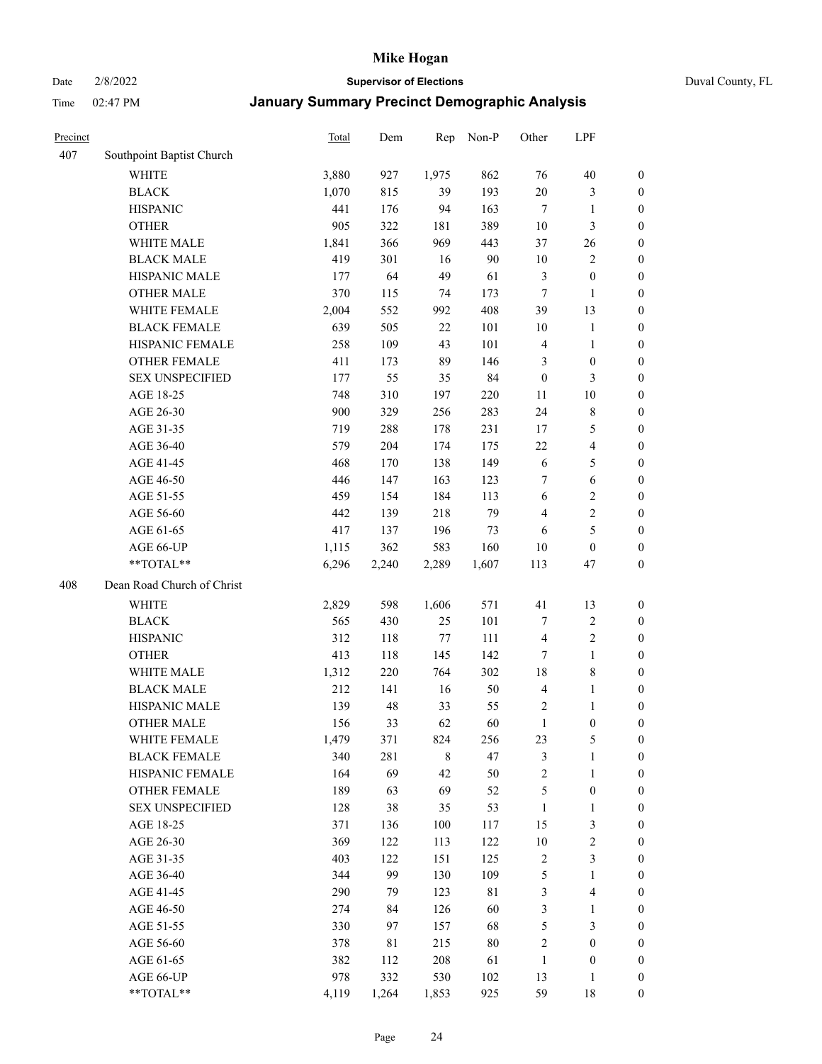| Precinct | | Total | Dem | Rep | Non-P | Other | LPF | |
|---|---|---|---|---|---|---|---|---|
| 407 | Southpoint Baptist Church | | | | | | | |
| | WHITE | 3,880 | 927 | 1,975 | 862 | 76 | 40 | 0 |
| | BLACK | 1,070 | 815 | 39 | 193 | 20 | 3 | 0 |
| | HISPANIC | 441 | 176 | 94 | 163 | 7 | 1 | 0 |
| | OTHER | 905 | 322 | 181 | 389 | 10 | 3 | 0 |
| | WHITE MALE | 1,841 | 366 | 969 | 443 | 37 | 26 | 0 |
| | BLACK MALE | 419 | 301 | 16 | 90 | 10 | 2 | 0 |
| | HISPANIC MALE | 177 | 64 | 49 | 61 | 3 | 0 | 0 |
| | OTHER MALE | 370 | 115 | 74 | 173 | 7 | 1 | 0 |
| | WHITE FEMALE | 2,004 | 552 | 992 | 408 | 39 | 13 | 0 |
| | BLACK FEMALE | 639 | 505 | 22 | 101 | 10 | 1 | 0 |
| | HISPANIC FEMALE | 258 | 109 | 43 | 101 | 4 | 1 | 0 |
| | OTHER FEMALE | 411 | 173 | 89 | 146 | 3 | 0 | 0 |
| | SEX UNSPECIFIED | 177 | 55 | 35 | 84 | 0 | 3 | 0 |
| | AGE 18-25 | 748 | 310 | 197 | 220 | 11 | 10 | 0 |
| | AGE 26-30 | 900 | 329 | 256 | 283 | 24 | 8 | 0 |
| | AGE 31-35 | 719 | 288 | 178 | 231 | 17 | 5 | 0 |
| | AGE 36-40 | 579 | 204 | 174 | 175 | 22 | 4 | 0 |
| | AGE 41-45 | 468 | 170 | 138 | 149 | 6 | 5 | 0 |
| | AGE 46-50 | 446 | 147 | 163 | 123 | 7 | 6 | 0 |
| | AGE 51-55 | 459 | 154 | 184 | 113 | 6 | 2 | 0 |
| | AGE 56-60 | 442 | 139 | 218 | 79 | 4 | 2 | 0 |
| | AGE 61-65 | 417 | 137 | 196 | 73 | 6 | 5 | 0 |
| | AGE 66-UP | 1,115 | 362 | 583 | 160 | 10 | 0 | 0 |
| | **TOTAL** | 6,296 | 2,240 | 2,289 | 1,607 | 113 | 47 | 0 |
| 408 | Dean Road Church of Christ | | | | | | | |
| | WHITE | 2,829 | 598 | 1,606 | 571 | 41 | 13 | 0 |
| | BLACK | 565 | 430 | 25 | 101 | 7 | 2 | 0 |
| | HISPANIC | 312 | 118 | 77 | 111 | 4 | 2 | 0 |
| | OTHER | 413 | 118 | 145 | 142 | 7 | 1 | 0 |
| | WHITE MALE | 1,312 | 220 | 764 | 302 | 18 | 8 | 0 |
| | BLACK MALE | 212 | 141 | 16 | 50 | 4 | 1 | 0 |
| | HISPANIC MALE | 139 | 48 | 33 | 55 | 2 | 1 | 0 |
| | OTHER MALE | 156 | 33 | 62 | 60 | 1 | 0 | 0 |
| | WHITE FEMALE | 1,479 | 371 | 824 | 256 | 23 | 5 | 0 |
| | BLACK FEMALE | 340 | 281 | 8 | 47 | 3 | 1 | 0 |
| | HISPANIC FEMALE | 164 | 69 | 42 | 50 | 2 | 1 | 0 |
| | OTHER FEMALE | 189 | 63 | 69 | 52 | 5 | 0 | 0 |
| | SEX UNSPECIFIED | 128 | 38 | 35 | 53 | 1 | 1 | 0 |
| | AGE 18-25 | 371 | 136 | 100 | 117 | 15 | 3 | 0 |
| | AGE 26-30 | 369 | 122 | 113 | 122 | 10 | 2 | 0 |
| | AGE 31-35 | 403 | 122 | 151 | 125 | 2 | 3 | 0 |
| | AGE 36-40 | 344 | 99 | 130 | 109 | 5 | 1 | 0 |
| | AGE 41-45 | 290 | 79 | 123 | 81 | 3 | 4 | 0 |
| | AGE 46-50 | 274 | 84 | 126 | 60 | 3 | 1 | 0 |
| | AGE 51-55 | 330 | 97 | 157 | 68 | 5 | 3 | 0 |
| | AGE 56-60 | 378 | 81 | 215 | 80 | 2 | 0 | 0 |
| | AGE 61-65 | 382 | 112 | 208 | 61 | 1 | 0 | 0 |
| | AGE 66-UP | 978 | 332 | 530 | 102 | 13 | 1 | 0 |
| | **TOTAL** | 4,119 | 1,264 | 1,853 | 925 | 59 | 18 | 0 |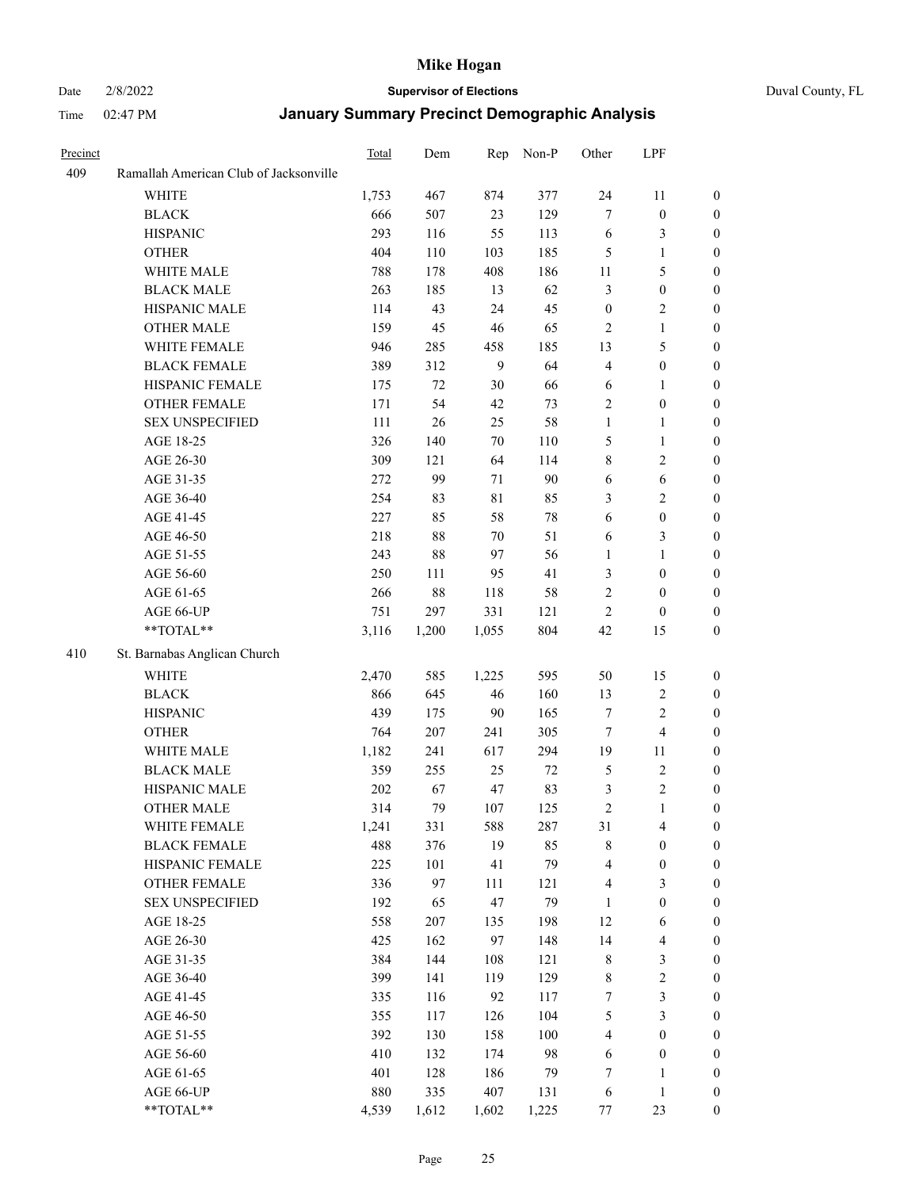| Precinct | | Total | Dem | Rep | Non-P | Other | LPF | |
|---|---|---|---|---|---|---|---|---|
| 409 | Ramallah American Club of Jacksonville | | | | | | | |
| | WHITE | 1,753 | 467 | 874 | 377 | 24 | 11 | 0 |
| | BLACK | 666 | 507 | 23 | 129 | 7 | 0 | 0 |
| | HISPANIC | 293 | 116 | 55 | 113 | 6 | 3 | 0 |
| | OTHER | 404 | 110 | 103 | 185 | 5 | 1 | 0 |
| | WHITE MALE | 788 | 178 | 408 | 186 | 11 | 5 | 0 |
| | BLACK MALE | 263 | 185 | 13 | 62 | 3 | 0 | 0 |
| | HISPANIC MALE | 114 | 43 | 24 | 45 | 0 | 2 | 0 |
| | OTHER MALE | 159 | 45 | 46 | 65 | 2 | 1 | 0 |
| | WHITE FEMALE | 946 | 285 | 458 | 185 | 13 | 5 | 0 |
| | BLACK FEMALE | 389 | 312 | 9 | 64 | 4 | 0 | 0 |
| | HISPANIC FEMALE | 175 | 72 | 30 | 66 | 6 | 1 | 0 |
| | OTHER FEMALE | 171 | 54 | 42 | 73 | 2 | 0 | 0 |
| | SEX UNSPECIFIED | 111 | 26 | 25 | 58 | 1 | 1 | 0 |
| | AGE 18-25 | 326 | 140 | 70 | 110 | 5 | 1 | 0 |
| | AGE 26-30 | 309 | 121 | 64 | 114 | 8 | 2 | 0 |
| | AGE 31-35 | 272 | 99 | 71 | 90 | 6 | 6 | 0 |
| | AGE 36-40 | 254 | 83 | 81 | 85 | 3 | 2 | 0 |
| | AGE 41-45 | 227 | 85 | 58 | 78 | 6 | 0 | 0 |
| | AGE 46-50 | 218 | 88 | 70 | 51 | 6 | 3 | 0 |
| | AGE 51-55 | 243 | 88 | 97 | 56 | 1 | 1 | 0 |
| | AGE 56-60 | 250 | 111 | 95 | 41 | 3 | 0 | 0 |
| | AGE 61-65 | 266 | 88 | 118 | 58 | 2 | 0 | 0 |
| | AGE 66-UP | 751 | 297 | 331 | 121 | 2 | 0 | 0 |
| | **TOTAL** | 3,116 | 1,200 | 1,055 | 804 | 42 | 15 | 0 |
| 410 | St. Barnabas Anglican Church | | | | | | | |
| | WHITE | 2,470 | 585 | 1,225 | 595 | 50 | 15 | 0 |
| | BLACK | 866 | 645 | 46 | 160 | 13 | 2 | 0 |
| | HISPANIC | 439 | 175 | 90 | 165 | 7 | 2 | 0 |
| | OTHER | 764 | 207 | 241 | 305 | 7 | 4 | 0 |
| | WHITE MALE | 1,182 | 241 | 617 | 294 | 19 | 11 | 0 |
| | BLACK MALE | 359 | 255 | 25 | 72 | 5 | 2 | 0 |
| | HISPANIC MALE | 202 | 67 | 47 | 83 | 3 | 2 | 0 |
| | OTHER MALE | 314 | 79 | 107 | 125 | 2 | 1 | 0 |
| | WHITE FEMALE | 1,241 | 331 | 588 | 287 | 31 | 4 | 0 |
| | BLACK FEMALE | 488 | 376 | 19 | 85 | 8 | 0 | 0 |
| | HISPANIC FEMALE | 225 | 101 | 41 | 79 | 4 | 0 | 0 |
| | OTHER FEMALE | 336 | 97 | 111 | 121 | 4 | 3 | 0 |
| | SEX UNSPECIFIED | 192 | 65 | 47 | 79 | 1 | 0 | 0 |
| | AGE 18-25 | 558 | 207 | 135 | 198 | 12 | 6 | 0 |
| | AGE 26-30 | 425 | 162 | 97 | 148 | 14 | 4 | 0 |
| | AGE 31-35 | 384 | 144 | 108 | 121 | 8 | 3 | 0 |
| | AGE 36-40 | 399 | 141 | 119 | 129 | 8 | 2 | 0 |
| | AGE 41-45 | 335 | 116 | 92 | 117 | 7 | 3 | 0 |
| | AGE 46-50 | 355 | 117 | 126 | 104 | 5 | 3 | 0 |
| | AGE 51-55 | 392 | 130 | 158 | 100 | 4 | 0 | 0 |
| | AGE 56-60 | 410 | 132 | 174 | 98 | 6 | 0 | 0 |
| | AGE 61-65 | 401 | 128 | 186 | 79 | 7 | 1 | 0 |
| | AGE 66-UP | 880 | 335 | 407 | 131 | 6 | 1 | 0 |
| | **TOTAL** | 4,539 | 1,612 | 1,602 | 1,225 | 77 | 23 | 0 |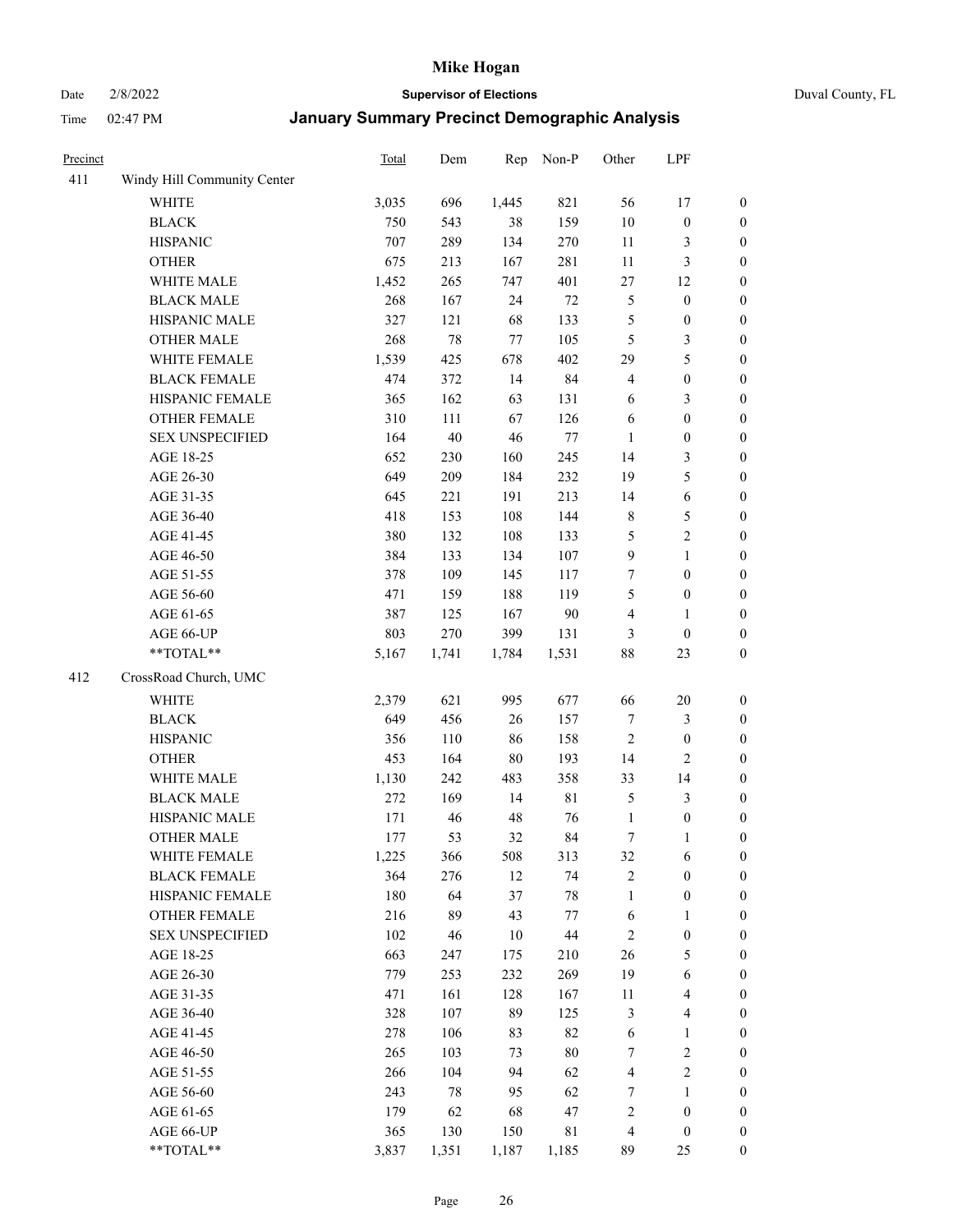# Mike Hogan

Date 2/8/2022 **Supervisor of Elections** Duval County, FL

Time 02:47 PM **January Summary Precinct Demographic Analysis**

| Precinct | | Total | Dem | Rep | Non-P | Other | LPF | |
|---|---|---|---|---|---|---|---|---|
| 411 | Windy Hill Community Center | | | | | | | |
| | WHITE | 3,035 | 696 | 1,445 | 821 | 56 | 17 | 0 |
| | BLACK | 750 | 543 | 38 | 159 | 10 | 0 | 0 |
| | HISPANIC | 707 | 289 | 134 | 270 | 11 | 3 | 0 |
| | OTHER | 675 | 213 | 167 | 281 | 11 | 3 | 0 |
| | WHITE MALE | 1,452 | 265 | 747 | 401 | 27 | 12 | 0 |
| | BLACK MALE | 268 | 167 | 24 | 72 | 5 | 0 | 0 |
| | HISPANIC MALE | 327 | 121 | 68 | 133 | 5 | 0 | 0 |
| | OTHER MALE | 268 | 78 | 77 | 105 | 5 | 3 | 0 |
| | WHITE FEMALE | 1,539 | 425 | 678 | 402 | 29 | 5 | 0 |
| | BLACK FEMALE | 474 | 372 | 14 | 84 | 4 | 0 | 0 |
| | HISPANIC FEMALE | 365 | 162 | 63 | 131 | 6 | 3 | 0 |
| | OTHER FEMALE | 310 | 111 | 67 | 126 | 6 | 0 | 0 |
| | SEX UNSPECIFIED | 164 | 40 | 46 | 77 | 1 | 0 | 0 |
| | AGE 18-25 | 652 | 230 | 160 | 245 | 14 | 3 | 0 |
| | AGE 26-30 | 649 | 209 | 184 | 232 | 19 | 5 | 0 |
| | AGE 31-35 | 645 | 221 | 191 | 213 | 14 | 6 | 0 |
| | AGE 36-40 | 418 | 153 | 108 | 144 | 8 | 5 | 0 |
| | AGE 41-45 | 380 | 132 | 108 | 133 | 5 | 2 | 0 |
| | AGE 46-50 | 384 | 133 | 134 | 107 | 9 | 1 | 0 |
| | AGE 51-55 | 378 | 109 | 145 | 117 | 7 | 0 | 0 |
| | AGE 56-60 | 471 | 159 | 188 | 119 | 5 | 0 | 0 |
| | AGE 61-65 | 387 | 125 | 167 | 90 | 4 | 1 | 0 |
| | AGE 66-UP | 803 | 270 | 399 | 131 | 3 | 0 | 0 |
| | **TOTAL** | 5,167 | 1,741 | 1,784 | 1,531 | 88 | 23 | 0 |
| 412 | CrossRoad Church, UMC | | | | | | | |
| | WHITE | 2,379 | 621 | 995 | 677 | 66 | 20 | 0 |
| | BLACK | 649 | 456 | 26 | 157 | 7 | 3 | 0 |
| | HISPANIC | 356 | 110 | 86 | 158 | 2 | 0 | 0 |
| | OTHER | 453 | 164 | 80 | 193 | 14 | 2 | 0 |
| | WHITE MALE | 1,130 | 242 | 483 | 358 | 33 | 14 | 0 |
| | BLACK MALE | 272 | 169 | 14 | 81 | 5 | 3 | 0 |
| | HISPANIC MALE | 171 | 46 | 48 | 76 | 1 | 0 | 0 |
| | OTHER MALE | 177 | 53 | 32 | 84 | 7 | 1 | 0 |
| | WHITE FEMALE | 1,225 | 366 | 508 | 313 | 32 | 6 | 0 |
| | BLACK FEMALE | 364 | 276 | 12 | 74 | 2 | 0 | 0 |
| | HISPANIC FEMALE | 180 | 64 | 37 | 78 | 1 | 0 | 0 |
| | OTHER FEMALE | 216 | 89 | 43 | 77 | 6 | 1 | 0 |
| | SEX UNSPECIFIED | 102 | 46 | 10 | 44 | 2 | 0 | 0 |
| | AGE 18-25 | 663 | 247 | 175 | 210 | 26 | 5 | 0 |
| | AGE 26-30 | 779 | 253 | 232 | 269 | 19 | 6 | 0 |
| | AGE 31-35 | 471 | 161 | 128 | 167 | 11 | 4 | 0 |
| | AGE 36-40 | 328 | 107 | 89 | 125 | 3 | 4 | 0 |
| | AGE 41-45 | 278 | 106 | 83 | 82 | 6 | 1 | 0 |
| | AGE 46-50 | 265 | 103 | 73 | 80 | 7 | 2 | 0 |
| | AGE 51-55 | 266 | 104 | 94 | 62 | 4 | 2 | 0 |
| | AGE 56-60 | 243 | 78 | 95 | 62 | 7 | 1 | 0 |
| | AGE 61-65 | 179 | 62 | 68 | 47 | 2 | 0 | 0 |
| | AGE 66-UP | 365 | 130 | 150 | 81 | 4 | 0 | 0 |
| | **TOTAL** | 3,837 | 1,351 | 1,187 | 1,185 | 89 | 25 | 0 |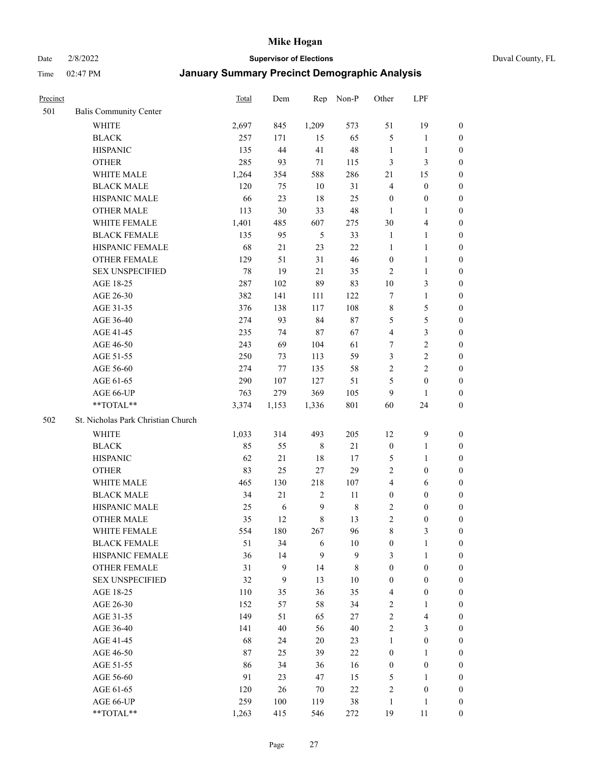# Mike Hogan

Date 2/8/2022 **Supervisor of Elections** Duval County, FL

Time 02:47 PM **January Summary Precinct Demographic Analysis**

| Precinct | | Total | Dem | Rep | Non-P | Other | LPF | |
|---|---|---|---|---|---|---|---|---|
| 501 | Balis Community Center | | | | | | | |
| | WHITE | 2,697 | 845 | 1,209 | 573 | 51 | 19 | 0 |
| | BLACK | 257 | 171 | 15 | 65 | 5 | 1 | 0 |
| | HISPANIC | 135 | 44 | 41 | 48 | 1 | 1 | 0 |
| | OTHER | 285 | 93 | 71 | 115 | 3 | 3 | 0 |
| | WHITE MALE | 1,264 | 354 | 588 | 286 | 21 | 15 | 0 |
| | BLACK MALE | 120 | 75 | 10 | 31 | 4 | 0 | 0 |
| | HISPANIC MALE | 66 | 23 | 18 | 25 | 0 | 0 | 0 |
| | OTHER MALE | 113 | 30 | 33 | 48 | 1 | 1 | 0 |
| | WHITE FEMALE | 1,401 | 485 | 607 | 275 | 30 | 4 | 0 |
| | BLACK FEMALE | 135 | 95 | 5 | 33 | 1 | 1 | 0 |
| | HISPANIC FEMALE | 68 | 21 | 23 | 22 | 1 | 1 | 0 |
| | OTHER FEMALE | 129 | 51 | 31 | 46 | 0 | 1 | 0 |
| | SEX UNSPECIFIED | 78 | 19 | 21 | 35 | 2 | 1 | 0 |
| | AGE 18-25 | 287 | 102 | 89 | 83 | 10 | 3 | 0 |
| | AGE 26-30 | 382 | 141 | 111 | 122 | 7 | 1 | 0 |
| | AGE 31-35 | 376 | 138 | 117 | 108 | 8 | 5 | 0 |
| | AGE 36-40 | 274 | 93 | 84 | 87 | 5 | 5 | 0 |
| | AGE 41-45 | 235 | 74 | 87 | 67 | 4 | 3 | 0 |
| | AGE 46-50 | 243 | 69 | 104 | 61 | 7 | 2 | 0 |
| | AGE 51-55 | 250 | 73 | 113 | 59 | 3 | 2 | 0 |
| | AGE 56-60 | 274 | 77 | 135 | 58 | 2 | 2 | 0 |
| | AGE 61-65 | 290 | 107 | 127 | 51 | 5 | 0 | 0 |
| | AGE 66-UP | 763 | 279 | 369 | 105 | 9 | 1 | 0 |
| | **TOTAL** | 3,374 | 1,153 | 1,336 | 801 | 60 | 24 | 0 |
| 502 | St. Nicholas Park Christian Church | | | | | | | |
| | WHITE | 1,033 | 314 | 493 | 205 | 12 | 9 | 0 |
| | BLACK | 85 | 55 | 8 | 21 | 0 | 1 | 0 |
| | HISPANIC | 62 | 21 | 18 | 17 | 5 | 1 | 0 |
| | OTHER | 83 | 25 | 27 | 29 | 2 | 0 | 0 |
| | WHITE MALE | 465 | 130 | 218 | 107 | 4 | 6 | 0 |
| | BLACK MALE | 34 | 21 | 2 | 11 | 0 | 0 | 0 |
| | HISPANIC MALE | 25 | 6 | 9 | 8 | 2 | 0 | 0 |
| | OTHER MALE | 35 | 12 | 8 | 13 | 2 | 0 | 0 |
| | WHITE FEMALE | 554 | 180 | 267 | 96 | 8 | 3 | 0 |
| | BLACK FEMALE | 51 | 34 | 6 | 10 | 0 | 1 | 0 |
| | HISPANIC FEMALE | 36 | 14 | 9 | 9 | 3 | 1 | 0 |
| | OTHER FEMALE | 31 | 9 | 14 | 8 | 0 | 0 | 0 |
| | SEX UNSPECIFIED | 32 | 9 | 13 | 10 | 0 | 0 | 0 |
| | AGE 18-25 | 110 | 35 | 36 | 35 | 4 | 0 | 0 |
| | AGE 26-30 | 152 | 57 | 58 | 34 | 2 | 1 | 0 |
| | AGE 31-35 | 149 | 51 | 65 | 27 | 2 | 4 | 0 |
| | AGE 36-40 | 141 | 40 | 56 | 40 | 2 | 3 | 0 |
| | AGE 41-45 | 68 | 24 | 20 | 23 | 1 | 0 | 0 |
| | AGE 46-50 | 87 | 25 | 39 | 22 | 0 | 1 | 0 |
| | AGE 51-55 | 86 | 34 | 36 | 16 | 0 | 0 | 0 |
| | AGE 56-60 | 91 | 23 | 47 | 15 | 5 | 1 | 0 |
| | AGE 61-65 | 120 | 26 | 70 | 22 | 2 | 0 | 0 |
| | AGE 66-UP | 259 | 100 | 119 | 38 | 1 | 1 | 0 |
| | **TOTAL** | 1,263 | 415 | 546 | 272 | 19 | 11 | 0 |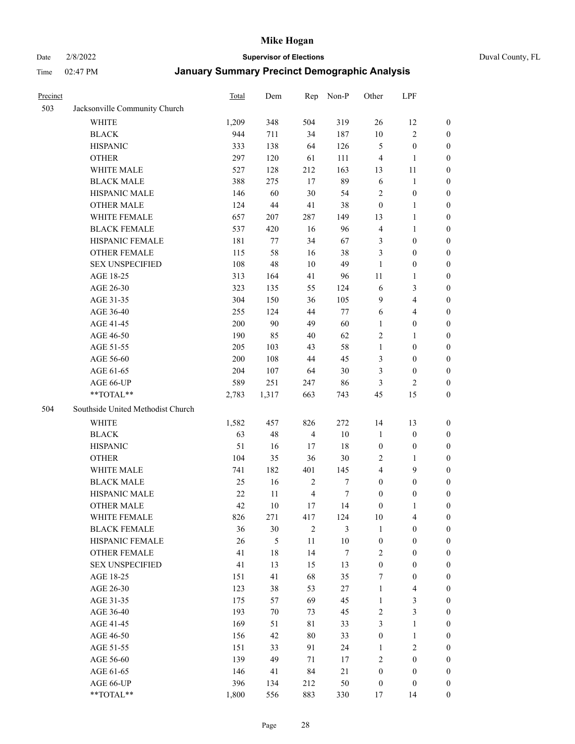# Mike Hogan

Date 2/8/2022 **Supervisor of Elections** Duval County, FL

Time 02:47 PM **January Summary Precinct Demographic Analysis**

| Precinct | | Total | Dem | Rep | Non-P | Other | LPF | |
|---|---|---|---|---|---|---|---|---|
| 503 | Jacksonville Community Church | | | | | | | |
| | WHITE | 1,209 | 348 | 504 | 319 | 26 | 12 | 0 |
| | BLACK | 944 | 711 | 34 | 187 | 10 | 2 | 0 |
| | HISPANIC | 333 | 138 | 64 | 126 | 5 | 0 | 0 |
| | OTHER | 297 | 120 | 61 | 111 | 4 | 1 | 0 |
| | WHITE MALE | 527 | 128 | 212 | 163 | 13 | 11 | 0 |
| | BLACK MALE | 388 | 275 | 17 | 89 | 6 | 1 | 0 |
| | HISPANIC MALE | 146 | 60 | 30 | 54 | 2 | 0 | 0 |
| | OTHER MALE | 124 | 44 | 41 | 38 | 0 | 1 | 0 |
| | WHITE FEMALE | 657 | 207 | 287 | 149 | 13 | 1 | 0 |
| | BLACK FEMALE | 537 | 420 | 16 | 96 | 4 | 1 | 0 |
| | HISPANIC FEMALE | 181 | 77 | 34 | 67 | 3 | 0 | 0 |
| | OTHER FEMALE | 115 | 58 | 16 | 38 | 3 | 0 | 0 |
| | SEX UNSPECIFIED | 108 | 48 | 10 | 49 | 1 | 0 | 0 |
| | AGE 18-25 | 313 | 164 | 41 | 96 | 11 | 1 | 0 |
| | AGE 26-30 | 323 | 135 | 55 | 124 | 6 | 3 | 0 |
| | AGE 31-35 | 304 | 150 | 36 | 105 | 9 | 4 | 0 |
| | AGE 36-40 | 255 | 124 | 44 | 77 | 6 | 4 | 0 |
| | AGE 41-45 | 200 | 90 | 49 | 60 | 1 | 0 | 0 |
| | AGE 46-50 | 190 | 85 | 40 | 62 | 2 | 1 | 0 |
| | AGE 51-55 | 205 | 103 | 43 | 58 | 1 | 0 | 0 |
| | AGE 56-60 | 200 | 108 | 44 | 45 | 3 | 0 | 0 |
| | AGE 61-65 | 204 | 107 | 64 | 30 | 3 | 0 | 0 |
| | AGE 66-UP | 589 | 251 | 247 | 86 | 3 | 2 | 0 |
| | **TOTAL** | 2,783 | 1,317 | 663 | 743 | 45 | 15 | 0 |
| 504 | Southside United Methodist Church | | | | | | | |
| | WHITE | 1,582 | 457 | 826 | 272 | 14 | 13 | 0 |
| | BLACK | 63 | 48 | 4 | 10 | 1 | 0 | 0 |
| | HISPANIC | 51 | 16 | 17 | 18 | 0 | 0 | 0 |
| | OTHER | 104 | 35 | 36 | 30 | 2 | 1 | 0 |
| | WHITE MALE | 741 | 182 | 401 | 145 | 4 | 9 | 0 |
| | BLACK MALE | 25 | 16 | 2 | 7 | 0 | 0 | 0 |
| | HISPANIC MALE | 22 | 11 | 4 | 7 | 0 | 0 | 0 |
| | OTHER MALE | 42 | 10 | 17 | 14 | 0 | 1 | 0 |
| | WHITE FEMALE | 826 | 271 | 417 | 124 | 10 | 4 | 0 |
| | BLACK FEMALE | 36 | 30 | 2 | 3 | 1 | 0 | 0 |
| | HISPANIC FEMALE | 26 | 5 | 11 | 10 | 0 | 0 | 0 |
| | OTHER FEMALE | 41 | 18 | 14 | 7 | 2 | 0 | 0 |
| | SEX UNSPECIFIED | 41 | 13 | 15 | 13 | 0 | 0 | 0 |
| | AGE 18-25 | 151 | 41 | 68 | 35 | 7 | 0 | 0 |
| | AGE 26-30 | 123 | 38 | 53 | 27 | 1 | 4 | 0 |
| | AGE 31-35 | 175 | 57 | 69 | 45 | 1 | 3 | 0 |
| | AGE 36-40 | 193 | 70 | 73 | 45 | 2 | 3 | 0 |
| | AGE 41-45 | 169 | 51 | 81 | 33 | 3 | 1 | 0 |
| | AGE 46-50 | 156 | 42 | 80 | 33 | 0 | 1 | 0 |
| | AGE 51-55 | 151 | 33 | 91 | 24 | 1 | 2 | 0 |
| | AGE 56-60 | 139 | 49 | 71 | 17 | 2 | 0 | 0 |
| | AGE 61-65 | 146 | 41 | 84 | 21 | 0 | 0 | 0 |
| | AGE 66-UP | 396 | 134 | 212 | 50 | 0 | 0 | 0 |
| | **TOTAL** | 1,800 | 556 | 883 | 330 | 17 | 14 | 0 |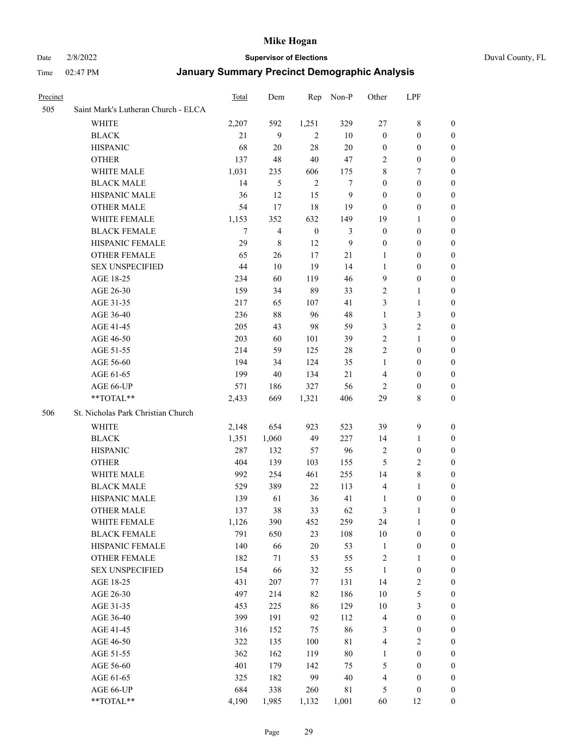# Mike Hogan

Date 2/8/2022 **Supervisor of Elections** Duval County, FL

Time 02:47 PM **January Summary Precinct Demographic Analysis**

| Precinct | | Total | Dem | Rep | Non-P | Other | LPF | |
|---|---|---|---|---|---|---|---|---|
| 505 | Saint Mark's Lutheran Church - ELCA | | | | | | | |
| | WHITE | 2,207 | 592 | 1,251 | 329 | 27 | 8 | 0 |
| | BLACK | 21 | 9 | 2 | 10 | 0 | 0 | 0 |
| | HISPANIC | 68 | 20 | 28 | 20 | 0 | 0 | 0 |
| | OTHER | 137 | 48 | 40 | 47 | 2 | 0 | 0 |
| | WHITE MALE | 1,031 | 235 | 606 | 175 | 8 | 7 | 0 |
| | BLACK MALE | 14 | 5 | 2 | 7 | 0 | 0 | 0 |
| | HISPANIC MALE | 36 | 12 | 15 | 9 | 0 | 0 | 0 |
| | OTHER MALE | 54 | 17 | 18 | 19 | 0 | 0 | 0 |
| | WHITE FEMALE | 1,153 | 352 | 632 | 149 | 19 | 1 | 0 |
| | BLACK FEMALE | 7 | 4 | 0 | 3 | 0 | 0 | 0 |
| | HISPANIC FEMALE | 29 | 8 | 12 | 9 | 0 | 0 | 0 |
| | OTHER FEMALE | 65 | 26 | 17 | 21 | 1 | 0 | 0 |
| | SEX UNSPECIFIED | 44 | 10 | 19 | 14 | 1 | 0 | 0 |
| | AGE 18-25 | 234 | 60 | 119 | 46 | 9 | 0 | 0 |
| | AGE 26-30 | 159 | 34 | 89 | 33 | 2 | 1 | 0 |
| | AGE 31-35 | 217 | 65 | 107 | 41 | 3 | 1 | 0 |
| | AGE 36-40 | 236 | 88 | 96 | 48 | 1 | 3 | 0 |
| | AGE 41-45 | 205 | 43 | 98 | 59 | 3 | 2 | 0 |
| | AGE 46-50 | 203 | 60 | 101 | 39 | 2 | 1 | 0 |
| | AGE 51-55 | 214 | 59 | 125 | 28 | 2 | 0 | 0 |
| | AGE 56-60 | 194 | 34 | 124 | 35 | 1 | 0 | 0 |
| | AGE 61-65 | 199 | 40 | 134 | 21 | 4 | 0 | 0 |
| | AGE 66-UP | 571 | 186 | 327 | 56 | 2 | 0 | 0 |
| | **TOTAL** | 2,433 | 669 | 1,321 | 406 | 29 | 8 | 0 |
| 506 | St. Nicholas Park Christian Church | | | | | | | |
| | WHITE | 2,148 | 654 | 923 | 523 | 39 | 9 | 0 |
| | BLACK | 1,351 | 1,060 | 49 | 227 | 14 | 1 | 0 |
| | HISPANIC | 287 | 132 | 57 | 96 | 2 | 0 | 0 |
| | OTHER | 404 | 139 | 103 | 155 | 5 | 2 | 0 |
| | WHITE MALE | 992 | 254 | 461 | 255 | 14 | 8 | 0 |
| | BLACK MALE | 529 | 389 | 22 | 113 | 4 | 1 | 0 |
| | HISPANIC MALE | 139 | 61 | 36 | 41 | 1 | 0 | 0 |
| | OTHER MALE | 137 | 38 | 33 | 62 | 3 | 1 | 0 |
| | WHITE FEMALE | 1,126 | 390 | 452 | 259 | 24 | 1 | 0 |
| | BLACK FEMALE | 791 | 650 | 23 | 108 | 10 | 0 | 0 |
| | HISPANIC FEMALE | 140 | 66 | 20 | 53 | 1 | 0 | 0 |
| | OTHER FEMALE | 182 | 71 | 53 | 55 | 2 | 1 | 0 |
| | SEX UNSPECIFIED | 154 | 66 | 32 | 55 | 1 | 0 | 0 |
| | AGE 18-25 | 431 | 207 | 77 | 131 | 14 | 2 | 0 |
| | AGE 26-30 | 497 | 214 | 82 | 186 | 10 | 5 | 0 |
| | AGE 31-35 | 453 | 225 | 86 | 129 | 10 | 3 | 0 |
| | AGE 36-40 | 399 | 191 | 92 | 112 | 4 | 0 | 0 |
| | AGE 41-45 | 316 | 152 | 75 | 86 | 3 | 0 | 0 |
| | AGE 46-50 | 322 | 135 | 100 | 81 | 4 | 2 | 0 |
| | AGE 51-55 | 362 | 162 | 119 | 80 | 1 | 0 | 0 |
| | AGE 56-60 | 401 | 179 | 142 | 75 | 5 | 0 | 0 |
| | AGE 61-65 | 325 | 182 | 99 | 40 | 4 | 0 | 0 |
| | AGE 66-UP | 684 | 338 | 260 | 81 | 5 | 0 | 0 |
| | **TOTAL** | 4,190 | 1,985 | 1,132 | 1,001 | 60 | 12 | 0 |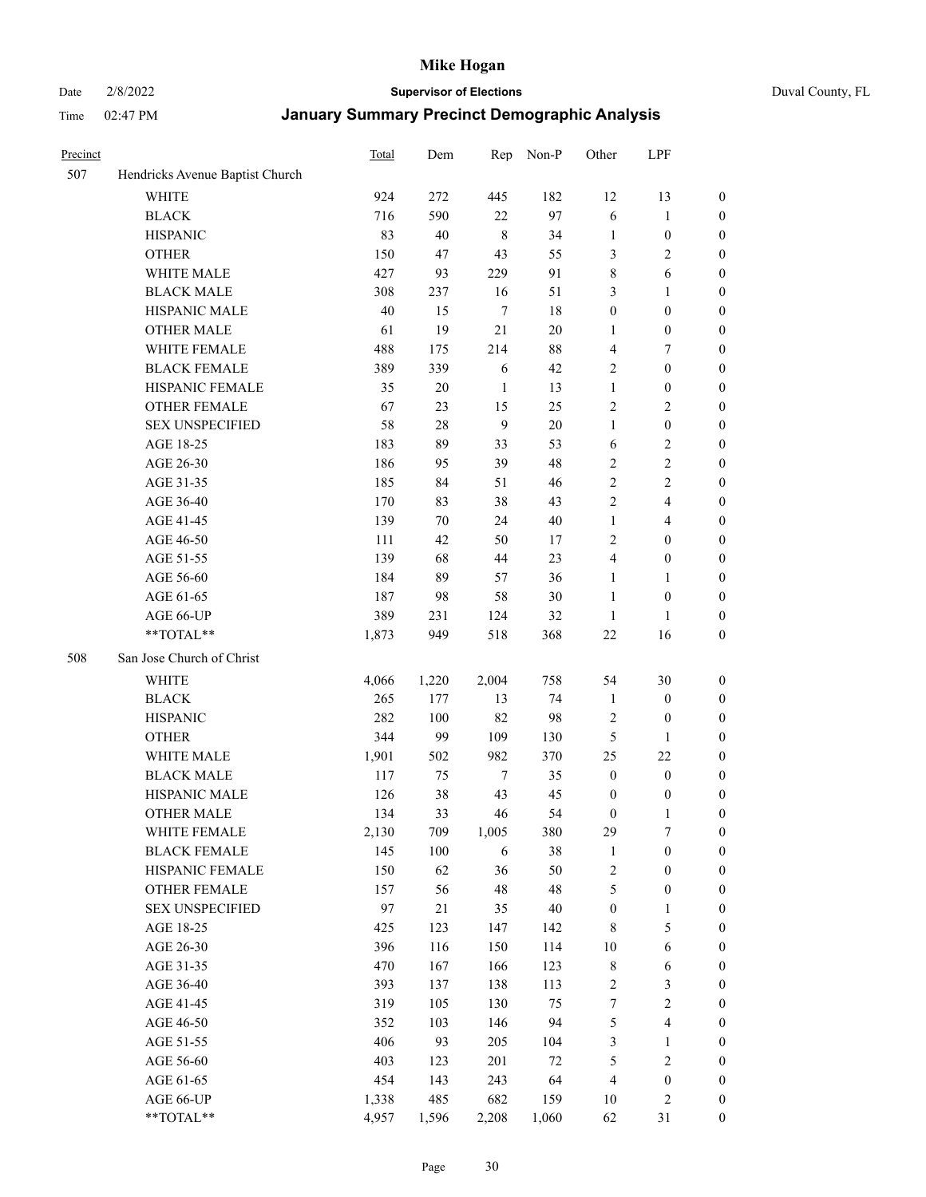| Precinct | | Total | Dem | Rep | Non-P | Other | LPF | |
|---|---|---|---|---|---|---|---|---|
| 507 | Hendricks Avenue Baptist Church | | | | | | | |
| | WHITE | 924 | 272 | 445 | 182 | 12 | 13 | 0 |
| | BLACK | 716 | 590 | 22 | 97 | 6 | 1 | 0 |
| | HISPANIC | 83 | 40 | 8 | 34 | 1 | 0 | 0 |
| | OTHER | 150 | 47 | 43 | 55 | 3 | 2 | 0 |
| | WHITE MALE | 427 | 93 | 229 | 91 | 8 | 6 | 0 |
| | BLACK MALE | 308 | 237 | 16 | 51 | 3 | 1 | 0 |
| | HISPANIC MALE | 40 | 15 | 7 | 18 | 0 | 0 | 0 |
| | OTHER MALE | 61 | 19 | 21 | 20 | 1 | 0 | 0 |
| | WHITE FEMALE | 488 | 175 | 214 | 88 | 4 | 7 | 0 |
| | BLACK FEMALE | 389 | 339 | 6 | 42 | 2 | 0 | 0 |
| | HISPANIC FEMALE | 35 | 20 | 1 | 13 | 1 | 0 | 0 |
| | OTHER FEMALE | 67 | 23 | 15 | 25 | 2 | 2 | 0 |
| | SEX UNSPECIFIED | 58 | 28 | 9 | 20 | 1 | 0 | 0 |
| | AGE 18-25 | 183 | 89 | 33 | 53 | 6 | 2 | 0 |
| | AGE 26-30 | 186 | 95 | 39 | 48 | 2 | 2 | 0 |
| | AGE 31-35 | 185 | 84 | 51 | 46 | 2 | 2 | 0 |
| | AGE 36-40 | 170 | 83 | 38 | 43 | 2 | 4 | 0 |
| | AGE 41-45 | 139 | 70 | 24 | 40 | 1 | 4 | 0 |
| | AGE 46-50 | 111 | 42 | 50 | 17 | 2 | 0 | 0 |
| | AGE 51-55 | 139 | 68 | 44 | 23 | 4 | 0 | 0 |
| | AGE 56-60 | 184 | 89 | 57 | 36 | 1 | 1 | 0 |
| | AGE 61-65 | 187 | 98 | 58 | 30 | 1 | 0 | 0 |
| | AGE 66-UP | 389 | 231 | 124 | 32 | 1 | 1 | 0 |
| | **TOTAL** | 1,873 | 949 | 518 | 368 | 22 | 16 | 0 |
| 508 | San Jose Church of Christ | | | | | | | |
| | WHITE | 4,066 | 1,220 | 2,004 | 758 | 54 | 30 | 0 |
| | BLACK | 265 | 177 | 13 | 74 | 1 | 0 | 0 |
| | HISPANIC | 282 | 100 | 82 | 98 | 2 | 0 | 0 |
| | OTHER | 344 | 99 | 109 | 130 | 5 | 1 | 0 |
| | WHITE MALE | 1,901 | 502 | 982 | 370 | 25 | 22 | 0 |
| | BLACK MALE | 117 | 75 | 7 | 35 | 0 | 0 | 0 |
| | HISPANIC MALE | 126 | 38 | 43 | 45 | 0 | 0 | 0 |
| | OTHER MALE | 134 | 33 | 46 | 54 | 0 | 1 | 0 |
| | WHITE FEMALE | 2,130 | 709 | 1,005 | 380 | 29 | 7 | 0 |
| | BLACK FEMALE | 145 | 100 | 6 | 38 | 1 | 0 | 0 |
| | HISPANIC FEMALE | 150 | 62 | 36 | 50 | 2 | 0 | 0 |
| | OTHER FEMALE | 157 | 56 | 48 | 48 | 5 | 0 | 0 |
| | SEX UNSPECIFIED | 97 | 21 | 35 | 40 | 0 | 1 | 0 |
| | AGE 18-25 | 425 | 123 | 147 | 142 | 8 | 5 | 0 |
| | AGE 26-30 | 396 | 116 | 150 | 114 | 10 | 6 | 0 |
| | AGE 31-35 | 470 | 167 | 166 | 123 | 8 | 6 | 0 |
| | AGE 36-40 | 393 | 137 | 138 | 113 | 2 | 3 | 0 |
| | AGE 41-45 | 319 | 105 | 130 | 75 | 7 | 2 | 0 |
| | AGE 46-50 | 352 | 103 | 146 | 94 | 5 | 4 | 0 |
| | AGE 51-55 | 406 | 93 | 205 | 104 | 3 | 1 | 0 |
| | AGE 56-60 | 403 | 123 | 201 | 72 | 5 | 2 | 0 |
| | AGE 61-65 | 454 | 143 | 243 | 64 | 4 | 0 | 0 |
| | AGE 66-UP | 1,338 | 485 | 682 | 159 | 10 | 2 | 0 |
| | **TOTAL** | 4,957 | 1,596 | 2,208 | 1,060 | 62 | 31 | 0 |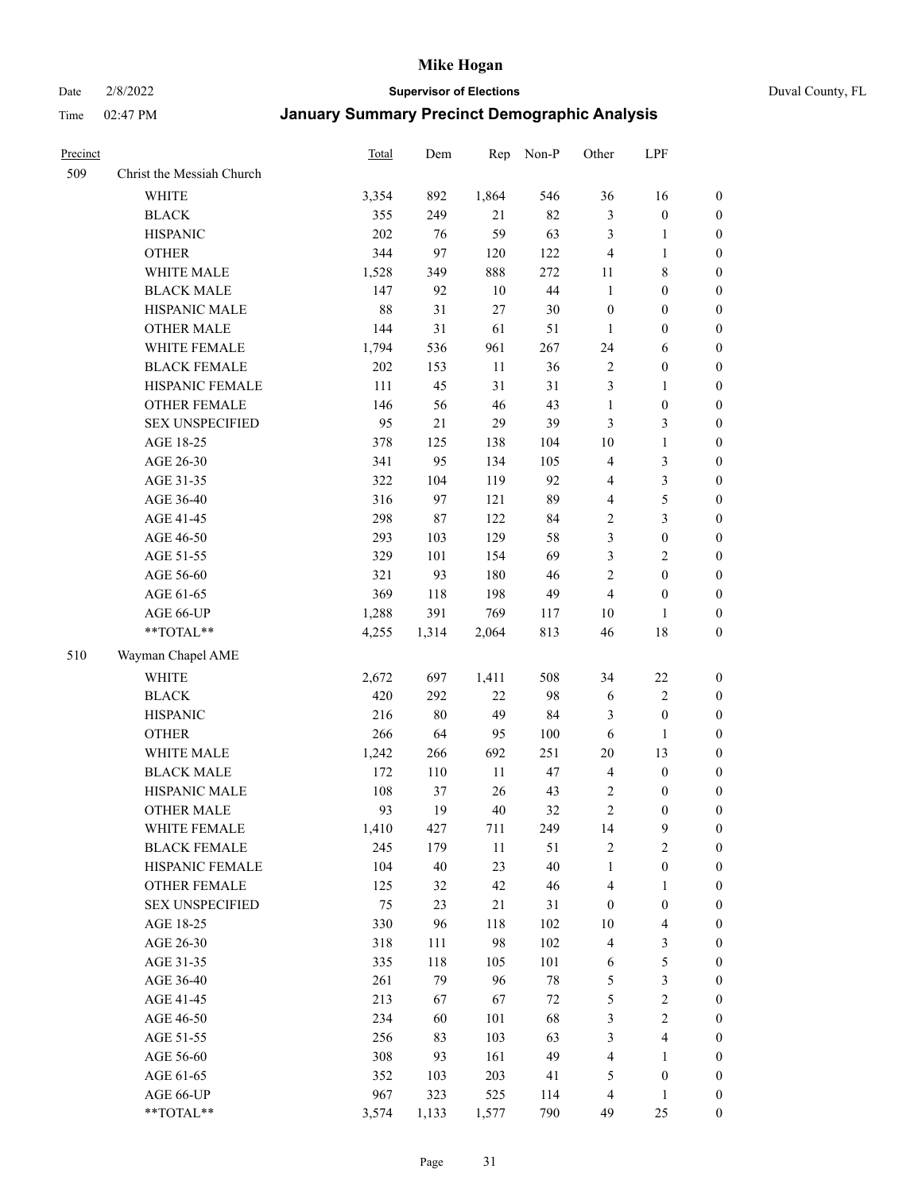# Mike Hogan

Date 2/8/2022 **Supervisor of Elections** Duval County, FL

Time 02:47 PM **January Summary Precinct Demographic Analysis**

| Precinct | | Total | Dem | Rep | Non-P | Other | LPF | |
|---|---|---|---|---|---|---|---|---|
| 509 | Christ the Messiah Church | | | | | | | |
| | WHITE | 3,354 | 892 | 1,864 | 546 | 36 | 16 | 0 |
| | BLACK | 355 | 249 | 21 | 82 | 3 | 0 | 0 |
| | HISPANIC | 202 | 76 | 59 | 63 | 3 | 1 | 0 |
| | OTHER | 344 | 97 | 120 | 122 | 4 | 1 | 0 |
| | WHITE MALE | 1,528 | 349 | 888 | 272 | 11 | 8 | 0 |
| | BLACK MALE | 147 | 92 | 10 | 44 | 1 | 0 | 0 |
| | HISPANIC MALE | 88 | 31 | 27 | 30 | 0 | 0 | 0 |
| | OTHER MALE | 144 | 31 | 61 | 51 | 1 | 0 | 0 |
| | WHITE FEMALE | 1,794 | 536 | 961 | 267 | 24 | 6 | 0 |
| | BLACK FEMALE | 202 | 153 | 11 | 36 | 2 | 0 | 0 |
| | HISPANIC FEMALE | 111 | 45 | 31 | 31 | 3 | 1 | 0 |
| | OTHER FEMALE | 146 | 56 | 46 | 43 | 1 | 0 | 0 |
| | SEX UNSPECIFIED | 95 | 21 | 29 | 39 | 3 | 3 | 0 |
| | AGE 18-25 | 378 | 125 | 138 | 104 | 10 | 1 | 0 |
| | AGE 26-30 | 341 | 95 | 134 | 105 | 4 | 3 | 0 |
| | AGE 31-35 | 322 | 104 | 119 | 92 | 4 | 3 | 0 |
| | AGE 36-40 | 316 | 97 | 121 | 89 | 4 | 5 | 0 |
| | AGE 41-45 | 298 | 87 | 122 | 84 | 2 | 3 | 0 |
| | AGE 46-50 | 293 | 103 | 129 | 58 | 3 | 0 | 0 |
| | AGE 51-55 | 329 | 101 | 154 | 69 | 3 | 2 | 0 |
| | AGE 56-60 | 321 | 93 | 180 | 46 | 2 | 0 | 0 |
| | AGE 61-65 | 369 | 118 | 198 | 49 | 4 | 0 | 0 |
| | AGE 66-UP | 1,288 | 391 | 769 | 117 | 10 | 1 | 0 |
| | **TOTAL** | 4,255 | 1,314 | 2,064 | 813 | 46 | 18 | 0 |
| 510 | Wayman Chapel AME | | | | | | | |
| | WHITE | 2,672 | 697 | 1,411 | 508 | 34 | 22 | 0 |
| | BLACK | 420 | 292 | 22 | 98 | 6 | 2 | 0 |
| | HISPANIC | 216 | 80 | 49 | 84 | 3 | 0 | 0 |
| | OTHER | 266 | 64 | 95 | 100 | 6 | 1 | 0 |
| | WHITE MALE | 1,242 | 266 | 692 | 251 | 20 | 13 | 0 |
| | BLACK MALE | 172 | 110 | 11 | 47 | 4 | 0 | 0 |
| | HISPANIC MALE | 108 | 37 | 26 | 43 | 2 | 0 | 0 |
| | OTHER MALE | 93 | 19 | 40 | 32 | 2 | 0 | 0 |
| | WHITE FEMALE | 1,410 | 427 | 711 | 249 | 14 | 9 | 0 |
| | BLACK FEMALE | 245 | 179 | 11 | 51 | 2 | 2 | 0 |
| | HISPANIC FEMALE | 104 | 40 | 23 | 40 | 1 | 0 | 0 |
| | OTHER FEMALE | 125 | 32 | 42 | 46 | 4 | 1 | 0 |
| | SEX UNSPECIFIED | 75 | 23 | 21 | 31 | 0 | 0 | 0 |
| | AGE 18-25 | 330 | 96 | 118 | 102 | 10 | 4 | 0 |
| | AGE 26-30 | 318 | 111 | 98 | 102 | 4 | 3 | 0 |
| | AGE 31-35 | 335 | 118 | 105 | 101 | 6 | 5 | 0 |
| | AGE 36-40 | 261 | 79 | 96 | 78 | 5 | 3 | 0 |
| | AGE 41-45 | 213 | 67 | 67 | 72 | 5 | 2 | 0 |
| | AGE 46-50 | 234 | 60 | 101 | 68 | 3 | 2 | 0 |
| | AGE 51-55 | 256 | 83 | 103 | 63 | 3 | 4 | 0 |
| | AGE 56-60 | 308 | 93 | 161 | 49 | 4 | 1 | 0 |
| | AGE 61-65 | 352 | 103 | 203 | 41 | 5 | 0 | 0 |
| | AGE 66-UP | 967 | 323 | 525 | 114 | 4 | 1 | 0 |
| | **TOTAL** | 3,574 | 1,133 | 1,577 | 790 | 49 | 25 | 0 |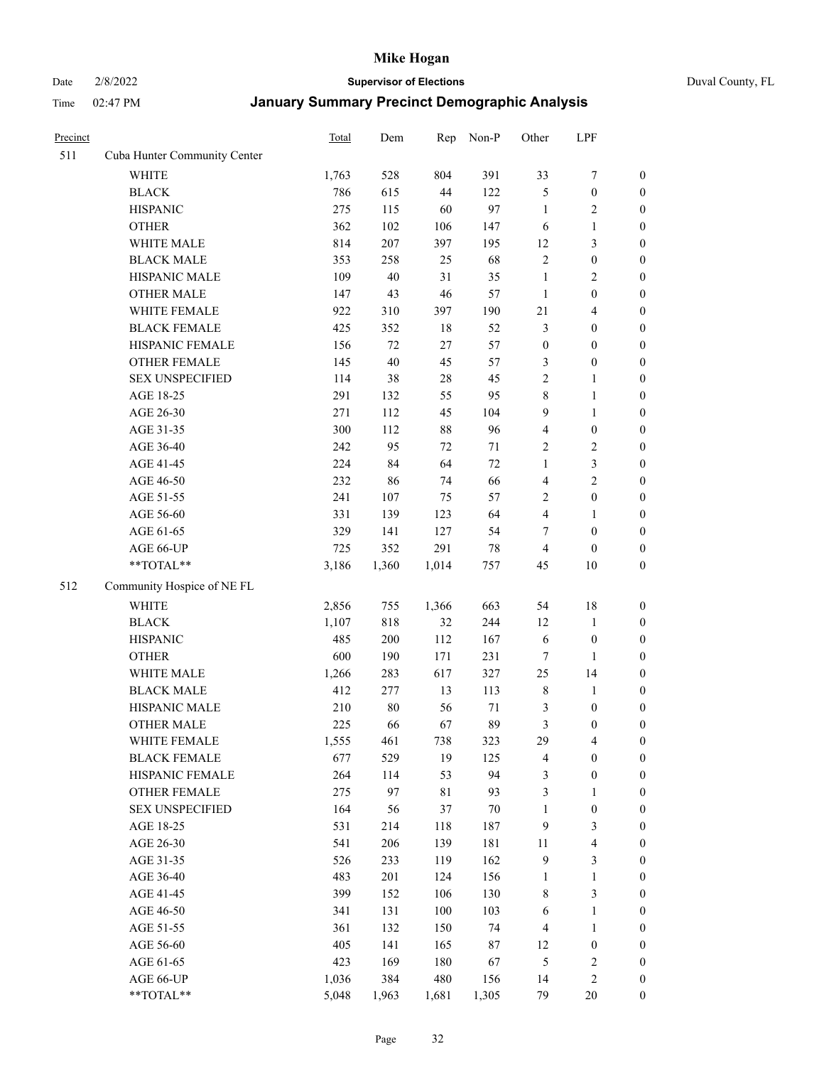| Precinct | | Total | Dem | Rep | Non-P | Other | LPF | |
|---|---|---|---|---|---|---|---|---|
| 511 | Cuba Hunter Community Center | | | | | | | |
| | WHITE | 1,763 | 528 | 804 | 391 | 33 | 7 | 0 |
| | BLACK | 786 | 615 | 44 | 122 | 5 | 0 | 0 |
| | HISPANIC | 275 | 115 | 60 | 97 | 1 | 2 | 0 |
| | OTHER | 362 | 102 | 106 | 147 | 6 | 1 | 0 |
| | WHITE MALE | 814 | 207 | 397 | 195 | 12 | 3 | 0 |
| | BLACK MALE | 353 | 258 | 25 | 68 | 2 | 0 | 0 |
| | HISPANIC MALE | 109 | 40 | 31 | 35 | 1 | 2 | 0 |
| | OTHER MALE | 147 | 43 | 46 | 57 | 1 | 0 | 0 |
| | WHITE FEMALE | 922 | 310 | 397 | 190 | 21 | 4 | 0 |
| | BLACK FEMALE | 425 | 352 | 18 | 52 | 3 | 0 | 0 |
| | HISPANIC FEMALE | 156 | 72 | 27 | 57 | 0 | 0 | 0 |
| | OTHER FEMALE | 145 | 40 | 45 | 57 | 3 | 0 | 0 |
| | SEX UNSPECIFIED | 114 | 38 | 28 | 45 | 2 | 1 | 0 |
| | AGE 18-25 | 291 | 132 | 55 | 95 | 8 | 1 | 0 |
| | AGE 26-30 | 271 | 112 | 45 | 104 | 9 | 1 | 0 |
| | AGE 31-35 | 300 | 112 | 88 | 96 | 4 | 0 | 0 |
| | AGE 36-40 | 242 | 95 | 72 | 71 | 2 | 2 | 0 |
| | AGE 41-45 | 224 | 84 | 64 | 72 | 1 | 3 | 0 |
| | AGE 46-50 | 232 | 86 | 74 | 66 | 4 | 2 | 0 |
| | AGE 51-55 | 241 | 107 | 75 | 57 | 2 | 0 | 0 |
| | AGE 56-60 | 331 | 139 | 123 | 64 | 4 | 1 | 0 |
| | AGE 61-65 | 329 | 141 | 127 | 54 | 7 | 0 | 0 |
| | AGE 66-UP | 725 | 352 | 291 | 78 | 4 | 0 | 0 |
| | **TOTAL** | 3,186 | 1,360 | 1,014 | 757 | 45 | 10 | 0 |
| 512 | Community Hospice of NE FL | | | | | | | |
| | WHITE | 2,856 | 755 | 1,366 | 663 | 54 | 18 | 0 |
| | BLACK | 1,107 | 818 | 32 | 244 | 12 | 1 | 0 |
| | HISPANIC | 485 | 200 | 112 | 167 | 6 | 0 | 0 |
| | OTHER | 600 | 190 | 171 | 231 | 7 | 1 | 0 |
| | WHITE MALE | 1,266 | 283 | 617 | 327 | 25 | 14 | 0 |
| | BLACK MALE | 412 | 277 | 13 | 113 | 8 | 1 | 0 |
| | HISPANIC MALE | 210 | 80 | 56 | 71 | 3 | 0 | 0 |
| | OTHER MALE | 225 | 66 | 67 | 89 | 3 | 0 | 0 |
| | WHITE FEMALE | 1,555 | 461 | 738 | 323 | 29 | 4 | 0 |
| | BLACK FEMALE | 677 | 529 | 19 | 125 | 4 | 0 | 0 |
| | HISPANIC FEMALE | 264 | 114 | 53 | 94 | 3 | 0 | 0 |
| | OTHER FEMALE | 275 | 97 | 81 | 93 | 3 | 1 | 0 |
| | SEX UNSPECIFIED | 164 | 56 | 37 | 70 | 1 | 0 | 0 |
| | AGE 18-25 | 531 | 214 | 118 | 187 | 9 | 3 | 0 |
| | AGE 26-30 | 541 | 206 | 139 | 181 | 11 | 4 | 0 |
| | AGE 31-35 | 526 | 233 | 119 | 162 | 9 | 3 | 0 |
| | AGE 36-40 | 483 | 201 | 124 | 156 | 1 | 1 | 0 |
| | AGE 41-45 | 399 | 152 | 106 | 130 | 8 | 3 | 0 |
| | AGE 46-50 | 341 | 131 | 100 | 103 | 6 | 1 | 0 |
| | AGE 51-55 | 361 | 132 | 150 | 74 | 4 | 1 | 0 |
| | AGE 56-60 | 405 | 141 | 165 | 87 | 12 | 0 | 0 |
| | AGE 61-65 | 423 | 169 | 180 | 67 | 5 | 2 | 0 |
| | AGE 66-UP | 1,036 | 384 | 480 | 156 | 14 | 2 | 0 |
| | **TOTAL** | 5,048 | 1,963 | 1,681 | 1,305 | 79 | 20 | 0 |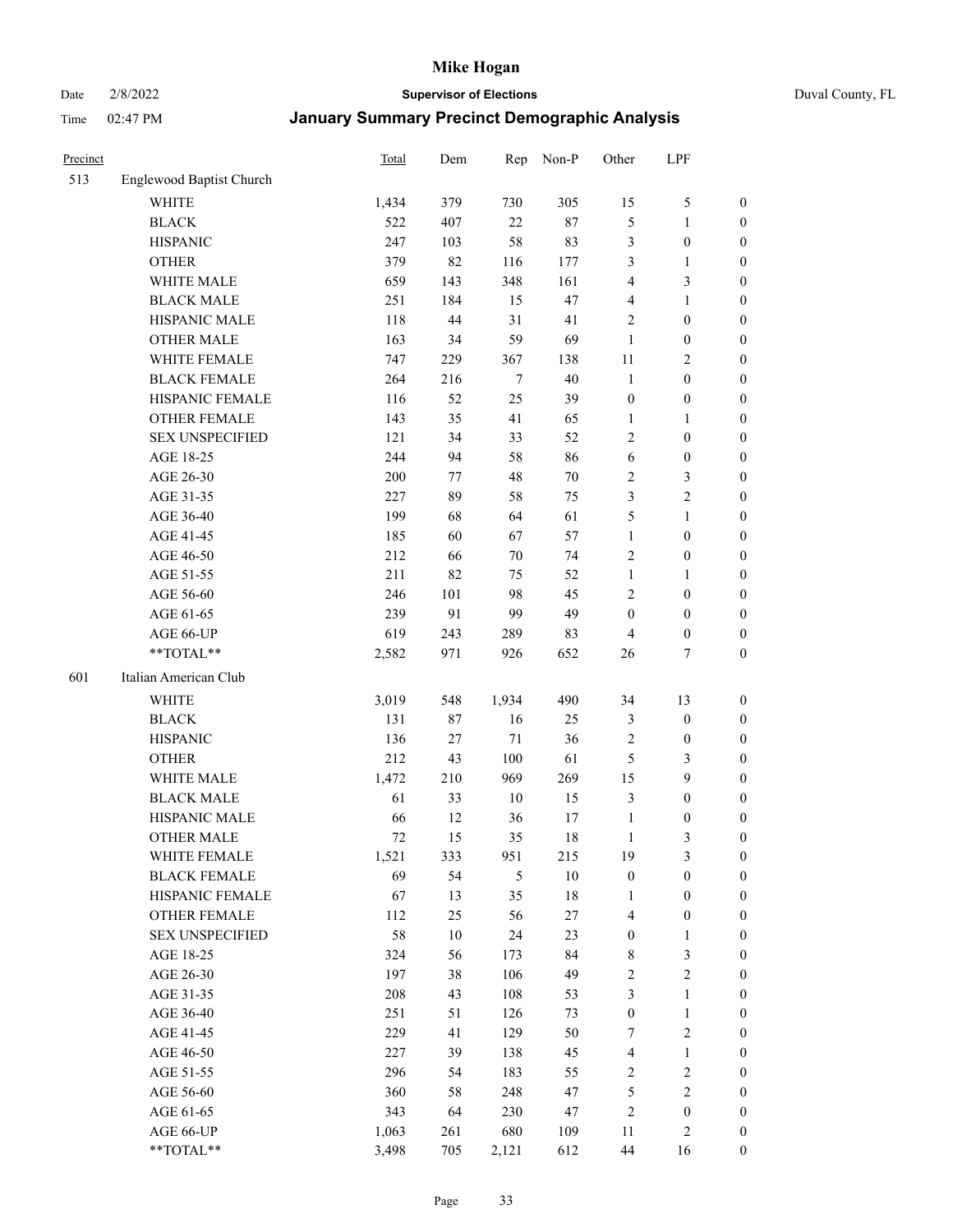# January Summary Precinct Demographic Analysis

| Precinct | | Total | Dem | Rep | Non-P | Other | LPF | |
|---|---|---|---|---|---|---|---|---|
| 513 | Englewood Baptist Church | | | | | | | |
| | WHITE | 1,434 | 379 | 730 | 305 | 15 | 5 | 0 |
| | BLACK | 522 | 407 | 22 | 87 | 5 | 1 | 0 |
| | HISPANIC | 247 | 103 | 58 | 83 | 3 | 0 | 0 |
| | OTHER | 379 | 82 | 116 | 177 | 3 | 1 | 0 |
| | WHITE MALE | 659 | 143 | 348 | 161 | 4 | 3 | 0 |
| | BLACK MALE | 251 | 184 | 15 | 47 | 4 | 1 | 0 |
| | HISPANIC MALE | 118 | 44 | 31 | 41 | 2 | 0 | 0 |
| | OTHER MALE | 163 | 34 | 59 | 69 | 1 | 0 | 0 |
| | WHITE FEMALE | 747 | 229 | 367 | 138 | 11 | 2 | 0 |
| | BLACK FEMALE | 264 | 216 | 7 | 40 | 1 | 0 | 0 |
| | HISPANIC FEMALE | 116 | 52 | 25 | 39 | 0 | 0 | 0 |
| | OTHER FEMALE | 143 | 35 | 41 | 65 | 1 | 1 | 0 |
| | SEX UNSPECIFIED | 121 | 34 | 33 | 52 | 2 | 0 | 0 |
| | AGE 18-25 | 244 | 94 | 58 | 86 | 6 | 0 | 0 |
| | AGE 26-30 | 200 | 77 | 48 | 70 | 2 | 3 | 0 |
| | AGE 31-35 | 227 | 89 | 58 | 75 | 3 | 2 | 0 |
| | AGE 36-40 | 199 | 68 | 64 | 61 | 5 | 1 | 0 |
| | AGE 41-45 | 185 | 60 | 67 | 57 | 1 | 0 | 0 |
| | AGE 46-50 | 212 | 66 | 70 | 74 | 2 | 0 | 0 |
| | AGE 51-55 | 211 | 82 | 75 | 52 | 1 | 1 | 0 |
| | AGE 56-60 | 246 | 101 | 98 | 45 | 2 | 0 | 0 |
| | AGE 61-65 | 239 | 91 | 99 | 49 | 0 | 0 | 0 |
| | AGE 66-UP | 619 | 243 | 289 | 83 | 4 | 0 | 0 |
| | **TOTAL** | 2,582 | 971 | 926 | 652 | 26 | 7 | 0 |
| 601 | Italian American Club | | | | | | | |
| | WHITE | 3,019 | 548 | 1,934 | 490 | 34 | 13 | 0 |
| | BLACK | 131 | 87 | 16 | 25 | 3 | 0 | 0 |
| | HISPANIC | 136 | 27 | 71 | 36 | 2 | 0 | 0 |
| | OTHER | 212 | 43 | 100 | 61 | 5 | 3 | 0 |
| | WHITE MALE | 1,472 | 210 | 969 | 269 | 15 | 9 | 0 |
| | BLACK MALE | 61 | 33 | 10 | 15 | 3 | 0 | 0 |
| | HISPANIC MALE | 66 | 12 | 36 | 17 | 1 | 0 | 0 |
| | OTHER MALE | 72 | 15 | 35 | 18 | 1 | 3 | 0 |
| | WHITE FEMALE | 1,521 | 333 | 951 | 215 | 19 | 3 | 0 |
| | BLACK FEMALE | 69 | 54 | 5 | 10 | 0 | 0 | 0 |
| | HISPANIC FEMALE | 67 | 13 | 35 | 18 | 1 | 0 | 0 |
| | OTHER FEMALE | 112 | 25 | 56 | 27 | 4 | 0 | 0 |
| | SEX UNSPECIFIED | 58 | 10 | 24 | 23 | 0 | 1 | 0 |
| | AGE 18-25 | 324 | 56 | 173 | 84 | 8 | 3 | 0 |
| | AGE 26-30 | 197 | 38 | 106 | 49 | 2 | 2 | 0 |
| | AGE 31-35 | 208 | 43 | 108 | 53 | 3 | 1 | 0 |
| | AGE 36-40 | 251 | 51 | 126 | 73 | 0 | 1 | 0 |
| | AGE 41-45 | 229 | 41 | 129 | 50 | 7 | 2 | 0 |
| | AGE 46-50 | 227 | 39 | 138 | 45 | 4 | 1 | 0 |
| | AGE 51-55 | 296 | 54 | 183 | 55 | 2 | 2 | 0 |
| | AGE 56-60 | 360 | 58 | 248 | 47 | 5 | 2 | 0 |
| | AGE 61-65 | 343 | 64 | 230 | 47 | 2 | 0 | 0 |
| | AGE 66-UP | 1,063 | 261 | 680 | 109 | 11 | 2 | 0 |
| | **TOTAL** | 3,498 | 705 | 2,121 | 612 | 44 | 16 | 0 |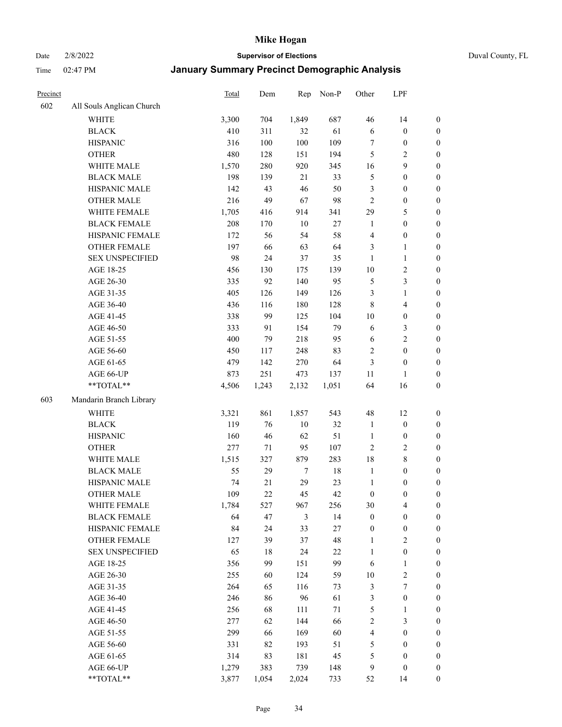# Mike Hogan

Date 2/8/2022 **Supervisor of Elections** Duval County, FL

Time 02:47 PM **January Summary Precinct Demographic Analysis**

| Precinct | | Total | Dem | Rep | Non-P | Other | LPF | |
|---|---|---|---|---|---|---|---|---|
| 602 | All Souls Anglican Church | | | | | | | |
| | WHITE | 3,300 | 704 | 1,849 | 687 | 46 | 14 | 0 |
| | BLACK | 410 | 311 | 32 | 61 | 6 | 0 | 0 |
| | HISPANIC | 316 | 100 | 100 | 109 | 7 | 0 | 0 |
| | OTHER | 480 | 128 | 151 | 194 | 5 | 2 | 0 |
| | WHITE MALE | 1,570 | 280 | 920 | 345 | 16 | 9 | 0 |
| | BLACK MALE | 198 | 139 | 21 | 33 | 5 | 0 | 0 |
| | HISPANIC MALE | 142 | 43 | 46 | 50 | 3 | 0 | 0 |
| | OTHER MALE | 216 | 49 | 67 | 98 | 2 | 0 | 0 |
| | WHITE FEMALE | 1,705 | 416 | 914 | 341 | 29 | 5 | 0 |
| | BLACK FEMALE | 208 | 170 | 10 | 27 | 1 | 0 | 0 |
| | HISPANIC FEMALE | 172 | 56 | 54 | 58 | 4 | 0 | 0 |
| | OTHER FEMALE | 197 | 66 | 63 | 64 | 3 | 1 | 0 |
| | SEX UNSPECIFIED | 98 | 24 | 37 | 35 | 1 | 1 | 0 |
| | AGE 18-25 | 456 | 130 | 175 | 139 | 10 | 2 | 0 |
| | AGE 26-30 | 335 | 92 | 140 | 95 | 5 | 3 | 0 |
| | AGE 31-35 | 405 | 126 | 149 | 126 | 3 | 1 | 0 |
| | AGE 36-40 | 436 | 116 | 180 | 128 | 8 | 4 | 0 |
| | AGE 41-45 | 338 | 99 | 125 | 104 | 10 | 0 | 0 |
| | AGE 46-50 | 333 | 91 | 154 | 79 | 6 | 3 | 0 |
| | AGE 51-55 | 400 | 79 | 218 | 95 | 6 | 2 | 0 |
| | AGE 56-60 | 450 | 117 | 248 | 83 | 2 | 0 | 0 |
| | AGE 61-65 | 479 | 142 | 270 | 64 | 3 | 0 | 0 |
| | AGE 66-UP | 873 | 251 | 473 | 137 | 11 | 1 | 0 |
| | **TOTAL** | 4,506 | 1,243 | 2,132 | 1,051 | 64 | 16 | 0 |
| 603 | Mandarin Branch Library | | | | | | | |
| | WHITE | 3,321 | 861 | 1,857 | 543 | 48 | 12 | 0 |
| | BLACK | 119 | 76 | 10 | 32 | 1 | 0 | 0 |
| | HISPANIC | 160 | 46 | 62 | 51 | 1 | 0 | 0 |
| | OTHER | 277 | 71 | 95 | 107 | 2 | 2 | 0 |
| | WHITE MALE | 1,515 | 327 | 879 | 283 | 18 | 8 | 0 |
| | BLACK MALE | 55 | 29 | 7 | 18 | 1 | 0 | 0 |
| | HISPANIC MALE | 74 | 21 | 29 | 23 | 1 | 0 | 0 |
| | OTHER MALE | 109 | 22 | 45 | 42 | 0 | 0 | 0 |
| | WHITE FEMALE | 1,784 | 527 | 967 | 256 | 30 | 4 | 0 |
| | BLACK FEMALE | 64 | 47 | 3 | 14 | 0 | 0 | 0 |
| | HISPANIC FEMALE | 84 | 24 | 33 | 27 | 0 | 0 | 0 |
| | OTHER FEMALE | 127 | 39 | 37 | 48 | 1 | 2 | 0 |
| | SEX UNSPECIFIED | 65 | 18 | 24 | 22 | 1 | 0 | 0 |
| | AGE 18-25 | 356 | 99 | 151 | 99 | 6 | 1 | 0 |
| | AGE 26-30 | 255 | 60 | 124 | 59 | 10 | 2 | 0 |
| | AGE 31-35 | 264 | 65 | 116 | 73 | 3 | 7 | 0 |
| | AGE 36-40 | 246 | 86 | 96 | 61 | 3 | 0 | 0 |
| | AGE 41-45 | 256 | 68 | 111 | 71 | 5 | 1 | 0 |
| | AGE 46-50 | 277 | 62 | 144 | 66 | 2 | 3 | 0 |
| | AGE 51-55 | 299 | 66 | 169 | 60 | 4 | 0 | 0 |
| | AGE 56-60 | 331 | 82 | 193 | 51 | 5 | 0 | 0 |
| | AGE 61-65 | 314 | 83 | 181 | 45 | 5 | 0 | 0 |
| | AGE 66-UP | 1,279 | 383 | 739 | 148 | 9 | 0 | 0 |
| | **TOTAL** | 3,877 | 1,054 | 2,024 | 733 | 52 | 14 | 0 |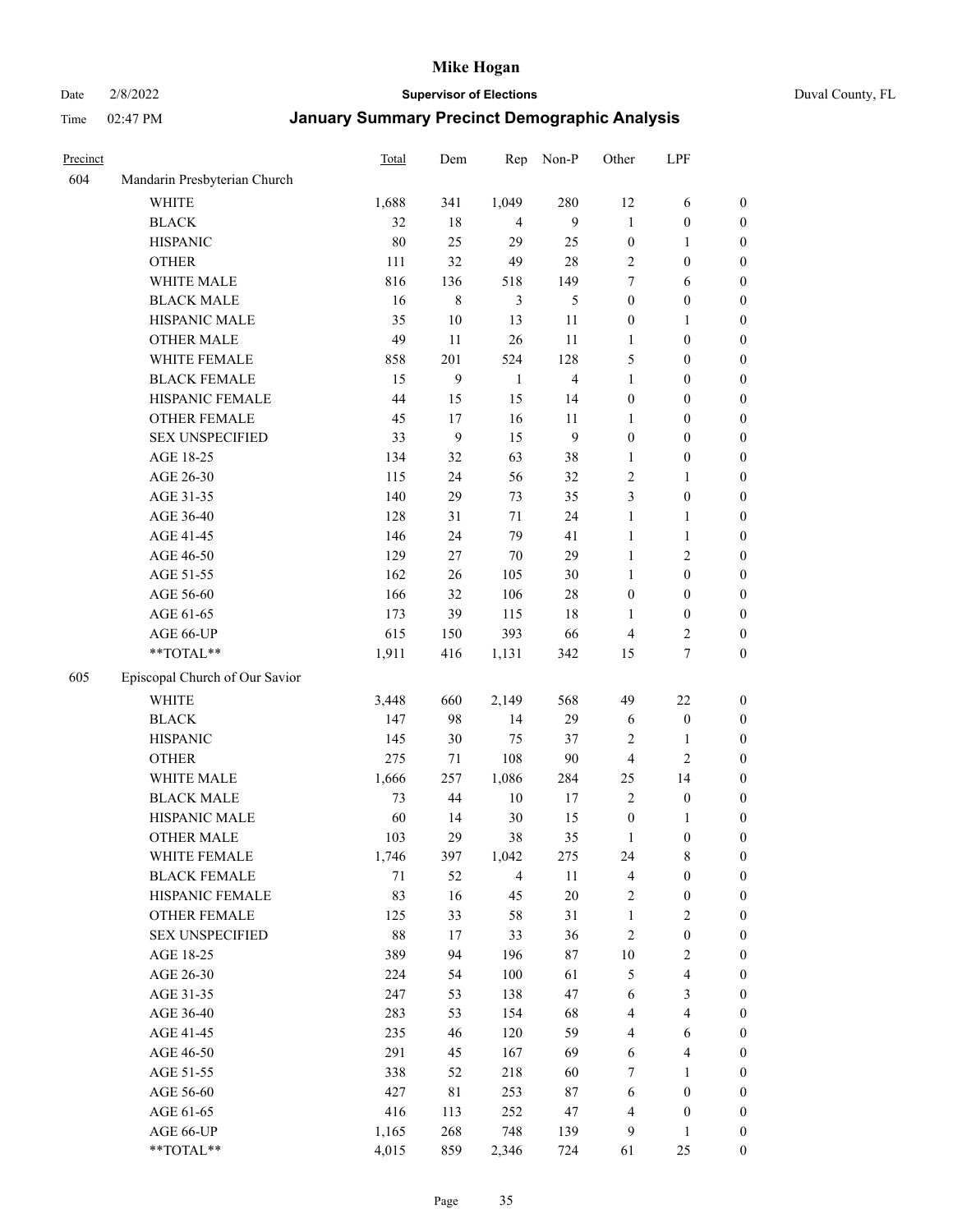# Mike Hogan

Date 2/8/2022 **Supervisor of Elections** Duval County, FL

Time 02:47 PM **January Summary Precinct Demographic Analysis**

| Precinct | | Total | Dem | Rep | Non-P | Other | LPF | |
|---|---|---|---|---|---|---|---|---|
| 604 | Mandarin Presbyterian Church | | | | | | | |
| | WHITE | 1,688 | 341 | 1,049 | 280 | 12 | 6 | 0 |
| | BLACK | 32 | 18 | 4 | 9 | 1 | 0 | 0 |
| | HISPANIC | 80 | 25 | 29 | 25 | 0 | 1 | 0 |
| | OTHER | 111 | 32 | 49 | 28 | 2 | 0 | 0 |
| | WHITE MALE | 816 | 136 | 518 | 149 | 7 | 6 | 0 |
| | BLACK MALE | 16 | 8 | 3 | 5 | 0 | 0 | 0 |
| | HISPANIC MALE | 35 | 10 | 13 | 11 | 0 | 1 | 0 |
| | OTHER MALE | 49 | 11 | 26 | 11 | 1 | 0 | 0 |
| | WHITE FEMALE | 858 | 201 | 524 | 128 | 5 | 0 | 0 |
| | BLACK FEMALE | 15 | 9 | 1 | 4 | 1 | 0 | 0 |
| | HISPANIC FEMALE | 44 | 15 | 15 | 14 | 0 | 0 | 0 |
| | OTHER FEMALE | 45 | 17 | 16 | 11 | 1 | 0 | 0 |
| | SEX UNSPECIFIED | 33 | 9 | 15 | 9 | 0 | 0 | 0 |
| | AGE 18-25 | 134 | 32 | 63 | 38 | 1 | 0 | 0 |
| | AGE 26-30 | 115 | 24 | 56 | 32 | 2 | 1 | 0 |
| | AGE 31-35 | 140 | 29 | 73 | 35 | 3 | 0 | 0 |
| | AGE 36-40 | 128 | 31 | 71 | 24 | 1 | 1 | 0 |
| | AGE 41-45 | 146 | 24 | 79 | 41 | 1 | 1 | 0 |
| | AGE 46-50 | 129 | 27 | 70 | 29 | 1 | 2 | 0 |
| | AGE 51-55 | 162 | 26 | 105 | 30 | 1 | 0 | 0 |
| | AGE 56-60 | 166 | 32 | 106 | 28 | 0 | 0 | 0 |
| | AGE 61-65 | 173 | 39 | 115 | 18 | 1 | 0 | 0 |
| | AGE 66-UP | 615 | 150 | 393 | 66 | 4 | 2 | 0 |
| | **TOTAL** | 1,911 | 416 | 1,131 | 342 | 15 | 7 | 0 |
| 605 | Episcopal Church of Our Savior | | | | | | | |
| | WHITE | 3,448 | 660 | 2,149 | 568 | 49 | 22 | 0 |
| | BLACK | 147 | 98 | 14 | 29 | 6 | 0 | 0 |
| | HISPANIC | 145 | 30 | 75 | 37 | 2 | 1 | 0 |
| | OTHER | 275 | 71 | 108 | 90 | 4 | 2 | 0 |
| | WHITE MALE | 1,666 | 257 | 1,086 | 284 | 25 | 14 | 0 |
| | BLACK MALE | 73 | 44 | 10 | 17 | 2 | 0 | 0 |
| | HISPANIC MALE | 60 | 14 | 30 | 15 | 0 | 1 | 0 |
| | OTHER MALE | 103 | 29 | 38 | 35 | 1 | 0 | 0 |
| | WHITE FEMALE | 1,746 | 397 | 1,042 | 275 | 24 | 8 | 0 |
| | BLACK FEMALE | 71 | 52 | 4 | 11 | 4 | 0 | 0 |
| | HISPANIC FEMALE | 83 | 16 | 45 | 20 | 2 | 0 | 0 |
| | OTHER FEMALE | 125 | 33 | 58 | 31 | 1 | 2 | 0 |
| | SEX UNSPECIFIED | 88 | 17 | 33 | 36 | 2 | 0 | 0 |
| | AGE 18-25 | 389 | 94 | 196 | 87 | 10 | 2 | 0 |
| | AGE 26-30 | 224 | 54 | 100 | 61 | 5 | 4 | 0 |
| | AGE 31-35 | 247 | 53 | 138 | 47 | 6 | 3 | 0 |
| | AGE 36-40 | 283 | 53 | 154 | 68 | 4 | 4 | 0 |
| | AGE 41-45 | 235 | 46 | 120 | 59 | 4 | 6 | 0 |
| | AGE 46-50 | 291 | 45 | 167 | 69 | 6 | 4 | 0 |
| | AGE 51-55 | 338 | 52 | 218 | 60 | 7 | 1 | 0 |
| | AGE 56-60 | 427 | 81 | 253 | 87 | 6 | 0 | 0 |
| | AGE 61-65 | 416 | 113 | 252 | 47 | 4 | 0 | 0 |
| | AGE 66-UP | 1,165 | 268 | 748 | 139 | 9 | 1 | 0 |
| | **TOTAL** | 4,015 | 859 | 2,346 | 724 | 61 | 25 | 0 |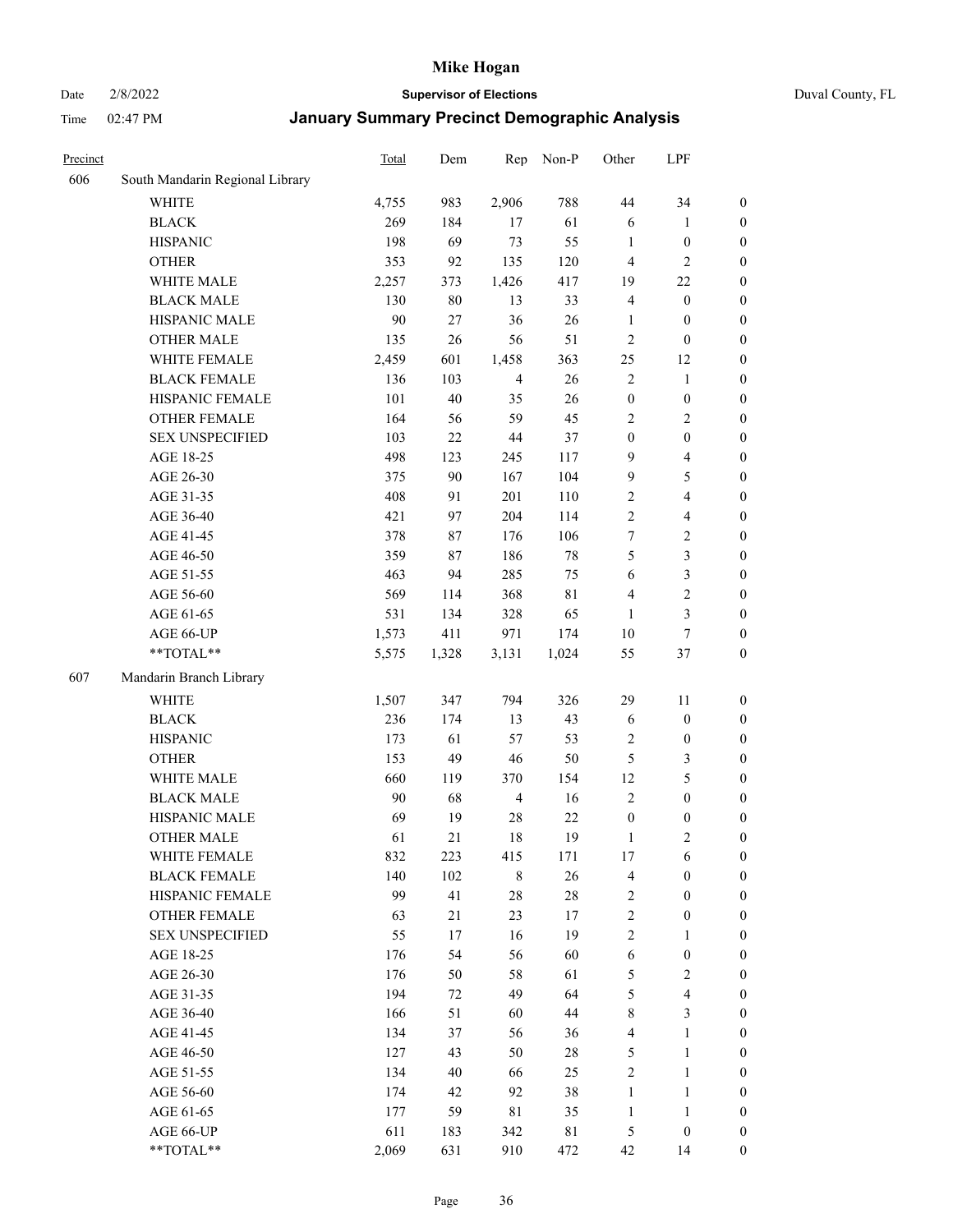| Precinct | | Total | Dem | Rep | Non-P | Other | LPF | |
|---|---|---|---|---|---|---|---|---|
| 606 | South Mandarin Regional Library | | | | | | | |
| | WHITE | 4,755 | 983 | 2,906 | 788 | 44 | 34 | 0 |
| | BLACK | 269 | 184 | 17 | 61 | 6 | 1 | 0 |
| | HISPANIC | 198 | 69 | 73 | 55 | 1 | 0 | 0 |
| | OTHER | 353 | 92 | 135 | 120 | 4 | 2 | 0 |
| | WHITE MALE | 2,257 | 373 | 1,426 | 417 | 19 | 22 | 0 |
| | BLACK MALE | 130 | 80 | 13 | 33 | 4 | 0 | 0 |
| | HISPANIC MALE | 90 | 27 | 36 | 26 | 1 | 0 | 0 |
| | OTHER MALE | 135 | 26 | 56 | 51 | 2 | 0 | 0 |
| | WHITE FEMALE | 2,459 | 601 | 1,458 | 363 | 25 | 12 | 0 |
| | BLACK FEMALE | 136 | 103 | 4 | 26 | 2 | 1 | 0 |
| | HISPANIC FEMALE | 101 | 40 | 35 | 26 | 0 | 0 | 0 |
| | OTHER FEMALE | 164 | 56 | 59 | 45 | 2 | 2 | 0 |
| | SEX UNSPECIFIED | 103 | 22 | 44 | 37 | 0 | 0 | 0 |
| | AGE 18-25 | 498 | 123 | 245 | 117 | 9 | 4 | 0 |
| | AGE 26-30 | 375 | 90 | 167 | 104 | 9 | 5 | 0 |
| | AGE 31-35 | 408 | 91 | 201 | 110 | 2 | 4 | 0 |
| | AGE 36-40 | 421 | 97 | 204 | 114 | 2 | 4 | 0 |
| | AGE 41-45 | 378 | 87 | 176 | 106 | 7 | 2 | 0 |
| | AGE 46-50 | 359 | 87 | 186 | 78 | 5 | 3 | 0 |
| | AGE 51-55 | 463 | 94 | 285 | 75 | 6 | 3 | 0 |
| | AGE 56-60 | 569 | 114 | 368 | 81 | 4 | 2 | 0 |
| | AGE 61-65 | 531 | 134 | 328 | 65 | 1 | 3 | 0 |
| | AGE 66-UP | 1,573 | 411 | 971 | 174 | 10 | 7 | 0 |
| | **TOTAL** | 5,575 | 1,328 | 3,131 | 1,024 | 55 | 37 | 0 |
| 607 | Mandarin Branch Library | | | | | | | |
| | WHITE | 1,507 | 347 | 794 | 326 | 29 | 11 | 0 |
| | BLACK | 236 | 174 | 13 | 43 | 6 | 0 | 0 |
| | HISPANIC | 173 | 61 | 57 | 53 | 2 | 0 | 0 |
| | OTHER | 153 | 49 | 46 | 50 | 5 | 3 | 0 |
| | WHITE MALE | 660 | 119 | 370 | 154 | 12 | 5 | 0 |
| | BLACK MALE | 90 | 68 | 4 | 16 | 2 | 0 | 0 |
| | HISPANIC MALE | 69 | 19 | 28 | 22 | 0 | 0 | 0 |
| | OTHER MALE | 61 | 21 | 18 | 19 | 1 | 2 | 0 |
| | WHITE FEMALE | 832 | 223 | 415 | 171 | 17 | 6 | 0 |
| | BLACK FEMALE | 140 | 102 | 8 | 26 | 4 | 0 | 0 |
| | HISPANIC FEMALE | 99 | 41 | 28 | 28 | 2 | 0 | 0 |
| | OTHER FEMALE | 63 | 21 | 23 | 17 | 2 | 0 | 0 |
| | SEX UNSPECIFIED | 55 | 17 | 16 | 19 | 2 | 1 | 0 |
| | AGE 18-25 | 176 | 54 | 56 | 60 | 6 | 0 | 0 |
| | AGE 26-30 | 176 | 50 | 58 | 61 | 5 | 2 | 0 |
| | AGE 31-35 | 194 | 72 | 49 | 64 | 5 | 4 | 0 |
| | AGE 36-40 | 166 | 51 | 60 | 44 | 8 | 3 | 0 |
| | AGE 41-45 | 134 | 37 | 56 | 36 | 4 | 1 | 0 |
| | AGE 46-50 | 127 | 43 | 50 | 28 | 5 | 1 | 0 |
| | AGE 51-55 | 134 | 40 | 66 | 25 | 2 | 1 | 0 |
| | AGE 56-60 | 174 | 42 | 92 | 38 | 1 | 1 | 0 |
| | AGE 61-65 | 177 | 59 | 81 | 35 | 1 | 1 | 0 |
| | AGE 66-UP | 611 | 183 | 342 | 81 | 5 | 0 | 0 |
| | **TOTAL** | 2,069 | 631 | 910 | 472 | 42 | 14 | 0 |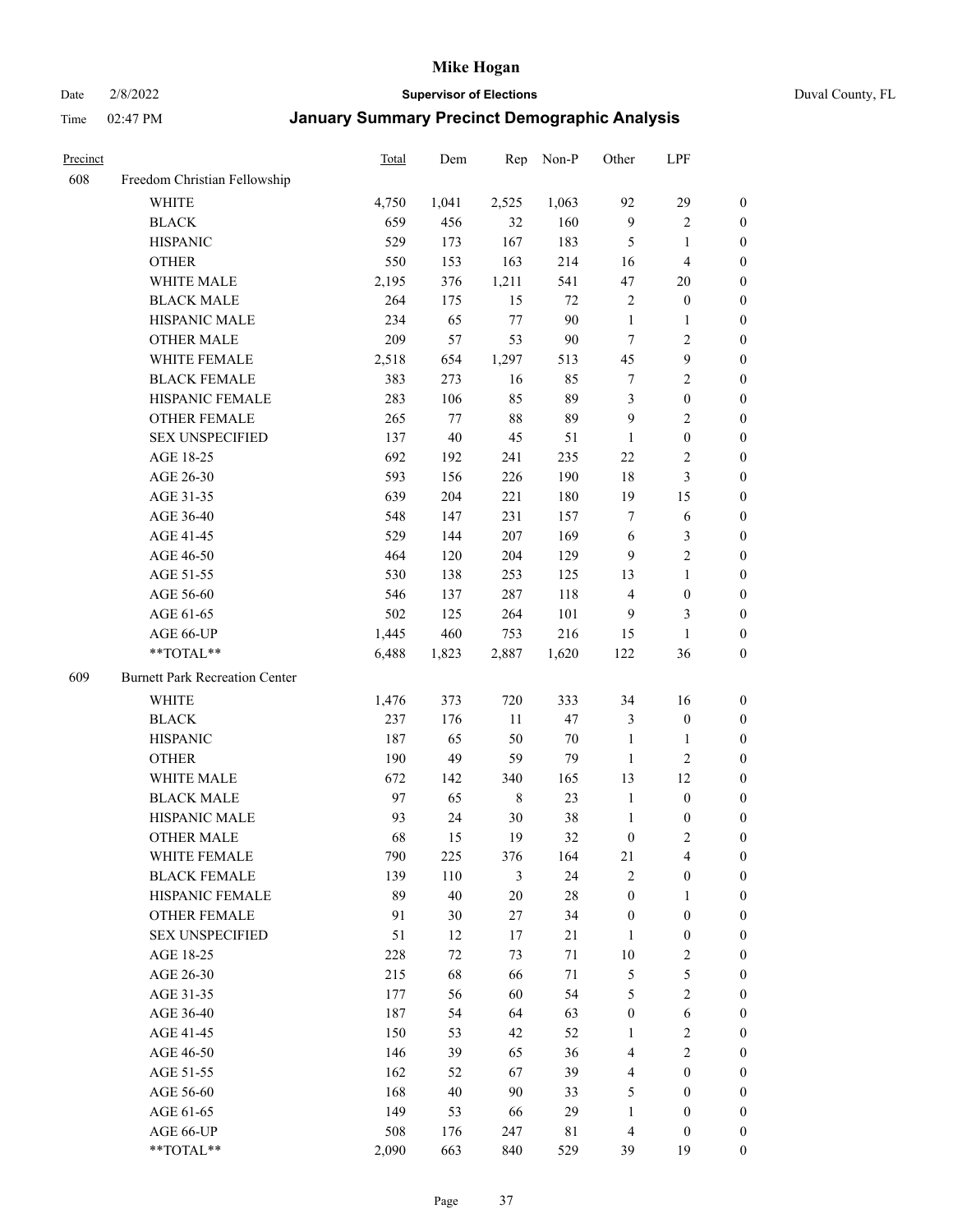| Precinct | | Total | Dem | Rep | Non-P | Other | LPF | |
|---|---|---|---|---|---|---|---|---|
| 608 | Freedom Christian Fellowship | | | | | | | |
| | WHITE | 4,750 | 1,041 | 2,525 | 1,063 | 92 | 29 | 0 |
| | BLACK | 659 | 456 | 32 | 160 | 9 | 2 | 0 |
| | HISPANIC | 529 | 173 | 167 | 183 | 5 | 1 | 0 |
| | OTHER | 550 | 153 | 163 | 214 | 16 | 4 | 0 |
| | WHITE MALE | 2,195 | 376 | 1,211 | 541 | 47 | 20 | 0 |
| | BLACK MALE | 264 | 175 | 15 | 72 | 2 | 0 | 0 |
| | HISPANIC MALE | 234 | 65 | 77 | 90 | 1 | 1 | 0 |
| | OTHER MALE | 209 | 57 | 53 | 90 | 7 | 2 | 0 |
| | WHITE FEMALE | 2,518 | 654 | 1,297 | 513 | 45 | 9 | 0 |
| | BLACK FEMALE | 383 | 273 | 16 | 85 | 7 | 2 | 0 |
| | HISPANIC FEMALE | 283 | 106 | 85 | 89 | 3 | 0 | 0 |
| | OTHER FEMALE | 265 | 77 | 88 | 89 | 9 | 2 | 0 |
| | SEX UNSPECIFIED | 137 | 40 | 45 | 51 | 1 | 0 | 0 |
| | AGE 18-25 | 692 | 192 | 241 | 235 | 22 | 2 | 0 |
| | AGE 26-30 | 593 | 156 | 226 | 190 | 18 | 3 | 0 |
| | AGE 31-35 | 639 | 204 | 221 | 180 | 19 | 15 | 0 |
| | AGE 36-40 | 548 | 147 | 231 | 157 | 7 | 6 | 0 |
| | AGE 41-45 | 529 | 144 | 207 | 169 | 6 | 3 | 0 |
| | AGE 46-50 | 464 | 120 | 204 | 129 | 9 | 2 | 0 |
| | AGE 51-55 | 530 | 138 | 253 | 125 | 13 | 1 | 0 |
| | AGE 56-60 | 546 | 137 | 287 | 118 | 4 | 0 | 0 |
| | AGE 61-65 | 502 | 125 | 264 | 101 | 9 | 3 | 0 |
| | AGE 66-UP | 1,445 | 460 | 753 | 216 | 15 | 1 | 0 |
| | **TOTAL** | 6,488 | 1,823 | 2,887 | 1,620 | 122 | 36 | 0 |
| 609 | Burnett Park Recreation Center | | | | | | | |
| | WHITE | 1,476 | 373 | 720 | 333 | 34 | 16 | 0 |
| | BLACK | 237 | 176 | 11 | 47 | 3 | 0 | 0 |
| | HISPANIC | 187 | 65 | 50 | 70 | 1 | 1 | 0 |
| | OTHER | 190 | 49 | 59 | 79 | 1 | 2 | 0 |
| | WHITE MALE | 672 | 142 | 340 | 165 | 13 | 12 | 0 |
| | BLACK MALE | 97 | 65 | 8 | 23 | 1 | 0 | 0 |
| | HISPANIC MALE | 93 | 24 | 30 | 38 | 1 | 0 | 0 |
| | OTHER MALE | 68 | 15 | 19 | 32 | 0 | 2 | 0 |
| | WHITE FEMALE | 790 | 225 | 376 | 164 | 21 | 4 | 0 |
| | BLACK FEMALE | 139 | 110 | 3 | 24 | 2 | 0 | 0 |
| | HISPANIC FEMALE | 89 | 40 | 20 | 28 | 0 | 1 | 0 |
| | OTHER FEMALE | 91 | 30 | 27 | 34 | 0 | 0 | 0 |
| | SEX UNSPECIFIED | 51 | 12 | 17 | 21 | 1 | 0 | 0 |
| | AGE 18-25 | 228 | 72 | 73 | 71 | 10 | 2 | 0 |
| | AGE 26-30 | 215 | 68 | 66 | 71 | 5 | 5 | 0 |
| | AGE 31-35 | 177 | 56 | 60 | 54 | 5 | 2 | 0 |
| | AGE 36-40 | 187 | 54 | 64 | 63 | 0 | 6 | 0 |
| | AGE 41-45 | 150 | 53 | 42 | 52 | 1 | 2 | 0 |
| | AGE 46-50 | 146 | 39 | 65 | 36 | 4 | 2 | 0 |
| | AGE 51-55 | 162 | 52 | 67 | 39 | 4 | 0 | 0 |
| | AGE 56-60 | 168 | 40 | 90 | 33 | 5 | 0 | 0 |
| | AGE 61-65 | 149 | 53 | 66 | 29 | 1 | 0 | 0 |
| | AGE 66-UP | 508 | 176 | 247 | 81 | 4 | 0 | 0 |
| | **TOTAL** | 2,090 | 663 | 840 | 529 | 39 | 19 | 0 |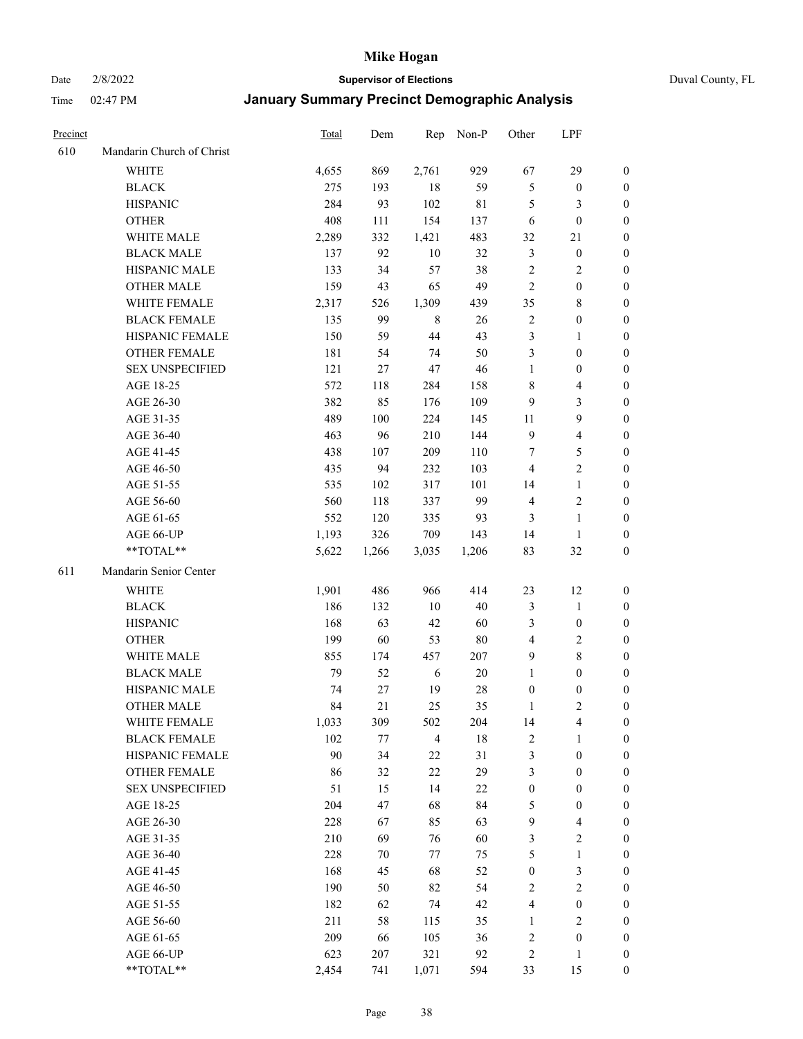# Mike Hogan

Date 2/8/2022 **Supervisor of Elections** Duval County, FL

Time 02:47 PM **January Summary Precinct Demographic Analysis**

| Precinct | | Total | Dem | Rep | Non-P | Other | LPF | |
|---|---|---|---|---|---|---|---|---|
| 610 | Mandarin Church of Christ | | | | | | | |
| | WHITE | 4,655 | 869 | 2,761 | 929 | 67 | 29 | 0 |
| | BLACK | 275 | 193 | 18 | 59 | 5 | 0 | 0 |
| | HISPANIC | 284 | 93 | 102 | 81 | 5 | 3 | 0 |
| | OTHER | 408 | 111 | 154 | 137 | 6 | 0 | 0 |
| | WHITE MALE | 2,289 | 332 | 1,421 | 483 | 32 | 21 | 0 |
| | BLACK MALE | 137 | 92 | 10 | 32 | 3 | 0 | 0 |
| | HISPANIC MALE | 133 | 34 | 57 | 38 | 2 | 2 | 0 |
| | OTHER MALE | 159 | 43 | 65 | 49 | 2 | 0 | 0 |
| | WHITE FEMALE | 2,317 | 526 | 1,309 | 439 | 35 | 8 | 0 |
| | BLACK FEMALE | 135 | 99 | 8 | 26 | 2 | 0 | 0 |
| | HISPANIC FEMALE | 150 | 59 | 44 | 43 | 3 | 1 | 0 |
| | OTHER FEMALE | 181 | 54 | 74 | 50 | 3 | 0 | 0 |
| | SEX UNSPECIFIED | 121 | 27 | 47 | 46 | 1 | 0 | 0 |
| | AGE 18-25 | 572 | 118 | 284 | 158 | 8 | 4 | 0 |
| | AGE 26-30 | 382 | 85 | 176 | 109 | 9 | 3 | 0 |
| | AGE 31-35 | 489 | 100 | 224 | 145 | 11 | 9 | 0 |
| | AGE 36-40 | 463 | 96 | 210 | 144 | 9 | 4 | 0 |
| | AGE 41-45 | 438 | 107 | 209 | 110 | 7 | 5 | 0 |
| | AGE 46-50 | 435 | 94 | 232 | 103 | 4 | 2 | 0 |
| | AGE 51-55 | 535 | 102 | 317 | 101 | 14 | 1 | 0 |
| | AGE 56-60 | 560 | 118 | 337 | 99 | 4 | 2 | 0 |
| | AGE 61-65 | 552 | 120 | 335 | 93 | 3 | 1 | 0 |
| | AGE 66-UP | 1,193 | 326 | 709 | 143 | 14 | 1 | 0 |
| | **TOTAL** | 5,622 | 1,266 | 3,035 | 1,206 | 83 | 32 | 0 |
| 611 | Mandarin Senior Center | | | | | | | |
| | WHITE | 1,901 | 486 | 966 | 414 | 23 | 12 | 0 |
| | BLACK | 186 | 132 | 10 | 40 | 3 | 1 | 0 |
| | HISPANIC | 168 | 63 | 42 | 60 | 3 | 0 | 0 |
| | OTHER | 199 | 60 | 53 | 80 | 4 | 2 | 0 |
| | WHITE MALE | 855 | 174 | 457 | 207 | 9 | 8 | 0 |
| | BLACK MALE | 79 | 52 | 6 | 20 | 1 | 0 | 0 |
| | HISPANIC MALE | 74 | 27 | 19 | 28 | 0 | 0 | 0 |
| | OTHER MALE | 84 | 21 | 25 | 35 | 1 | 2 | 0 |
| | WHITE FEMALE | 1,033 | 309 | 502 | 204 | 14 | 4 | 0 |
| | BLACK FEMALE | 102 | 77 | 4 | 18 | 2 | 1 | 0 |
| | HISPANIC FEMALE | 90 | 34 | 22 | 31 | 3 | 0 | 0 |
| | OTHER FEMALE | 86 | 32 | 22 | 29 | 3 | 0 | 0 |
| | SEX UNSPECIFIED | 51 | 15 | 14 | 22 | 0 | 0 | 0 |
| | AGE 18-25 | 204 | 47 | 68 | 84 | 5 | 0 | 0 |
| | AGE 26-30 | 228 | 67 | 85 | 63 | 9 | 4 | 0 |
| | AGE 31-35 | 210 | 69 | 76 | 60 | 3 | 2 | 0 |
| | AGE 36-40 | 228 | 70 | 77 | 75 | 5 | 1 | 0 |
| | AGE 41-45 | 168 | 45 | 68 | 52 | 0 | 3 | 0 |
| | AGE 46-50 | 190 | 50 | 82 | 54 | 2 | 2 | 0 |
| | AGE 51-55 | 182 | 62 | 74 | 42 | 4 | 0 | 0 |
| | AGE 56-60 | 211 | 58 | 115 | 35 | 1 | 2 | 0 |
| | AGE 61-65 | 209 | 66 | 105 | 36 | 2 | 0 | 0 |
| | AGE 66-UP | 623 | 207 | 321 | 92 | 2 | 1 | 0 |
| | **TOTAL** | 2,454 | 741 | 1,071 | 594 | 33 | 15 | 0 |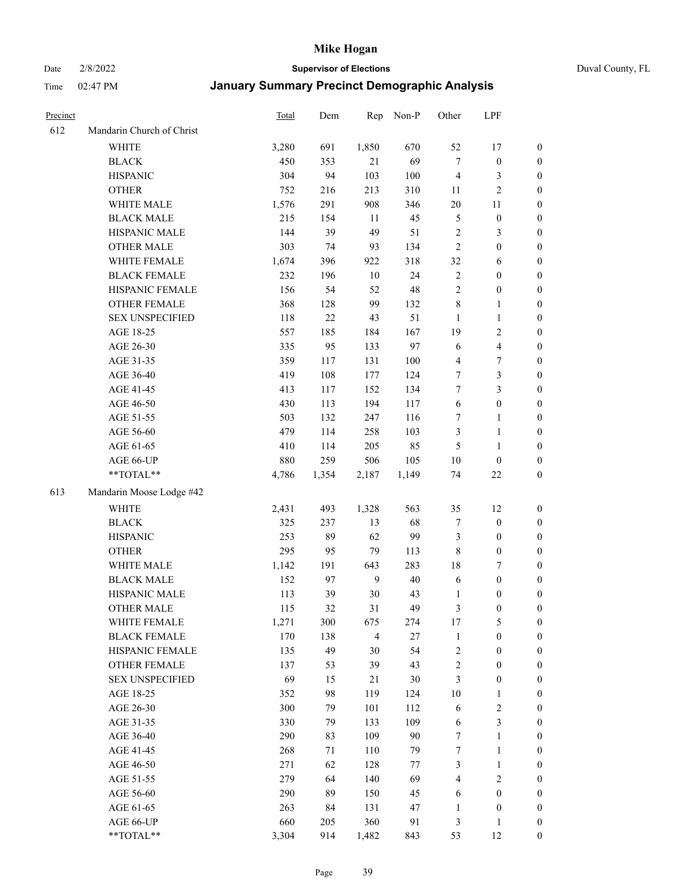# Mike Hogan

Date 2/8/2022 **Supervisor of Elections** Duval County, FL

Time 02:47 PM **January Summary Precinct Demographic Analysis**

| Precinct | | Total | Dem | Rep | Non-P | Other | LPF | |
|---|---|---|---|---|---|---|---|---|
| 612 | Mandarin Church of Christ | | | | | | | |
| | WHITE | 3,280 | 691 | 1,850 | 670 | 52 | 17 | 0 |
| | BLACK | 450 | 353 | 21 | 69 | 7 | 0 | 0 |
| | HISPANIC | 304 | 94 | 103 | 100 | 4 | 3 | 0 |
| | OTHER | 752 | 216 | 213 | 310 | 11 | 2 | 0 |
| | WHITE MALE | 1,576 | 291 | 908 | 346 | 20 | 11 | 0 |
| | BLACK MALE | 215 | 154 | 11 | 45 | 5 | 0 | 0 |
| | HISPANIC MALE | 144 | 39 | 49 | 51 | 2 | 3 | 0 |
| | OTHER MALE | 303 | 74 | 93 | 134 | 2 | 0 | 0 |
| | WHITE FEMALE | 1,674 | 396 | 922 | 318 | 32 | 6 | 0 |
| | BLACK FEMALE | 232 | 196 | 10 | 24 | 2 | 0 | 0 |
| | HISPANIC FEMALE | 156 | 54 | 52 | 48 | 2 | 0 | 0 |
| | OTHER FEMALE | 368 | 128 | 99 | 132 | 8 | 1 | 0 |
| | SEX UNSPECIFIED | 118 | 22 | 43 | 51 | 1 | 1 | 0 |
| | AGE 18-25 | 557 | 185 | 184 | 167 | 19 | 2 | 0 |
| | AGE 26-30 | 335 | 95 | 133 | 97 | 6 | 4 | 0 |
| | AGE 31-35 | 359 | 117 | 131 | 100 | 4 | 7 | 0 |
| | AGE 36-40 | 419 | 108 | 177 | 124 | 7 | 3 | 0 |
| | AGE 41-45 | 413 | 117 | 152 | 134 | 7 | 3 | 0 |
| | AGE 46-50 | 430 | 113 | 194 | 117 | 6 | 0 | 0 |
| | AGE 51-55 | 503 | 132 | 247 | 116 | 7 | 1 | 0 |
| | AGE 56-60 | 479 | 114 | 258 | 103 | 3 | 1 | 0 |
| | AGE 61-65 | 410 | 114 | 205 | 85 | 5 | 1 | 0 |
| | AGE 66-UP | 880 | 259 | 506 | 105 | 10 | 0 | 0 |
| | **TOTAL** | 4,786 | 1,354 | 2,187 | 1,149 | 74 | 22 | 0 |
| 613 | Mandarin Moose Lodge #42 | | | | | | | |
| | WHITE | 2,431 | 493 | 1,328 | 563 | 35 | 12 | 0 |
| | BLACK | 325 | 237 | 13 | 68 | 7 | 0 | 0 |
| | HISPANIC | 253 | 89 | 62 | 99 | 3 | 0 | 0 |
| | OTHER | 295 | 95 | 79 | 113 | 8 | 0 | 0 |
| | WHITE MALE | 1,142 | 191 | 643 | 283 | 18 | 7 | 0 |
| | BLACK MALE | 152 | 97 | 9 | 40 | 6 | 0 | 0 |
| | HISPANIC MALE | 113 | 39 | 30 | 43 | 1 | 0 | 0 |
| | OTHER MALE | 115 | 32 | 31 | 49 | 3 | 0 | 0 |
| | WHITE FEMALE | 1,271 | 300 | 675 | 274 | 17 | 5 | 0 |
| | BLACK FEMALE | 170 | 138 | 4 | 27 | 1 | 0 | 0 |
| | HISPANIC FEMALE | 135 | 49 | 30 | 54 | 2 | 0 | 0 |
| | OTHER FEMALE | 137 | 53 | 39 | 43 | 2 | 0 | 0 |
| | SEX UNSPECIFIED | 69 | 15 | 21 | 30 | 3 | 0 | 0 |
| | AGE 18-25 | 352 | 98 | 119 | 124 | 10 | 1 | 0 |
| | AGE 26-30 | 300 | 79 | 101 | 112 | 6 | 2 | 0 |
| | AGE 31-35 | 330 | 79 | 133 | 109 | 6 | 3 | 0 |
| | AGE 36-40 | 290 | 83 | 109 | 90 | 7 | 1 | 0 |
| | AGE 41-45 | 268 | 71 | 110 | 79 | 7 | 1 | 0 |
| | AGE 46-50 | 271 | 62 | 128 | 77 | 3 | 1 | 0 |
| | AGE 51-55 | 279 | 64 | 140 | 69 | 4 | 2 | 0 |
| | AGE 56-60 | 290 | 89 | 150 | 45 | 6 | 0 | 0 |
| | AGE 61-65 | 263 | 84 | 131 | 47 | 1 | 0 | 0 |
| | AGE 66-UP | 660 | 205 | 360 | 91 | 3 | 1 | 0 |
| | **TOTAL** | 3,304 | 914 | 1,482 | 843 | 53 | 12 | 0 |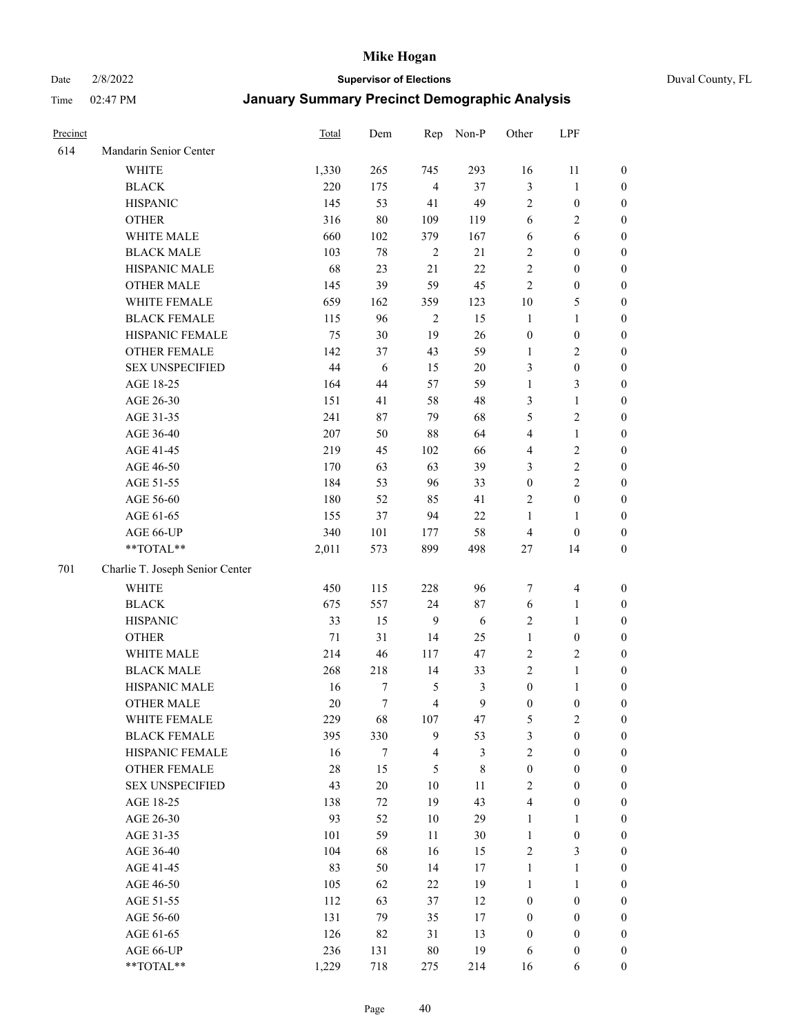# Mike Hogan

Date 2/8/2022 **Supervisor of Elections** Duval County, FL

Time 02:47 PM **January Summary Precinct Demographic Analysis**

| Precinct | | Total | Dem | Rep | Non-P | Other | LPF | |
|---|---|---|---|---|---|---|---|---|
| 614 | Mandarin Senior Center | | | | | | | |
| | WHITE | 1,330 | 265 | 745 | 293 | 16 | 11 | 0 |
| | BLACK | 220 | 175 | 4 | 37 | 3 | 1 | 0 |
| | HISPANIC | 145 | 53 | 41 | 49 | 2 | 0 | 0 |
| | OTHER | 316 | 80 | 109 | 119 | 6 | 2 | 0 |
| | WHITE MALE | 660 | 102 | 379 | 167 | 6 | 6 | 0 |
| | BLACK MALE | 103 | 78 | 2 | 21 | 2 | 0 | 0 |
| | HISPANIC MALE | 68 | 23 | 21 | 22 | 2 | 0 | 0 |
| | OTHER MALE | 145 | 39 | 59 | 45 | 2 | 0 | 0 |
| | WHITE FEMALE | 659 | 162 | 359 | 123 | 10 | 5 | 0 |
| | BLACK FEMALE | 115 | 96 | 2 | 15 | 1 | 1 | 0 |
| | HISPANIC FEMALE | 75 | 30 | 19 | 26 | 0 | 0 | 0 |
| | OTHER FEMALE | 142 | 37 | 43 | 59 | 1 | 2 | 0 |
| | SEX UNSPECIFIED | 44 | 6 | 15 | 20 | 3 | 0 | 0 |
| | AGE 18-25 | 164 | 44 | 57 | 59 | 1 | 3 | 0 |
| | AGE 26-30 | 151 | 41 | 58 | 48 | 3 | 1 | 0 |
| | AGE 31-35 | 241 | 87 | 79 | 68 | 5 | 2 | 0 |
| | AGE 36-40 | 207 | 50 | 88 | 64 | 4 | 1 | 0 |
| | AGE 41-45 | 219 | 45 | 102 | 66 | 4 | 2 | 0 |
| | AGE 46-50 | 170 | 63 | 63 | 39 | 3 | 2 | 0 |
| | AGE 51-55 | 184 | 53 | 96 | 33 | 0 | 2 | 0 |
| | AGE 56-60 | 180 | 52 | 85 | 41 | 2 | 0 | 0 |
| | AGE 61-65 | 155 | 37 | 94 | 22 | 1 | 1 | 0 |
| | AGE 66-UP | 340 | 101 | 177 | 58 | 4 | 0 | 0 |
| | **TOTAL** | 2,011 | 573 | 899 | 498 | 27 | 14 | 0 |
| 701 | Charlie T. Joseph Senior Center | | | | | | | |
| | WHITE | 450 | 115 | 228 | 96 | 7 | 4 | 0 |
| | BLACK | 675 | 557 | 24 | 87 | 6 | 1 | 0 |
| | HISPANIC | 33 | 15 | 9 | 6 | 2 | 1 | 0 |
| | OTHER | 71 | 31 | 14 | 25 | 1 | 0 | 0 |
| | WHITE MALE | 214 | 46 | 117 | 47 | 2 | 2 | 0 |
| | BLACK MALE | 268 | 218 | 14 | 33 | 2 | 1 | 0 |
| | HISPANIC MALE | 16 | 7 | 5 | 3 | 0 | 1 | 0 |
| | OTHER MALE | 20 | 7 | 4 | 9 | 0 | 0 | 0 |
| | WHITE FEMALE | 229 | 68 | 107 | 47 | 5 | 2 | 0 |
| | BLACK FEMALE | 395 | 330 | 9 | 53 | 3 | 0 | 0 |
| | HISPANIC FEMALE | 16 | 7 | 4 | 3 | 2 | 0 | 0 |
| | OTHER FEMALE | 28 | 15 | 5 | 8 | 0 | 0 | 0 |
| | SEX UNSPECIFIED | 43 | 20 | 10 | 11 | 2 | 0 | 0 |
| | AGE 18-25 | 138 | 72 | 19 | 43 | 4 | 0 | 0 |
| | AGE 26-30 | 93 | 52 | 10 | 29 | 1 | 1 | 0 |
| | AGE 31-35 | 101 | 59 | 11 | 30 | 1 | 0 | 0 |
| | AGE 36-40 | 104 | 68 | 16 | 15 | 2 | 3 | 0 |
| | AGE 41-45 | 83 | 50 | 14 | 17 | 1 | 1 | 0 |
| | AGE 46-50 | 105 | 62 | 22 | 19 | 1 | 1 | 0 |
| | AGE 51-55 | 112 | 63 | 37 | 12 | 0 | 0 | 0 |
| | AGE 56-60 | 131 | 79 | 35 | 17 | 0 | 0 | 0 |
| | AGE 61-65 | 126 | 82 | 31 | 13 | 0 | 0 | 0 |
| | AGE 66-UP | 236 | 131 | 80 | 19 | 6 | 0 | 0 |
| | **TOTAL** | 1,229 | 718 | 275 | 214 | 16 | 6 | 0 |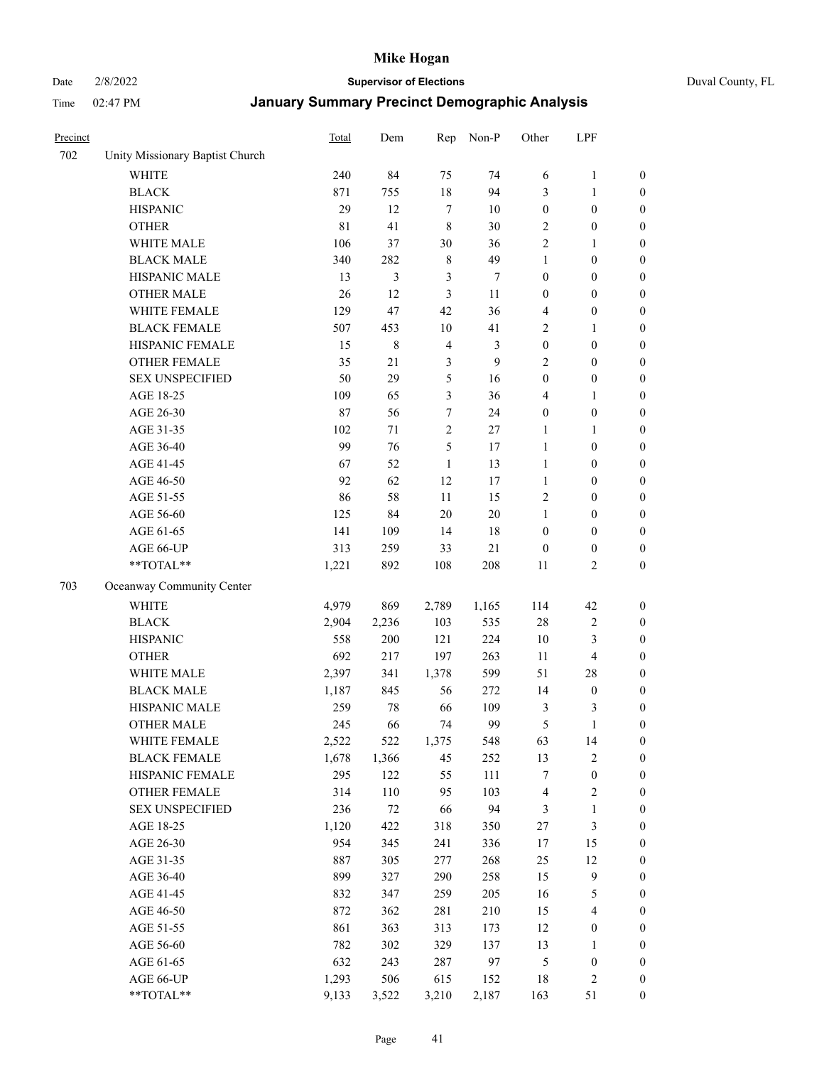# January Summary Precinct Demographic Analysis

| Precinct | | Total | Dem | Rep | Non-P | Other | LPF | |
|---|---|---|---|---|---|---|---|---|
| 702 | Unity Missionary Baptist Church | | | | | | | |
| | WHITE | 240 | 84 | 75 | 74 | 6 | 1 | 0 |
| | BLACK | 871 | 755 | 18 | 94 | 3 | 1 | 0 |
| | HISPANIC | 29 | 12 | 7 | 10 | 0 | 0 | 0 |
| | OTHER | 81 | 41 | 8 | 30 | 2 | 0 | 0 |
| | WHITE MALE | 106 | 37 | 30 | 36 | 2 | 1 | 0 |
| | BLACK MALE | 340 | 282 | 8 | 49 | 1 | 0 | 0 |
| | HISPANIC MALE | 13 | 3 | 3 | 7 | 0 | 0 | 0 |
| | OTHER MALE | 26 | 12 | 3 | 11 | 0 | 0 | 0 |
| | WHITE FEMALE | 129 | 47 | 42 | 36 | 4 | 0 | 0 |
| | BLACK FEMALE | 507 | 453 | 10 | 41 | 2 | 1 | 0 |
| | HISPANIC FEMALE | 15 | 8 | 4 | 3 | 0 | 0 | 0 |
| | OTHER FEMALE | 35 | 21 | 3 | 9 | 2 | 0 | 0 |
| | SEX UNSPECIFIED | 50 | 29 | 5 | 16 | 0 | 0 | 0 |
| | AGE 18-25 | 109 | 65 | 3 | 36 | 4 | 1 | 0 |
| | AGE 26-30 | 87 | 56 | 7 | 24 | 0 | 0 | 0 |
| | AGE 31-35 | 102 | 71 | 2 | 27 | 1 | 1 | 0 |
| | AGE 36-40 | 99 | 76 | 5 | 17 | 1 | 0 | 0 |
| | AGE 41-45 | 67 | 52 | 1 | 13 | 1 | 0 | 0 |
| | AGE 46-50 | 92 | 62 | 12 | 17 | 1 | 0 | 0 |
| | AGE 51-55 | 86 | 58 | 11 | 15 | 2 | 0 | 0 |
| | AGE 56-60 | 125 | 84 | 20 | 20 | 1 | 0 | 0 |
| | AGE 61-65 | 141 | 109 | 14 | 18 | 0 | 0 | 0 |
| | AGE 66-UP | 313 | 259 | 33 | 21 | 0 | 0 | 0 |
| | **TOTAL** | 1,221 | 892 | 108 | 208 | 11 | 2 | 0 |
| 703 | Oceanway Community Center | | | | | | | |
| | WHITE | 4,979 | 869 | 2,789 | 1,165 | 114 | 42 | 0 |
| | BLACK | 2,904 | 2,236 | 103 | 535 | 28 | 2 | 0 |
| | HISPANIC | 558 | 200 | 121 | 224 | 10 | 3 | 0 |
| | OTHER | 692 | 217 | 197 | 263 | 11 | 4 | 0 |
| | WHITE MALE | 2,397 | 341 | 1,378 | 599 | 51 | 28 | 0 |
| | BLACK MALE | 1,187 | 845 | 56 | 272 | 14 | 0 | 0 |
| | HISPANIC MALE | 259 | 78 | 66 | 109 | 3 | 3 | 0 |
| | OTHER MALE | 245 | 66 | 74 | 99 | 5 | 1 | 0 |
| | WHITE FEMALE | 2,522 | 522 | 1,375 | 548 | 63 | 14 | 0 |
| | BLACK FEMALE | 1,678 | 1,366 | 45 | 252 | 13 | 2 | 0 |
| | HISPANIC FEMALE | 295 | 122 | 55 | 111 | 7 | 0 | 0 |
| | OTHER FEMALE | 314 | 110 | 95 | 103 | 4 | 2 | 0 |
| | SEX UNSPECIFIED | 236 | 72 | 66 | 94 | 3 | 1 | 0 |
| | AGE 18-25 | 1,120 | 422 | 318 | 350 | 27 | 3 | 0 |
| | AGE 26-30 | 954 | 345 | 241 | 336 | 17 | 15 | 0 |
| | AGE 31-35 | 887 | 305 | 277 | 268 | 25 | 12 | 0 |
| | AGE 36-40 | 899 | 327 | 290 | 258 | 15 | 9 | 0 |
| | AGE 41-45 | 832 | 347 | 259 | 205 | 16 | 5 | 0 |
| | AGE 46-50 | 872 | 362 | 281 | 210 | 15 | 4 | 0 |
| | AGE 51-55 | 861 | 363 | 313 | 173 | 12 | 0 | 0 |
| | AGE 56-60 | 782 | 302 | 329 | 137 | 13 | 1 | 0 |
| | AGE 61-65 | 632 | 243 | 287 | 97 | 5 | 0 | 0 |
| | AGE 66-UP | 1,293 | 506 | 615 | 152 | 18 | 2 | 0 |
| | **TOTAL** | 9,133 | 3,522 | 3,210 | 2,187 | 163 | 51 | 0 |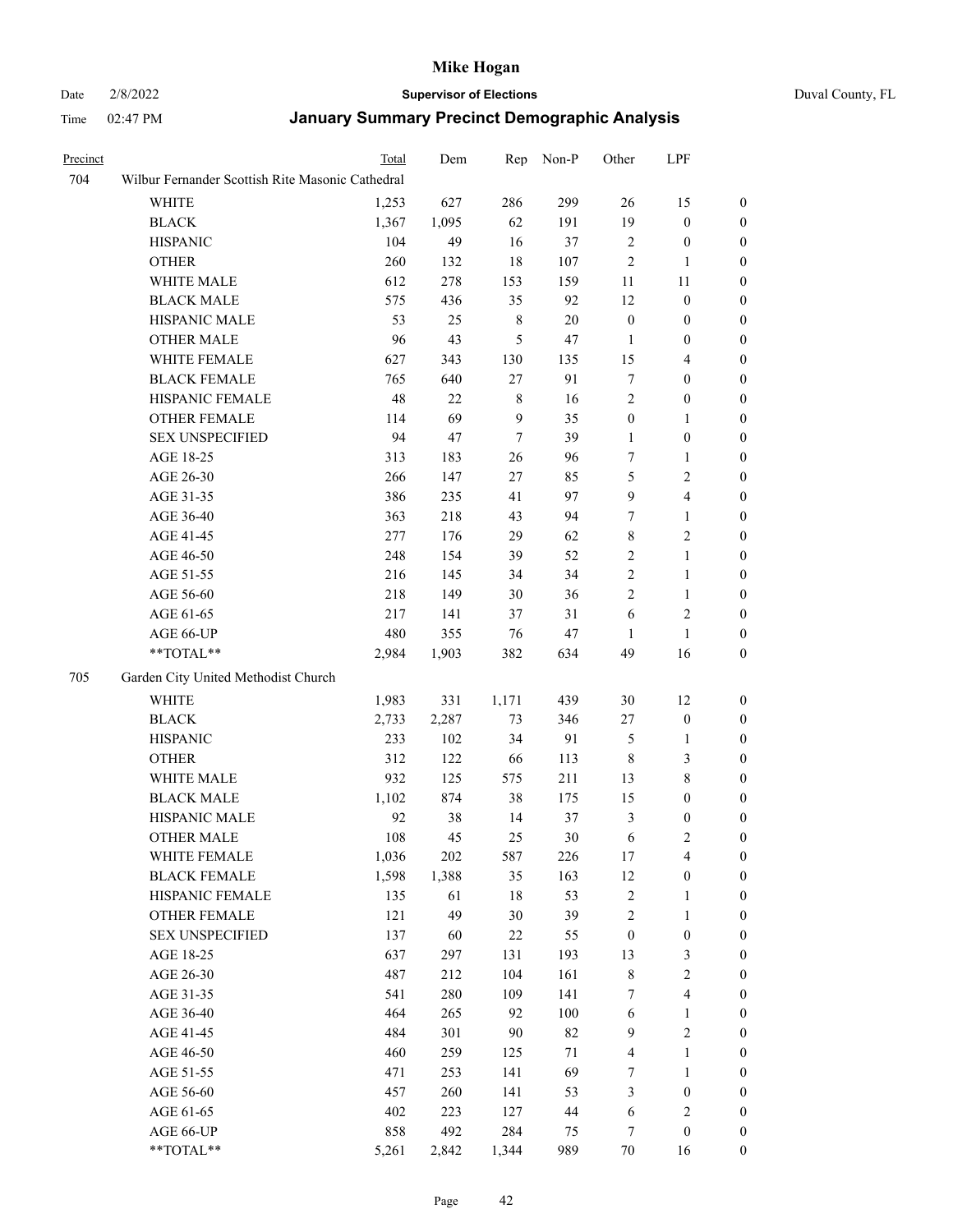| Precinct | | Total | Dem | Rep | Non-P | Other | LPF | |
|---|---|---|---|---|---|---|---|---|
| 704 | Wilbur Fernander Scottish Rite Masonic Cathedral | | | | | | | |
| | WHITE | 1,253 | 627 | 286 | 299 | 26 | 15 | 0 |
| | BLACK | 1,367 | 1,095 | 62 | 191 | 19 | 0 | 0 |
| | HISPANIC | 104 | 49 | 16 | 37 | 2 | 0 | 0 |
| | OTHER | 260 | 132 | 18 | 107 | 2 | 1 | 0 |
| | WHITE MALE | 612 | 278 | 153 | 159 | 11 | 11 | 0 |
| | BLACK MALE | 575 | 436 | 35 | 92 | 12 | 0 | 0 |
| | HISPANIC MALE | 53 | 25 | 8 | 20 | 0 | 0 | 0 |
| | OTHER MALE | 96 | 43 | 5 | 47 | 1 | 0 | 0 |
| | WHITE FEMALE | 627 | 343 | 130 | 135 | 15 | 4 | 0 |
| | BLACK FEMALE | 765 | 640 | 27 | 91 | 7 | 0 | 0 |
| | HISPANIC FEMALE | 48 | 22 | 8 | 16 | 2 | 0 | 0 |
| | OTHER FEMALE | 114 | 69 | 9 | 35 | 0 | 1 | 0 |
| | SEX UNSPECIFIED | 94 | 47 | 7 | 39 | 1 | 0 | 0 |
| | AGE 18-25 | 313 | 183 | 26 | 96 | 7 | 1 | 0 |
| | AGE 26-30 | 266 | 147 | 27 | 85 | 5 | 2 | 0 |
| | AGE 31-35 | 386 | 235 | 41 | 97 | 9 | 4 | 0 |
| | AGE 36-40 | 363 | 218 | 43 | 94 | 7 | 1 | 0 |
| | AGE 41-45 | 277 | 176 | 29 | 62 | 8 | 2 | 0 |
| | AGE 46-50 | 248 | 154 | 39 | 52 | 2 | 1 | 0 |
| | AGE 51-55 | 216 | 145 | 34 | 34 | 2 | 1 | 0 |
| | AGE 56-60 | 218 | 149 | 30 | 36 | 2 | 1 | 0 |
| | AGE 61-65 | 217 | 141 | 37 | 31 | 6 | 2 | 0 |
| | AGE 66-UP | 480 | 355 | 76 | 47 | 1 | 1 | 0 |
| | **TOTAL** | 2,984 | 1,903 | 382 | 634 | 49 | 16 | 0 |
| 705 | Garden City United Methodist Church | | | | | | | |
| | WHITE | 1,983 | 331 | 1,171 | 439 | 30 | 12 | 0 |
| | BLACK | 2,733 | 2,287 | 73 | 346 | 27 | 0 | 0 |
| | HISPANIC | 233 | 102 | 34 | 91 | 5 | 1 | 0 |
| | OTHER | 312 | 122 | 66 | 113 | 8 | 3 | 0 |
| | WHITE MALE | 932 | 125 | 575 | 211 | 13 | 8 | 0 |
| | BLACK MALE | 1,102 | 874 | 38 | 175 | 15 | 0 | 0 |
| | HISPANIC MALE | 92 | 38 | 14 | 37 | 3 | 0 | 0 |
| | OTHER MALE | 108 | 45 | 25 | 30 | 6 | 2 | 0 |
| | WHITE FEMALE | 1,036 | 202 | 587 | 226 | 17 | 4 | 0 |
| | BLACK FEMALE | 1,598 | 1,388 | 35 | 163 | 12 | 0 | 0 |
| | HISPANIC FEMALE | 135 | 61 | 18 | 53 | 2 | 1 | 0 |
| | OTHER FEMALE | 121 | 49 | 30 | 39 | 2 | 1 | 0 |
| | SEX UNSPECIFIED | 137 | 60 | 22 | 55 | 0 | 0 | 0 |
| | AGE 18-25 | 637 | 297 | 131 | 193 | 13 | 3 | 0 |
| | AGE 26-30 | 487 | 212 | 104 | 161 | 8 | 2 | 0 |
| | AGE 31-35 | 541 | 280 | 109 | 141 | 7 | 4 | 0 |
| | AGE 36-40 | 464 | 265 | 92 | 100 | 6 | 1 | 0 |
| | AGE 41-45 | 484 | 301 | 90 | 82 | 9 | 2 | 0 |
| | AGE 46-50 | 460 | 259 | 125 | 71 | 4 | 1 | 0 |
| | AGE 51-55 | 471 | 253 | 141 | 69 | 7 | 1 | 0 |
| | AGE 56-60 | 457 | 260 | 141 | 53 | 3 | 0 | 0 |
| | AGE 61-65 | 402 | 223 | 127 | 44 | 6 | 2 | 0 |
| | AGE 66-UP | 858 | 492 | 284 | 75 | 7 | 0 | 0 |
| | **TOTAL** | 5,261 | 2,842 | 1,344 | 989 | 70 | 16 | 0 |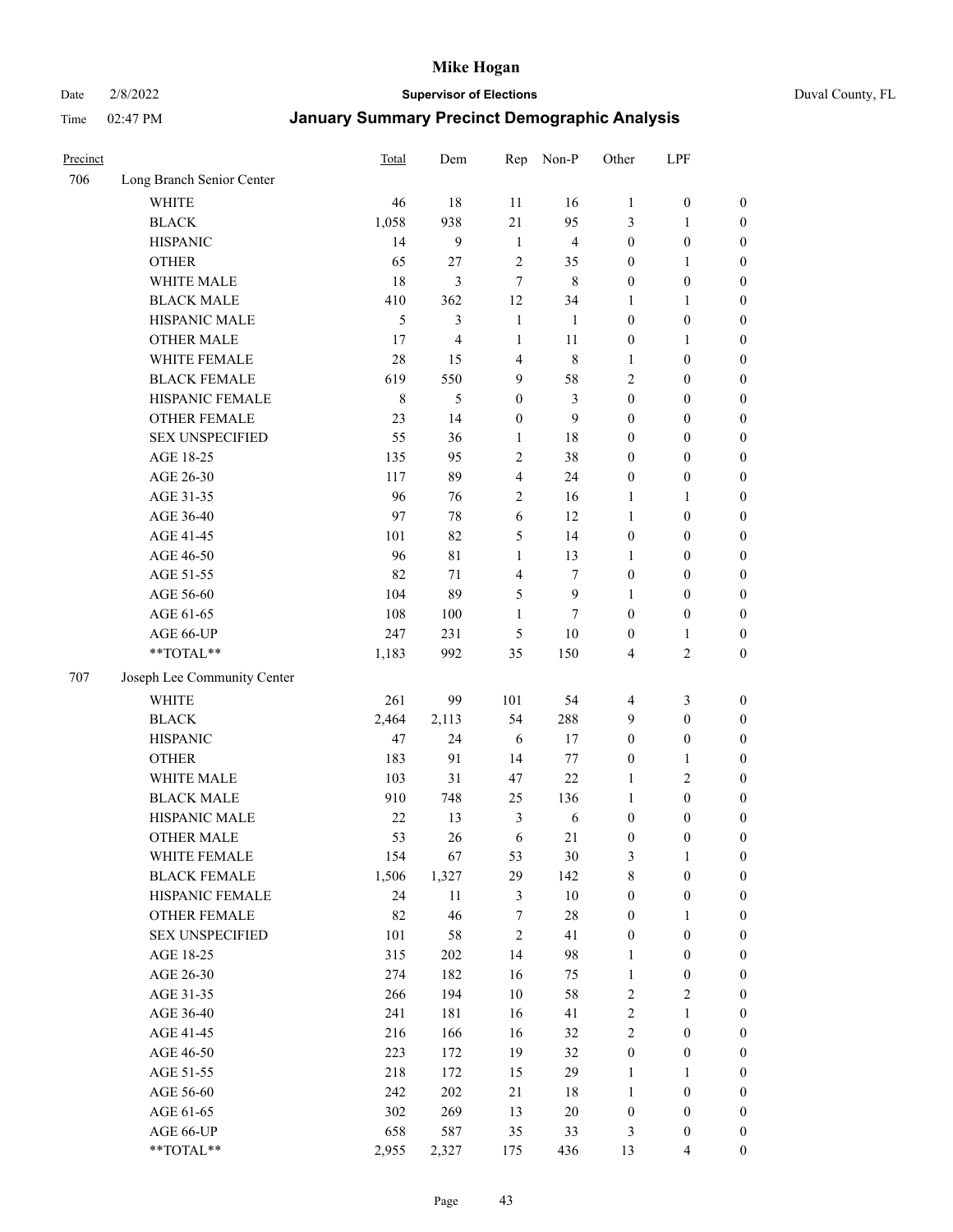# Mike Hogan

Date 2/8/2022 **Supervisor of Elections** Duval County, FL

Time 02:47 PM **January Summary Precinct Demographic Analysis**

| Precinct | | Total | Dem | Rep | Non-P | Other | LPF | |
|---|---|---|---|---|---|---|---|---|
| 706 | Long Branch Senior Center | | | | | | | |
| | WHITE | 46 | 18 | 11 | 16 | 1 | 0 | 0 |
| | BLACK | 1,058 | 938 | 21 | 95 | 3 | 1 | 0 |
| | HISPANIC | 14 | 9 | 1 | 4 | 0 | 0 | 0 |
| | OTHER | 65 | 27 | 2 | 35 | 0 | 1 | 0 |
| | WHITE MALE | 18 | 3 | 7 | 8 | 0 | 0 | 0 |
| | BLACK MALE | 410 | 362 | 12 | 34 | 1 | 1 | 0 |
| | HISPANIC MALE | 5 | 3 | 1 | 1 | 0 | 0 | 0 |
| | OTHER MALE | 17 | 4 | 1 | 11 | 0 | 1 | 0 |
| | WHITE FEMALE | 28 | 15 | 4 | 8 | 1 | 0 | 0 |
| | BLACK FEMALE | 619 | 550 | 9 | 58 | 2 | 0 | 0 |
| | HISPANIC FEMALE | 8 | 5 | 0 | 3 | 0 | 0 | 0 |
| | OTHER FEMALE | 23 | 14 | 0 | 9 | 0 | 0 | 0 |
| | SEX UNSPECIFIED | 55 | 36 | 1 | 18 | 0 | 0 | 0 |
| | AGE 18-25 | 135 | 95 | 2 | 38 | 0 | 0 | 0 |
| | AGE 26-30 | 117 | 89 | 4 | 24 | 0 | 0 | 0 |
| | AGE 31-35 | 96 | 76 | 2 | 16 | 1 | 1 | 0 |
| | AGE 36-40 | 97 | 78 | 6 | 12 | 1 | 0 | 0 |
| | AGE 41-45 | 101 | 82 | 5 | 14 | 0 | 0 | 0 |
| | AGE 46-50 | 96 | 81 | 1 | 13 | 1 | 0 | 0 |
| | AGE 51-55 | 82 | 71 | 4 | 7 | 0 | 0 | 0 |
| | AGE 56-60 | 104 | 89 | 5 | 9 | 1 | 0 | 0 |
| | AGE 61-65 | 108 | 100 | 1 | 7 | 0 | 0 | 0 |
| | AGE 66-UP | 247 | 231 | 5 | 10 | 0 | 1 | 0 |
| | **TOTAL** | 1,183 | 992 | 35 | 150 | 4 | 2 | 0 |
| 707 | Joseph Lee Community Center | | | | | | | |
| | WHITE | 261 | 99 | 101 | 54 | 4 | 3 | 0 |
| | BLACK | 2,464 | 2,113 | 54 | 288 | 9 | 0 | 0 |
| | HISPANIC | 47 | 24 | 6 | 17 | 0 | 0 | 0 |
| | OTHER | 183 | 91 | 14 | 77 | 0 | 1 | 0 |
| | WHITE MALE | 103 | 31 | 47 | 22 | 1 | 2 | 0 |
| | BLACK MALE | 910 | 748 | 25 | 136 | 1 | 0 | 0 |
| | HISPANIC MALE | 22 | 13 | 3 | 6 | 0 | 0 | 0 |
| | OTHER MALE | 53 | 26 | 6 | 21 | 0 | 0 | 0 |
| | WHITE FEMALE | 154 | 67 | 53 | 30 | 3 | 1 | 0 |
| | BLACK FEMALE | 1,506 | 1,327 | 29 | 142 | 8 | 0 | 0 |
| | HISPANIC FEMALE | 24 | 11 | 3 | 10 | 0 | 0 | 0 |
| | OTHER FEMALE | 82 | 46 | 7 | 28 | 0 | 1 | 0 |
| | SEX UNSPECIFIED | 101 | 58 | 2 | 41 | 0 | 0 | 0 |
| | AGE 18-25 | 315 | 202 | 14 | 98 | 1 | 0 | 0 |
| | AGE 26-30 | 274 | 182 | 16 | 75 | 1 | 0 | 0 |
| | AGE 31-35 | 266 | 194 | 10 | 58 | 2 | 2 | 0 |
| | AGE 36-40 | 241 | 181 | 16 | 41 | 2 | 1 | 0 |
| | AGE 41-45 | 216 | 166 | 16 | 32 | 2 | 0 | 0 |
| | AGE 46-50 | 223 | 172 | 19 | 32 | 0 | 0 | 0 |
| | AGE 51-55 | 218 | 172 | 15 | 29 | 1 | 1 | 0 |
| | AGE 56-60 | 242 | 202 | 21 | 18 | 1 | 0 | 0 |
| | AGE 61-65 | 302 | 269 | 13 | 20 | 0 | 0 | 0 |
| | AGE 66-UP | 658 | 587 | 35 | 33 | 3 | 0 | 0 |
| | **TOTAL** | 2,955 | 2,327 | 175 | 436 | 13 | 4 | 0 |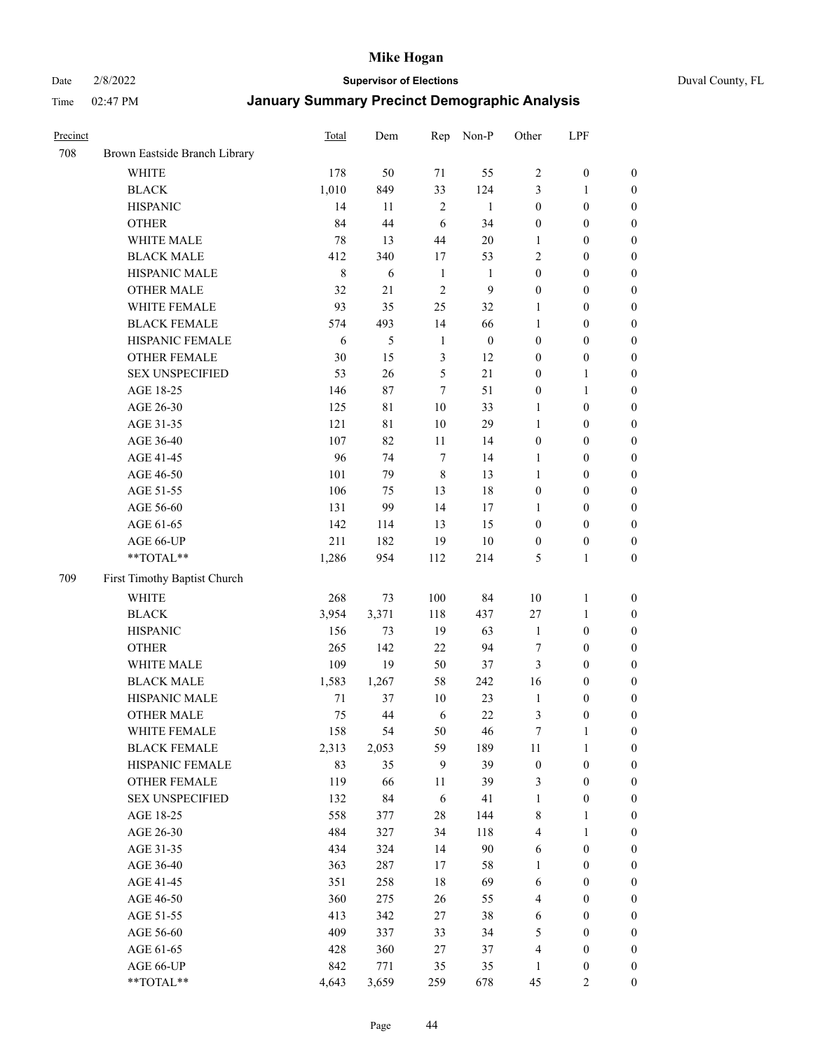# Mike Hogan

Date 2/8/2022 **Supervisor of Elections** Duval County, FL

Time 02:47 PM **January Summary Precinct Demographic Analysis**

| Precinct | | Total | Dem | Rep | Non-P | Other | LPF | |
|---|---|---|---|---|---|---|---|---|
| 708 | Brown Eastside Branch Library | | | | | | | |
| | WHITE | 178 | 50 | 71 | 55 | 2 | 0 | 0 |
| | BLACK | 1,010 | 849 | 33 | 124 | 3 | 1 | 0 |
| | HISPANIC | 14 | 11 | 2 | 1 | 0 | 0 | 0 |
| | OTHER | 84 | 44 | 6 | 34 | 0 | 0 | 0 |
| | WHITE MALE | 78 | 13 | 44 | 20 | 1 | 0 | 0 |
| | BLACK MALE | 412 | 340 | 17 | 53 | 2 | 0 | 0 |
| | HISPANIC MALE | 8 | 6 | 1 | 1 | 0 | 0 | 0 |
| | OTHER MALE | 32 | 21 | 2 | 9 | 0 | 0 | 0 |
| | WHITE FEMALE | 93 | 35 | 25 | 32 | 1 | 0 | 0 |
| | BLACK FEMALE | 574 | 493 | 14 | 66 | 1 | 0 | 0 |
| | HISPANIC FEMALE | 6 | 5 | 1 | 0 | 0 | 0 | 0 |
| | OTHER FEMALE | 30 | 15 | 3 | 12 | 0 | 0 | 0 |
| | SEX UNSPECIFIED | 53 | 26 | 5 | 21 | 0 | 1 | 0 |
| | AGE 18-25 | 146 | 87 | 7 | 51 | 0 | 1 | 0 |
| | AGE 26-30 | 125 | 81 | 10 | 33 | 1 | 0 | 0 |
| | AGE 31-35 | 121 | 81 | 10 | 29 | 1 | 0 | 0 |
| | AGE 36-40 | 107 | 82 | 11 | 14 | 0 | 0 | 0 |
| | AGE 41-45 | 96 | 74 | 7 | 14 | 1 | 0 | 0 |
| | AGE 46-50 | 101 | 79 | 8 | 13 | 1 | 0 | 0 |
| | AGE 51-55 | 106 | 75 | 13 | 18 | 0 | 0 | 0 |
| | AGE 56-60 | 131 | 99 | 14 | 17 | 1 | 0 | 0 |
| | AGE 61-65 | 142 | 114 | 13 | 15 | 0 | 0 | 0 |
| | AGE 66-UP | 211 | 182 | 19 | 10 | 0 | 0 | 0 |
| | **TOTAL** | 1,286 | 954 | 112 | 214 | 5 | 1 | 0 |
| 709 | First Timothy Baptist Church | | | | | | | |
| | WHITE | 268 | 73 | 100 | 84 | 10 | 1 | 0 |
| | BLACK | 3,954 | 3,371 | 118 | 437 | 27 | 1 | 0 |
| | HISPANIC | 156 | 73 | 19 | 63 | 1 | 0 | 0 |
| | OTHER | 265 | 142 | 22 | 94 | 7 | 0 | 0 |
| | WHITE MALE | 109 | 19 | 50 | 37 | 3 | 0 | 0 |
| | BLACK MALE | 1,583 | 1,267 | 58 | 242 | 16 | 0 | 0 |
| | HISPANIC MALE | 71 | 37 | 10 | 23 | 1 | 0 | 0 |
| | OTHER MALE | 75 | 44 | 6 | 22 | 3 | 0 | 0 |
| | WHITE FEMALE | 158 | 54 | 50 | 46 | 7 | 1 | 0 |
| | BLACK FEMALE | 2,313 | 2,053 | 59 | 189 | 11 | 1 | 0 |
| | HISPANIC FEMALE | 83 | 35 | 9 | 39 | 0 | 0 | 0 |
| | OTHER FEMALE | 119 | 66 | 11 | 39 | 3 | 0 | 0 |
| | SEX UNSPECIFIED | 132 | 84 | 6 | 41 | 1 | 0 | 0 |
| | AGE 18-25 | 558 | 377 | 28 | 144 | 8 | 1 | 0 |
| | AGE 26-30 | 484 | 327 | 34 | 118 | 4 | 1 | 0 |
| | AGE 31-35 | 434 | 324 | 14 | 90 | 6 | 0 | 0 |
| | AGE 36-40 | 363 | 287 | 17 | 58 | 1 | 0 | 0 |
| | AGE 41-45 | 351 | 258 | 18 | 69 | 6 | 0 | 0 |
| | AGE 46-50 | 360 | 275 | 26 | 55 | 4 | 0 | 0 |
| | AGE 51-55 | 413 | 342 | 27 | 38 | 6 | 0 | 0 |
| | AGE 56-60 | 409 | 337 | 33 | 34 | 5 | 0 | 0 |
| | AGE 61-65 | 428 | 360 | 27 | 37 | 4 | 0 | 0 |
| | AGE 66-UP | 842 | 771 | 35 | 35 | 1 | 0 | 0 |
| | **TOTAL** | 4,643 | 3,659 | 259 | 678 | 45 | 2 | 0 |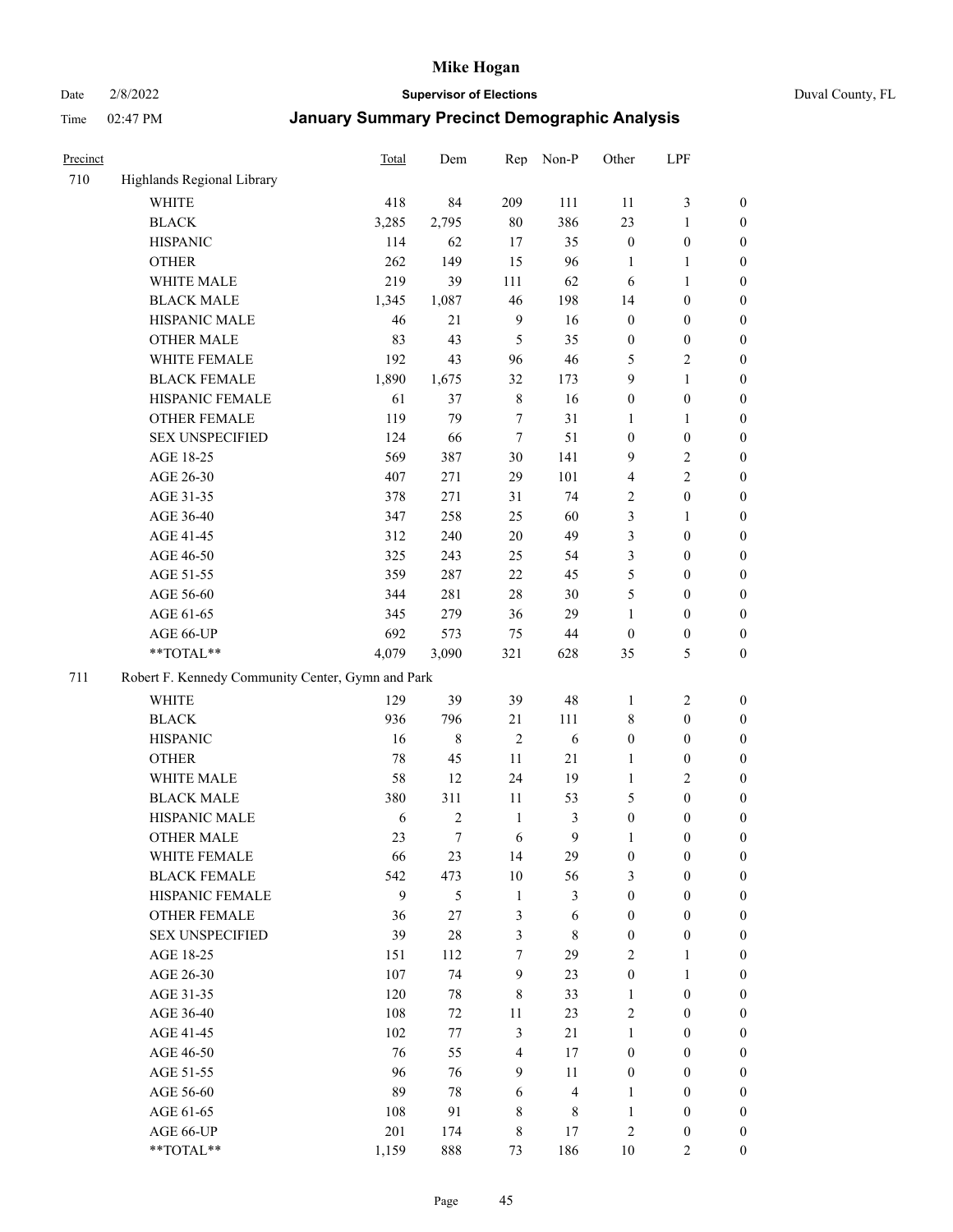# Mike Hogan

Date 2/8/2022 **Supervisor of Elections** Duval County, FL

Time 02:47 PM **January Summary Precinct Demographic Analysis**

| Precinct | | Total | Dem | Rep | Non-P | Other | LPF | |
|---|---|---|---|---|---|---|---|---|
| 710 | Highlands Regional Library | | | | | | | |
| | WHITE | 418 | 84 | 209 | 111 | 11 | 3 | 0 |
| | BLACK | 3,285 | 2,795 | 80 | 386 | 23 | 1 | 0 |
| | HISPANIC | 114 | 62 | 17 | 35 | 0 | 0 | 0 |
| | OTHER | 262 | 149 | 15 | 96 | 1 | 1 | 0 |
| | WHITE MALE | 219 | 39 | 111 | 62 | 6 | 1 | 0 |
| | BLACK MALE | 1,345 | 1,087 | 46 | 198 | 14 | 0 | 0 |
| | HISPANIC MALE | 46 | 21 | 9 | 16 | 0 | 0 | 0 |
| | OTHER MALE | 83 | 43 | 5 | 35 | 0 | 0 | 0 |
| | WHITE FEMALE | 192 | 43 | 96 | 46 | 5 | 2 | 0 |
| | BLACK FEMALE | 1,890 | 1,675 | 32 | 173 | 9 | 1 | 0 |
| | HISPANIC FEMALE | 61 | 37 | 8 | 16 | 0 | 0 | 0 |
| | OTHER FEMALE | 119 | 79 | 7 | 31 | 1 | 1 | 0 |
| | SEX UNSPECIFIED | 124 | 66 | 7 | 51 | 0 | 0 | 0 |
| | AGE 18-25 | 569 | 387 | 30 | 141 | 9 | 2 | 0 |
| | AGE 26-30 | 407 | 271 | 29 | 101 | 4 | 2 | 0 |
| | AGE 31-35 | 378 | 271 | 31 | 74 | 2 | 0 | 0 |
| | AGE 36-40 | 347 | 258 | 25 | 60 | 3 | 1 | 0 |
| | AGE 41-45 | 312 | 240 | 20 | 49 | 3 | 0 | 0 |
| | AGE 46-50 | 325 | 243 | 25 | 54 | 3 | 0 | 0 |
| | AGE 51-55 | 359 | 287 | 22 | 45 | 5 | 0 | 0 |
| | AGE 56-60 | 344 | 281 | 28 | 30 | 5 | 0 | 0 |
| | AGE 61-65 | 345 | 279 | 36 | 29 | 1 | 0 | 0 |
| | AGE 66-UP | 692 | 573 | 75 | 44 | 0 | 0 | 0 |
| | **TOTAL** | 4,079 | 3,090 | 321 | 628 | 35 | 5 | 0 |
| 711 | Robert F. Kennedy Community Center, Gymn and Park | | | | | | | |
| | WHITE | 129 | 39 | 39 | 48 | 1 | 2 | 0 |
| | BLACK | 936 | 796 | 21 | 111 | 8 | 0 | 0 |
| | HISPANIC | 16 | 8 | 2 | 6 | 0 | 0 | 0 |
| | OTHER | 78 | 45 | 11 | 21 | 1 | 0 | 0 |
| | WHITE MALE | 58 | 12 | 24 | 19 | 1 | 2 | 0 |
| | BLACK MALE | 380 | 311 | 11 | 53 | 5 | 0 | 0 |
| | HISPANIC MALE | 6 | 2 | 1 | 3 | 0 | 0 | 0 |
| | OTHER MALE | 23 | 7 | 6 | 9 | 1 | 0 | 0 |
| | WHITE FEMALE | 66 | 23 | 14 | 29 | 0 | 0 | 0 |
| | BLACK FEMALE | 542 | 473 | 10 | 56 | 3 | 0 | 0 |
| | HISPANIC FEMALE | 9 | 5 | 1 | 3 | 0 | 0 | 0 |
| | OTHER FEMALE | 36 | 27 | 3 | 6 | 0 | 0 | 0 |
| | SEX UNSPECIFIED | 39 | 28 | 3 | 8 | 0 | 0 | 0 |
| | AGE 18-25 | 151 | 112 | 7 | 29 | 2 | 1 | 0 |
| | AGE 26-30 | 107 | 74 | 9 | 23 | 0 | 1 | 0 |
| | AGE 31-35 | 120 | 78 | 8 | 33 | 1 | 0 | 0 |
| | AGE 36-40 | 108 | 72 | 11 | 23 | 2 | 0 | 0 |
| | AGE 41-45 | 102 | 77 | 3 | 21 | 1 | 0 | 0 |
| | AGE 46-50 | 76 | 55 | 4 | 17 | 0 | 0 | 0 |
| | AGE 51-55 | 96 | 76 | 9 | 11 | 0 | 0 | 0 |
| | AGE 56-60 | 89 | 78 | 6 | 4 | 1 | 0 | 0 |
| | AGE 61-65 | 108 | 91 | 8 | 8 | 1 | 0 | 0 |
| | AGE 66-UP | 201 | 174 | 8 | 17 | 2 | 0 | 0 |
| | **TOTAL** | 1,159 | 888 | 73 | 186 | 10 | 2 | 0 |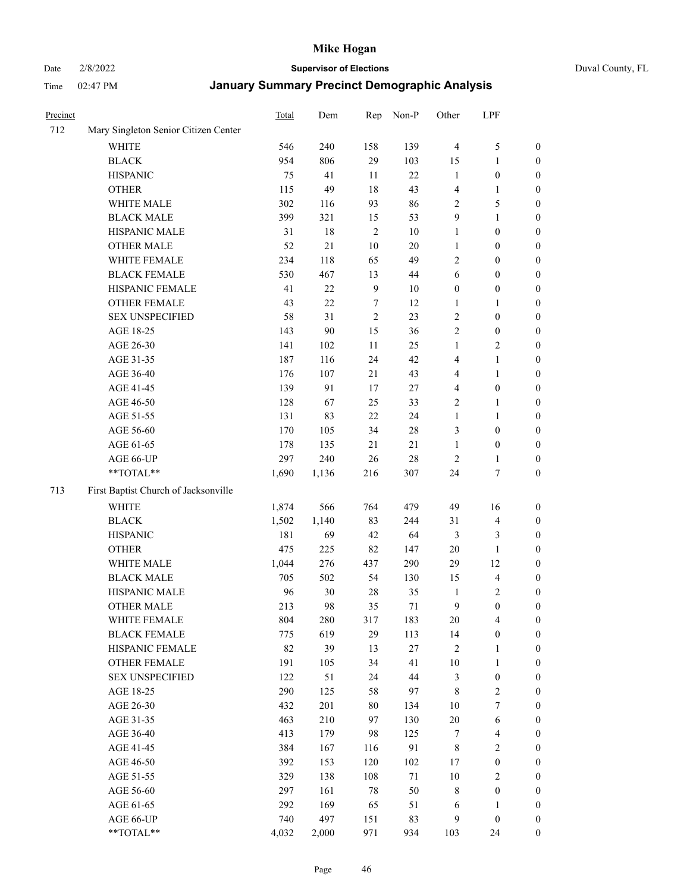# Mike Hogan

Date 2/8/2022 **Supervisor of Elections** Duval County, FL

Time 02:47 PM **January Summary Precinct Demographic Analysis**

| Precinct | | Total | Dem | Rep | Non-P | Other | LPF | |
|---|---|---|---|---|---|---|---|---|
| 712 | Mary Singleton Senior Citizen Center | | | | | | | |
| | WHITE | 546 | 240 | 158 | 139 | 4 | 5 | 0 |
| | BLACK | 954 | 806 | 29 | 103 | 15 | 1 | 0 |
| | HISPANIC | 75 | 41 | 11 | 22 | 1 | 0 | 0 |
| | OTHER | 115 | 49 | 18 | 43 | 4 | 1 | 0 |
| | WHITE MALE | 302 | 116 | 93 | 86 | 2 | 5 | 0 |
| | BLACK MALE | 399 | 321 | 15 | 53 | 9 | 1 | 0 |
| | HISPANIC MALE | 31 | 18 | 2 | 10 | 1 | 0 | 0 |
| | OTHER MALE | 52 | 21 | 10 | 20 | 1 | 0 | 0 |
| | WHITE FEMALE | 234 | 118 | 65 | 49 | 2 | 0 | 0 |
| | BLACK FEMALE | 530 | 467 | 13 | 44 | 6 | 0 | 0 |
| | HISPANIC FEMALE | 41 | 22 | 9 | 10 | 0 | 0 | 0 |
| | OTHER FEMALE | 43 | 22 | 7 | 12 | 1 | 1 | 0 |
| | SEX UNSPECIFIED | 58 | 31 | 2 | 23 | 2 | 0 | 0 |
| | AGE 18-25 | 143 | 90 | 15 | 36 | 2 | 0 | 0 |
| | AGE 26-30 | 141 | 102 | 11 | 25 | 1 | 2 | 0 |
| | AGE 31-35 | 187 | 116 | 24 | 42 | 4 | 1 | 0 |
| | AGE 36-40 | 176 | 107 | 21 | 43 | 4 | 1 | 0 |
| | AGE 41-45 | 139 | 91 | 17 | 27 | 4 | 0 | 0 |
| | AGE 46-50 | 128 | 67 | 25 | 33 | 2 | 1 | 0 |
| | AGE 51-55 | 131 | 83 | 22 | 24 | 1 | 1 | 0 |
| | AGE 56-60 | 170 | 105 | 34 | 28 | 3 | 0 | 0 |
| | AGE 61-65 | 178 | 135 | 21 | 21 | 1 | 0 | 0 |
| | AGE 66-UP | 297 | 240 | 26 | 28 | 2 | 1 | 0 |
| | **TOTAL** | 1,690 | 1,136 | 216 | 307 | 24 | 7 | 0 |
| 713 | First Baptist Church of Jacksonville | | | | | | | |
| | WHITE | 1,874 | 566 | 764 | 479 | 49 | 16 | 0 |
| | BLACK | 1,502 | 1,140 | 83 | 244 | 31 | 4 | 0 |
| | HISPANIC | 181 | 69 | 42 | 64 | 3 | 3 | 0 |
| | OTHER | 475 | 225 | 82 | 147 | 20 | 1 | 0 |
| | WHITE MALE | 1,044 | 276 | 437 | 290 | 29 | 12 | 0 |
| | BLACK MALE | 705 | 502 | 54 | 130 | 15 | 4 | 0 |
| | HISPANIC MALE | 96 | 30 | 28 | 35 | 1 | 2 | 0 |
| | OTHER MALE | 213 | 98 | 35 | 71 | 9 | 0 | 0 |
| | WHITE FEMALE | 804 | 280 | 317 | 183 | 20 | 4 | 0 |
| | BLACK FEMALE | 775 | 619 | 29 | 113 | 14 | 0 | 0 |
| | HISPANIC FEMALE | 82 | 39 | 13 | 27 | 2 | 1 | 0 |
| | OTHER FEMALE | 191 | 105 | 34 | 41 | 10 | 1 | 0 |
| | SEX UNSPECIFIED | 122 | 51 | 24 | 44 | 3 | 0 | 0 |
| | AGE 18-25 | 290 | 125 | 58 | 97 | 8 | 2 | 0 |
| | AGE 26-30 | 432 | 201 | 80 | 134 | 10 | 7 | 0 |
| | AGE 31-35 | 463 | 210 | 97 | 130 | 20 | 6 | 0 |
| | AGE 36-40 | 413 | 179 | 98 | 125 | 7 | 4 | 0 |
| | AGE 41-45 | 384 | 167 | 116 | 91 | 8 | 2 | 0 |
| | AGE 46-50 | 392 | 153 | 120 | 102 | 17 | 0 | 0 |
| | AGE 51-55 | 329 | 138 | 108 | 71 | 10 | 2 | 0 |
| | AGE 56-60 | 297 | 161 | 78 | 50 | 8 | 0 | 0 |
| | AGE 61-65 | 292 | 169 | 65 | 51 | 6 | 1 | 0 |
| | AGE 66-UP | 740 | 497 | 151 | 83 | 9 | 0 | 0 |
| | **TOTAL** | 4,032 | 2,000 | 971 | 934 | 103 | 24 | 0 |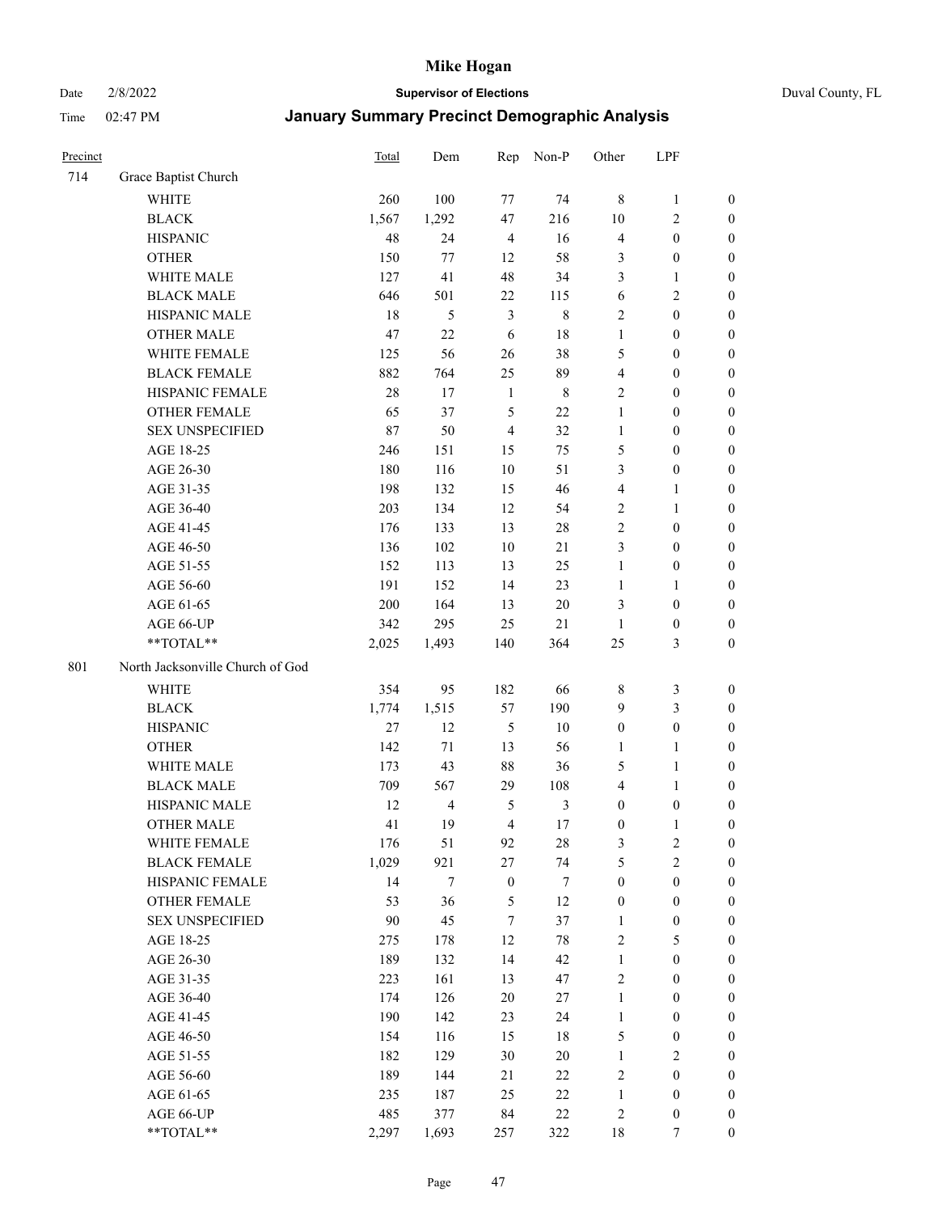# Mike Hogan

Date 2/8/2022 — **Supervisor of Elections** — Duval County, FL

Time 02:47 PM — **January Summary Precinct Demographic Analysis**

| Precinct | | Total | Dem | Rep | Non-P | Other | LPF | |
|---|---|---|---|---|---|---|---|---|
| 714 | Grace Baptist Church | | | | | | | |
| | WHITE | 260 | 100 | 77 | 74 | 8 | 1 | 0 |
| | BLACK | 1,567 | 1,292 | 47 | 216 | 10 | 2 | 0 |
| | HISPANIC | 48 | 24 | 4 | 16 | 4 | 0 | 0 |
| | OTHER | 150 | 77 | 12 | 58 | 3 | 0 | 0 |
| | WHITE MALE | 127 | 41 | 48 | 34 | 3 | 1 | 0 |
| | BLACK MALE | 646 | 501 | 22 | 115 | 6 | 2 | 0 |
| | HISPANIC MALE | 18 | 5 | 3 | 8 | 2 | 0 | 0 |
| | OTHER MALE | 47 | 22 | 6 | 18 | 1 | 0 | 0 |
| | WHITE FEMALE | 125 | 56 | 26 | 38 | 5 | 0 | 0 |
| | BLACK FEMALE | 882 | 764 | 25 | 89 | 4 | 0 | 0 |
| | HISPANIC FEMALE | 28 | 17 | 1 | 8 | 2 | 0 | 0 |
| | OTHER FEMALE | 65 | 37 | 5 | 22 | 1 | 0 | 0 |
| | SEX UNSPECIFIED | 87 | 50 | 4 | 32 | 1 | 0 | 0 |
| | AGE 18-25 | 246 | 151 | 15 | 75 | 5 | 0 | 0 |
| | AGE 26-30 | 180 | 116 | 10 | 51 | 3 | 0 | 0 |
| | AGE 31-35 | 198 | 132 | 15 | 46 | 4 | 1 | 0 |
| | AGE 36-40 | 203 | 134 | 12 | 54 | 2 | 1 | 0 |
| | AGE 41-45 | 176 | 133 | 13 | 28 | 2 | 0 | 0 |
| | AGE 46-50 | 136 | 102 | 10 | 21 | 3 | 0 | 0 |
| | AGE 51-55 | 152 | 113 | 13 | 25 | 1 | 0 | 0 |
| | AGE 56-60 | 191 | 152 | 14 | 23 | 1 | 1 | 0 |
| | AGE 61-65 | 200 | 164 | 13 | 20 | 3 | 0 | 0 |
| | AGE 66-UP | 342 | 295 | 25 | 21 | 1 | 0 | 0 |
| | **TOTAL** | 2,025 | 1,493 | 140 | 364 | 25 | 3 | 0 |
| 801 | North Jacksonville Church of God | | | | | | | |
| | WHITE | 354 | 95 | 182 | 66 | 8 | 3 | 0 |
| | BLACK | 1,774 | 1,515 | 57 | 190 | 9 | 3 | 0 |
| | HISPANIC | 27 | 12 | 5 | 10 | 0 | 0 | 0 |
| | OTHER | 142 | 71 | 13 | 56 | 1 | 1 | 0 |
| | WHITE MALE | 173 | 43 | 88 | 36 | 5 | 1 | 0 |
| | BLACK MALE | 709 | 567 | 29 | 108 | 4 | 1 | 0 |
| | HISPANIC MALE | 12 | 4 | 5 | 3 | 0 | 0 | 0 |
| | OTHER MALE | 41 | 19 | 4 | 17 | 0 | 1 | 0 |
| | WHITE FEMALE | 176 | 51 | 92 | 28 | 3 | 2 | 0 |
| | BLACK FEMALE | 1,029 | 921 | 27 | 74 | 5 | 2 | 0 |
| | HISPANIC FEMALE | 14 | 7 | 0 | 7 | 0 | 0 | 0 |
| | OTHER FEMALE | 53 | 36 | 5 | 12 | 0 | 0 | 0 |
| | SEX UNSPECIFIED | 90 | 45 | 7 | 37 | 1 | 0 | 0 |
| | AGE 18-25 | 275 | 178 | 12 | 78 | 2 | 5 | 0 |
| | AGE 26-30 | 189 | 132 | 14 | 42 | 1 | 0 | 0 |
| | AGE 31-35 | 223 | 161 | 13 | 47 | 2 | 0 | 0 |
| | AGE 36-40 | 174 | 126 | 20 | 27 | 1 | 0 | 0 |
| | AGE 41-45 | 190 | 142 | 23 | 24 | 1 | 0 | 0 |
| | AGE 46-50 | 154 | 116 | 15 | 18 | 5 | 0 | 0 |
| | AGE 51-55 | 182 | 129 | 30 | 20 | 1 | 2 | 0 |
| | AGE 56-60 | 189 | 144 | 21 | 22 | 2 | 0 | 0 |
| | AGE 61-65 | 235 | 187 | 25 | 22 | 1 | 0 | 0 |
| | AGE 66-UP | 485 | 377 | 84 | 22 | 2 | 0 | 0 |
| | **TOTAL** | 2,297 | 1,693 | 257 | 322 | 18 | 7 | 0 |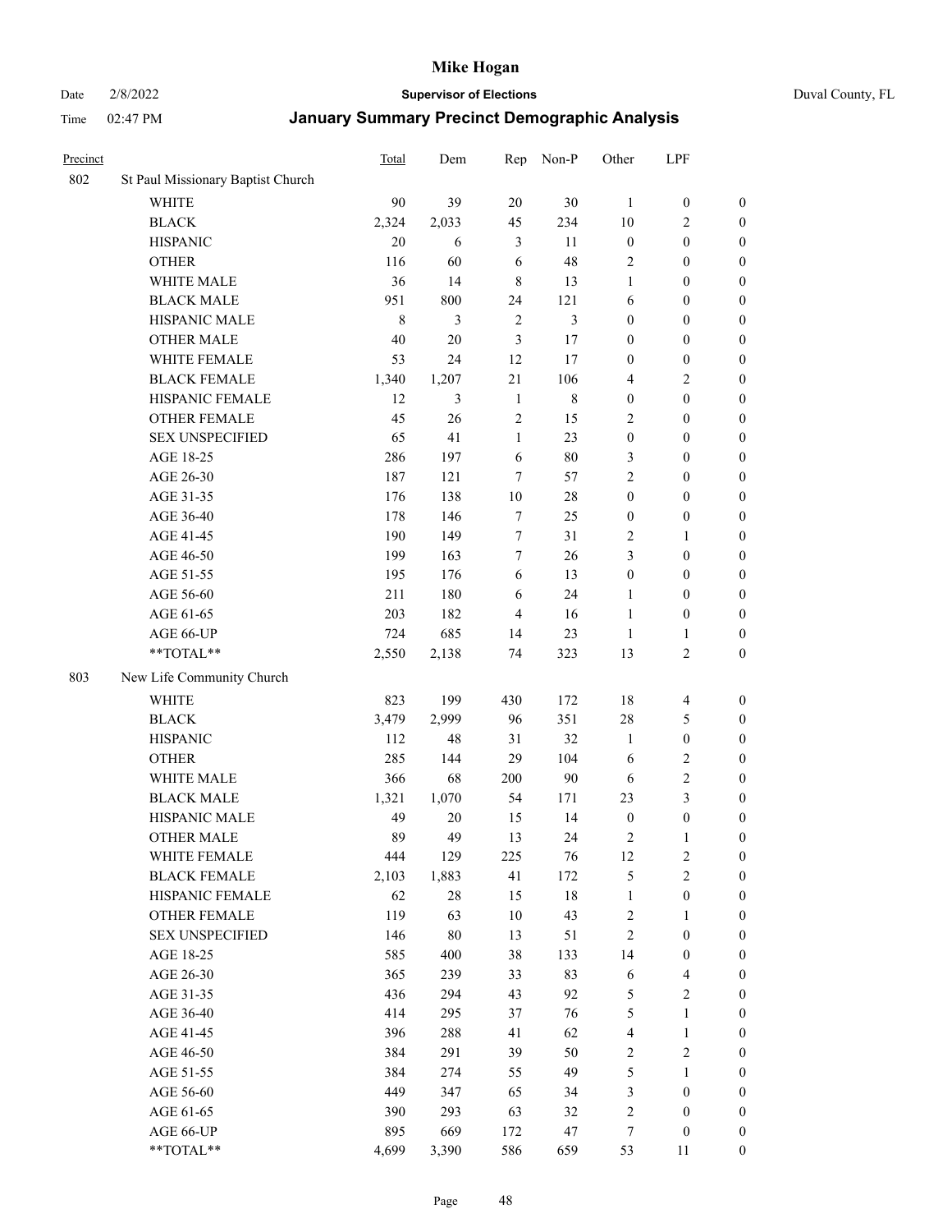| Precinct | | Total | Dem | Rep | Non-P | Other | LPF | |
|---|---|---|---|---|---|---|---|---|
| 802 | St Paul Missionary Baptist Church | | | | | | | |
| | WHITE | 90 | 39 | 20 | 30 | 1 | 0 | 0 |
| | BLACK | 2,324 | 2,033 | 45 | 234 | 10 | 2 | 0 |
| | HISPANIC | 20 | 6 | 3 | 11 | 0 | 0 | 0 |
| | OTHER | 116 | 60 | 6 | 48 | 2 | 0 | 0 |
| | WHITE MALE | 36 | 14 | 8 | 13 | 1 | 0 | 0 |
| | BLACK MALE | 951 | 800 | 24 | 121 | 6 | 0 | 0 |
| | HISPANIC MALE | 8 | 3 | 2 | 3 | 0 | 0 | 0 |
| | OTHER MALE | 40 | 20 | 3 | 17 | 0 | 0 | 0 |
| | WHITE FEMALE | 53 | 24 | 12 | 17 | 0 | 0 | 0 |
| | BLACK FEMALE | 1,340 | 1,207 | 21 | 106 | 4 | 2 | 0 |
| | HISPANIC FEMALE | 12 | 3 | 1 | 8 | 0 | 0 | 0 |
| | OTHER FEMALE | 45 | 26 | 2 | 15 | 2 | 0 | 0 |
| | SEX UNSPECIFIED | 65 | 41 | 1 | 23 | 0 | 0 | 0 |
| | AGE 18-25 | 286 | 197 | 6 | 80 | 3 | 0 | 0 |
| | AGE 26-30 | 187 | 121 | 7 | 57 | 2 | 0 | 0 |
| | AGE 31-35 | 176 | 138 | 10 | 28 | 0 | 0 | 0 |
| | AGE 36-40 | 178 | 146 | 7 | 25 | 0 | 0 | 0 |
| | AGE 41-45 | 190 | 149 | 7 | 31 | 2 | 1 | 0 |
| | AGE 46-50 | 199 | 163 | 7 | 26 | 3 | 0 | 0 |
| | AGE 51-55 | 195 | 176 | 6 | 13 | 0 | 0 | 0 |
| | AGE 56-60 | 211 | 180 | 6 | 24 | 1 | 0 | 0 |
| | AGE 61-65 | 203 | 182 | 4 | 16 | 1 | 0 | 0 |
| | AGE 66-UP | 724 | 685 | 14 | 23 | 1 | 1 | 0 |
| | **TOTAL** | 2,550 | 2,138 | 74 | 323 | 13 | 2 | 0 |
| 803 | New Life Community Church | | | | | | | |
| | WHITE | 823 | 199 | 430 | 172 | 18 | 4 | 0 |
| | BLACK | 3,479 | 2,999 | 96 | 351 | 28 | 5 | 0 |
| | HISPANIC | 112 | 48 | 31 | 32 | 1 | 0 | 0 |
| | OTHER | 285 | 144 | 29 | 104 | 6 | 2 | 0 |
| | WHITE MALE | 366 | 68 | 200 | 90 | 6 | 2 | 0 |
| | BLACK MALE | 1,321 | 1,070 | 54 | 171 | 23 | 3 | 0 |
| | HISPANIC MALE | 49 | 20 | 15 | 14 | 0 | 0 | 0 |
| | OTHER MALE | 89 | 49 | 13 | 24 | 2 | 1 | 0 |
| | WHITE FEMALE | 444 | 129 | 225 | 76 | 12 | 2 | 0 |
| | BLACK FEMALE | 2,103 | 1,883 | 41 | 172 | 5 | 2 | 0 |
| | HISPANIC FEMALE | 62 | 28 | 15 | 18 | 1 | 0 | 0 |
| | OTHER FEMALE | 119 | 63 | 10 | 43 | 2 | 1 | 0 |
| | SEX UNSPECIFIED | 146 | 80 | 13 | 51 | 2 | 0 | 0 |
| | AGE 18-25 | 585 | 400 | 38 | 133 | 14 | 0 | 0 |
| | AGE 26-30 | 365 | 239 | 33 | 83 | 6 | 4 | 0 |
| | AGE 31-35 | 436 | 294 | 43 | 92 | 5 | 2 | 0 |
| | AGE 36-40 | 414 | 295 | 37 | 76 | 5 | 1 | 0 |
| | AGE 41-45 | 396 | 288 | 41 | 62 | 4 | 1 | 0 |
| | AGE 46-50 | 384 | 291 | 39 | 50 | 2 | 2 | 0 |
| | AGE 51-55 | 384 | 274 | 55 | 49 | 5 | 1 | 0 |
| | AGE 56-60 | 449 | 347 | 65 | 34 | 3 | 0 | 0 |
| | AGE 61-65 | 390 | 293 | 63 | 32 | 2 | 0 | 0 |
| | AGE 66-UP | 895 | 669 | 172 | 47 | 7 | 0 | 0 |
| | **TOTAL** | 4,699 | 3,390 | 586 | 659 | 53 | 11 | 0 |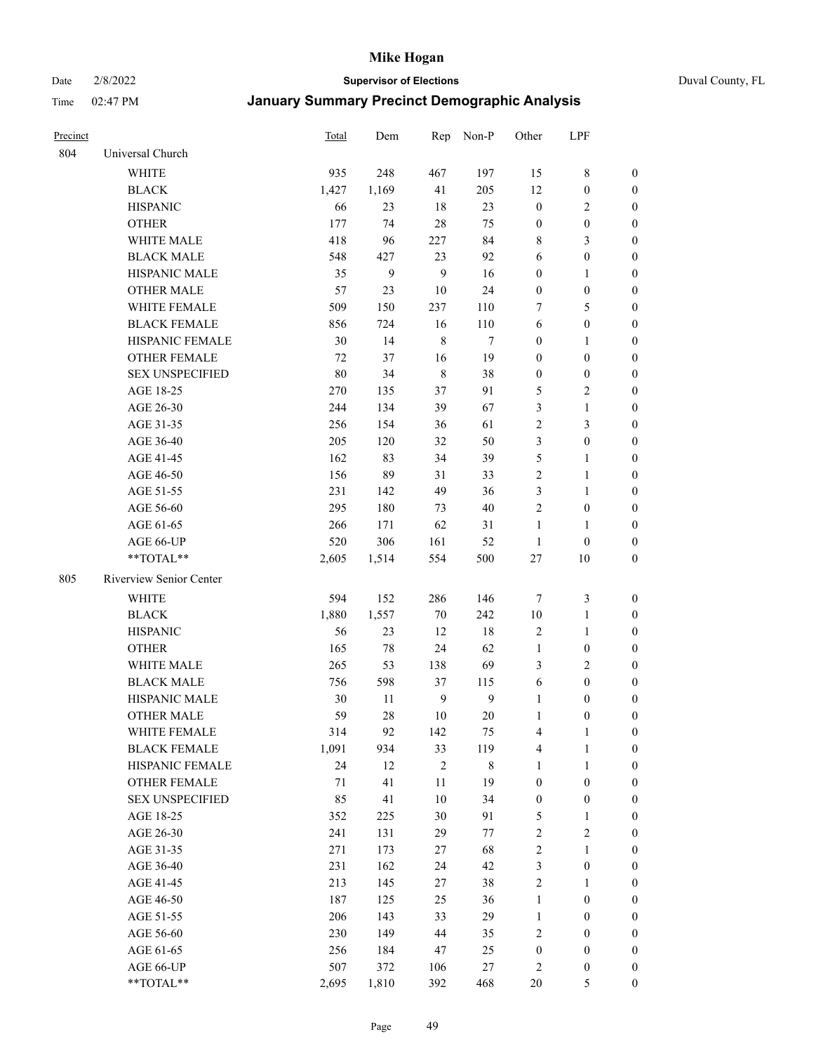# Mike Hogan

Date 2/8/2022 **Supervisor of Elections** Duval County, FL

Time 02:47 PM **January Summary Precinct Demographic Analysis**

| Precinct | | Total | Dem | Rep | Non-P | Other | LPF | |
|---|---|---|---|---|---|---|---|---|
| 804 | Universal Church | | | | | | | |
| | WHITE | 935 | 248 | 467 | 197 | 15 | 8 | 0 |
| | BLACK | 1,427 | 1,169 | 41 | 205 | 12 | 0 | 0 |
| | HISPANIC | 66 | 23 | 18 | 23 | 0 | 2 | 0 |
| | OTHER | 177 | 74 | 28 | 75 | 0 | 0 | 0 |
| | WHITE MALE | 418 | 96 | 227 | 84 | 8 | 3 | 0 |
| | BLACK MALE | 548 | 427 | 23 | 92 | 6 | 0 | 0 |
| | HISPANIC MALE | 35 | 9 | 9 | 16 | 0 | 1 | 0 |
| | OTHER MALE | 57 | 23 | 10 | 24 | 0 | 0 | 0 |
| | WHITE FEMALE | 509 | 150 | 237 | 110 | 7 | 5 | 0 |
| | BLACK FEMALE | 856 | 724 | 16 | 110 | 6 | 0 | 0 |
| | HISPANIC FEMALE | 30 | 14 | 8 | 7 | 0 | 1 | 0 |
| | OTHER FEMALE | 72 | 37 | 16 | 19 | 0 | 0 | 0 |
| | SEX UNSPECIFIED | 80 | 34 | 8 | 38 | 0 | 0 | 0 |
| | AGE 18-25 | 270 | 135 | 37 | 91 | 5 | 2 | 0 |
| | AGE 26-30 | 244 | 134 | 39 | 67 | 3 | 1 | 0 |
| | AGE 31-35 | 256 | 154 | 36 | 61 | 2 | 3 | 0 |
| | AGE 36-40 | 205 | 120 | 32 | 50 | 3 | 0 | 0 |
| | AGE 41-45 | 162 | 83 | 34 | 39 | 5 | 1 | 0 |
| | AGE 46-50 | 156 | 89 | 31 | 33 | 2 | 1 | 0 |
| | AGE 51-55 | 231 | 142 | 49 | 36 | 3 | 1 | 0 |
| | AGE 56-60 | 295 | 180 | 73 | 40 | 2 | 0 | 0 |
| | AGE 61-65 | 266 | 171 | 62 | 31 | 1 | 1 | 0 |
| | AGE 66-UP | 520 | 306 | 161 | 52 | 1 | 0 | 0 |
| | **TOTAL** | 2,605 | 1,514 | 554 | 500 | 27 | 10 | 0 |
| 805 | Riverview Senior Center | | | | | | | |
| | WHITE | 594 | 152 | 286 | 146 | 7 | 3 | 0 |
| | BLACK | 1,880 | 1,557 | 70 | 242 | 10 | 1 | 0 |
| | HISPANIC | 56 | 23 | 12 | 18 | 2 | 1 | 0 |
| | OTHER | 165 | 78 | 24 | 62 | 1 | 0 | 0 |
| | WHITE MALE | 265 | 53 | 138 | 69 | 3 | 2 | 0 |
| | BLACK MALE | 756 | 598 | 37 | 115 | 6 | 0 | 0 |
| | HISPANIC MALE | 30 | 11 | 9 | 9 | 1 | 0 | 0 |
| | OTHER MALE | 59 | 28 | 10 | 20 | 1 | 0 | 0 |
| | WHITE FEMALE | 314 | 92 | 142 | 75 | 4 | 1 | 0 |
| | BLACK FEMALE | 1,091 | 934 | 33 | 119 | 4 | 1 | 0 |
| | HISPANIC FEMALE | 24 | 12 | 2 | 8 | 1 | 1 | 0 |
| | OTHER FEMALE | 71 | 41 | 11 | 19 | 0 | 0 | 0 |
| | SEX UNSPECIFIED | 85 | 41 | 10 | 34 | 0 | 0 | 0 |
| | AGE 18-25 | 352 | 225 | 30 | 91 | 5 | 1 | 0 |
| | AGE 26-30 | 241 | 131 | 29 | 77 | 2 | 2 | 0 |
| | AGE 31-35 | 271 | 173 | 27 | 68 | 2 | 1 | 0 |
| | AGE 36-40 | 231 | 162 | 24 | 42 | 3 | 0 | 0 |
| | AGE 41-45 | 213 | 145 | 27 | 38 | 2 | 1 | 0 |
| | AGE 46-50 | 187 | 125 | 25 | 36 | 1 | 0 | 0 |
| | AGE 51-55 | 206 | 143 | 33 | 29 | 1 | 0 | 0 |
| | AGE 56-60 | 230 | 149 | 44 | 35 | 2 | 0 | 0 |
| | AGE 61-65 | 256 | 184 | 47 | 25 | 0 | 0 | 0 |
| | AGE 66-UP | 507 | 372 | 106 | 27 | 2 | 0 | 0 |
| | **TOTAL** | 2,695 | 1,810 | 392 | 468 | 20 | 5 | 0 |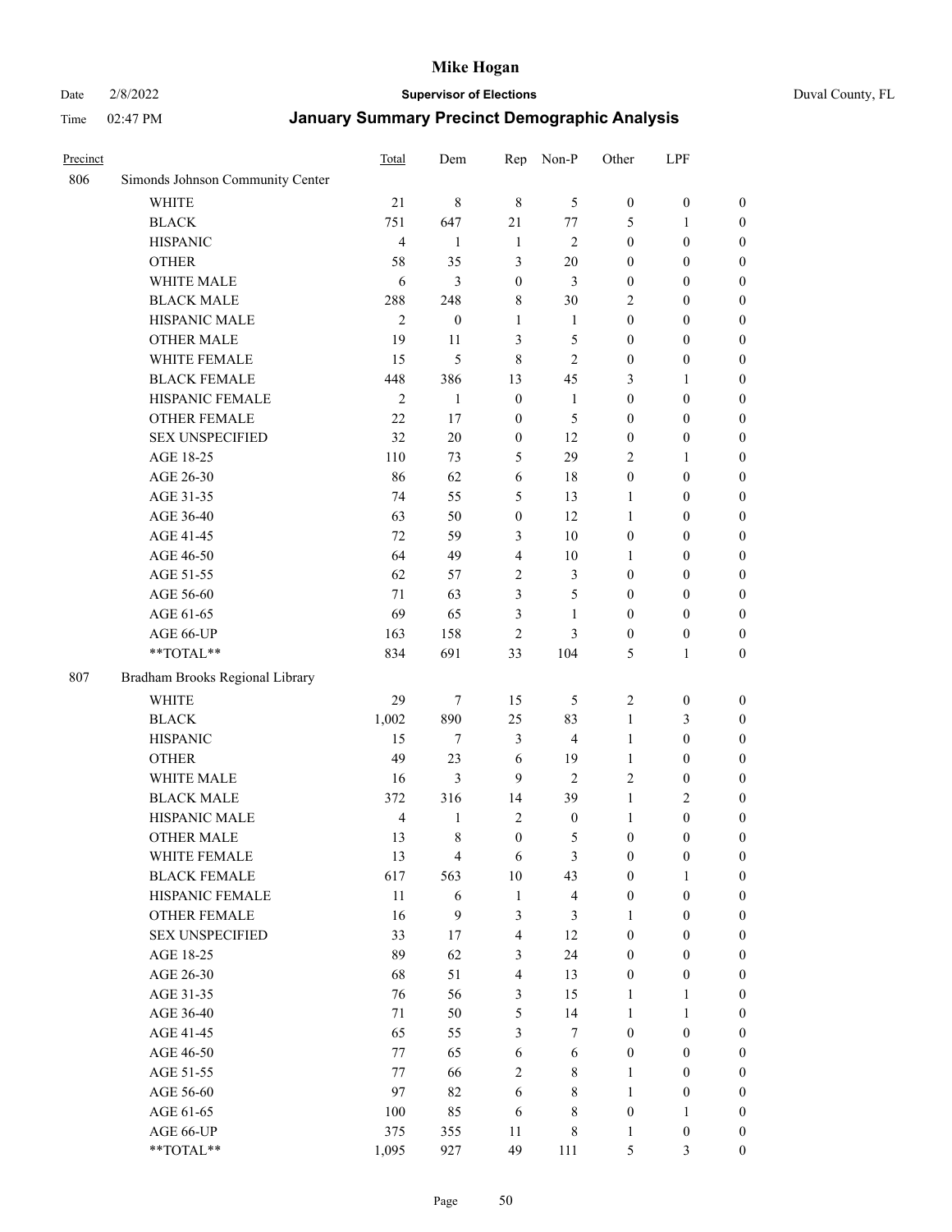# Mike Hogan

Date 2/8/2022 **Supervisor of Elections** Duval County, FL

Time 02:47 PM **January Summary Precinct Demographic Analysis**

| Precinct | | Total | Dem | Rep | Non-P | Other | LPF | |
|---|---|---|---|---|---|---|---|---|
| 806 | Simonds Johnson Community Center | | | | | | | |
| | WHITE | 21 | 8 | 8 | 5 | 0 | 0 | 0 |
| | BLACK | 751 | 647 | 21 | 77 | 5 | 1 | 0 |
| | HISPANIC | 4 | 1 | 1 | 2 | 0 | 0 | 0 |
| | OTHER | 58 | 35 | 3 | 20 | 0 | 0 | 0 |
| | WHITE MALE | 6 | 3 | 0 | 3 | 0 | 0 | 0 |
| | BLACK MALE | 288 | 248 | 8 | 30 | 2 | 0 | 0 |
| | HISPANIC MALE | 2 | 0 | 1 | 1 | 0 | 0 | 0 |
| | OTHER MALE | 19 | 11 | 3 | 5 | 0 | 0 | 0 |
| | WHITE FEMALE | 15 | 5 | 8 | 2 | 0 | 0 | 0 |
| | BLACK FEMALE | 448 | 386 | 13 | 45 | 3 | 1 | 0 |
| | HISPANIC FEMALE | 2 | 1 | 0 | 1 | 0 | 0 | 0 |
| | OTHER FEMALE | 22 | 17 | 0 | 5 | 0 | 0 | 0 |
| | SEX UNSPECIFIED | 32 | 20 | 0 | 12 | 0 | 0 | 0 |
| | AGE 18-25 | 110 | 73 | 5 | 29 | 2 | 1 | 0 |
| | AGE 26-30 | 86 | 62 | 6 | 18 | 0 | 0 | 0 |
| | AGE 31-35 | 74 | 55 | 5 | 13 | 1 | 0 | 0 |
| | AGE 36-40 | 63 | 50 | 0 | 12 | 1 | 0 | 0 |
| | AGE 41-45 | 72 | 59 | 3 | 10 | 0 | 0 | 0 |
| | AGE 46-50 | 64 | 49 | 4 | 10 | 1 | 0 | 0 |
| | AGE 51-55 | 62 | 57 | 2 | 3 | 0 | 0 | 0 |
| | AGE 56-60 | 71 | 63 | 3 | 5 | 0 | 0 | 0 |
| | AGE 61-65 | 69 | 65 | 3 | 1 | 0 | 0 | 0 |
| | AGE 66-UP | 163 | 158 | 2 | 3 | 0 | 0 | 0 |
| | **TOTAL** | 834 | 691 | 33 | 104 | 5 | 1 | 0 |
| 807 | Bradham Brooks Regional Library | | | | | | | |
| | WHITE | 29 | 7 | 15 | 5 | 2 | 0 | 0 |
| | BLACK | 1,002 | 890 | 25 | 83 | 1 | 3 | 0 |
| | HISPANIC | 15 | 7 | 3 | 4 | 1 | 0 | 0 |
| | OTHER | 49 | 23 | 6 | 19 | 1 | 0 | 0 |
| | WHITE MALE | 16 | 3 | 9 | 2 | 2 | 0 | 0 |
| | BLACK MALE | 372 | 316 | 14 | 39 | 1 | 2 | 0 |
| | HISPANIC MALE | 4 | 1 | 2 | 0 | 1 | 0 | 0 |
| | OTHER MALE | 13 | 8 | 0 | 5 | 0 | 0 | 0 |
| | WHITE FEMALE | 13 | 4 | 6 | 3 | 0 | 0 | 0 |
| | BLACK FEMALE | 617 | 563 | 10 | 43 | 0 | 1 | 0 |
| | HISPANIC FEMALE | 11 | 6 | 1 | 4 | 0 | 0 | 0 |
| | OTHER FEMALE | 16 | 9 | 3 | 3 | 1 | 0 | 0 |
| | SEX UNSPECIFIED | 33 | 17 | 4 | 12 | 0 | 0 | 0 |
| | AGE 18-25 | 89 | 62 | 3 | 24 | 0 | 0 | 0 |
| | AGE 26-30 | 68 | 51 | 4 | 13 | 0 | 0 | 0 |
| | AGE 31-35 | 76 | 56 | 3 | 15 | 1 | 1 | 0 |
| | AGE 36-40 | 71 | 50 | 5 | 14 | 1 | 1 | 0 |
| | AGE 41-45 | 65 | 55 | 3 | 7 | 0 | 0 | 0 |
| | AGE 46-50 | 77 | 65 | 6 | 6 | 0 | 0 | 0 |
| | AGE 51-55 | 77 | 66 | 2 | 8 | 1 | 0 | 0 |
| | AGE 56-60 | 97 | 82 | 6 | 8 | 1 | 0 | 0 |
| | AGE 61-65 | 100 | 85 | 6 | 8 | 0 | 1 | 0 |
| | AGE 66-UP | 375 | 355 | 11 | 8 | 1 | 0 | 0 |
| | **TOTAL** | 1,095 | 927 | 49 | 111 | 5 | 3 | 0 |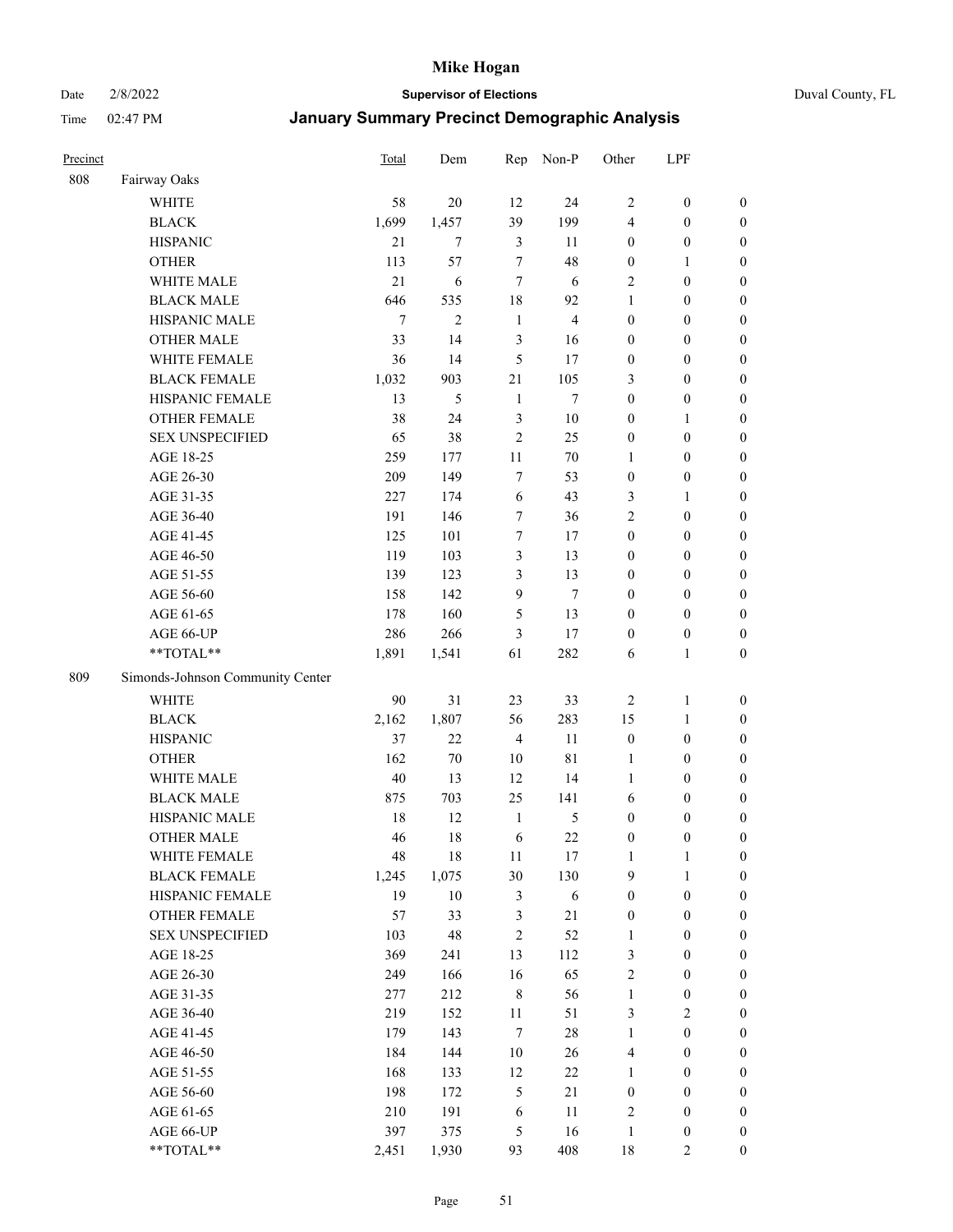# Mike Hogan

Date 2/8/2022 **Supervisor of Elections** Duval County, FL

Time 02:47 PM **January Summary Precinct Demographic Analysis**

| Precinct | | Total | Dem | Rep | Non-P | Other | LPF | |
|---|---|---|---|---|---|---|---|---|
| 808 | Fairway Oaks | | | | | | | |
| | WHITE | 58 | 20 | 12 | 24 | 2 | 0 | 0 |
| | BLACK | 1,699 | 1,457 | 39 | 199 | 4 | 0 | 0 |
| | HISPANIC | 21 | 7 | 3 | 11 | 0 | 0 | 0 |
| | OTHER | 113 | 57 | 7 | 48 | 0 | 1 | 0 |
| | WHITE MALE | 21 | 6 | 7 | 6 | 2 | 0 | 0 |
| | BLACK MALE | 646 | 535 | 18 | 92 | 1 | 0 | 0 |
| | HISPANIC MALE | 7 | 2 | 1 | 4 | 0 | 0 | 0 |
| | OTHER MALE | 33 | 14 | 3 | 16 | 0 | 0 | 0 |
| | WHITE FEMALE | 36 | 14 | 5 | 17 | 0 | 0 | 0 |
| | BLACK FEMALE | 1,032 | 903 | 21 | 105 | 3 | 0 | 0 |
| | HISPANIC FEMALE | 13 | 5 | 1 | 7 | 0 | 0 | 0 |
| | OTHER FEMALE | 38 | 24 | 3 | 10 | 0 | 1 | 0 |
| | SEX UNSPECIFIED | 65 | 38 | 2 | 25 | 0 | 0 | 0 |
| | AGE 18-25 | 259 | 177 | 11 | 70 | 1 | 0 | 0 |
| | AGE 26-30 | 209 | 149 | 7 | 53 | 0 | 0 | 0 |
| | AGE 31-35 | 227 | 174 | 6 | 43 | 3 | 1 | 0 |
| | AGE 36-40 | 191 | 146 | 7 | 36 | 2 | 0 | 0 |
| | AGE 41-45 | 125 | 101 | 7 | 17 | 0 | 0 | 0 |
| | AGE 46-50 | 119 | 103 | 3 | 13 | 0 | 0 | 0 |
| | AGE 51-55 | 139 | 123 | 3 | 13 | 0 | 0 | 0 |
| | AGE 56-60 | 158 | 142 | 9 | 7 | 0 | 0 | 0 |
| | AGE 61-65 | 178 | 160 | 5 | 13 | 0 | 0 | 0 |
| | AGE 66-UP | 286 | 266 | 3 | 17 | 0 | 0 | 0 |
| | **TOTAL** | 1,891 | 1,541 | 61 | 282 | 6 | 1 | 0 |
| 809 | Simonds-Johnson Community Center | | | | | | | |
| | WHITE | 90 | 31 | 23 | 33 | 2 | 1 | 0 |
| | BLACK | 2,162 | 1,807 | 56 | 283 | 15 | 1 | 0 |
| | HISPANIC | 37 | 22 | 4 | 11 | 0 | 0 | 0 |
| | OTHER | 162 | 70 | 10 | 81 | 1 | 0 | 0 |
| | WHITE MALE | 40 | 13 | 12 | 14 | 1 | 0 | 0 |
| | BLACK MALE | 875 | 703 | 25 | 141 | 6 | 0 | 0 |
| | HISPANIC MALE | 18 | 12 | 1 | 5 | 0 | 0 | 0 |
| | OTHER MALE | 46 | 18 | 6 | 22 | 0 | 0 | 0 |
| | WHITE FEMALE | 48 | 18 | 11 | 17 | 1 | 1 | 0 |
| | BLACK FEMALE | 1,245 | 1,075 | 30 | 130 | 9 | 1 | 0 |
| | HISPANIC FEMALE | 19 | 10 | 3 | 6 | 0 | 0 | 0 |
| | OTHER FEMALE | 57 | 33 | 3 | 21 | 0 | 0 | 0 |
| | SEX UNSPECIFIED | 103 | 48 | 2 | 52 | 1 | 0 | 0 |
| | AGE 18-25 | 369 | 241 | 13 | 112 | 3 | 0 | 0 |
| | AGE 26-30 | 249 | 166 | 16 | 65 | 2 | 0 | 0 |
| | AGE 31-35 | 277 | 212 | 8 | 56 | 1 | 0 | 0 |
| | AGE 36-40 | 219 | 152 | 11 | 51 | 3 | 2 | 0 |
| | AGE 41-45 | 179 | 143 | 7 | 28 | 1 | 0 | 0 |
| | AGE 46-50 | 184 | 144 | 10 | 26 | 4 | 0 | 0 |
| | AGE 51-55 | 168 | 133 | 12 | 22 | 1 | 0 | 0 |
| | AGE 56-60 | 198 | 172 | 5 | 21 | 0 | 0 | 0 |
| | AGE 61-65 | 210 | 191 | 6 | 11 | 2 | 0 | 0 |
| | AGE 66-UP | 397 | 375 | 5 | 16 | 1 | 0 | 0 |
| | **TOTAL** | 2,451 | 1,930 | 93 | 408 | 18 | 2 | 0 |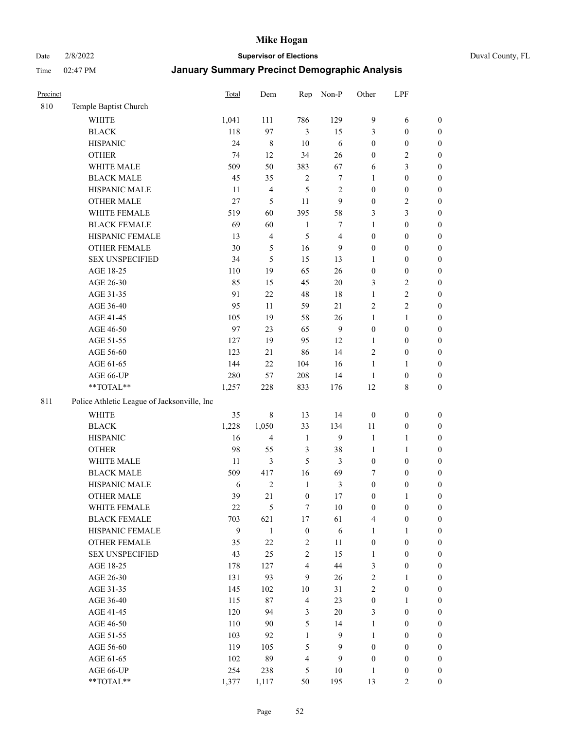| Precinct | | Total | Dem | Rep | Non-P | Other | LPF | |
|---|---|---|---|---|---|---|---|---|
| 810 | Temple Baptist Church | | | | | | | |
| | WHITE | 1,041 | 111 | 786 | 129 | 9 | 6 | 0 |
| | BLACK | 118 | 97 | 3 | 15 | 3 | 0 | 0 |
| | HISPANIC | 24 | 8 | 10 | 6 | 0 | 0 | 0 |
| | OTHER | 74 | 12 | 34 | 26 | 0 | 2 | 0 |
| | WHITE MALE | 509 | 50 | 383 | 67 | 6 | 3 | 0 |
| | BLACK MALE | 45 | 35 | 2 | 7 | 1 | 0 | 0 |
| | HISPANIC MALE | 11 | 4 | 5 | 2 | 0 | 0 | 0 |
| | OTHER MALE | 27 | 5 | 11 | 9 | 0 | 2 | 0 |
| | WHITE FEMALE | 519 | 60 | 395 | 58 | 3 | 3 | 0 |
| | BLACK FEMALE | 69 | 60 | 1 | 7 | 1 | 0 | 0 |
| | HISPANIC FEMALE | 13 | 4 | 5 | 4 | 0 | 0 | 0 |
| | OTHER FEMALE | 30 | 5 | 16 | 9 | 0 | 0 | 0 |
| | SEX UNSPECIFIED | 34 | 5 | 15 | 13 | 1 | 0 | 0 |
| | AGE 18-25 | 110 | 19 | 65 | 26 | 0 | 0 | 0 |
| | AGE 26-30 | 85 | 15 | 45 | 20 | 3 | 2 | 0 |
| | AGE 31-35 | 91 | 22 | 48 | 18 | 1 | 2 | 0 |
| | AGE 36-40 | 95 | 11 | 59 | 21 | 2 | 2 | 0 |
| | AGE 41-45 | 105 | 19 | 58 | 26 | 1 | 1 | 0 |
| | AGE 46-50 | 97 | 23 | 65 | 9 | 0 | 0 | 0 |
| | AGE 51-55 | 127 | 19 | 95 | 12 | 1 | 0 | 0 |
| | AGE 56-60 | 123 | 21 | 86 | 14 | 2 | 0 | 0 |
| | AGE 61-65 | 144 | 22 | 104 | 16 | 1 | 1 | 0 |
| | AGE 66-UP | 280 | 57 | 208 | 14 | 1 | 0 | 0 |
| | **TOTAL** | 1,257 | 228 | 833 | 176 | 12 | 8 | 0 |
| 811 | Police Athletic League of Jacksonville, Inc | | | | | | | |
| | WHITE | 35 | 8 | 13 | 14 | 0 | 0 | 0 |
| | BLACK | 1,228 | 1,050 | 33 | 134 | 11 | 0 | 0 |
| | HISPANIC | 16 | 4 | 1 | 9 | 1 | 1 | 0 |
| | OTHER | 98 | 55 | 3 | 38 | 1 | 1 | 0 |
| | WHITE MALE | 11 | 3 | 5 | 3 | 0 | 0 | 0 |
| | BLACK MALE | 509 | 417 | 16 | 69 | 7 | 0 | 0 |
| | HISPANIC MALE | 6 | 2 | 1 | 3 | 0 | 0 | 0 |
| | OTHER MALE | 39 | 21 | 0 | 17 | 0 | 1 | 0 |
| | WHITE FEMALE | 22 | 5 | 7 | 10 | 0 | 0 | 0 |
| | BLACK FEMALE | 703 | 621 | 17 | 61 | 4 | 0 | 0 |
| | HISPANIC FEMALE | 9 | 1 | 0 | 6 | 1 | 1 | 0 |
| | OTHER FEMALE | 35 | 22 | 2 | 11 | 0 | 0 | 0 |
| | SEX UNSPECIFIED | 43 | 25 | 2 | 15 | 1 | 0 | 0 |
| | AGE 18-25 | 178 | 127 | 4 | 44 | 3 | 0 | 0 |
| | AGE 26-30 | 131 | 93 | 9 | 26 | 2 | 1 | 0 |
| | AGE 31-35 | 145 | 102 | 10 | 31 | 2 | 0 | 0 |
| | AGE 36-40 | 115 | 87 | 4 | 23 | 0 | 1 | 0 |
| | AGE 41-45 | 120 | 94 | 3 | 20 | 3 | 0 | 0 |
| | AGE 46-50 | 110 | 90 | 5 | 14 | 1 | 0 | 0 |
| | AGE 51-55 | 103 | 92 | 1 | 9 | 1 | 0 | 0 |
| | AGE 56-60 | 119 | 105 | 5 | 9 | 0 | 0 | 0 |
| | AGE 61-65 | 102 | 89 | 4 | 9 | 0 | 0 | 0 |
| | AGE 66-UP | 254 | 238 | 5 | 10 | 1 | 0 | 0 |
| | **TOTAL** | 1,377 | 1,117 | 50 | 195 | 13 | 2 | 0 |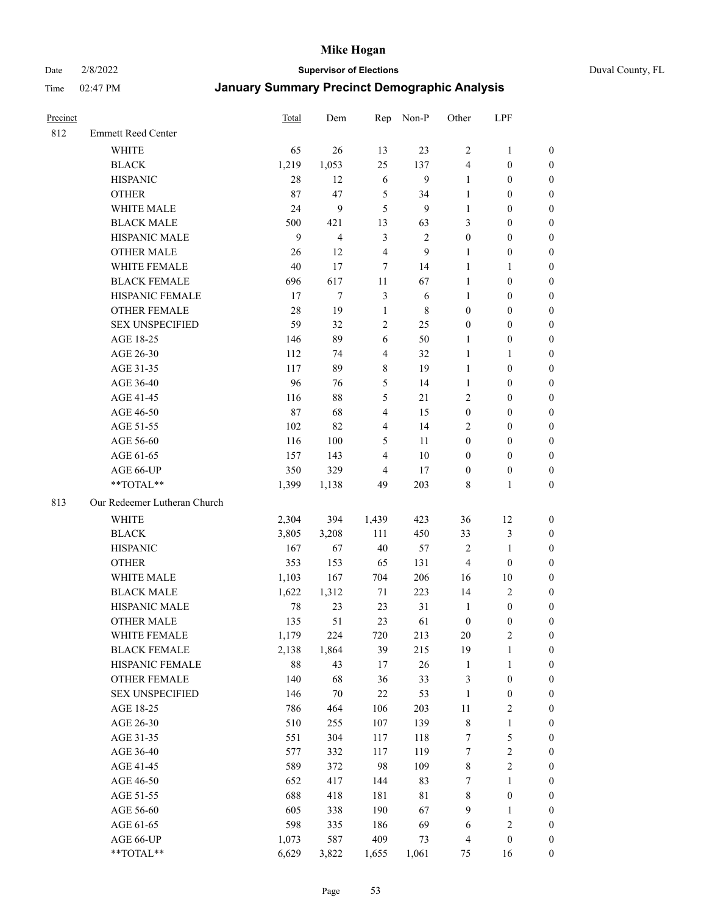# Mike Hogan

Date 2/8/2022 — **Supervisor of Elections** — Duval County, FL

Time 02:47 PM — **January Summary Precinct Demographic Analysis**

| Precinct | | Total | Dem | Rep | Non-P | Other | LPF | |
|---|---|---|---|---|---|---|---|---|
| 812 | Emmett Reed Center | | | | | | | |
| | WHITE | 65 | 26 | 13 | 23 | 2 | 1 | 0 |
| | BLACK | 1,219 | 1,053 | 25 | 137 | 4 | 0 | 0 |
| | HISPANIC | 28 | 12 | 6 | 9 | 1 | 0 | 0 |
| | OTHER | 87 | 47 | 5 | 34 | 1 | 0 | 0 |
| | WHITE MALE | 24 | 9 | 5 | 9 | 1 | 0 | 0 |
| | BLACK MALE | 500 | 421 | 13 | 63 | 3 | 0 | 0 |
| | HISPANIC MALE | 9 | 4 | 3 | 2 | 0 | 0 | 0 |
| | OTHER MALE | 26 | 12 | 4 | 9 | 1 | 0 | 0 |
| | WHITE FEMALE | 40 | 17 | 7 | 14 | 1 | 1 | 0 |
| | BLACK FEMALE | 696 | 617 | 11 | 67 | 1 | 0 | 0 |
| | HISPANIC FEMALE | 17 | 7 | 3 | 6 | 1 | 0 | 0 |
| | OTHER FEMALE | 28 | 19 | 1 | 8 | 0 | 0 | 0 |
| | SEX UNSPECIFIED | 59 | 32 | 2 | 25 | 0 | 0 | 0 |
| | AGE 18-25 | 146 | 89 | 6 | 50 | 1 | 0 | 0 |
| | AGE 26-30 | 112 | 74 | 4 | 32 | 1 | 1 | 0 |
| | AGE 31-35 | 117 | 89 | 8 | 19 | 1 | 0 | 0 |
| | AGE 36-40 | 96 | 76 | 5 | 14 | 1 | 0 | 0 |
| | AGE 41-45 | 116 | 88 | 5 | 21 | 2 | 0 | 0 |
| | AGE 46-50 | 87 | 68 | 4 | 15 | 0 | 0 | 0 |
| | AGE 51-55 | 102 | 82 | 4 | 14 | 2 | 0 | 0 |
| | AGE 56-60 | 116 | 100 | 5 | 11 | 0 | 0 | 0 |
| | AGE 61-65 | 157 | 143 | 4 | 10 | 0 | 0 | 0 |
| | AGE 66-UP | 350 | 329 | 4 | 17 | 0 | 0 | 0 |
| | **TOTAL** | 1,399 | 1,138 | 49 | 203 | 8 | 1 | 0 |
| 813 | Our Redeemer Lutheran Church | | | | | | | |
| | WHITE | 2,304 | 394 | 1,439 | 423 | 36 | 12 | 0 |
| | BLACK | 3,805 | 3,208 | 111 | 450 | 33 | 3 | 0 |
| | HISPANIC | 167 | 67 | 40 | 57 | 2 | 1 | 0 |
| | OTHER | 353 | 153 | 65 | 131 | 4 | 0 | 0 |
| | WHITE MALE | 1,103 | 167 | 704 | 206 | 16 | 10 | 0 |
| | BLACK MALE | 1,622 | 1,312 | 71 | 223 | 14 | 2 | 0 |
| | HISPANIC MALE | 78 | 23 | 23 | 31 | 1 | 0 | 0 |
| | OTHER MALE | 135 | 51 | 23 | 61 | 0 | 0 | 0 |
| | WHITE FEMALE | 1,179 | 224 | 720 | 213 | 20 | 2 | 0 |
| | BLACK FEMALE | 2,138 | 1,864 | 39 | 215 | 19 | 1 | 0 |
| | HISPANIC FEMALE | 88 | 43 | 17 | 26 | 1 | 1 | 0 |
| | OTHER FEMALE | 140 | 68 | 36 | 33 | 3 | 0 | 0 |
| | SEX UNSPECIFIED | 146 | 70 | 22 | 53 | 1 | 0 | 0 |
| | AGE 18-25 | 786 | 464 | 106 | 203 | 11 | 2 | 0 |
| | AGE 26-30 | 510 | 255 | 107 | 139 | 8 | 1 | 0 |
| | AGE 31-35 | 551 | 304 | 117 | 118 | 7 | 5 | 0 |
| | AGE 36-40 | 577 | 332 | 117 | 119 | 7 | 2 | 0 |
| | AGE 41-45 | 589 | 372 | 98 | 109 | 8 | 2 | 0 |
| | AGE 46-50 | 652 | 417 | 144 | 83 | 7 | 1 | 0 |
| | AGE 51-55 | 688 | 418 | 181 | 81 | 8 | 0 | 0 |
| | AGE 56-60 | 605 | 338 | 190 | 67 | 9 | 1 | 0 |
| | AGE 61-65 | 598 | 335 | 186 | 69 | 6 | 2 | 0 |
| | AGE 66-UP | 1,073 | 587 | 409 | 73 | 4 | 0 | 0 |
| | **TOTAL** | 6,629 | 3,822 | 1,655 | 1,061 | 75 | 16 | 0 |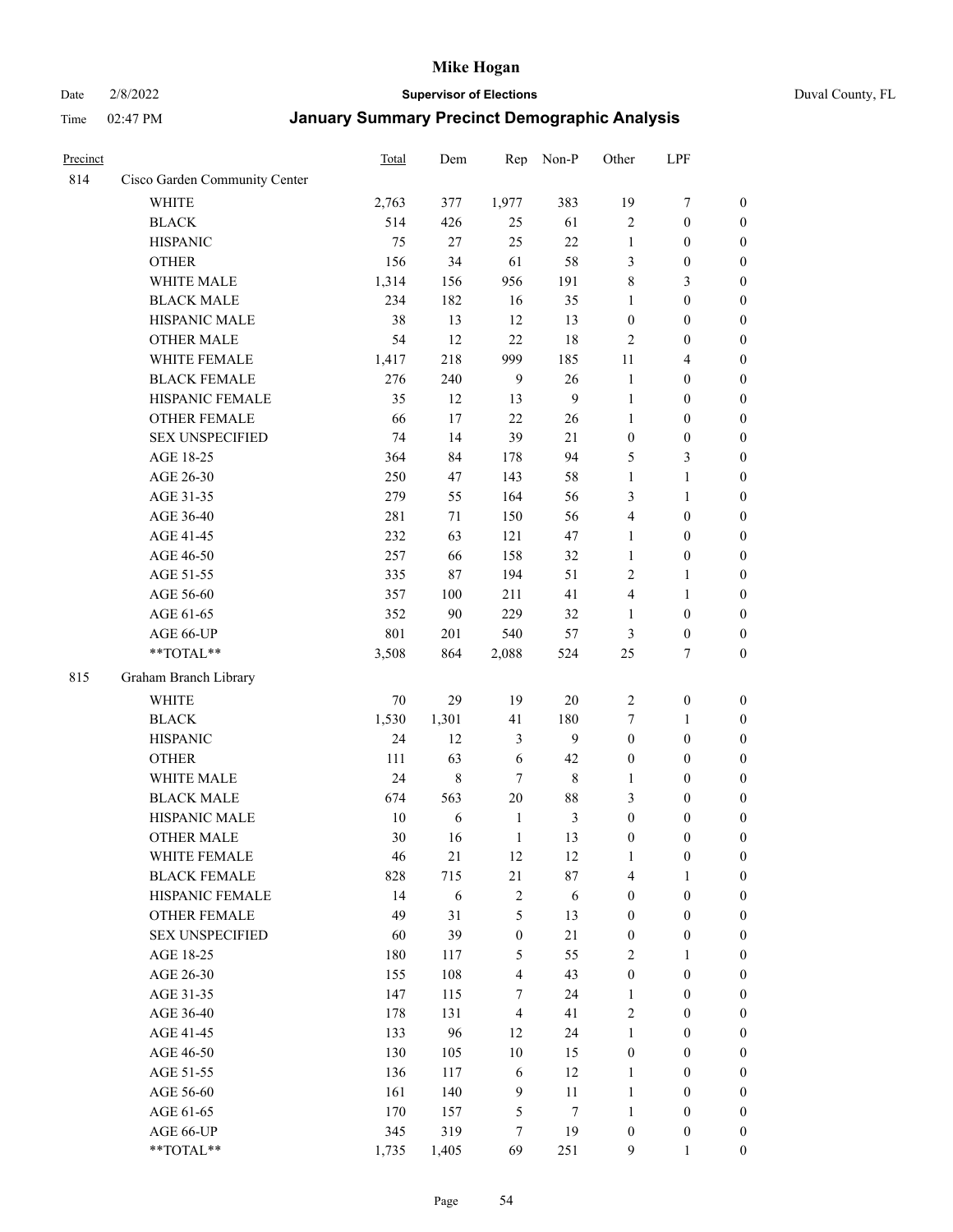# Mike Hogan

Date 2/8/2022 **Supervisor of Elections** Duval County, FL

Time 02:47 PM **January Summary Precinct Demographic Analysis**

| Precinct | | Total | Dem | Rep | Non-P | Other | LPF | |
|---|---|---|---|---|---|---|---|---|
| 814 | Cisco Garden Community Center | | | | | | | |
| | WHITE | 2,763 | 377 | 1,977 | 383 | 19 | 7 | 0 |
| | BLACK | 514 | 426 | 25 | 61 | 2 | 0 | 0 |
| | HISPANIC | 75 | 27 | 25 | 22 | 1 | 0 | 0 |
| | OTHER | 156 | 34 | 61 | 58 | 3 | 0 | 0 |
| | WHITE MALE | 1,314 | 156 | 956 | 191 | 8 | 3 | 0 |
| | BLACK MALE | 234 | 182 | 16 | 35 | 1 | 0 | 0 |
| | HISPANIC MALE | 38 | 13 | 12 | 13 | 0 | 0 | 0 |
| | OTHER MALE | 54 | 12 | 22 | 18 | 2 | 0 | 0 |
| | WHITE FEMALE | 1,417 | 218 | 999 | 185 | 11 | 4 | 0 |
| | BLACK FEMALE | 276 | 240 | 9 | 26 | 1 | 0 | 0 |
| | HISPANIC FEMALE | 35 | 12 | 13 | 9 | 1 | 0 | 0 |
| | OTHER FEMALE | 66 | 17 | 22 | 26 | 1 | 0 | 0 |
| | SEX UNSPECIFIED | 74 | 14 | 39 | 21 | 0 | 0 | 0 |
| | AGE 18-25 | 364 | 84 | 178 | 94 | 5 | 3 | 0 |
| | AGE 26-30 | 250 | 47 | 143 | 58 | 1 | 1 | 0 |
| | AGE 31-35 | 279 | 55 | 164 | 56 | 3 | 1 | 0 |
| | AGE 36-40 | 281 | 71 | 150 | 56 | 4 | 0 | 0 |
| | AGE 41-45 | 232 | 63 | 121 | 47 | 1 | 0 | 0 |
| | AGE 46-50 | 257 | 66 | 158 | 32 | 1 | 0 | 0 |
| | AGE 51-55 | 335 | 87 | 194 | 51 | 2 | 1 | 0 |
| | AGE 56-60 | 357 | 100 | 211 | 41 | 4 | 1 | 0 |
| | AGE 61-65 | 352 | 90 | 229 | 32 | 1 | 0 | 0 |
| | AGE 66-UP | 801 | 201 | 540 | 57 | 3 | 0 | 0 |
| | **TOTAL** | 3,508 | 864 | 2,088 | 524 | 25 | 7 | 0 |
| 815 | Graham Branch Library | | | | | | | |
| | WHITE | 70 | 29 | 19 | 20 | 2 | 0 | 0 |
| | BLACK | 1,530 | 1,301 | 41 | 180 | 7 | 1 | 0 |
| | HISPANIC | 24 | 12 | 3 | 9 | 0 | 0 | 0 |
| | OTHER | 111 | 63 | 6 | 42 | 0 | 0 | 0 |
| | WHITE MALE | 24 | 8 | 7 | 8 | 1 | 0 | 0 |
| | BLACK MALE | 674 | 563 | 20 | 88 | 3 | 0 | 0 |
| | HISPANIC MALE | 10 | 6 | 1 | 3 | 0 | 0 | 0 |
| | OTHER MALE | 30 | 16 | 1 | 13 | 0 | 0 | 0 |
| | WHITE FEMALE | 46 | 21 | 12 | 12 | 1 | 0 | 0 |
| | BLACK FEMALE | 828 | 715 | 21 | 87 | 4 | 1 | 0 |
| | HISPANIC FEMALE | 14 | 6 | 2 | 6 | 0 | 0 | 0 |
| | OTHER FEMALE | 49 | 31 | 5 | 13 | 0 | 0 | 0 |
| | SEX UNSPECIFIED | 60 | 39 | 0 | 21 | 0 | 0 | 0 |
| | AGE 18-25 | 180 | 117 | 5 | 55 | 2 | 1 | 0 |
| | AGE 26-30 | 155 | 108 | 4 | 43 | 0 | 0 | 0 |
| | AGE 31-35 | 147 | 115 | 7 | 24 | 1 | 0 | 0 |
| | AGE 36-40 | 178 | 131 | 4 | 41 | 2 | 0 | 0 |
| | AGE 41-45 | 133 | 96 | 12 | 24 | 1 | 0 | 0 |
| | AGE 46-50 | 130 | 105 | 10 | 15 | 0 | 0 | 0 |
| | AGE 51-55 | 136 | 117 | 6 | 12 | 1 | 0 | 0 |
| | AGE 56-60 | 161 | 140 | 9 | 11 | 1 | 0 | 0 |
| | AGE 61-65 | 170 | 157 | 5 | 7 | 1 | 0 | 0 |
| | AGE 66-UP | 345 | 319 | 7 | 19 | 0 | 0 | 0 |
| | **TOTAL** | 1,735 | 1,405 | 69 | 251 | 9 | 1 | 0 |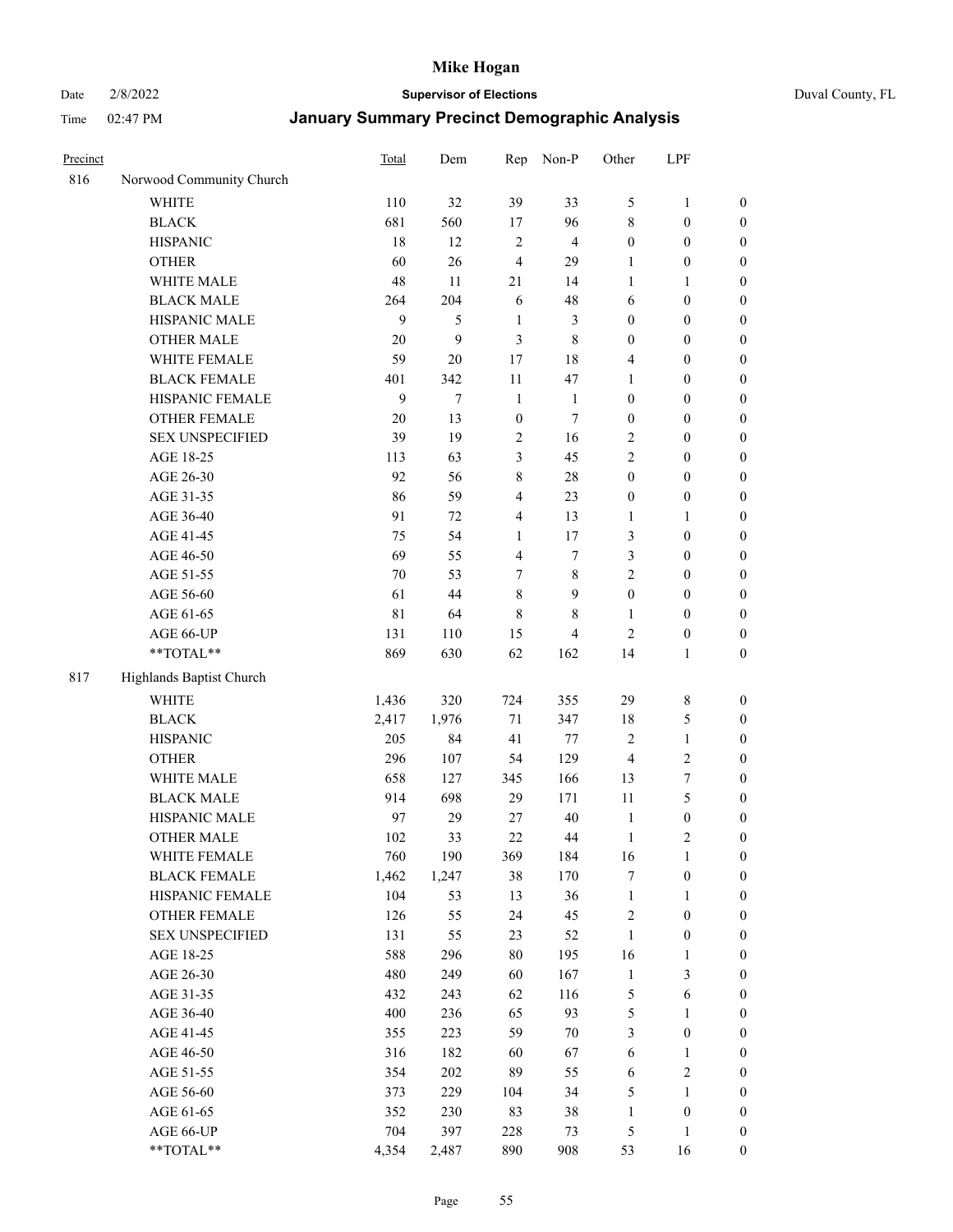# Mike Hogan

Date 2/8/2022 **Supervisor of Elections** Duval County, FL

Time 02:47 PM **January Summary Precinct Demographic Analysis**

| Precinct | | Total | Dem | Rep | Non-P | Other | LPF | |
|---|---|---|---|---|---|---|---|---|
| 816 | Norwood Community Church | | | | | | | |
| | WHITE | 110 | 32 | 39 | 33 | 5 | 1 | 0 |
| | BLACK | 681 | 560 | 17 | 96 | 8 | 0 | 0 |
| | HISPANIC | 18 | 12 | 2 | 4 | 0 | 0 | 0 |
| | OTHER | 60 | 26 | 4 | 29 | 1 | 0 | 0 |
| | WHITE MALE | 48 | 11 | 21 | 14 | 1 | 1 | 0 |
| | BLACK MALE | 264 | 204 | 6 | 48 | 6 | 0 | 0 |
| | HISPANIC MALE | 9 | 5 | 1 | 3 | 0 | 0 | 0 |
| | OTHER MALE | 20 | 9 | 3 | 8 | 0 | 0 | 0 |
| | WHITE FEMALE | 59 | 20 | 17 | 18 | 4 | 0 | 0 |
| | BLACK FEMALE | 401 | 342 | 11 | 47 | 1 | 0 | 0 |
| | HISPANIC FEMALE | 9 | 7 | 1 | 1 | 0 | 0 | 0 |
| | OTHER FEMALE | 20 | 13 | 0 | 7 | 0 | 0 | 0 |
| | SEX UNSPECIFIED | 39 | 19 | 2 | 16 | 2 | 0 | 0 |
| | AGE 18-25 | 113 | 63 | 3 | 45 | 2 | 0 | 0 |
| | AGE 26-30 | 92 | 56 | 8 | 28 | 0 | 0 | 0 |
| | AGE 31-35 | 86 | 59 | 4 | 23 | 0 | 0 | 0 |
| | AGE 36-40 | 91 | 72 | 4 | 13 | 1 | 1 | 0 |
| | AGE 41-45 | 75 | 54 | 1 | 17 | 3 | 0 | 0 |
| | AGE 46-50 | 69 | 55 | 4 | 7 | 3 | 0 | 0 |
| | AGE 51-55 | 70 | 53 | 7 | 8 | 2 | 0 | 0 |
| | AGE 56-60 | 61 | 44 | 8 | 9 | 0 | 0 | 0 |
| | AGE 61-65 | 81 | 64 | 8 | 8 | 1 | 0 | 0 |
| | AGE 66-UP | 131 | 110 | 15 | 4 | 2 | 0 | 0 |
| | **TOTAL** | 869 | 630 | 62 | 162 | 14 | 1 | 0 |
| 817 | Highlands Baptist Church | | | | | | | |
| | WHITE | 1,436 | 320 | 724 | 355 | 29 | 8 | 0 |
| | BLACK | 2,417 | 1,976 | 71 | 347 | 18 | 5 | 0 |
| | HISPANIC | 205 | 84 | 41 | 77 | 2 | 1 | 0 |
| | OTHER | 296 | 107 | 54 | 129 | 4 | 2 | 0 |
| | WHITE MALE | 658 | 127 | 345 | 166 | 13 | 7 | 0 |
| | BLACK MALE | 914 | 698 | 29 | 171 | 11 | 5 | 0 |
| | HISPANIC MALE | 97 | 29 | 27 | 40 | 1 | 0 | 0 |
| | OTHER MALE | 102 | 33 | 22 | 44 | 1 | 2 | 0 |
| | WHITE FEMALE | 760 | 190 | 369 | 184 | 16 | 1 | 0 |
| | BLACK FEMALE | 1,462 | 1,247 | 38 | 170 | 7 | 0 | 0 |
| | HISPANIC FEMALE | 104 | 53 | 13 | 36 | 1 | 1 | 0 |
| | OTHER FEMALE | 126 | 55 | 24 | 45 | 2 | 0 | 0 |
| | SEX UNSPECIFIED | 131 | 55 | 23 | 52 | 1 | 0 | 0 |
| | AGE 18-25 | 588 | 296 | 80 | 195 | 16 | 1 | 0 |
| | AGE 26-30 | 480 | 249 | 60 | 167 | 1 | 3 | 0 |
| | AGE 31-35 | 432 | 243 | 62 | 116 | 5 | 6 | 0 |
| | AGE 36-40 | 400 | 236 | 65 | 93 | 5 | 1 | 0 |
| | AGE 41-45 | 355 | 223 | 59 | 70 | 3 | 0 | 0 |
| | AGE 46-50 | 316 | 182 | 60 | 67 | 6 | 1 | 0 |
| | AGE 51-55 | 354 | 202 | 89 | 55 | 6 | 2 | 0 |
| | AGE 56-60 | 373 | 229 | 104 | 34 | 5 | 1 | 0 |
| | AGE 61-65 | 352 | 230 | 83 | 38 | 1 | 0 | 0 |
| | AGE 66-UP | 704 | 397 | 228 | 73 | 5 | 1 | 0 |
| | **TOTAL** | 4,354 | 2,487 | 890 | 908 | 53 | 16 | 0 |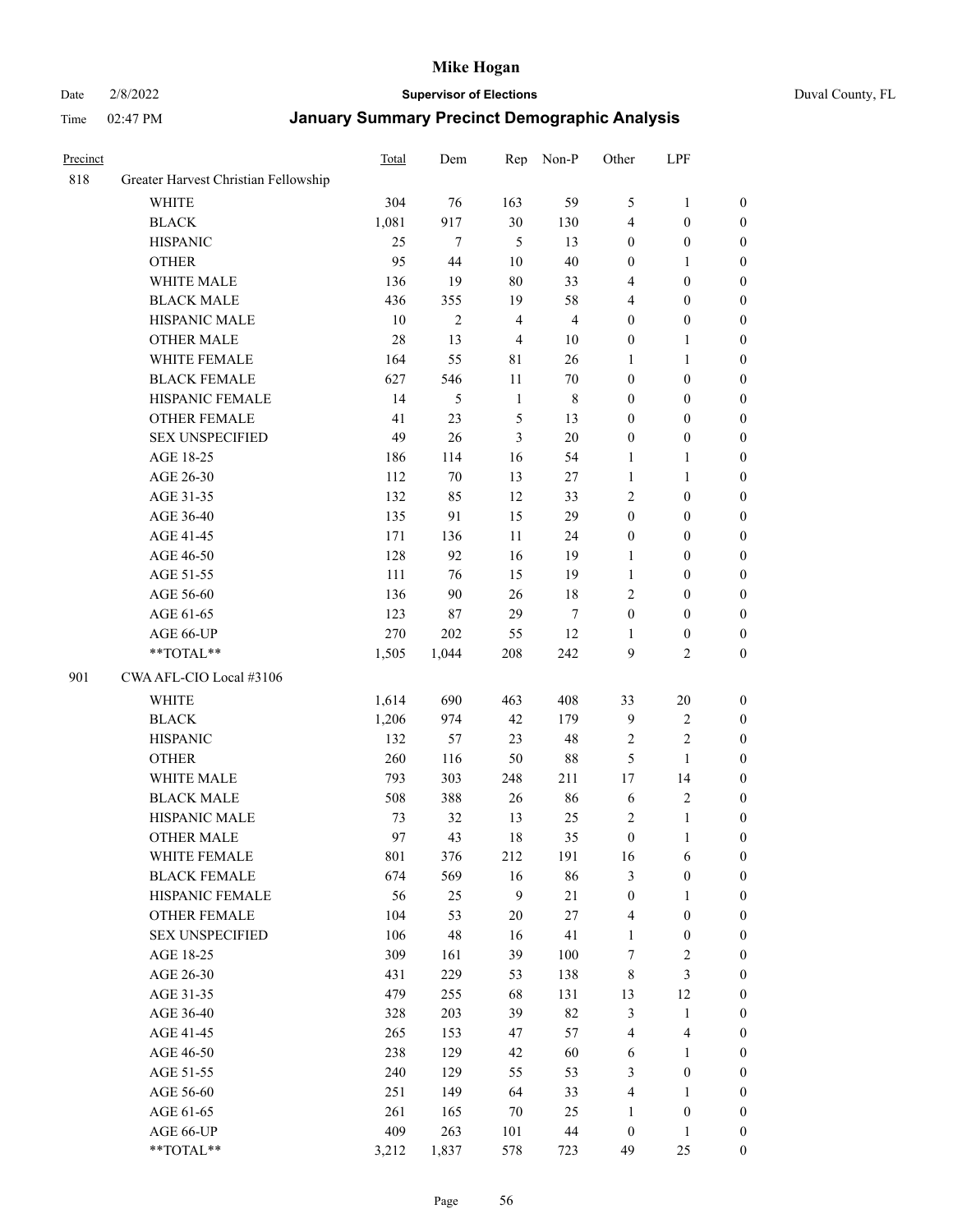| Precinct | | Total | Dem | Rep | Non-P | Other | LPF | |
|---|---|---|---|---|---|---|---|---|
| 818 | Greater Harvest Christian Fellowship | | | | | | | |
| | WHITE | 304 | 76 | 163 | 59 | 5 | 1 | 0 |
| | BLACK | 1,081 | 917 | 30 | 130 | 4 | 0 | 0 |
| | HISPANIC | 25 | 7 | 5 | 13 | 0 | 0 | 0 |
| | OTHER | 95 | 44 | 10 | 40 | 0 | 1 | 0 |
| | WHITE MALE | 136 | 19 | 80 | 33 | 4 | 0 | 0 |
| | BLACK MALE | 436 | 355 | 19 | 58 | 4 | 0 | 0 |
| | HISPANIC MALE | 10 | 2 | 4 | 4 | 0 | 0 | 0 |
| | OTHER MALE | 28 | 13 | 4 | 10 | 0 | 1 | 0 |
| | WHITE FEMALE | 164 | 55 | 81 | 26 | 1 | 1 | 0 |
| | BLACK FEMALE | 627 | 546 | 11 | 70 | 0 | 0 | 0 |
| | HISPANIC FEMALE | 14 | 5 | 1 | 8 | 0 | 0 | 0 |
| | OTHER FEMALE | 41 | 23 | 5 | 13 | 0 | 0 | 0 |
| | SEX UNSPECIFIED | 49 | 26 | 3 | 20 | 0 | 0 | 0 |
| | AGE 18-25 | 186 | 114 | 16 | 54 | 1 | 1 | 0 |
| | AGE 26-30 | 112 | 70 | 13 | 27 | 1 | 1 | 0 |
| | AGE 31-35 | 132 | 85 | 12 | 33 | 2 | 0 | 0 |
| | AGE 36-40 | 135 | 91 | 15 | 29 | 0 | 0 | 0 |
| | AGE 41-45 | 171 | 136 | 11 | 24 | 0 | 0 | 0 |
| | AGE 46-50 | 128 | 92 | 16 | 19 | 1 | 0 | 0 |
| | AGE 51-55 | 111 | 76 | 15 | 19 | 1 | 0 | 0 |
| | AGE 56-60 | 136 | 90 | 26 | 18 | 2 | 0 | 0 |
| | AGE 61-65 | 123 | 87 | 29 | 7 | 0 | 0 | 0 |
| | AGE 66-UP | 270 | 202 | 55 | 12 | 1 | 0 | 0 |
| | **TOTAL** | 1,505 | 1,044 | 208 | 242 | 9 | 2 | 0 |
| 901 | CWA AFL-CIO Local #3106 | | | | | | | |
| | WHITE | 1,614 | 690 | 463 | 408 | 33 | 20 | 0 |
| | BLACK | 1,206 | 974 | 42 | 179 | 9 | 2 | 0 |
| | HISPANIC | 132 | 57 | 23 | 48 | 2 | 2 | 0 |
| | OTHER | 260 | 116 | 50 | 88 | 5 | 1 | 0 |
| | WHITE MALE | 793 | 303 | 248 | 211 | 17 | 14 | 0 |
| | BLACK MALE | 508 | 388 | 26 | 86 | 6 | 2 | 0 |
| | HISPANIC MALE | 73 | 32 | 13 | 25 | 2 | 1 | 0 |
| | OTHER MALE | 97 | 43 | 18 | 35 | 0 | 1 | 0 |
| | WHITE FEMALE | 801 | 376 | 212 | 191 | 16 | 6 | 0 |
| | BLACK FEMALE | 674 | 569 | 16 | 86 | 3 | 0 | 0 |
| | HISPANIC FEMALE | 56 | 25 | 9 | 21 | 0 | 1 | 0 |
| | OTHER FEMALE | 104 | 53 | 20 | 27 | 4 | 0 | 0 |
| | SEX UNSPECIFIED | 106 | 48 | 16 | 41 | 1 | 0 | 0 |
| | AGE 18-25 | 309 | 161 | 39 | 100 | 7 | 2 | 0 |
| | AGE 26-30 | 431 | 229 | 53 | 138 | 8 | 3 | 0 |
| | AGE 31-35 | 479 | 255 | 68 | 131 | 13 | 12 | 0 |
| | AGE 36-40 | 328 | 203 | 39 | 82 | 3 | 1 | 0 |
| | AGE 41-45 | 265 | 153 | 47 | 57 | 4 | 4 | 0 |
| | AGE 46-50 | 238 | 129 | 42 | 60 | 6 | 1 | 0 |
| | AGE 51-55 | 240 | 129 | 55 | 53 | 3 | 0 | 0 |
| | AGE 56-60 | 251 | 149 | 64 | 33 | 4 | 1 | 0 |
| | AGE 61-65 | 261 | 165 | 70 | 25 | 1 | 0 | 0 |
| | AGE 66-UP | 409 | 263 | 101 | 44 | 0 | 1 | 0 |
| | **TOTAL** | 3,212 | 1,837 | 578 | 723 | 49 | 25 | 0 |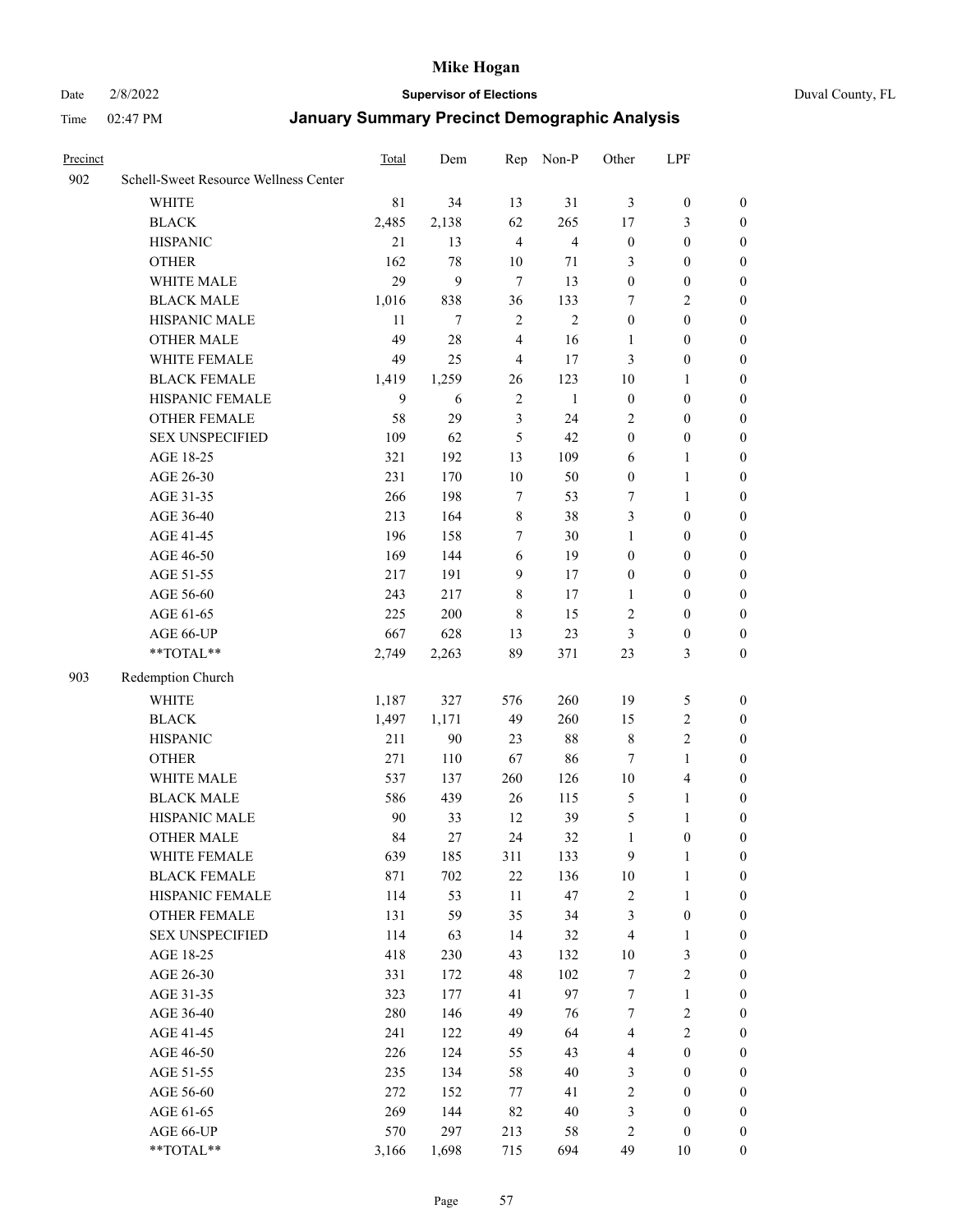# Mike Hogan

Date 2/8/2022 **Supervisor of Elections** Duval County, FL

Time 02:47 PM **January Summary Precinct Demographic Analysis**

| Precinct | | Total | Dem | Rep | Non-P | Other | LPF | |
|---|---|---|---|---|---|---|---|---|
| 902 | Schell-Sweet Resource Wellness Center | | | | | | | |
| | WHITE | 81 | 34 | 13 | 31 | 3 | 0 | 0 |
| | BLACK | 2,485 | 2,138 | 62 | 265 | 17 | 3 | 0 |
| | HISPANIC | 21 | 13 | 4 | 4 | 0 | 0 | 0 |
| | OTHER | 162 | 78 | 10 | 71 | 3 | 0 | 0 |
| | WHITE MALE | 29 | 9 | 7 | 13 | 0 | 0 | 0 |
| | BLACK MALE | 1,016 | 838 | 36 | 133 | 7 | 2 | 0 |
| | HISPANIC MALE | 11 | 7 | 2 | 2 | 0 | 0 | 0 |
| | OTHER MALE | 49 | 28 | 4 | 16 | 1 | 0 | 0 |
| | WHITE FEMALE | 49 | 25 | 4 | 17 | 3 | 0 | 0 |
| | BLACK FEMALE | 1,419 | 1,259 | 26 | 123 | 10 | 1 | 0 |
| | HISPANIC FEMALE | 9 | 6 | 2 | 1 | 0 | 0 | 0 |
| | OTHER FEMALE | 58 | 29 | 3 | 24 | 2 | 0 | 0 |
| | SEX UNSPECIFIED | 109 | 62 | 5 | 42 | 0 | 0 | 0 |
| | AGE 18-25 | 321 | 192 | 13 | 109 | 6 | 1 | 0 |
| | AGE 26-30 | 231 | 170 | 10 | 50 | 0 | 1 | 0 |
| | AGE 31-35 | 266 | 198 | 7 | 53 | 7 | 1 | 0 |
| | AGE 36-40 | 213 | 164 | 8 | 38 | 3 | 0 | 0 |
| | AGE 41-45 | 196 | 158 | 7 | 30 | 1 | 0 | 0 |
| | AGE 46-50 | 169 | 144 | 6 | 19 | 0 | 0 | 0 |
| | AGE 51-55 | 217 | 191 | 9 | 17 | 0 | 0 | 0 |
| | AGE 56-60 | 243 | 217 | 8 | 17 | 1 | 0 | 0 |
| | AGE 61-65 | 225 | 200 | 8 | 15 | 2 | 0 | 0 |
| | AGE 66-UP | 667 | 628 | 13 | 23 | 3 | 0 | 0 |
| | **TOTAL** | 2,749 | 2,263 | 89 | 371 | 23 | 3 | 0 |
| 903 | Redemption Church | | | | | | | |
| | WHITE | 1,187 | 327 | 576 | 260 | 19 | 5 | 0 |
| | BLACK | 1,497 | 1,171 | 49 | 260 | 15 | 2 | 0 |
| | HISPANIC | 211 | 90 | 23 | 88 | 8 | 2 | 0 |
| | OTHER | 271 | 110 | 67 | 86 | 7 | 1 | 0 |
| | WHITE MALE | 537 | 137 | 260 | 126 | 10 | 4 | 0 |
| | BLACK MALE | 586 | 439 | 26 | 115 | 5 | 1 | 0 |
| | HISPANIC MALE | 90 | 33 | 12 | 39 | 5 | 1 | 0 |
| | OTHER MALE | 84 | 27 | 24 | 32 | 1 | 0 | 0 |
| | WHITE FEMALE | 639 | 185 | 311 | 133 | 9 | 1 | 0 |
| | BLACK FEMALE | 871 | 702 | 22 | 136 | 10 | 1 | 0 |
| | HISPANIC FEMALE | 114 | 53 | 11 | 47 | 2 | 1 | 0 |
| | OTHER FEMALE | 131 | 59 | 35 | 34 | 3 | 0 | 0 |
| | SEX UNSPECIFIED | 114 | 63 | 14 | 32 | 4 | 1 | 0 |
| | AGE 18-25 | 418 | 230 | 43 | 132 | 10 | 3 | 0 |
| | AGE 26-30 | 331 | 172 | 48 | 102 | 7 | 2 | 0 |
| | AGE 31-35 | 323 | 177 | 41 | 97 | 7 | 1 | 0 |
| | AGE 36-40 | 280 | 146 | 49 | 76 | 7 | 2 | 0 |
| | AGE 41-45 | 241 | 122 | 49 | 64 | 4 | 2 | 0 |
| | AGE 46-50 | 226 | 124 | 55 | 43 | 4 | 0 | 0 |
| | AGE 51-55 | 235 | 134 | 58 | 40 | 3 | 0 | 0 |
| | AGE 56-60 | 272 | 152 | 77 | 41 | 2 | 0 | 0 |
| | AGE 61-65 | 269 | 144 | 82 | 40 | 3 | 0 | 0 |
| | AGE 66-UP | 570 | 297 | 213 | 58 | 2 | 0 | 0 |
| | **TOTAL** | 3,166 | 1,698 | 715 | 694 | 49 | 10 | 0 |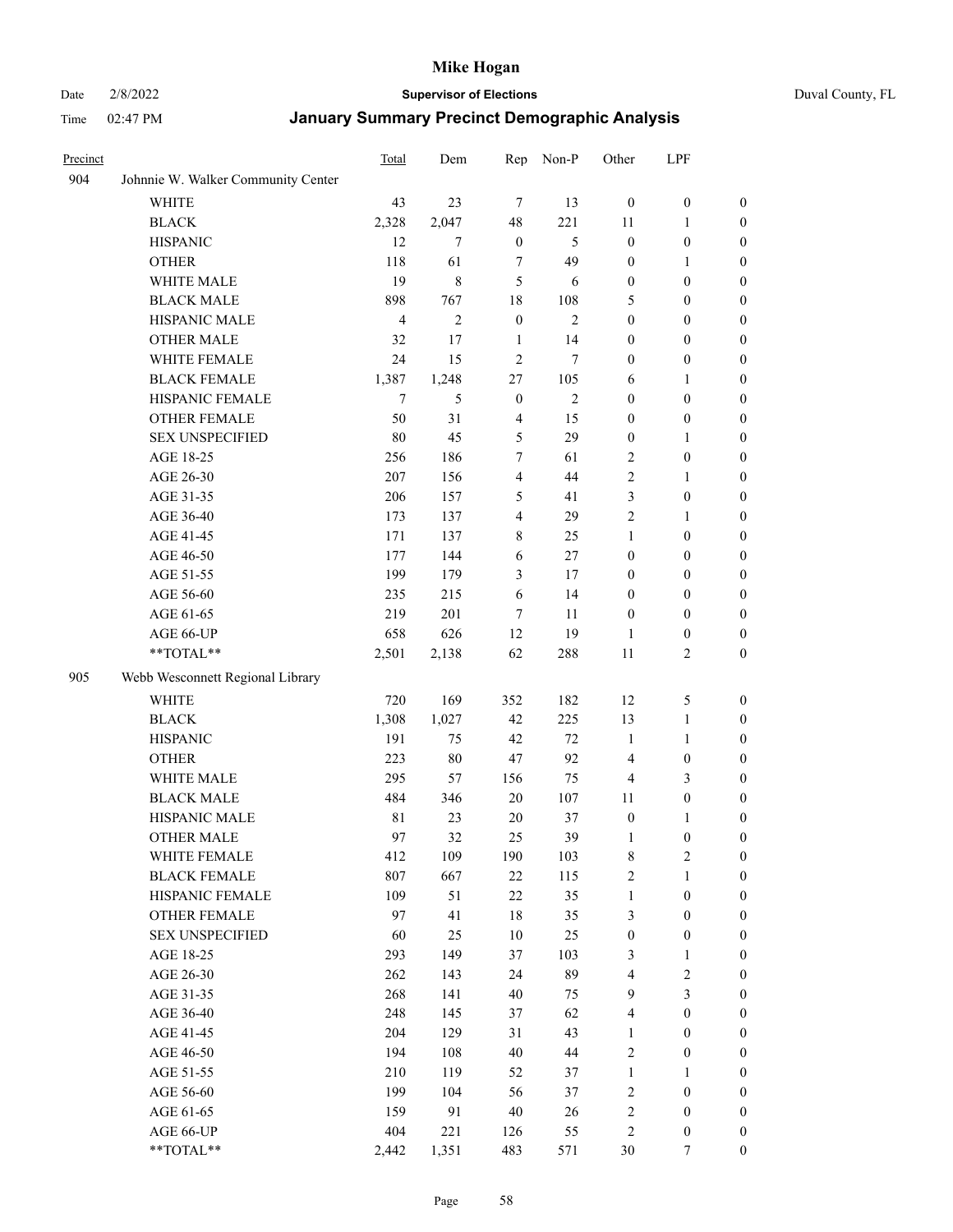# Mike Hogan

Date 2/8/2022 **Supervisor of Elections** Duval County, FL

Time 02:47 PM **January Summary Precinct Demographic Analysis**

| Precinct | | Total | Dem | Rep | Non-P | Other | LPF | |
|---|---|---|---|---|---|---|---|---|
| 904 | Johnnie W. Walker Community Center | | | | | | | |
| | WHITE | 43 | 23 | 7 | 13 | 0 | 0 | 0 |
| | BLACK | 2,328 | 2,047 | 48 | 221 | 11 | 1 | 0 |
| | HISPANIC | 12 | 7 | 0 | 5 | 0 | 0 | 0 |
| | OTHER | 118 | 61 | 7 | 49 | 0 | 1 | 0 |
| | WHITE MALE | 19 | 8 | 5 | 6 | 0 | 0 | 0 |
| | BLACK MALE | 898 | 767 | 18 | 108 | 5 | 0 | 0 |
| | HISPANIC MALE | 4 | 2 | 0 | 2 | 0 | 0 | 0 |
| | OTHER MALE | 32 | 17 | 1 | 14 | 0 | 0 | 0 |
| | WHITE FEMALE | 24 | 15 | 2 | 7 | 0 | 0 | 0 |
| | BLACK FEMALE | 1,387 | 1,248 | 27 | 105 | 6 | 1 | 0 |
| | HISPANIC FEMALE | 7 | 5 | 0 | 2 | 0 | 0 | 0 |
| | OTHER FEMALE | 50 | 31 | 4 | 15 | 0 | 0 | 0 |
| | SEX UNSPECIFIED | 80 | 45 | 5 | 29 | 0 | 1 | 0 |
| | AGE 18-25 | 256 | 186 | 7 | 61 | 2 | 0 | 0 |
| | AGE 26-30 | 207 | 156 | 4 | 44 | 2 | 1 | 0 |
| | AGE 31-35 | 206 | 157 | 5 | 41 | 3 | 0 | 0 |
| | AGE 36-40 | 173 | 137 | 4 | 29 | 2 | 1 | 0 |
| | AGE 41-45 | 171 | 137 | 8 | 25 | 1 | 0 | 0 |
| | AGE 46-50 | 177 | 144 | 6 | 27 | 0 | 0 | 0 |
| | AGE 51-55 | 199 | 179 | 3 | 17 | 0 | 0 | 0 |
| | AGE 56-60 | 235 | 215 | 6 | 14 | 0 | 0 | 0 |
| | AGE 61-65 | 219 | 201 | 7 | 11 | 0 | 0 | 0 |
| | AGE 66-UP | 658 | 626 | 12 | 19 | 1 | 0 | 0 |
| | **TOTAL** | 2,501 | 2,138 | 62 | 288 | 11 | 2 | 0 |
| 905 | Webb Wesconnett Regional Library | | | | | | | |
| | WHITE | 720 | 169 | 352 | 182 | 12 | 5 | 0 |
| | BLACK | 1,308 | 1,027 | 42 | 225 | 13 | 1 | 0 |
| | HISPANIC | 191 | 75 | 42 | 72 | 1 | 1 | 0 |
| | OTHER | 223 | 80 | 47 | 92 | 4 | 0 | 0 |
| | WHITE MALE | 295 | 57 | 156 | 75 | 4 | 3 | 0 |
| | BLACK MALE | 484 | 346 | 20 | 107 | 11 | 0 | 0 |
| | HISPANIC MALE | 81 | 23 | 20 | 37 | 0 | 1 | 0 |
| | OTHER MALE | 97 | 32 | 25 | 39 | 1 | 0 | 0 |
| | WHITE FEMALE | 412 | 109 | 190 | 103 | 8 | 2 | 0 |
| | BLACK FEMALE | 807 | 667 | 22 | 115 | 2 | 1 | 0 |
| | HISPANIC FEMALE | 109 | 51 | 22 | 35 | 1 | 0 | 0 |
| | OTHER FEMALE | 97 | 41 | 18 | 35 | 3 | 0 | 0 |
| | SEX UNSPECIFIED | 60 | 25 | 10 | 25 | 0 | 0 | 0 |
| | AGE 18-25 | 293 | 149 | 37 | 103 | 3 | 1 | 0 |
| | AGE 26-30 | 262 | 143 | 24 | 89 | 4 | 2 | 0 |
| | AGE 31-35 | 268 | 141 | 40 | 75 | 9 | 3 | 0 |
| | AGE 36-40 | 248 | 145 | 37 | 62 | 4 | 0 | 0 |
| | AGE 41-45 | 204 | 129 | 31 | 43 | 1 | 0 | 0 |
| | AGE 46-50 | 194 | 108 | 40 | 44 | 2 | 0 | 0 |
| | AGE 51-55 | 210 | 119 | 52 | 37 | 1 | 1 | 0 |
| | AGE 56-60 | 199 | 104 | 56 | 37 | 2 | 0 | 0 |
| | AGE 61-65 | 159 | 91 | 40 | 26 | 2 | 0 | 0 |
| | AGE 66-UP | 404 | 221 | 126 | 55 | 2 | 0 | 0 |
| | **TOTAL** | 2,442 | 1,351 | 483 | 571 | 30 | 7 | 0 |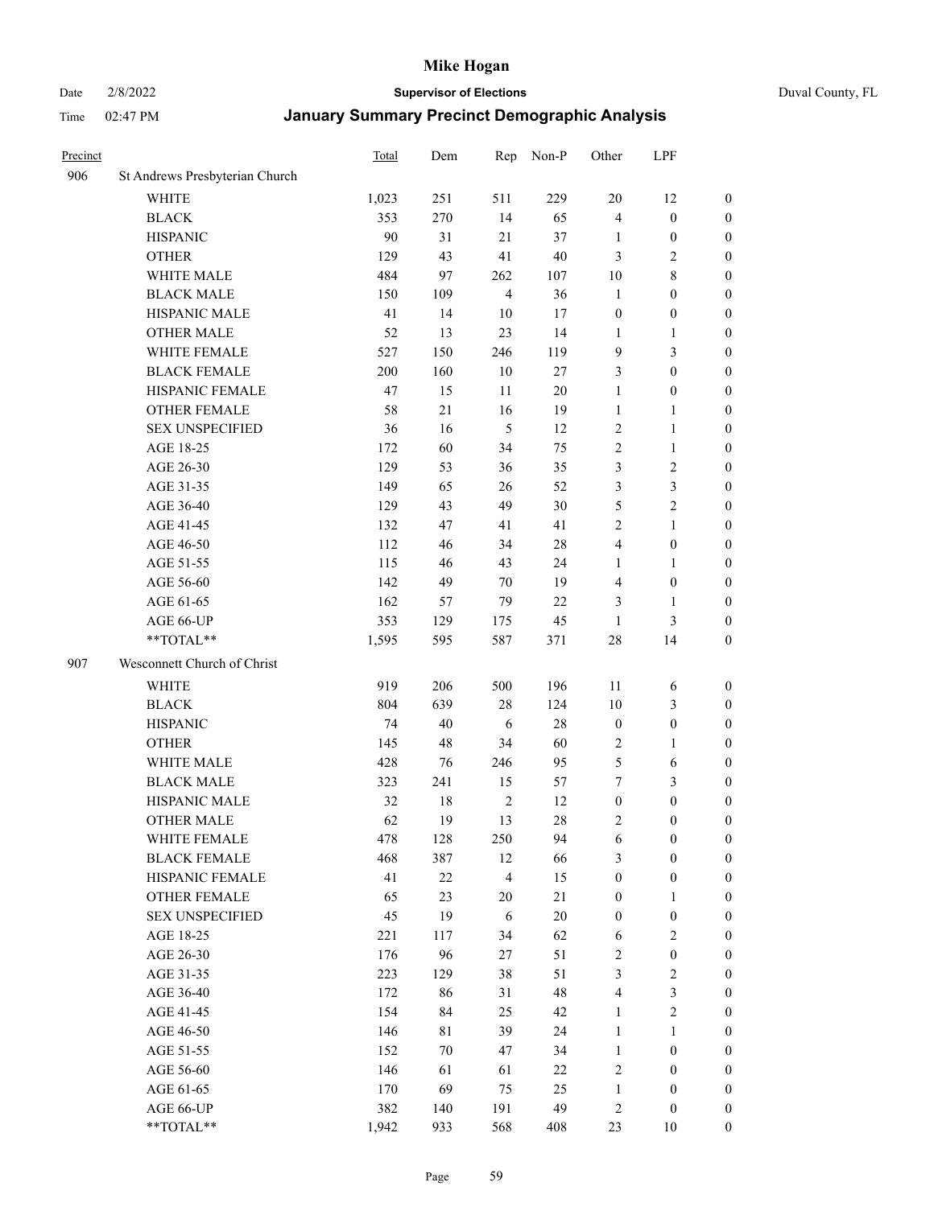# Mike Hogan

Date 2/8/2022 **Supervisor of Elections** Duval County, FL

Time 02:47 PM **January Summary Precinct Demographic Analysis**

| Precinct | | Total | Dem | Rep | Non-P | Other | LPF | |
|---|---|---|---|---|---|---|---|---|
| 906 | St Andrews Presbyterian Church | | | | | | | |
| | WHITE | 1,023 | 251 | 511 | 229 | 20 | 12 | 0 |
| | BLACK | 353 | 270 | 14 | 65 | 4 | 0 | 0 |
| | HISPANIC | 90 | 31 | 21 | 37 | 1 | 0 | 0 |
| | OTHER | 129 | 43 | 41 | 40 | 3 | 2 | 0 |
| | WHITE MALE | 484 | 97 | 262 | 107 | 10 | 8 | 0 |
| | BLACK MALE | 150 | 109 | 4 | 36 | 1 | 0 | 0 |
| | HISPANIC MALE | 41 | 14 | 10 | 17 | 0 | 0 | 0 |
| | OTHER MALE | 52 | 13 | 23 | 14 | 1 | 1 | 0 |
| | WHITE FEMALE | 527 | 150 | 246 | 119 | 9 | 3 | 0 |
| | BLACK FEMALE | 200 | 160 | 10 | 27 | 3 | 0 | 0 |
| | HISPANIC FEMALE | 47 | 15 | 11 | 20 | 1 | 0 | 0 |
| | OTHER FEMALE | 58 | 21 | 16 | 19 | 1 | 1 | 0 |
| | SEX UNSPECIFIED | 36 | 16 | 5 | 12 | 2 | 1 | 0 |
| | AGE 18-25 | 172 | 60 | 34 | 75 | 2 | 1 | 0 |
| | AGE 26-30 | 129 | 53 | 36 | 35 | 3 | 2 | 0 |
| | AGE 31-35 | 149 | 65 | 26 | 52 | 3 | 3 | 0 |
| | AGE 36-40 | 129 | 43 | 49 | 30 | 5 | 2 | 0 |
| | AGE 41-45 | 132 | 47 | 41 | 41 | 2 | 1 | 0 |
| | AGE 46-50 | 112 | 46 | 34 | 28 | 4 | 0 | 0 |
| | AGE 51-55 | 115 | 46 | 43 | 24 | 1 | 1 | 0 |
| | AGE 56-60 | 142 | 49 | 70 | 19 | 4 | 0 | 0 |
| | AGE 61-65 | 162 | 57 | 79 | 22 | 3 | 1 | 0 |
| | AGE 66-UP | 353 | 129 | 175 | 45 | 1 | 3 | 0 |
| | **TOTAL** | 1,595 | 595 | 587 | 371 | 28 | 14 | 0 |
| 907 | Wesconnett Church of Christ | | | | | | | |
| | WHITE | 919 | 206 | 500 | 196 | 11 | 6 | 0 |
| | BLACK | 804 | 639 | 28 | 124 | 10 | 3 | 0 |
| | HISPANIC | 74 | 40 | 6 | 28 | 0 | 0 | 0 |
| | OTHER | 145 | 48 | 34 | 60 | 2 | 1 | 0 |
| | WHITE MALE | 428 | 76 | 246 | 95 | 5 | 6 | 0 |
| | BLACK MALE | 323 | 241 | 15 | 57 | 7 | 3 | 0 |
| | HISPANIC MALE | 32 | 18 | 2 | 12 | 0 | 0 | 0 |
| | OTHER MALE | 62 | 19 | 13 | 28 | 2 | 0 | 0 |
| | WHITE FEMALE | 478 | 128 | 250 | 94 | 6 | 0 | 0 |
| | BLACK FEMALE | 468 | 387 | 12 | 66 | 3 | 0 | 0 |
| | HISPANIC FEMALE | 41 | 22 | 4 | 15 | 0 | 0 | 0 |
| | OTHER FEMALE | 65 | 23 | 20 | 21 | 0 | 1 | 0 |
| | SEX UNSPECIFIED | 45 | 19 | 6 | 20 | 0 | 0 | 0 |
| | AGE 18-25 | 221 | 117 | 34 | 62 | 6 | 2 | 0 |
| | AGE 26-30 | 176 | 96 | 27 | 51 | 2 | 0 | 0 |
| | AGE 31-35 | 223 | 129 | 38 | 51 | 3 | 2 | 0 |
| | AGE 36-40 | 172 | 86 | 31 | 48 | 4 | 3 | 0 |
| | AGE 41-45 | 154 | 84 | 25 | 42 | 1 | 2 | 0 |
| | AGE 46-50 | 146 | 81 | 39 | 24 | 1 | 1 | 0 |
| | AGE 51-55 | 152 | 70 | 47 | 34 | 1 | 0 | 0 |
| | AGE 56-60 | 146 | 61 | 61 | 22 | 2 | 0 | 0 |
| | AGE 61-65 | 170 | 69 | 75 | 25 | 1 | 0 | 0 |
| | AGE 66-UP | 382 | 140 | 191 | 49 | 2 | 0 | 0 |
| | **TOTAL** | 1,942 | 933 | 568 | 408 | 23 | 10 | 0 |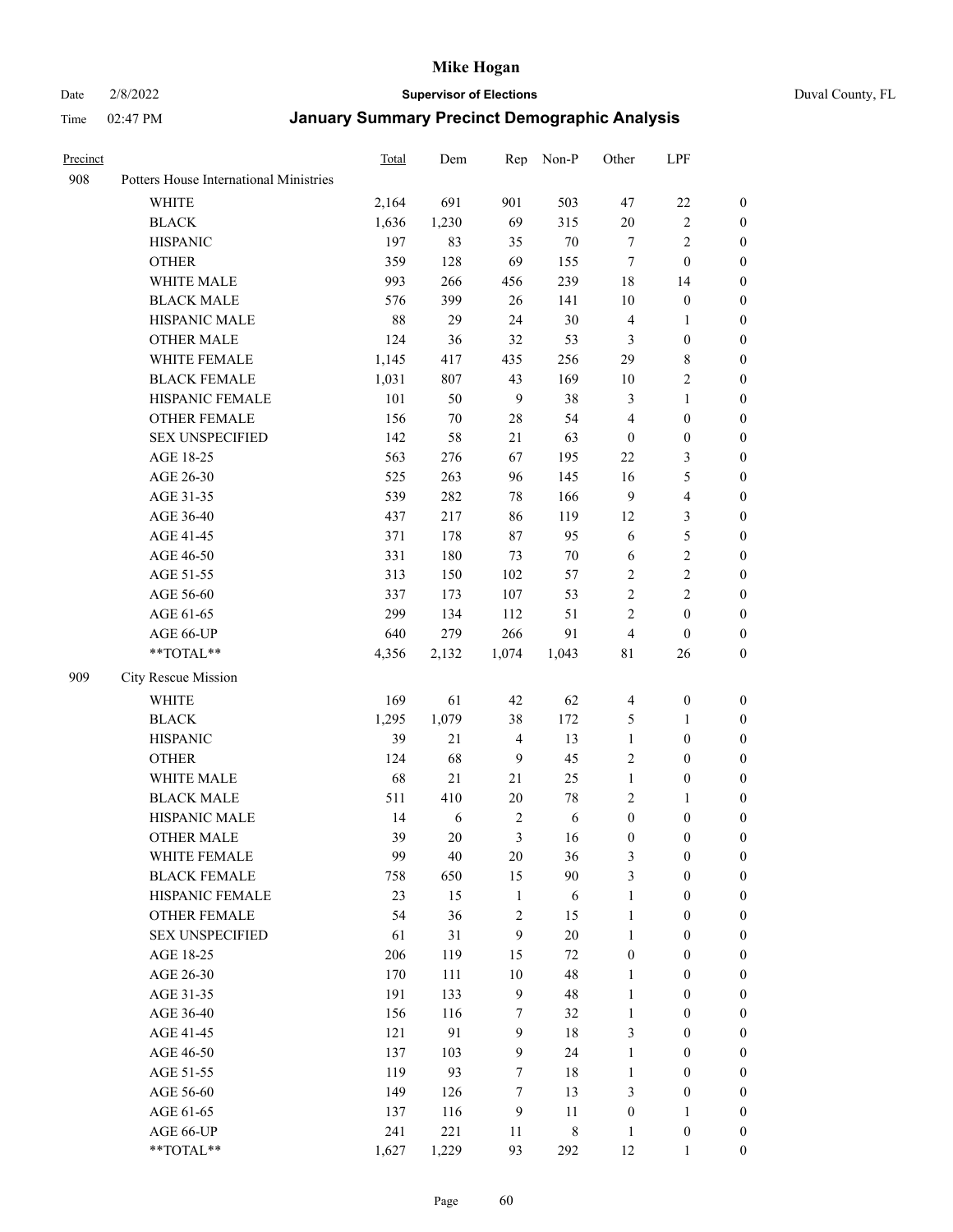# Mike Hogan

Date 2/8/2022 | **Supervisor of Elections** | Duval County, FL

Time 02:47 PM | **January Summary Precinct Demographic Analysis**

| Precinct | | Total | Dem | Rep | Non-P | Other | LPF | |
|---|---|---|---|---|---|---|---|---|
| 908 | Potters House International Ministries | | | | | | | |
| | WHITE | 2,164 | 691 | 901 | 503 | 47 | 22 | 0 |
| | BLACK | 1,636 | 1,230 | 69 | 315 | 20 | 2 | 0 |
| | HISPANIC | 197 | 83 | 35 | 70 | 7 | 2 | 0 |
| | OTHER | 359 | 128 | 69 | 155 | 7 | 0 | 0 |
| | WHITE MALE | 993 | 266 | 456 | 239 | 18 | 14 | 0 |
| | BLACK MALE | 576 | 399 | 26 | 141 | 10 | 0 | 0 |
| | HISPANIC MALE | 88 | 29 | 24 | 30 | 4 | 1 | 0 |
| | OTHER MALE | 124 | 36 | 32 | 53 | 3 | 0 | 0 |
| | WHITE FEMALE | 1,145 | 417 | 435 | 256 | 29 | 8 | 0 |
| | BLACK FEMALE | 1,031 | 807 | 43 | 169 | 10 | 2 | 0 |
| | HISPANIC FEMALE | 101 | 50 | 9 | 38 | 3 | 1 | 0 |
| | OTHER FEMALE | 156 | 70 | 28 | 54 | 4 | 0 | 0 |
| | SEX UNSPECIFIED | 142 | 58 | 21 | 63 | 0 | 0 | 0 |
| | AGE 18-25 | 563 | 276 | 67 | 195 | 22 | 3 | 0 |
| | AGE 26-30 | 525 | 263 | 96 | 145 | 16 | 5 | 0 |
| | AGE 31-35 | 539 | 282 | 78 | 166 | 9 | 4 | 0 |
| | AGE 36-40 | 437 | 217 | 86 | 119 | 12 | 3 | 0 |
| | AGE 41-45 | 371 | 178 | 87 | 95 | 6 | 5 | 0 |
| | AGE 46-50 | 331 | 180 | 73 | 70 | 6 | 2 | 0 |
| | AGE 51-55 | 313 | 150 | 102 | 57 | 2 | 2 | 0 |
| | AGE 56-60 | 337 | 173 | 107 | 53 | 2 | 2 | 0 |
| | AGE 61-65 | 299 | 134 | 112 | 51 | 2 | 0 | 0 |
| | AGE 66-UP | 640 | 279 | 266 | 91 | 4 | 0 | 0 |
| | **TOTAL** | 4,356 | 2,132 | 1,074 | 1,043 | 81 | 26 | 0 |
| 909 | City Rescue Mission | | | | | | | |
| | WHITE | 169 | 61 | 42 | 62 | 4 | 0 | 0 |
| | BLACK | 1,295 | 1,079 | 38 | 172 | 5 | 1 | 0 |
| | HISPANIC | 39 | 21 | 4 | 13 | 1 | 0 | 0 |
| | OTHER | 124 | 68 | 9 | 45 | 2 | 0 | 0 |
| | WHITE MALE | 68 | 21 | 21 | 25 | 1 | 0 | 0 |
| | BLACK MALE | 511 | 410 | 20 | 78 | 2 | 1 | 0 |
| | HISPANIC MALE | 14 | 6 | 2 | 6 | 0 | 0 | 0 |
| | OTHER MALE | 39 | 20 | 3 | 16 | 0 | 0 | 0 |
| | WHITE FEMALE | 99 | 40 | 20 | 36 | 3 | 0 | 0 |
| | BLACK FEMALE | 758 | 650 | 15 | 90 | 3 | 0 | 0 |
| | HISPANIC FEMALE | 23 | 15 | 1 | 6 | 1 | 0 | 0 |
| | OTHER FEMALE | 54 | 36 | 2 | 15 | 1 | 0 | 0 |
| | SEX UNSPECIFIED | 61 | 31 | 9 | 20 | 1 | 0 | 0 |
| | AGE 18-25 | 206 | 119 | 15 | 72 | 0 | 0 | 0 |
| | AGE 26-30 | 170 | 111 | 10 | 48 | 1 | 0 | 0 |
| | AGE 31-35 | 191 | 133 | 9 | 48 | 1 | 0 | 0 |
| | AGE 36-40 | 156 | 116 | 7 | 32 | 1 | 0 | 0 |
| | AGE 41-45 | 121 | 91 | 9 | 18 | 3 | 0 | 0 |
| | AGE 46-50 | 137 | 103 | 9 | 24 | 1 | 0 | 0 |
| | AGE 51-55 | 119 | 93 | 7 | 18 | 1 | 0 | 0 |
| | AGE 56-60 | 149 | 126 | 7 | 13 | 3 | 0 | 0 |
| | AGE 61-65 | 137 | 116 | 9 | 11 | 0 | 1 | 0 |
| | AGE 66-UP | 241 | 221 | 11 | 8 | 1 | 0 | 0 |
| | **TOTAL** | 1,627 | 1,229 | 93 | 292 | 12 | 1 | 0 |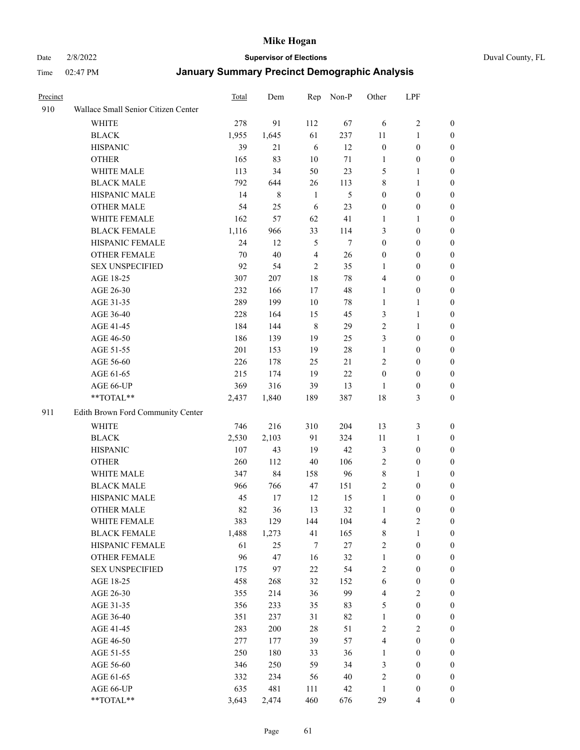# Mike Hogan

Date 2/8/2022 **Supervisor of Elections** Duval County, FL

Time 02:47 PM **January Summary Precinct Demographic Analysis**

| Precinct | | Total | Dem | Rep | Non-P | Other | LPF | |
|---|---|---|---|---|---|---|---|---|
| 910 | Wallace Small Senior Citizen Center | | | | | | | |
| | WHITE | 278 | 91 | 112 | 67 | 6 | 2 | 0 |
| | BLACK | 1,955 | 1,645 | 61 | 237 | 11 | 1 | 0 |
| | HISPANIC | 39 | 21 | 6 | 12 | 0 | 0 | 0 |
| | OTHER | 165 | 83 | 10 | 71 | 1 | 0 | 0 |
| | WHITE MALE | 113 | 34 | 50 | 23 | 5 | 1 | 0 |
| | BLACK MALE | 792 | 644 | 26 | 113 | 8 | 1 | 0 |
| | HISPANIC MALE | 14 | 8 | 1 | 5 | 0 | 0 | 0 |
| | OTHER MALE | 54 | 25 | 6 | 23 | 0 | 0 | 0 |
| | WHITE FEMALE | 162 | 57 | 62 | 41 | 1 | 1 | 0 |
| | BLACK FEMALE | 1,116 | 966 | 33 | 114 | 3 | 0 | 0 |
| | HISPANIC FEMALE | 24 | 12 | 5 | 7 | 0 | 0 | 0 |
| | OTHER FEMALE | 70 | 40 | 4 | 26 | 0 | 0 | 0 |
| | SEX UNSPECIFIED | 92 | 54 | 2 | 35 | 1 | 0 | 0 |
| | AGE 18-25 | 307 | 207 | 18 | 78 | 4 | 0 | 0 |
| | AGE 26-30 | 232 | 166 | 17 | 48 | 1 | 0 | 0 |
| | AGE 31-35 | 289 | 199 | 10 | 78 | 1 | 1 | 0 |
| | AGE 36-40 | 228 | 164 | 15 | 45 | 3 | 1 | 0 |
| | AGE 41-45 | 184 | 144 | 8 | 29 | 2 | 1 | 0 |
| | AGE 46-50 | 186 | 139 | 19 | 25 | 3 | 0 | 0 |
| | AGE 51-55 | 201 | 153 | 19 | 28 | 1 | 0 | 0 |
| | AGE 56-60 | 226 | 178 | 25 | 21 | 2 | 0 | 0 |
| | AGE 61-65 | 215 | 174 | 19 | 22 | 0 | 0 | 0 |
| | AGE 66-UP | 369 | 316 | 39 | 13 | 1 | 0 | 0 |
| | **TOTAL** | 2,437 | 1,840 | 189 | 387 | 18 | 3 | 0 |
| 911 | Edith Brown Ford Community Center | | | | | | | |
| | WHITE | 746 | 216 | 310 | 204 | 13 | 3 | 0 |
| | BLACK | 2,530 | 2,103 | 91 | 324 | 11 | 1 | 0 |
| | HISPANIC | 107 | 43 | 19 | 42 | 3 | 0 | 0 |
| | OTHER | 260 | 112 | 40 | 106 | 2 | 0 | 0 |
| | WHITE MALE | 347 | 84 | 158 | 96 | 8 | 1 | 0 |
| | BLACK MALE | 966 | 766 | 47 | 151 | 2 | 0 | 0 |
| | HISPANIC MALE | 45 | 17 | 12 | 15 | 1 | 0 | 0 |
| | OTHER MALE | 82 | 36 | 13 | 32 | 1 | 0 | 0 |
| | WHITE FEMALE | 383 | 129 | 144 | 104 | 4 | 2 | 0 |
| | BLACK FEMALE | 1,488 | 1,273 | 41 | 165 | 8 | 1 | 0 |
| | HISPANIC FEMALE | 61 | 25 | 7 | 27 | 2 | 0 | 0 |
| | OTHER FEMALE | 96 | 47 | 16 | 32 | 1 | 0 | 0 |
| | SEX UNSPECIFIED | 175 | 97 | 22 | 54 | 2 | 0 | 0 |
| | AGE 18-25 | 458 | 268 | 32 | 152 | 6 | 0 | 0 |
| | AGE 26-30 | 355 | 214 | 36 | 99 | 4 | 2 | 0 |
| | AGE 31-35 | 356 | 233 | 35 | 83 | 5 | 0 | 0 |
| | AGE 36-40 | 351 | 237 | 31 | 82 | 1 | 0 | 0 |
| | AGE 41-45 | 283 | 200 | 28 | 51 | 2 | 2 | 0 |
| | AGE 46-50 | 277 | 177 | 39 | 57 | 4 | 0 | 0 |
| | AGE 51-55 | 250 | 180 | 33 | 36 | 1 | 0 | 0 |
| | AGE 56-60 | 346 | 250 | 59 | 34 | 3 | 0 | 0 |
| | AGE 61-65 | 332 | 234 | 56 | 40 | 2 | 0 | 0 |
| | AGE 66-UP | 635 | 481 | 111 | 42 | 1 | 0 | 0 |
| | **TOTAL** | 3,643 | 2,474 | 460 | 676 | 29 | 4 | 0 |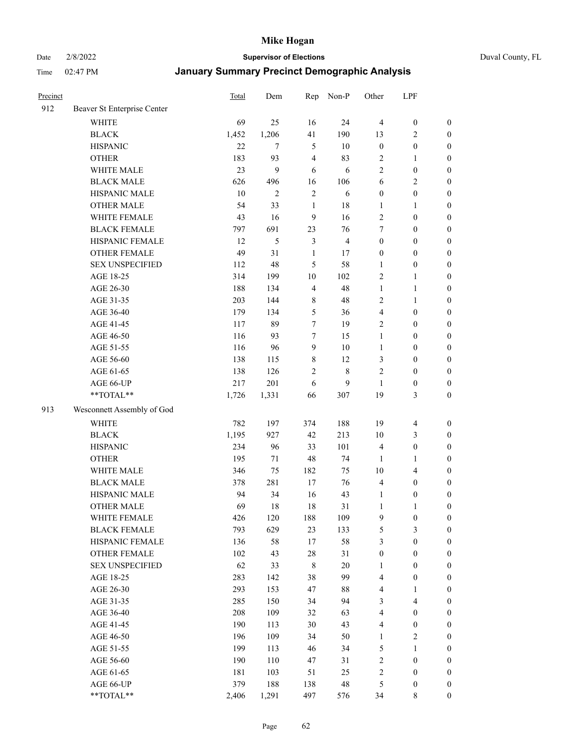# Mike Hogan

Date 2/8/2022 **Supervisor of Elections** Duval County, FL

Time 02:47 PM **January Summary Precinct Demographic Analysis**

| Precinct | | Total | Dem | Rep | Non-P | Other | LPF | |
|---|---|---|---|---|---|---|---|---|
| 912 | Beaver St Enterprise Center | | | | | | | |
| | WHITE | 69 | 25 | 16 | 24 | 4 | 0 | 0 |
| | BLACK | 1,452 | 1,206 | 41 | 190 | 13 | 2 | 0 |
| | HISPANIC | 22 | 7 | 5 | 10 | 0 | 0 | 0 |
| | OTHER | 183 | 93 | 4 | 83 | 2 | 1 | 0 |
| | WHITE MALE | 23 | 9 | 6 | 6 | 2 | 0 | 0 |
| | BLACK MALE | 626 | 496 | 16 | 106 | 6 | 2 | 0 |
| | HISPANIC MALE | 10 | 2 | 2 | 6 | 0 | 0 | 0 |
| | OTHER MALE | 54 | 33 | 1 | 18 | 1 | 1 | 0 |
| | WHITE FEMALE | 43 | 16 | 9 | 16 | 2 | 0 | 0 |
| | BLACK FEMALE | 797 | 691 | 23 | 76 | 7 | 0 | 0 |
| | HISPANIC FEMALE | 12 | 5 | 3 | 4 | 0 | 0 | 0 |
| | OTHER FEMALE | 49 | 31 | 1 | 17 | 0 | 0 | 0 |
| | SEX UNSPECIFIED | 112 | 48 | 5 | 58 | 1 | 0 | 0 |
| | AGE 18-25 | 314 | 199 | 10 | 102 | 2 | 1 | 0 |
| | AGE 26-30 | 188 | 134 | 4 | 48 | 1 | 1 | 0 |
| | AGE 31-35 | 203 | 144 | 8 | 48 | 2 | 1 | 0 |
| | AGE 36-40 | 179 | 134 | 5 | 36 | 4 | 0 | 0 |
| | AGE 41-45 | 117 | 89 | 7 | 19 | 2 | 0 | 0 |
| | AGE 46-50 | 116 | 93 | 7 | 15 | 1 | 0 | 0 |
| | AGE 51-55 | 116 | 96 | 9 | 10 | 1 | 0 | 0 |
| | AGE 56-60 | 138 | 115 | 8 | 12 | 3 | 0 | 0 |
| | AGE 61-65 | 138 | 126 | 2 | 8 | 2 | 0 | 0 |
| | AGE 66-UP | 217 | 201 | 6 | 9 | 1 | 0 | 0 |
| | **TOTAL** | 1,726 | 1,331 | 66 | 307 | 19 | 3 | 0 |
| 913 | Wesconnett Assembly of God | | | | | | | |
| | WHITE | 782 | 197 | 374 | 188 | 19 | 4 | 0 |
| | BLACK | 1,195 | 927 | 42 | 213 | 10 | 3 | 0 |
| | HISPANIC | 234 | 96 | 33 | 101 | 4 | 0 | 0 |
| | OTHER | 195 | 71 | 48 | 74 | 1 | 1 | 0 |
| | WHITE MALE | 346 | 75 | 182 | 75 | 10 | 4 | 0 |
| | BLACK MALE | 378 | 281 | 17 | 76 | 4 | 0 | 0 |
| | HISPANIC MALE | 94 | 34 | 16 | 43 | 1 | 0 | 0 |
| | OTHER MALE | 69 | 18 | 18 | 31 | 1 | 1 | 0 |
| | WHITE FEMALE | 426 | 120 | 188 | 109 | 9 | 0 | 0 |
| | BLACK FEMALE | 793 | 629 | 23 | 133 | 5 | 3 | 0 |
| | HISPANIC FEMALE | 136 | 58 | 17 | 58 | 3 | 0 | 0 |
| | OTHER FEMALE | 102 | 43 | 28 | 31 | 0 | 0 | 0 |
| | SEX UNSPECIFIED | 62 | 33 | 8 | 20 | 1 | 0 | 0 |
| | AGE 18-25 | 283 | 142 | 38 | 99 | 4 | 0 | 0 |
| | AGE 26-30 | 293 | 153 | 47 | 88 | 4 | 1 | 0 |
| | AGE 31-35 | 285 | 150 | 34 | 94 | 3 | 4 | 0 |
| | AGE 36-40 | 208 | 109 | 32 | 63 | 4 | 0 | 0 |
| | AGE 41-45 | 190 | 113 | 30 | 43 | 4 | 0 | 0 |
| | AGE 46-50 | 196 | 109 | 34 | 50 | 1 | 2 | 0 |
| | AGE 51-55 | 199 | 113 | 46 | 34 | 5 | 1 | 0 |
| | AGE 56-60 | 190 | 110 | 47 | 31 | 2 | 0 | 0 |
| | AGE 61-65 | 181 | 103 | 51 | 25 | 2 | 0 | 0 |
| | AGE 66-UP | 379 | 188 | 138 | 48 | 5 | 0 | 0 |
| | **TOTAL** | 2,406 | 1,291 | 497 | 576 | 34 | 8 | 0 |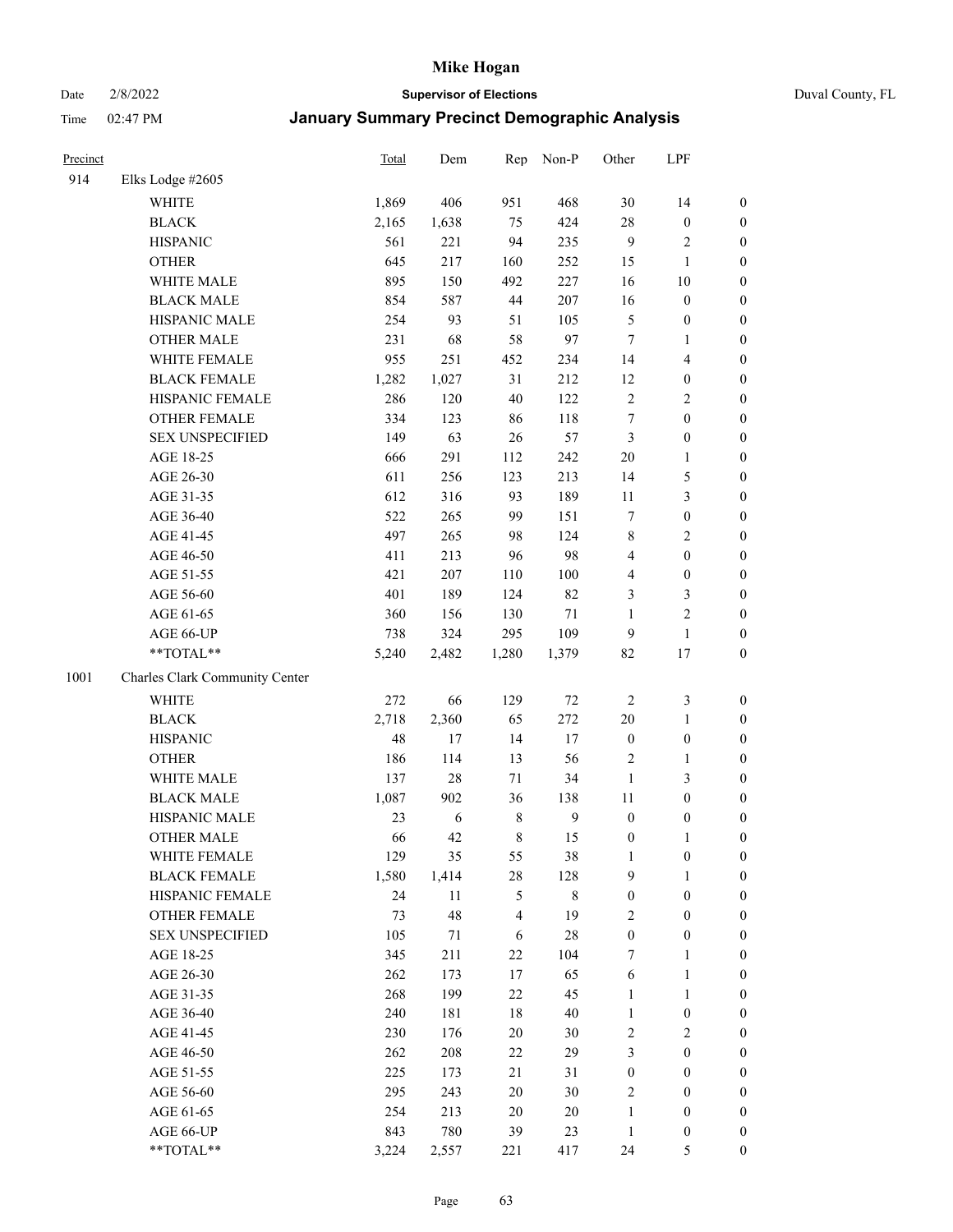| Precinct | | Total | Dem | Rep | Non-P | Other | LPF | |
|---|---|---|---|---|---|---|---|---|
| 914 | Elks Lodge #2605 | | | | | | | |
| | WHITE | 1,869 | 406 | 951 | 468 | 30 | 14 | 0 |
| | BLACK | 2,165 | 1,638 | 75 | 424 | 28 | 0 | 0 |
| | HISPANIC | 561 | 221 | 94 | 235 | 9 | 2 | 0 |
| | OTHER | 645 | 217 | 160 | 252 | 15 | 1 | 0 |
| | WHITE MALE | 895 | 150 | 492 | 227 | 16 | 10 | 0 |
| | BLACK MALE | 854 | 587 | 44 | 207 | 16 | 0 | 0 |
| | HISPANIC MALE | 254 | 93 | 51 | 105 | 5 | 0 | 0 |
| | OTHER MALE | 231 | 68 | 58 | 97 | 7 | 1 | 0 |
| | WHITE FEMALE | 955 | 251 | 452 | 234 | 14 | 4 | 0 |
| | BLACK FEMALE | 1,282 | 1,027 | 31 | 212 | 12 | 0 | 0 |
| | HISPANIC FEMALE | 286 | 120 | 40 | 122 | 2 | 2 | 0 |
| | OTHER FEMALE | 334 | 123 | 86 | 118 | 7 | 0 | 0 |
| | SEX UNSPECIFIED | 149 | 63 | 26 | 57 | 3 | 0 | 0 |
| | AGE 18-25 | 666 | 291 | 112 | 242 | 20 | 1 | 0 |
| | AGE 26-30 | 611 | 256 | 123 | 213 | 14 | 5 | 0 |
| | AGE 31-35 | 612 | 316 | 93 | 189 | 11 | 3 | 0 |
| | AGE 36-40 | 522 | 265 | 99 | 151 | 7 | 0 | 0 |
| | AGE 41-45 | 497 | 265 | 98 | 124 | 8 | 2 | 0 |
| | AGE 46-50 | 411 | 213 | 96 | 98 | 4 | 0 | 0 |
| | AGE 51-55 | 421 | 207 | 110 | 100 | 4 | 0 | 0 |
| | AGE 56-60 | 401 | 189 | 124 | 82 | 3 | 3 | 0 |
| | AGE 61-65 | 360 | 156 | 130 | 71 | 1 | 2 | 0 |
| | AGE 66-UP | 738 | 324 | 295 | 109 | 9 | 1 | 0 |
| | **TOTAL** | 5,240 | 2,482 | 1,280 | 1,379 | 82 | 17 | 0 |
| 1001 | Charles Clark Community Center | | | | | | | |
| | WHITE | 272 | 66 | 129 | 72 | 2 | 3 | 0 |
| | BLACK | 2,718 | 2,360 | 65 | 272 | 20 | 1 | 0 |
| | HISPANIC | 48 | 17 | 14 | 17 | 0 | 0 | 0 |
| | OTHER | 186 | 114 | 13 | 56 | 2 | 1 | 0 |
| | WHITE MALE | 137 | 28 | 71 | 34 | 1 | 3 | 0 |
| | BLACK MALE | 1,087 | 902 | 36 | 138 | 11 | 0 | 0 |
| | HISPANIC MALE | 23 | 6 | 8 | 9 | 0 | 0 | 0 |
| | OTHER MALE | 66 | 42 | 8 | 15 | 0 | 1 | 0 |
| | WHITE FEMALE | 129 | 35 | 55 | 38 | 1 | 0 | 0 |
| | BLACK FEMALE | 1,580 | 1,414 | 28 | 128 | 9 | 1 | 0 |
| | HISPANIC FEMALE | 24 | 11 | 5 | 8 | 0 | 0 | 0 |
| | OTHER FEMALE | 73 | 48 | 4 | 19 | 2 | 0 | 0 |
| | SEX UNSPECIFIED | 105 | 71 | 6 | 28 | 0 | 0 | 0 |
| | AGE 18-25 | 345 | 211 | 22 | 104 | 7 | 1 | 0 |
| | AGE 26-30 | 262 | 173 | 17 | 65 | 6 | 1 | 0 |
| | AGE 31-35 | 268 | 199 | 22 | 45 | 1 | 1 | 0 |
| | AGE 36-40 | 240 | 181 | 18 | 40 | 1 | 0 | 0 |
| | AGE 41-45 | 230 | 176 | 20 | 30 | 2 | 2 | 0 |
| | AGE 46-50 | 262 | 208 | 22 | 29 | 3 | 0 | 0 |
| | AGE 51-55 | 225 | 173 | 21 | 31 | 0 | 0 | 0 |
| | AGE 56-60 | 295 | 243 | 20 | 30 | 2 | 0 | 0 |
| | AGE 61-65 | 254 | 213 | 20 | 20 | 1 | 0 | 0 |
| | AGE 66-UP | 843 | 780 | 39 | 23 | 1 | 0 | 0 |
| | **TOTAL** | 3,224 | 2,557 | 221 | 417 | 24 | 5 | 0 |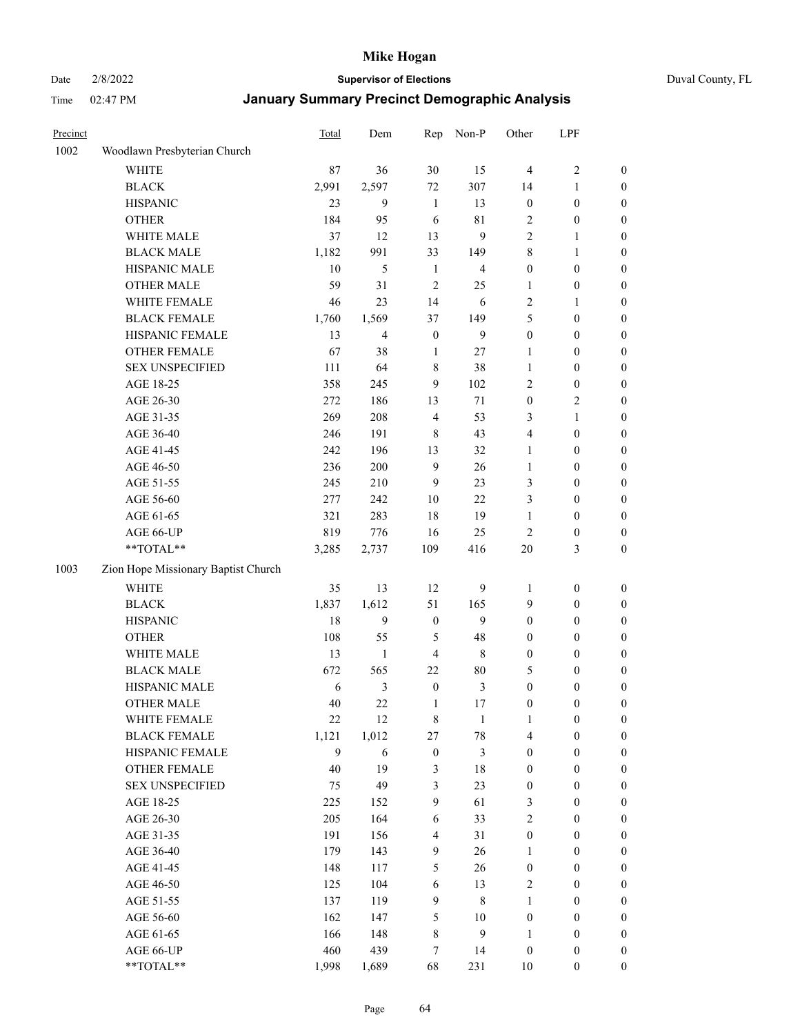# Mike Hogan

Date 2/8/2022 **Supervisor of Elections** Duval County, FL

Time 02:47 PM **January Summary Precinct Demographic Analysis**

| Precinct | | Total | Dem | Rep | Non-P | Other | LPF | |
|---|---|---|---|---|---|---|---|---|
| 1002 | Woodlawn Presbyterian Church | | | | | | | |
| | WHITE | 87 | 36 | 30 | 15 | 4 | 2 | 0 |
| | BLACK | 2,991 | 2,597 | 72 | 307 | 14 | 1 | 0 |
| | HISPANIC | 23 | 9 | 1 | 13 | 0 | 0 | 0 |
| | OTHER | 184 | 95 | 6 | 81 | 2 | 0 | 0 |
| | WHITE MALE | 37 | 12 | 13 | 9 | 2 | 1 | 0 |
| | BLACK MALE | 1,182 | 991 | 33 | 149 | 8 | 1 | 0 |
| | HISPANIC MALE | 10 | 5 | 1 | 4 | 0 | 0 | 0 |
| | OTHER MALE | 59 | 31 | 2 | 25 | 1 | 0 | 0 |
| | WHITE FEMALE | 46 | 23 | 14 | 6 | 2 | 1 | 0 |
| | BLACK FEMALE | 1,760 | 1,569 | 37 | 149 | 5 | 0 | 0 |
| | HISPANIC FEMALE | 13 | 4 | 0 | 9 | 0 | 0 | 0 |
| | OTHER FEMALE | 67 | 38 | 1 | 27 | 1 | 0 | 0 |
| | SEX UNSPECIFIED | 111 | 64 | 8 | 38 | 1 | 0 | 0 |
| | AGE 18-25 | 358 | 245 | 9 | 102 | 2 | 0 | 0 |
| | AGE 26-30 | 272 | 186 | 13 | 71 | 0 | 2 | 0 |
| | AGE 31-35 | 269 | 208 | 4 | 53 | 3 | 1 | 0 |
| | AGE 36-40 | 246 | 191 | 8 | 43 | 4 | 0 | 0 |
| | AGE 41-45 | 242 | 196 | 13 | 32 | 1 | 0 | 0 |
| | AGE 46-50 | 236 | 200 | 9 | 26 | 1 | 0 | 0 |
| | AGE 51-55 | 245 | 210 | 9 | 23 | 3 | 0 | 0 |
| | AGE 56-60 | 277 | 242 | 10 | 22 | 3 | 0 | 0 |
| | AGE 61-65 | 321 | 283 | 18 | 19 | 1 | 0 | 0 |
| | AGE 66-UP | 819 | 776 | 16 | 25 | 2 | 0 | 0 |
| | **TOTAL** | 3,285 | 2,737 | 109 | 416 | 20 | 3 | 0 |
| 1003 | Zion Hope Missionary Baptist Church | | | | | | | |
| | WHITE | 35 | 13 | 12 | 9 | 1 | 0 | 0 |
| | BLACK | 1,837 | 1,612 | 51 | 165 | 9 | 0 | 0 |
| | HISPANIC | 18 | 9 | 0 | 9 | 0 | 0 | 0 |
| | OTHER | 108 | 55 | 5 | 48 | 0 | 0 | 0 |
| | WHITE MALE | 13 | 1 | 4 | 8 | 0 | 0 | 0 |
| | BLACK MALE | 672 | 565 | 22 | 80 | 5 | 0 | 0 |
| | HISPANIC MALE | 6 | 3 | 0 | 3 | 0 | 0 | 0 |
| | OTHER MALE | 40 | 22 | 1 | 17 | 0 | 0 | 0 |
| | WHITE FEMALE | 22 | 12 | 8 | 1 | 1 | 0 | 0 |
| | BLACK FEMALE | 1,121 | 1,012 | 27 | 78 | 4 | 0 | 0 |
| | HISPANIC FEMALE | 9 | 6 | 0 | 3 | 0 | 0 | 0 |
| | OTHER FEMALE | 40 | 19 | 3 | 18 | 0 | 0 | 0 |
| | SEX UNSPECIFIED | 75 | 49 | 3 | 23 | 0 | 0 | 0 |
| | AGE 18-25 | 225 | 152 | 9 | 61 | 3 | 0 | 0 |
| | AGE 26-30 | 205 | 164 | 6 | 33 | 2 | 0 | 0 |
| | AGE 31-35 | 191 | 156 | 4 | 31 | 0 | 0 | 0 |
| | AGE 36-40 | 179 | 143 | 9 | 26 | 1 | 0 | 0 |
| | AGE 41-45 | 148 | 117 | 5 | 26 | 0 | 0 | 0 |
| | AGE 46-50 | 125 | 104 | 6 | 13 | 2 | 0 | 0 |
| | AGE 51-55 | 137 | 119 | 9 | 8 | 1 | 0 | 0 |
| | AGE 56-60 | 162 | 147 | 5 | 10 | 0 | 0 | 0 |
| | AGE 61-65 | 166 | 148 | 8 | 9 | 1 | 0 | 0 |
| | AGE 66-UP | 460 | 439 | 7 | 14 | 0 | 0 | 0 |
| | **TOTAL** | 1,998 | 1,689 | 68 | 231 | 10 | 0 | 0 |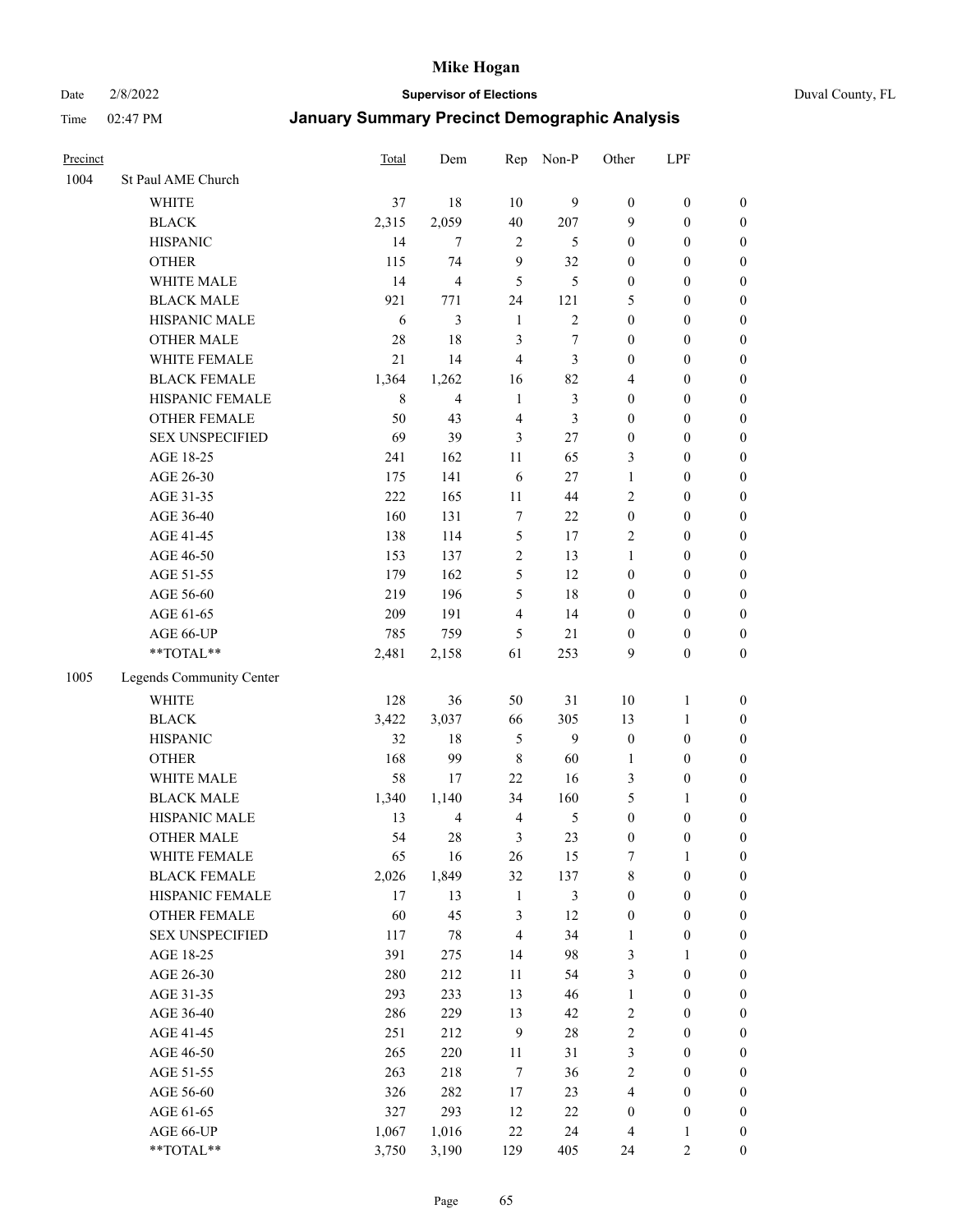# Mike Hogan

Date 2/8/2022 **Supervisor of Elections** Duval County, FL

Time 02:47 PM **January Summary Precinct Demographic Analysis**

| Precinct | | Total | Dem | Rep | Non-P | Other | LPF | |
|---|---|---|---|---|---|---|---|---|
| 1004 | St Paul AME Church | | | | | | | |
| | WHITE | 37 | 18 | 10 | 9 | 0 | 0 | 0 |
| | BLACK | 2,315 | 2,059 | 40 | 207 | 9 | 0 | 0 |
| | HISPANIC | 14 | 7 | 2 | 5 | 0 | 0 | 0 |
| | OTHER | 115 | 74 | 9 | 32 | 0 | 0 | 0 |
| | WHITE MALE | 14 | 4 | 5 | 5 | 0 | 0 | 0 |
| | BLACK MALE | 921 | 771 | 24 | 121 | 5 | 0 | 0 |
| | HISPANIC MALE | 6 | 3 | 1 | 2 | 0 | 0 | 0 |
| | OTHER MALE | 28 | 18 | 3 | 7 | 0 | 0 | 0 |
| | WHITE FEMALE | 21 | 14 | 4 | 3 | 0 | 0 | 0 |
| | BLACK FEMALE | 1,364 | 1,262 | 16 | 82 | 4 | 0 | 0 |
| | HISPANIC FEMALE | 8 | 4 | 1 | 3 | 0 | 0 | 0 |
| | OTHER FEMALE | 50 | 43 | 4 | 3 | 0 | 0 | 0 |
| | SEX UNSPECIFIED | 69 | 39 | 3 | 27 | 0 | 0 | 0 |
| | AGE 18-25 | 241 | 162 | 11 | 65 | 3 | 0 | 0 |
| | AGE 26-30 | 175 | 141 | 6 | 27 | 1 | 0 | 0 |
| | AGE 31-35 | 222 | 165 | 11 | 44 | 2 | 0 | 0 |
| | AGE 36-40 | 160 | 131 | 7 | 22 | 0 | 0 | 0 |
| | AGE 41-45 | 138 | 114 | 5 | 17 | 2 | 0 | 0 |
| | AGE 46-50 | 153 | 137 | 2 | 13 | 1 | 0 | 0 |
| | AGE 51-55 | 179 | 162 | 5 | 12 | 0 | 0 | 0 |
| | AGE 56-60 | 219 | 196 | 5 | 18 | 0 | 0 | 0 |
| | AGE 61-65 | 209 | 191 | 4 | 14 | 0 | 0 | 0 |
| | AGE 66-UP | 785 | 759 | 5 | 21 | 0 | 0 | 0 |
| | **TOTAL** | 2,481 | 2,158 | 61 | 253 | 9 | 0 | 0 |
| 1005 | Legends Community Center | | | | | | | |
| | WHITE | 128 | 36 | 50 | 31 | 10 | 1 | 0 |
| | BLACK | 3,422 | 3,037 | 66 | 305 | 13 | 1 | 0 |
| | HISPANIC | 32 | 18 | 5 | 9 | 0 | 0 | 0 |
| | OTHER | 168 | 99 | 8 | 60 | 1 | 0 | 0 |
| | WHITE MALE | 58 | 17 | 22 | 16 | 3 | 0 | 0 |
| | BLACK MALE | 1,340 | 1,140 | 34 | 160 | 5 | 1 | 0 |
| | HISPANIC MALE | 13 | 4 | 4 | 5 | 0 | 0 | 0 |
| | OTHER MALE | 54 | 28 | 3 | 23 | 0 | 0 | 0 |
| | WHITE FEMALE | 65 | 16 | 26 | 15 | 7 | 1 | 0 |
| | BLACK FEMALE | 2,026 | 1,849 | 32 | 137 | 8 | 0 | 0 |
| | HISPANIC FEMALE | 17 | 13 | 1 | 3 | 0 | 0 | 0 |
| | OTHER FEMALE | 60 | 45 | 3 | 12 | 0 | 0 | 0 |
| | SEX UNSPECIFIED | 117 | 78 | 4 | 34 | 1 | 0 | 0 |
| | AGE 18-25 | 391 | 275 | 14 | 98 | 3 | 1 | 0 |
| | AGE 26-30 | 280 | 212 | 11 | 54 | 3 | 0 | 0 |
| | AGE 31-35 | 293 | 233 | 13 | 46 | 1 | 0 | 0 |
| | AGE 36-40 | 286 | 229 | 13 | 42 | 2 | 0 | 0 |
| | AGE 41-45 | 251 | 212 | 9 | 28 | 2 | 0 | 0 |
| | AGE 46-50 | 265 | 220 | 11 | 31 | 3 | 0 | 0 |
| | AGE 51-55 | 263 | 218 | 7 | 36 | 2 | 0 | 0 |
| | AGE 56-60 | 326 | 282 | 17 | 23 | 4 | 0 | 0 |
| | AGE 61-65 | 327 | 293 | 12 | 22 | 0 | 0 | 0 |
| | AGE 66-UP | 1,067 | 1,016 | 22 | 24 | 4 | 1 | 0 |
| | **TOTAL** | 3,750 | 3,190 | 129 | 405 | 24 | 2 | 0 |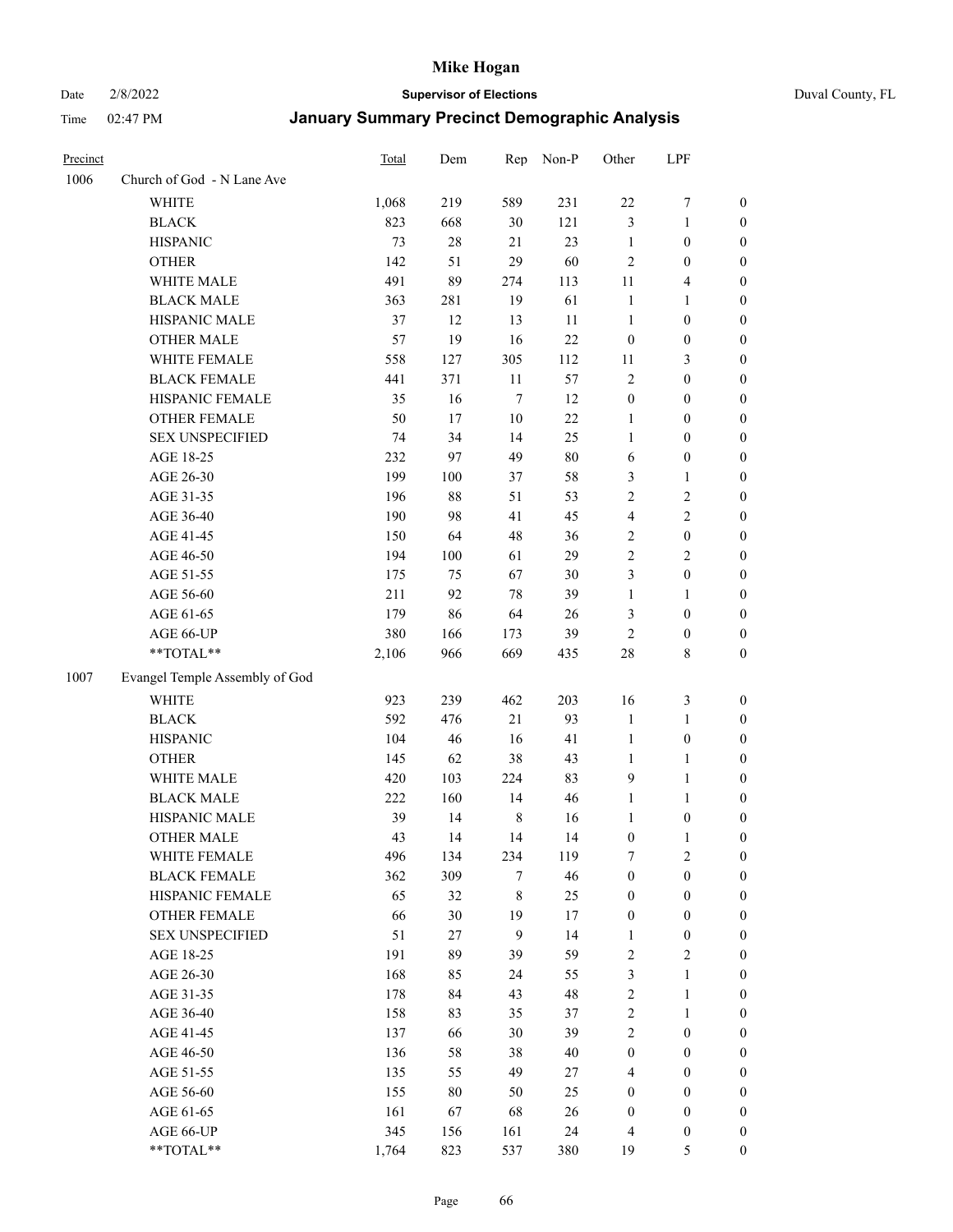| Precinct | | Total | Dem | Rep | Non-P | Other | LPF | |
|---|---|---|---|---|---|---|---|---|
| 1006 | Church of God - N Lane Ave | | | | | | | |
| | WHITE | 1,068 | 219 | 589 | 231 | 22 | 7 | 0 |
| | BLACK | 823 | 668 | 30 | 121 | 3 | 1 | 0 |
| | HISPANIC | 73 | 28 | 21 | 23 | 1 | 0 | 0 |
| | OTHER | 142 | 51 | 29 | 60 | 2 | 0 | 0 |
| | WHITE MALE | 491 | 89 | 274 | 113 | 11 | 4 | 0 |
| | BLACK MALE | 363 | 281 | 19 | 61 | 1 | 1 | 0 |
| | HISPANIC MALE | 37 | 12 | 13 | 11 | 1 | 0 | 0 |
| | OTHER MALE | 57 | 19 | 16 | 22 | 0 | 0 | 0 |
| | WHITE FEMALE | 558 | 127 | 305 | 112 | 11 | 3 | 0 |
| | BLACK FEMALE | 441 | 371 | 11 | 57 | 2 | 0 | 0 |
| | HISPANIC FEMALE | 35 | 16 | 7 | 12 | 0 | 0 | 0 |
| | OTHER FEMALE | 50 | 17 | 10 | 22 | 1 | 0 | 0 |
| | SEX UNSPECIFIED | 74 | 34 | 14 | 25 | 1 | 0 | 0 |
| | AGE 18-25 | 232 | 97 | 49 | 80 | 6 | 0 | 0 |
| | AGE 26-30 | 199 | 100 | 37 | 58 | 3 | 1 | 0 |
| | AGE 31-35 | 196 | 88 | 51 | 53 | 2 | 2 | 0 |
| | AGE 36-40 | 190 | 98 | 41 | 45 | 4 | 2 | 0 |
| | AGE 41-45 | 150 | 64 | 48 | 36 | 2 | 0 | 0 |
| | AGE 46-50 | 194 | 100 | 61 | 29 | 2 | 2 | 0 |
| | AGE 51-55 | 175 | 75 | 67 | 30 | 3 | 0 | 0 |
| | AGE 56-60 | 211 | 92 | 78 | 39 | 1 | 1 | 0 |
| | AGE 61-65 | 179 | 86 | 64 | 26 | 3 | 0 | 0 |
| | AGE 66-UP | 380 | 166 | 173 | 39 | 2 | 0 | 0 |
| | **TOTAL** | 2,106 | 966 | 669 | 435 | 28 | 8 | 0 |
| 1007 | Evangel Temple Assembly of God | | | | | | | |
| | WHITE | 923 | 239 | 462 | 203 | 16 | 3 | 0 |
| | BLACK | 592 | 476 | 21 | 93 | 1 | 1 | 0 |
| | HISPANIC | 104 | 46 | 16 | 41 | 1 | 0 | 0 |
| | OTHER | 145 | 62 | 38 | 43 | 1 | 1 | 0 |
| | WHITE MALE | 420 | 103 | 224 | 83 | 9 | 1 | 0 |
| | BLACK MALE | 222 | 160 | 14 | 46 | 1 | 1 | 0 |
| | HISPANIC MALE | 39 | 14 | 8 | 16 | 1 | 0 | 0 |
| | OTHER MALE | 43 | 14 | 14 | 14 | 0 | 1 | 0 |
| | WHITE FEMALE | 496 | 134 | 234 | 119 | 7 | 2 | 0 |
| | BLACK FEMALE | 362 | 309 | 7 | 46 | 0 | 0 | 0 |
| | HISPANIC FEMALE | 65 | 32 | 8 | 25 | 0 | 0 | 0 |
| | OTHER FEMALE | 66 | 30 | 19 | 17 | 0 | 0 | 0 |
| | SEX UNSPECIFIED | 51 | 27 | 9 | 14 | 1 | 0 | 0 |
| | AGE 18-25 | 191 | 89 | 39 | 59 | 2 | 2 | 0 |
| | AGE 26-30 | 168 | 85 | 24 | 55 | 3 | 1 | 0 |
| | AGE 31-35 | 178 | 84 | 43 | 48 | 2 | 1 | 0 |
| | AGE 36-40 | 158 | 83 | 35 | 37 | 2 | 1 | 0 |
| | AGE 41-45 | 137 | 66 | 30 | 39 | 2 | 0 | 0 |
| | AGE 46-50 | 136 | 58 | 38 | 40 | 0 | 0 | 0 |
| | AGE 51-55 | 135 | 55 | 49 | 27 | 4 | 0 | 0 |
| | AGE 56-60 | 155 | 80 | 50 | 25 | 0 | 0 | 0 |
| | AGE 61-65 | 161 | 67 | 68 | 26 | 0 | 0 | 0 |
| | AGE 66-UP | 345 | 156 | 161 | 24 | 4 | 0 | 0 |
| | **TOTAL** | 1,764 | 823 | 537 | 380 | 19 | 5 | 0 |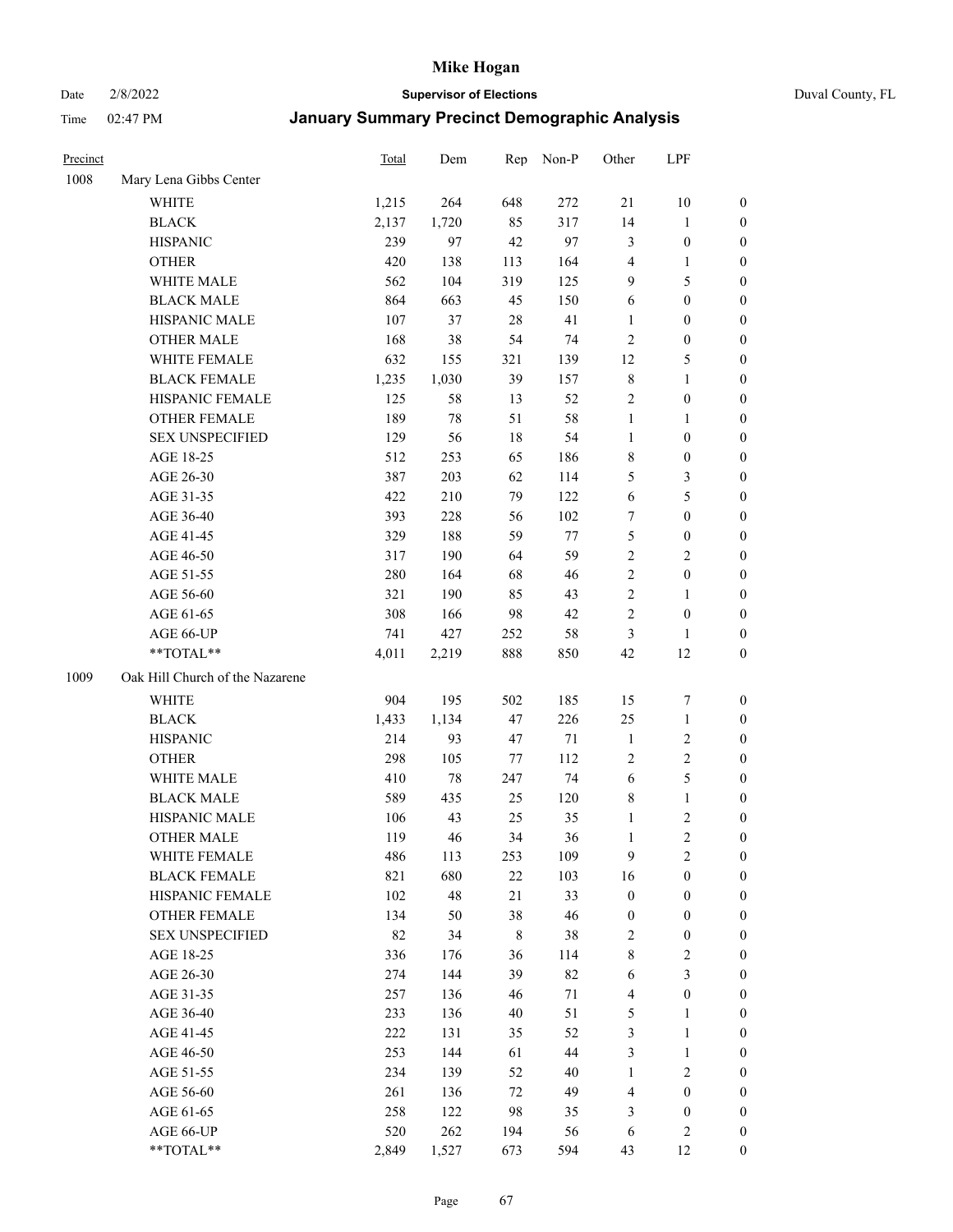# Mike Hogan

Date 2/8/2022 **Supervisor of Elections** Duval County, FL

Time 02:47 PM **January Summary Precinct Demographic Analysis**

| Precinct | | Total | Dem | Rep | Non-P | Other | LPF | |
|---|---|---|---|---|---|---|---|---|
| 1008 | Mary Lena Gibbs Center | | | | | | | |
| | WHITE | 1,215 | 264 | 648 | 272 | 21 | 10 | 0 |
| | BLACK | 2,137 | 1,720 | 85 | 317 | 14 | 1 | 0 |
| | HISPANIC | 239 | 97 | 42 | 97 | 3 | 0 | 0 |
| | OTHER | 420 | 138 | 113 | 164 | 4 | 1 | 0 |
| | WHITE MALE | 562 | 104 | 319 | 125 | 9 | 5 | 0 |
| | BLACK MALE | 864 | 663 | 45 | 150 | 6 | 0 | 0 |
| | HISPANIC MALE | 107 | 37 | 28 | 41 | 1 | 0 | 0 |
| | OTHER MALE | 168 | 38 | 54 | 74 | 2 | 0 | 0 |
| | WHITE FEMALE | 632 | 155 | 321 | 139 | 12 | 5 | 0 |
| | BLACK FEMALE | 1,235 | 1,030 | 39 | 157 | 8 | 1 | 0 |
| | HISPANIC FEMALE | 125 | 58 | 13 | 52 | 2 | 0 | 0 |
| | OTHER FEMALE | 189 | 78 | 51 | 58 | 1 | 1 | 0 |
| | SEX UNSPECIFIED | 129 | 56 | 18 | 54 | 1 | 0 | 0 |
| | AGE 18-25 | 512 | 253 | 65 | 186 | 8 | 0 | 0 |
| | AGE 26-30 | 387 | 203 | 62 | 114 | 5 | 3 | 0 |
| | AGE 31-35 | 422 | 210 | 79 | 122 | 6 | 5 | 0 |
| | AGE 36-40 | 393 | 228 | 56 | 102 | 7 | 0 | 0 |
| | AGE 41-45 | 329 | 188 | 59 | 77 | 5 | 0 | 0 |
| | AGE 46-50 | 317 | 190 | 64 | 59 | 2 | 2 | 0 |
| | AGE 51-55 | 280 | 164 | 68 | 46 | 2 | 0 | 0 |
| | AGE 56-60 | 321 | 190 | 85 | 43 | 2 | 1 | 0 |
| | AGE 61-65 | 308 | 166 | 98 | 42 | 2 | 0 | 0 |
| | AGE 66-UP | 741 | 427 | 252 | 58 | 3 | 1 | 0 |
| | **TOTAL** | 4,011 | 2,219 | 888 | 850 | 42 | 12 | 0 |
| 1009 | Oak Hill Church of the Nazarene | | | | | | | |
| | WHITE | 904 | 195 | 502 | 185 | 15 | 7 | 0 |
| | BLACK | 1,433 | 1,134 | 47 | 226 | 25 | 1 | 0 |
| | HISPANIC | 214 | 93 | 47 | 71 | 1 | 2 | 0 |
| | OTHER | 298 | 105 | 77 | 112 | 2 | 2 | 0 |
| | WHITE MALE | 410 | 78 | 247 | 74 | 6 | 5 | 0 |
| | BLACK MALE | 589 | 435 | 25 | 120 | 8 | 1 | 0 |
| | HISPANIC MALE | 106 | 43 | 25 | 35 | 1 | 2 | 0 |
| | OTHER MALE | 119 | 46 | 34 | 36 | 1 | 2 | 0 |
| | WHITE FEMALE | 486 | 113 | 253 | 109 | 9 | 2 | 0 |
| | BLACK FEMALE | 821 | 680 | 22 | 103 | 16 | 0 | 0 |
| | HISPANIC FEMALE | 102 | 48 | 21 | 33 | 0 | 0 | 0 |
| | OTHER FEMALE | 134 | 50 | 38 | 46 | 0 | 0 | 0 |
| | SEX UNSPECIFIED | 82 | 34 | 8 | 38 | 2 | 0 | 0 |
| | AGE 18-25 | 336 | 176 | 36 | 114 | 8 | 2 | 0 |
| | AGE 26-30 | 274 | 144 | 39 | 82 | 6 | 3 | 0 |
| | AGE 31-35 | 257 | 136 | 46 | 71 | 4 | 0 | 0 |
| | AGE 36-40 | 233 | 136 | 40 | 51 | 5 | 1 | 0 |
| | AGE 41-45 | 222 | 131 | 35 | 52 | 3 | 1 | 0 |
| | AGE 46-50 | 253 | 144 | 61 | 44 | 3 | 1 | 0 |
| | AGE 51-55 | 234 | 139 | 52 | 40 | 1 | 2 | 0 |
| | AGE 56-60 | 261 | 136 | 72 | 49 | 4 | 0 | 0 |
| | AGE 61-65 | 258 | 122 | 98 | 35 | 3 | 0 | 0 |
| | AGE 66-UP | 520 | 262 | 194 | 56 | 6 | 2 | 0 |
| | **TOTAL** | 2,849 | 1,527 | 673 | 594 | 43 | 12 | 0 |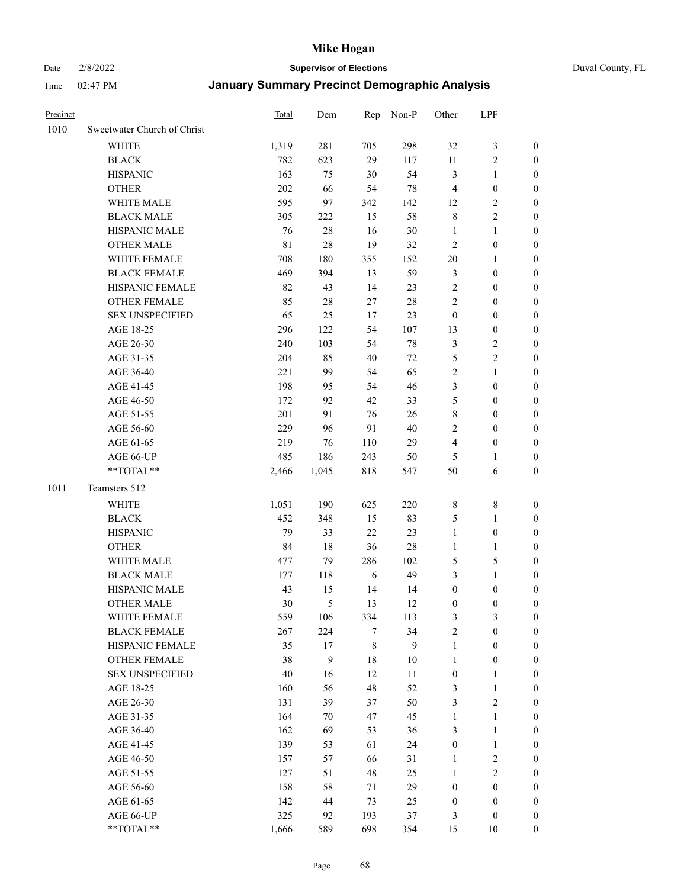# Mike Hogan

Date 2/8/2022 **Supervisor of Elections** Duval County, FL

Time 02:47 PM **January Summary Precinct Demographic Analysis**

| Precinct | | Total | Dem | Rep | Non-P | Other | LPF | |
|---|---|---|---|---|---|---|---|---|
| 1010 | Sweetwater Church of Christ | | | | | | | |
| | WHITE | 1,319 | 281 | 705 | 298 | 32 | 3 | 0 |
| | BLACK | 782 | 623 | 29 | 117 | 11 | 2 | 0 |
| | HISPANIC | 163 | 75 | 30 | 54 | 3 | 1 | 0 |
| | OTHER | 202 | 66 | 54 | 78 | 4 | 0 | 0 |
| | WHITE MALE | 595 | 97 | 342 | 142 | 12 | 2 | 0 |
| | BLACK MALE | 305 | 222 | 15 | 58 | 8 | 2 | 0 |
| | HISPANIC MALE | 76 | 28 | 16 | 30 | 1 | 1 | 0 |
| | OTHER MALE | 81 | 28 | 19 | 32 | 2 | 0 | 0 |
| | WHITE FEMALE | 708 | 180 | 355 | 152 | 20 | 1 | 0 |
| | BLACK FEMALE | 469 | 394 | 13 | 59 | 3 | 0 | 0 |
| | HISPANIC FEMALE | 82 | 43 | 14 | 23 | 2 | 0 | 0 |
| | OTHER FEMALE | 85 | 28 | 27 | 28 | 2 | 0 | 0 |
| | SEX UNSPECIFIED | 65 | 25 | 17 | 23 | 0 | 0 | 0 |
| | AGE 18-25 | 296 | 122 | 54 | 107 | 13 | 0 | 0 |
| | AGE 26-30 | 240 | 103 | 54 | 78 | 3 | 2 | 0 |
| | AGE 31-35 | 204 | 85 | 40 | 72 | 5 | 2 | 0 |
| | AGE 36-40 | 221 | 99 | 54 | 65 | 2 | 1 | 0 |
| | AGE 41-45 | 198 | 95 | 54 | 46 | 3 | 0 | 0 |
| | AGE 46-50 | 172 | 92 | 42 | 33 | 5 | 0 | 0 |
| | AGE 51-55 | 201 | 91 | 76 | 26 | 8 | 0 | 0 |
| | AGE 56-60 | 229 | 96 | 91 | 40 | 2 | 0 | 0 |
| | AGE 61-65 | 219 | 76 | 110 | 29 | 4 | 0 | 0 |
| | AGE 66-UP | 485 | 186 | 243 | 50 | 5 | 1 | 0 |
| | **TOTAL** | 2,466 | 1,045 | 818 | 547 | 50 | 6 | 0 |
| 1011 | Teamsters 512 | | | | | | | |
| | WHITE | 1,051 | 190 | 625 | 220 | 8 | 8 | 0 |
| | BLACK | 452 | 348 | 15 | 83 | 5 | 1 | 0 |
| | HISPANIC | 79 | 33 | 22 | 23 | 1 | 0 | 0 |
| | OTHER | 84 | 18 | 36 | 28 | 1 | 1 | 0 |
| | WHITE MALE | 477 | 79 | 286 | 102 | 5 | 5 | 0 |
| | BLACK MALE | 177 | 118 | 6 | 49 | 3 | 1 | 0 |
| | HISPANIC MALE | 43 | 15 | 14 | 14 | 0 | 0 | 0 |
| | OTHER MALE | 30 | 5 | 13 | 12 | 0 | 0 | 0 |
| | WHITE FEMALE | 559 | 106 | 334 | 113 | 3 | 3 | 0 |
| | BLACK FEMALE | 267 | 224 | 7 | 34 | 2 | 0 | 0 |
| | HISPANIC FEMALE | 35 | 17 | 8 | 9 | 1 | 0 | 0 |
| | OTHER FEMALE | 38 | 9 | 18 | 10 | 1 | 0 | 0 |
| | SEX UNSPECIFIED | 40 | 16 | 12 | 11 | 0 | 1 | 0 |
| | AGE 18-25 | 160 | 56 | 48 | 52 | 3 | 1 | 0 |
| | AGE 26-30 | 131 | 39 | 37 | 50 | 3 | 2 | 0 |
| | AGE 31-35 | 164 | 70 | 47 | 45 | 1 | 1 | 0 |
| | AGE 36-40 | 162 | 69 | 53 | 36 | 3 | 1 | 0 |
| | AGE 41-45 | 139 | 53 | 61 | 24 | 0 | 1 | 0 |
| | AGE 46-50 | 157 | 57 | 66 | 31 | 1 | 2 | 0 |
| | AGE 51-55 | 127 | 51 | 48 | 25 | 1 | 2 | 0 |
| | AGE 56-60 | 158 | 58 | 71 | 29 | 0 | 0 | 0 |
| | AGE 61-65 | 142 | 44 | 73 | 25 | 0 | 0 | 0 |
| | AGE 66-UP | 325 | 92 | 193 | 37 | 3 | 0 | 0 |
| | **TOTAL** | 1,666 | 589 | 698 | 354 | 15 | 10 | 0 |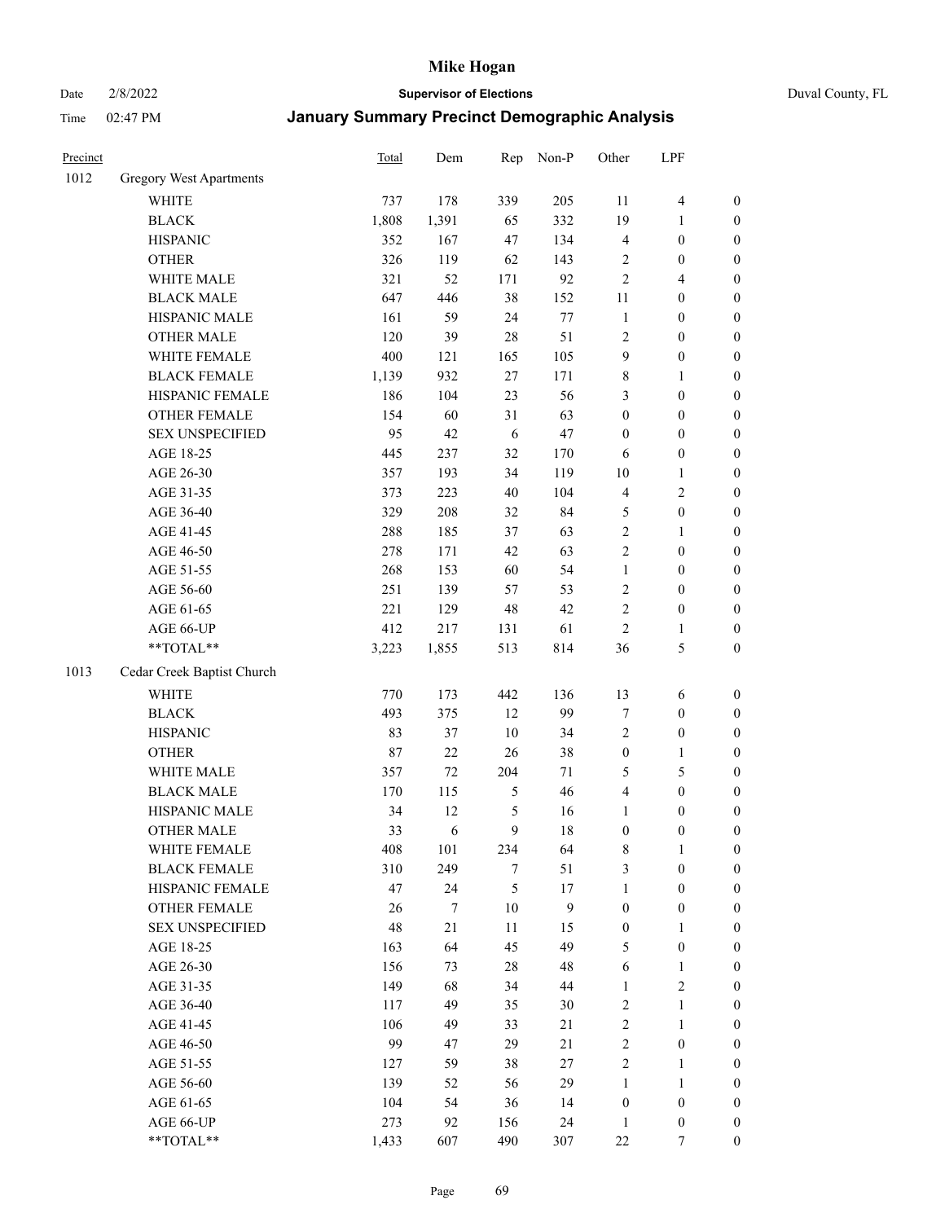# January Summary Precinct Demographic Analysis

| Precinct | | Total | Dem | Rep | Non-P | Other | LPF | |
|---|---|---|---|---|---|---|---|---|
| 1012 | Gregory West Apartments | | | | | | | |
| | WHITE | 737 | 178 | 339 | 205 | 11 | 4 | 0 |
| | BLACK | 1,808 | 1,391 | 65 | 332 | 19 | 1 | 0 |
| | HISPANIC | 352 | 167 | 47 | 134 | 4 | 0 | 0 |
| | OTHER | 326 | 119 | 62 | 143 | 2 | 0 | 0 |
| | WHITE MALE | 321 | 52 | 171 | 92 | 2 | 4 | 0 |
| | BLACK MALE | 647 | 446 | 38 | 152 | 11 | 0 | 0 |
| | HISPANIC MALE | 161 | 59 | 24 | 77 | 1 | 0 | 0 |
| | OTHER MALE | 120 | 39 | 28 | 51 | 2 | 0 | 0 |
| | WHITE FEMALE | 400 | 121 | 165 | 105 | 9 | 0 | 0 |
| | BLACK FEMALE | 1,139 | 932 | 27 | 171 | 8 | 1 | 0 |
| | HISPANIC FEMALE | 186 | 104 | 23 | 56 | 3 | 0 | 0 |
| | OTHER FEMALE | 154 | 60 | 31 | 63 | 0 | 0 | 0 |
| | SEX UNSPECIFIED | 95 | 42 | 6 | 47 | 0 | 0 | 0 |
| | AGE 18-25 | 445 | 237 | 32 | 170 | 6 | 0 | 0 |
| | AGE 26-30 | 357 | 193 | 34 | 119 | 10 | 1 | 0 |
| | AGE 31-35 | 373 | 223 | 40 | 104 | 4 | 2 | 0 |
| | AGE 36-40 | 329 | 208 | 32 | 84 | 5 | 0 | 0 |
| | AGE 41-45 | 288 | 185 | 37 | 63 | 2 | 1 | 0 |
| | AGE 46-50 | 278 | 171 | 42 | 63 | 2 | 0 | 0 |
| | AGE 51-55 | 268 | 153 | 60 | 54 | 1 | 0 | 0 |
| | AGE 56-60 | 251 | 139 | 57 | 53 | 2 | 0 | 0 |
| | AGE 61-65 | 221 | 129 | 48 | 42 | 2 | 0 | 0 |
| | AGE 66-UP | 412 | 217 | 131 | 61 | 2 | 1 | 0 |
| | **TOTAL** | 3,223 | 1,855 | 513 | 814 | 36 | 5 | 0 |
| 1013 | Cedar Creek Baptist Church | | | | | | | |
| | WHITE | 770 | 173 | 442 | 136 | 13 | 6 | 0 |
| | BLACK | 493 | 375 | 12 | 99 | 7 | 0 | 0 |
| | HISPANIC | 83 | 37 | 10 | 34 | 2 | 0 | 0 |
| | OTHER | 87 | 22 | 26 | 38 | 0 | 1 | 0 |
| | WHITE MALE | 357 | 72 | 204 | 71 | 5 | 5 | 0 |
| | BLACK MALE | 170 | 115 | 5 | 46 | 4 | 0 | 0 |
| | HISPANIC MALE | 34 | 12 | 5 | 16 | 1 | 0 | 0 |
| | OTHER MALE | 33 | 6 | 9 | 18 | 0 | 0 | 0 |
| | WHITE FEMALE | 408 | 101 | 234 | 64 | 8 | 1 | 0 |
| | BLACK FEMALE | 310 | 249 | 7 | 51 | 3 | 0 | 0 |
| | HISPANIC FEMALE | 47 | 24 | 5 | 17 | 1 | 0 | 0 |
| | OTHER FEMALE | 26 | 7 | 10 | 9 | 0 | 0 | 0 |
| | SEX UNSPECIFIED | 48 | 21 | 11 | 15 | 0 | 1 | 0 |
| | AGE 18-25 | 163 | 64 | 45 | 49 | 5 | 0 | 0 |
| | AGE 26-30 | 156 | 73 | 28 | 48 | 6 | 1 | 0 |
| | AGE 31-35 | 149 | 68 | 34 | 44 | 1 | 2 | 0 |
| | AGE 36-40 | 117 | 49 | 35 | 30 | 2 | 1 | 0 |
| | AGE 41-45 | 106 | 49 | 33 | 21 | 2 | 1 | 0 |
| | AGE 46-50 | 99 | 47 | 29 | 21 | 2 | 0 | 0 |
| | AGE 51-55 | 127 | 59 | 38 | 27 | 2 | 1 | 0 |
| | AGE 56-60 | 139 | 52 | 56 | 29 | 1 | 1 | 0 |
| | AGE 61-65 | 104 | 54 | 36 | 14 | 0 | 0 | 0 |
| | AGE 66-UP | 273 | 92 | 156 | 24 | 1 | 0 | 0 |
| | **TOTAL** | 1,433 | 607 | 490 | 307 | 22 | 7 | 0 |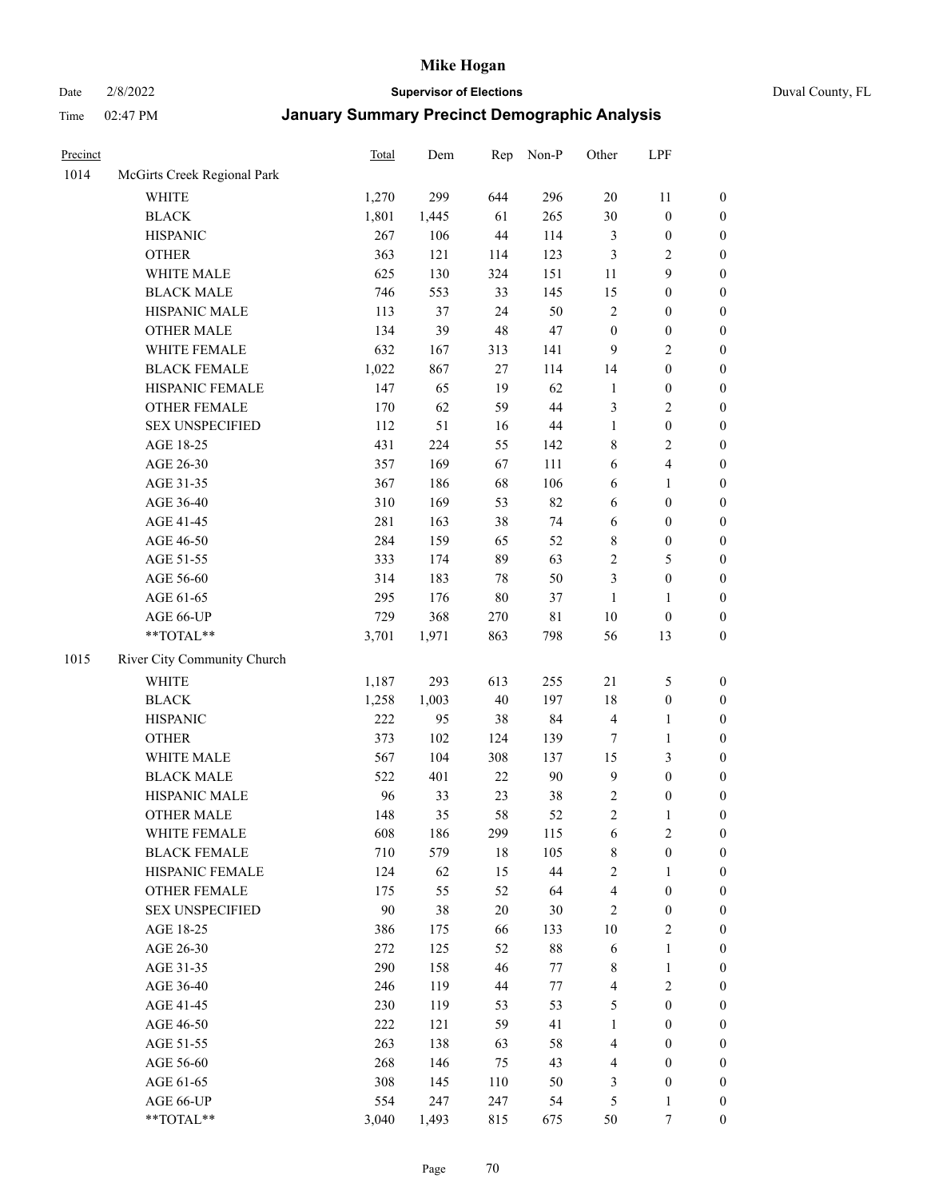# Mike Hogan

Date 2/8/2022 **Supervisor of Elections** Duval County, FL

Time 02:47 PM **January Summary Precinct Demographic Analysis**

| Precinct | | Total | Dem | Rep | Non-P | Other | LPF | |
|---|---|---|---|---|---|---|---|---|
| 1014 | McGirts Creek Regional Park | | | | | | | |
| | WHITE | 1,270 | 299 | 644 | 296 | 20 | 11 | 0 |
| | BLACK | 1,801 | 1,445 | 61 | 265 | 30 | 0 | 0 |
| | HISPANIC | 267 | 106 | 44 | 114 | 3 | 0 | 0 |
| | OTHER | 363 | 121 | 114 | 123 | 3 | 2 | 0 |
| | WHITE MALE | 625 | 130 | 324 | 151 | 11 | 9 | 0 |
| | BLACK MALE | 746 | 553 | 33 | 145 | 15 | 0 | 0 |
| | HISPANIC MALE | 113 | 37 | 24 | 50 | 2 | 0 | 0 |
| | OTHER MALE | 134 | 39 | 48 | 47 | 0 | 0 | 0 |
| | WHITE FEMALE | 632 | 167 | 313 | 141 | 9 | 2 | 0 |
| | BLACK FEMALE | 1,022 | 867 | 27 | 114 | 14 | 0 | 0 |
| | HISPANIC FEMALE | 147 | 65 | 19 | 62 | 1 | 0 | 0 |
| | OTHER FEMALE | 170 | 62 | 59 | 44 | 3 | 2 | 0 |
| | SEX UNSPECIFIED | 112 | 51 | 16 | 44 | 1 | 0 | 0 |
| | AGE 18-25 | 431 | 224 | 55 | 142 | 8 | 2 | 0 |
| | AGE 26-30 | 357 | 169 | 67 | 111 | 6 | 4 | 0 |
| | AGE 31-35 | 367 | 186 | 68 | 106 | 6 | 1 | 0 |
| | AGE 36-40 | 310 | 169 | 53 | 82 | 6 | 0 | 0 |
| | AGE 41-45 | 281 | 163 | 38 | 74 | 6 | 0 | 0 |
| | AGE 46-50 | 284 | 159 | 65 | 52 | 8 | 0 | 0 |
| | AGE 51-55 | 333 | 174 | 89 | 63 | 2 | 5 | 0 |
| | AGE 56-60 | 314 | 183 | 78 | 50 | 3 | 0 | 0 |
| | AGE 61-65 | 295 | 176 | 80 | 37 | 1 | 1 | 0 |
| | AGE 66-UP | 729 | 368 | 270 | 81 | 10 | 0 | 0 |
| | **TOTAL** | 3,701 | 1,971 | 863 | 798 | 56 | 13 | 0 |
| 1015 | River City Community Church | | | | | | | |
| | WHITE | 1,187 | 293 | 613 | 255 | 21 | 5 | 0 |
| | BLACK | 1,258 | 1,003 | 40 | 197 | 18 | 0 | 0 |
| | HISPANIC | 222 | 95 | 38 | 84 | 4 | 1 | 0 |
| | OTHER | 373 | 102 | 124 | 139 | 7 | 1 | 0 |
| | WHITE MALE | 567 | 104 | 308 | 137 | 15 | 3 | 0 |
| | BLACK MALE | 522 | 401 | 22 | 90 | 9 | 0 | 0 |
| | HISPANIC MALE | 96 | 33 | 23 | 38 | 2 | 0 | 0 |
| | OTHER MALE | 148 | 35 | 58 | 52 | 2 | 1 | 0 |
| | WHITE FEMALE | 608 | 186 | 299 | 115 | 6 | 2 | 0 |
| | BLACK FEMALE | 710 | 579 | 18 | 105 | 8 | 0 | 0 |
| | HISPANIC FEMALE | 124 | 62 | 15 | 44 | 2 | 1 | 0 |
| | OTHER FEMALE | 175 | 55 | 52 | 64 | 4 | 0 | 0 |
| | SEX UNSPECIFIED | 90 | 38 | 20 | 30 | 2 | 0 | 0 |
| | AGE 18-25 | 386 | 175 | 66 | 133 | 10 | 2 | 0 |
| | AGE 26-30 | 272 | 125 | 52 | 88 | 6 | 1 | 0 |
| | AGE 31-35 | 290 | 158 | 46 | 77 | 8 | 1 | 0 |
| | AGE 36-40 | 246 | 119 | 44 | 77 | 4 | 2 | 0 |
| | AGE 41-45 | 230 | 119 | 53 | 53 | 5 | 0 | 0 |
| | AGE 46-50 | 222 | 121 | 59 | 41 | 1 | 0 | 0 |
| | AGE 51-55 | 263 | 138 | 63 | 58 | 4 | 0 | 0 |
| | AGE 56-60 | 268 | 146 | 75 | 43 | 4 | 0 | 0 |
| | AGE 61-65 | 308 | 145 | 110 | 50 | 3 | 0 | 0 |
| | AGE 66-UP | 554 | 247 | 247 | 54 | 5 | 1 | 0 |
| | **TOTAL** | 3,040 | 1,493 | 815 | 675 | 50 | 7 | 0 |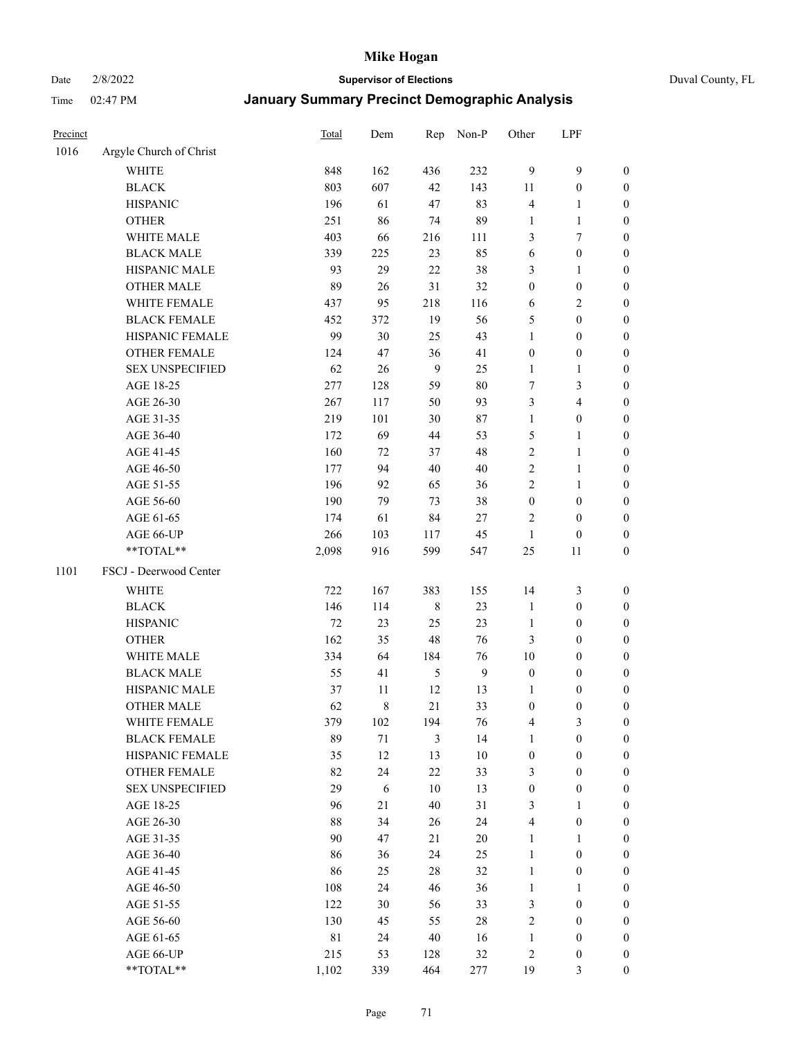# Mike Hogan

Date 2/8/2022 **Supervisor of Elections** Duval County, FL

Time 02:47 PM **January Summary Precinct Demographic Analysis**

| Precinct | | Total | Dem | Rep | Non-P | Other | LPF | |
|---|---|---|---|---|---|---|---|---|
| 1016 | Argyle Church of Christ | | | | | | | |
| | WHITE | 848 | 162 | 436 | 232 | 9 | 9 | 0 |
| | BLACK | 803 | 607 | 42 | 143 | 11 | 0 | 0 |
| | HISPANIC | 196 | 61 | 47 | 83 | 4 | 1 | 0 |
| | OTHER | 251 | 86 | 74 | 89 | 1 | 1 | 0 |
| | WHITE MALE | 403 | 66 | 216 | 111 | 3 | 7 | 0 |
| | BLACK MALE | 339 | 225 | 23 | 85 | 6 | 0 | 0 |
| | HISPANIC MALE | 93 | 29 | 22 | 38 | 3 | 1 | 0 |
| | OTHER MALE | 89 | 26 | 31 | 32 | 0 | 0 | 0 |
| | WHITE FEMALE | 437 | 95 | 218 | 116 | 6 | 2 | 0 |
| | BLACK FEMALE | 452 | 372 | 19 | 56 | 5 | 0 | 0 |
| | HISPANIC FEMALE | 99 | 30 | 25 | 43 | 1 | 0 | 0 |
| | OTHER FEMALE | 124 | 47 | 36 | 41 | 0 | 0 | 0 |
| | SEX UNSPECIFIED | 62 | 26 | 9 | 25 | 1 | 1 | 0 |
| | AGE 18-25 | 277 | 128 | 59 | 80 | 7 | 3 | 0 |
| | AGE 26-30 | 267 | 117 | 50 | 93 | 3 | 4 | 0 |
| | AGE 31-35 | 219 | 101 | 30 | 87 | 1 | 0 | 0 |
| | AGE 36-40 | 172 | 69 | 44 | 53 | 5 | 1 | 0 |
| | AGE 41-45 | 160 | 72 | 37 | 48 | 2 | 1 | 0 |
| | AGE 46-50 | 177 | 94 | 40 | 40 | 2 | 1 | 0 |
| | AGE 51-55 | 196 | 92 | 65 | 36 | 2 | 1 | 0 |
| | AGE 56-60 | 190 | 79 | 73 | 38 | 0 | 0 | 0 |
| | AGE 61-65 | 174 | 61 | 84 | 27 | 2 | 0 | 0 |
| | AGE 66-UP | 266 | 103 | 117 | 45 | 1 | 0 | 0 |
| | **TOTAL** | 2,098 | 916 | 599 | 547 | 25 | 11 | 0 |
| 1101 | FSCJ - Deerwood Center | | | | | | | |
| | WHITE | 722 | 167 | 383 | 155 | 14 | 3 | 0 |
| | BLACK | 146 | 114 | 8 | 23 | 1 | 0 | 0 |
| | HISPANIC | 72 | 23 | 25 | 23 | 1 | 0 | 0 |
| | OTHER | 162 | 35 | 48 | 76 | 3 | 0 | 0 |
| | WHITE MALE | 334 | 64 | 184 | 76 | 10 | 0 | 0 |
| | BLACK MALE | 55 | 41 | 5 | 9 | 0 | 0 | 0 |
| | HISPANIC MALE | 37 | 11 | 12 | 13 | 1 | 0 | 0 |
| | OTHER MALE | 62 | 8 | 21 | 33 | 0 | 0 | 0 |
| | WHITE FEMALE | 379 | 102 | 194 | 76 | 4 | 3 | 0 |
| | BLACK FEMALE | 89 | 71 | 3 | 14 | 1 | 0 | 0 |
| | HISPANIC FEMALE | 35 | 12 | 13 | 10 | 0 | 0 | 0 |
| | OTHER FEMALE | 82 | 24 | 22 | 33 | 3 | 0 | 0 |
| | SEX UNSPECIFIED | 29 | 6 | 10 | 13 | 0 | 0 | 0 |
| | AGE 18-25 | 96 | 21 | 40 | 31 | 3 | 1 | 0 |
| | AGE 26-30 | 88 | 34 | 26 | 24 | 4 | 0 | 0 |
| | AGE 31-35 | 90 | 47 | 21 | 20 | 1 | 1 | 0 |
| | AGE 36-40 | 86 | 36 | 24 | 25 | 1 | 0 | 0 |
| | AGE 41-45 | 86 | 25 | 28 | 32 | 1 | 0 | 0 |
| | AGE 46-50 | 108 | 24 | 46 | 36 | 1 | 1 | 0 |
| | AGE 51-55 | 122 | 30 | 56 | 33 | 3 | 0 | 0 |
| | AGE 56-60 | 130 | 45 | 55 | 28 | 2 | 0 | 0 |
| | AGE 61-65 | 81 | 24 | 40 | 16 | 1 | 0 | 0 |
| | AGE 66-UP | 215 | 53 | 128 | 32 | 2 | 0 | 0 |
| | **TOTAL** | 1,102 | 339 | 464 | 277 | 19 | 3 | 0 |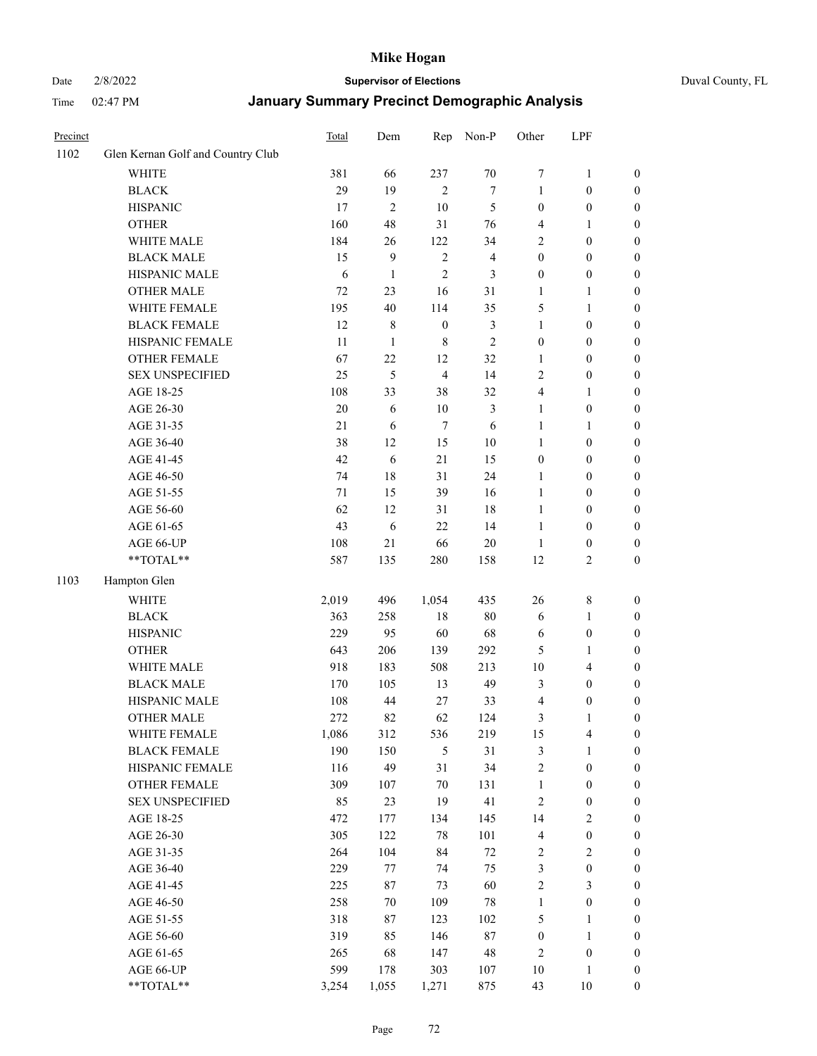# Mike Hogan

Date 2/8/2022 **Supervisor of Elections** Duval County, FL

Time 02:47 PM **January Summary Precinct Demographic Analysis**

| Precinct | | Total | Dem | Rep | Non-P | Other | LPF | |
|---|---|---|---|---|---|---|---|---|
| 1102 | Glen Kernan Golf and Country Club | | | | | | | |
| | WHITE | 381 | 66 | 237 | 70 | 7 | 1 | 0 |
| | BLACK | 29 | 19 | 2 | 7 | 1 | 0 | 0 |
| | HISPANIC | 17 | 2 | 10 | 5 | 0 | 0 | 0 |
| | OTHER | 160 | 48 | 31 | 76 | 4 | 1 | 0 |
| | WHITE MALE | 184 | 26 | 122 | 34 | 2 | 0 | 0 |
| | BLACK MALE | 15 | 9 | 2 | 4 | 0 | 0 | 0 |
| | HISPANIC MALE | 6 | 1 | 2 | 3 | 0 | 0 | 0 |
| | OTHER MALE | 72 | 23 | 16 | 31 | 1 | 1 | 0 |
| | WHITE FEMALE | 195 | 40 | 114 | 35 | 5 | 1 | 0 |
| | BLACK FEMALE | 12 | 8 | 0 | 3 | 1 | 0 | 0 |
| | HISPANIC FEMALE | 11 | 1 | 8 | 2 | 0 | 0 | 0 |
| | OTHER FEMALE | 67 | 22 | 12 | 32 | 1 | 0 | 0 |
| | SEX UNSPECIFIED | 25 | 5 | 4 | 14 | 2 | 0 | 0 |
| | AGE 18-25 | 108 | 33 | 38 | 32 | 4 | 1 | 0 |
| | AGE 26-30 | 20 | 6 | 10 | 3 | 1 | 0 | 0 |
| | AGE 31-35 | 21 | 6 | 7 | 6 | 1 | 1 | 0 |
| | AGE 36-40 | 38 | 12 | 15 | 10 | 1 | 0 | 0 |
| | AGE 41-45 | 42 | 6 | 21 | 15 | 0 | 0 | 0 |
| | AGE 46-50 | 74 | 18 | 31 | 24 | 1 | 0 | 0 |
| | AGE 51-55 | 71 | 15 | 39 | 16 | 1 | 0 | 0 |
| | AGE 56-60 | 62 | 12 | 31 | 18 | 1 | 0 | 0 |
| | AGE 61-65 | 43 | 6 | 22 | 14 | 1 | 0 | 0 |
| | AGE 66-UP | 108 | 21 | 66 | 20 | 1 | 0 | 0 |
| | **TOTAL** | 587 | 135 | 280 | 158 | 12 | 2 | 0 |
| 1103 | Hampton Glen | | | | | | | |
| | WHITE | 2,019 | 496 | 1,054 | 435 | 26 | 8 | 0 |
| | BLACK | 363 | 258 | 18 | 80 | 6 | 1 | 0 |
| | HISPANIC | 229 | 95 | 60 | 68 | 6 | 0 | 0 |
| | OTHER | 643 | 206 | 139 | 292 | 5 | 1 | 0 |
| | WHITE MALE | 918 | 183 | 508 | 213 | 10 | 4 | 0 |
| | BLACK MALE | 170 | 105 | 13 | 49 | 3 | 0 | 0 |
| | HISPANIC MALE | 108 | 44 | 27 | 33 | 4 | 0 | 0 |
| | OTHER MALE | 272 | 82 | 62 | 124 | 3 | 1 | 0 |
| | WHITE FEMALE | 1,086 | 312 | 536 | 219 | 15 | 4 | 0 |
| | BLACK FEMALE | 190 | 150 | 5 | 31 | 3 | 1 | 0 |
| | HISPANIC FEMALE | 116 | 49 | 31 | 34 | 2 | 0 | 0 |
| | OTHER FEMALE | 309 | 107 | 70 | 131 | 1 | 0 | 0 |
| | SEX UNSPECIFIED | 85 | 23 | 19 | 41 | 2 | 0 | 0 |
| | AGE 18-25 | 472 | 177 | 134 | 145 | 14 | 2 | 0 |
| | AGE 26-30 | 305 | 122 | 78 | 101 | 4 | 0 | 0 |
| | AGE 31-35 | 264 | 104 | 84 | 72 | 2 | 2 | 0 |
| | AGE 36-40 | 229 | 77 | 74 | 75 | 3 | 0 | 0 |
| | AGE 41-45 | 225 | 87 | 73 | 60 | 2 | 3 | 0 |
| | AGE 46-50 | 258 | 70 | 109 | 78 | 1 | 0 | 0 |
| | AGE 51-55 | 318 | 87 | 123 | 102 | 5 | 1 | 0 |
| | AGE 56-60 | 319 | 85 | 146 | 87 | 0 | 1 | 0 |
| | AGE 61-65 | 265 | 68 | 147 | 48 | 2 | 0 | 0 |
| | AGE 66-UP | 599 | 178 | 303 | 107 | 10 | 1 | 0 |
| | **TOTAL** | 3,254 | 1,055 | 1,271 | 875 | 43 | 10 | 0 |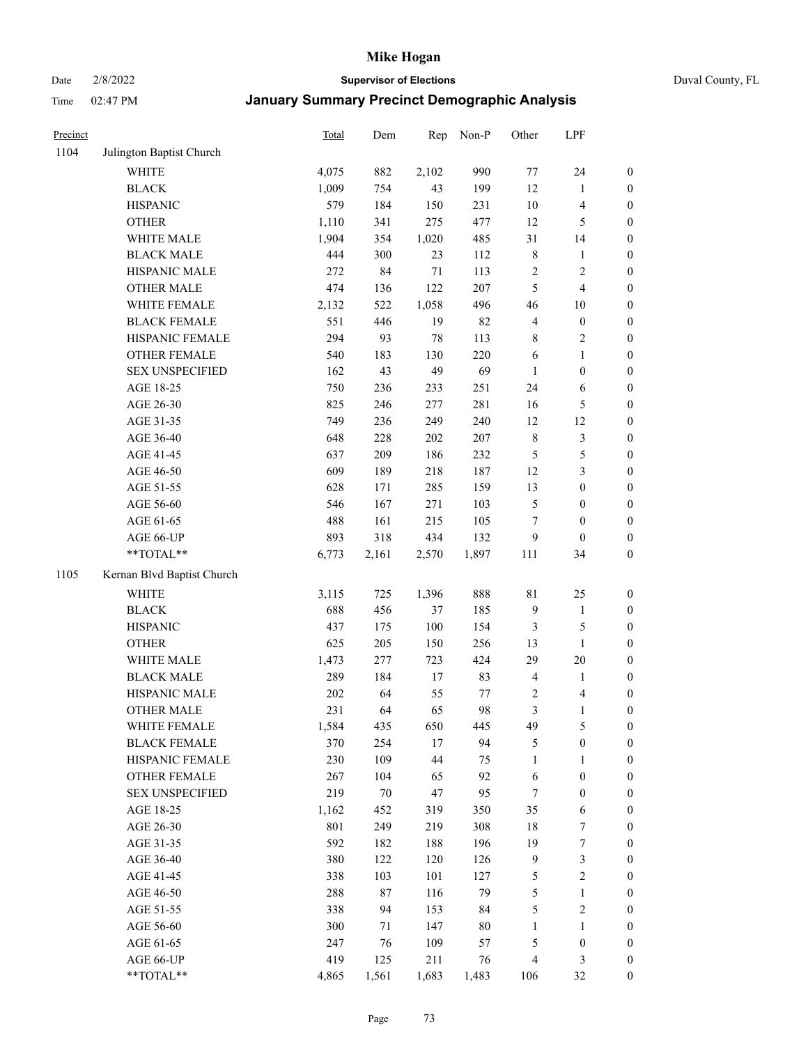# Mike Hogan

Date 2/8/2022 **Supervisor of Elections** Duval County, FL

Time 02:47 PM **January Summary Precinct Demographic Analysis**

| Precinct | | Total | Dem | Rep | Non-P | Other | LPF | |
|---|---|---|---|---|---|---|---|---|
| 1104 | Julington Baptist Church | | | | | | | |
| | WHITE | 4,075 | 882 | 2,102 | 990 | 77 | 24 | 0 |
| | BLACK | 1,009 | 754 | 43 | 199 | 12 | 1 | 0 |
| | HISPANIC | 579 | 184 | 150 | 231 | 10 | 4 | 0 |
| | OTHER | 1,110 | 341 | 275 | 477 | 12 | 5 | 0 |
| | WHITE MALE | 1,904 | 354 | 1,020 | 485 | 31 | 14 | 0 |
| | BLACK MALE | 444 | 300 | 23 | 112 | 8 | 1 | 0 |
| | HISPANIC MALE | 272 | 84 | 71 | 113 | 2 | 2 | 0 |
| | OTHER MALE | 474 | 136 | 122 | 207 | 5 | 4 | 0 |
| | WHITE FEMALE | 2,132 | 522 | 1,058 | 496 | 46 | 10 | 0 |
| | BLACK FEMALE | 551 | 446 | 19 | 82 | 4 | 0 | 0 |
| | HISPANIC FEMALE | 294 | 93 | 78 | 113 | 8 | 2 | 0 |
| | OTHER FEMALE | 540 | 183 | 130 | 220 | 6 | 1 | 0 |
| | SEX UNSPECIFIED | 162 | 43 | 49 | 69 | 1 | 0 | 0 |
| | AGE 18-25 | 750 | 236 | 233 | 251 | 24 | 6 | 0 |
| | AGE 26-30 | 825 | 246 | 277 | 281 | 16 | 5 | 0 |
| | AGE 31-35 | 749 | 236 | 249 | 240 | 12 | 12 | 0 |
| | AGE 36-40 | 648 | 228 | 202 | 207 | 8 | 3 | 0 |
| | AGE 41-45 | 637 | 209 | 186 | 232 | 5 | 5 | 0 |
| | AGE 46-50 | 609 | 189 | 218 | 187 | 12 | 3 | 0 |
| | AGE 51-55 | 628 | 171 | 285 | 159 | 13 | 0 | 0 |
| | AGE 56-60 | 546 | 167 | 271 | 103 | 5 | 0 | 0 |
| | AGE 61-65 | 488 | 161 | 215 | 105 | 7 | 0 | 0 |
| | AGE 66-UP | 893 | 318 | 434 | 132 | 9 | 0 | 0 |
| | **TOTAL** | 6,773 | 2,161 | 2,570 | 1,897 | 111 | 34 | 0 |
| 1105 | Kernan Blvd Baptist Church | | | | | | | |
| | WHITE | 3,115 | 725 | 1,396 | 888 | 81 | 25 | 0 |
| | BLACK | 688 | 456 | 37 | 185 | 9 | 1 | 0 |
| | HISPANIC | 437 | 175 | 100 | 154 | 3 | 5 | 0 |
| | OTHER | 625 | 205 | 150 | 256 | 13 | 1 | 0 |
| | WHITE MALE | 1,473 | 277 | 723 | 424 | 29 | 20 | 0 |
| | BLACK MALE | 289 | 184 | 17 | 83 | 4 | 1 | 0 |
| | HISPANIC MALE | 202 | 64 | 55 | 77 | 2 | 4 | 0 |
| | OTHER MALE | 231 | 64 | 65 | 98 | 3 | 1 | 0 |
| | WHITE FEMALE | 1,584 | 435 | 650 | 445 | 49 | 5 | 0 |
| | BLACK FEMALE | 370 | 254 | 17 | 94 | 5 | 0 | 0 |
| | HISPANIC FEMALE | 230 | 109 | 44 | 75 | 1 | 1 | 0 |
| | OTHER FEMALE | 267 | 104 | 65 | 92 | 6 | 0 | 0 |
| | SEX UNSPECIFIED | 219 | 70 | 47 | 95 | 7 | 0 | 0 |
| | AGE 18-25 | 1,162 | 452 | 319 | 350 | 35 | 6 | 0 |
| | AGE 26-30 | 801 | 249 | 219 | 308 | 18 | 7 | 0 |
| | AGE 31-35 | 592 | 182 | 188 | 196 | 19 | 7 | 0 |
| | AGE 36-40 | 380 | 122 | 120 | 126 | 9 | 3 | 0 |
| | AGE 41-45 | 338 | 103 | 101 | 127 | 5 | 2 | 0 |
| | AGE 46-50 | 288 | 87 | 116 | 79 | 5 | 1 | 0 |
| | AGE 51-55 | 338 | 94 | 153 | 84 | 5 | 2 | 0 |
| | AGE 56-60 | 300 | 71 | 147 | 80 | 1 | 1 | 0 |
| | AGE 61-65 | 247 | 76 | 109 | 57 | 5 | 0 | 0 |
| | AGE 66-UP | 419 | 125 | 211 | 76 | 4 | 3 | 0 |
| | **TOTAL** | 4,865 | 1,561 | 1,683 | 1,483 | 106 | 32 | 0 |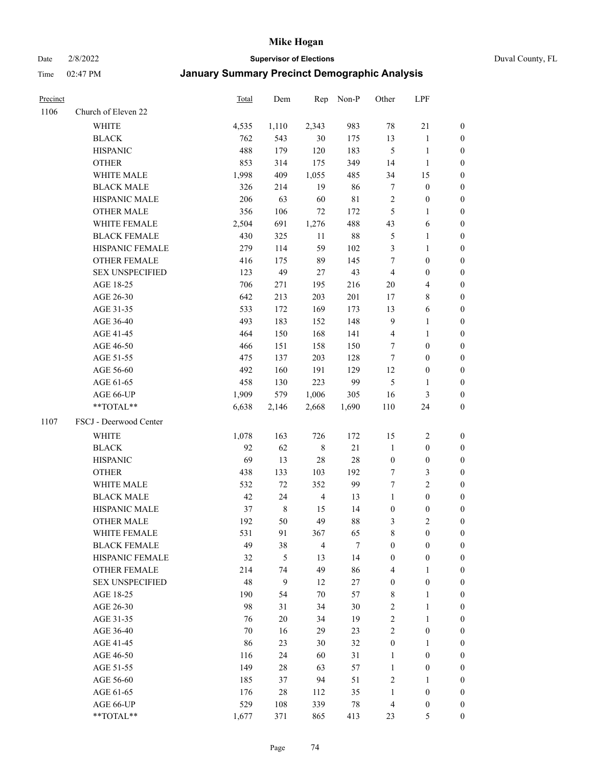# Mike Hogan

Date 2/8/2022 **Supervisor of Elections** Duval County, FL

Time 02:47 PM **January Summary Precinct Demographic Analysis**

| Precinct | | Total | Dem | Rep | Non-P | Other | LPF | |
|---|---|---|---|---|---|---|---|---|
| 1106 | Church of Eleven 22 | | | | | | | |
| | WHITE | 4,535 | 1,110 | 2,343 | 983 | 78 | 21 | 0 |
| | BLACK | 762 | 543 | 30 | 175 | 13 | 1 | 0 |
| | HISPANIC | 488 | 179 | 120 | 183 | 5 | 1 | 0 |
| | OTHER | 853 | 314 | 175 | 349 | 14 | 1 | 0 |
| | WHITE MALE | 1,998 | 409 | 1,055 | 485 | 34 | 15 | 0 |
| | BLACK MALE | 326 | 214 | 19 | 86 | 7 | 0 | 0 |
| | HISPANIC MALE | 206 | 63 | 60 | 81 | 2 | 0 | 0 |
| | OTHER MALE | 356 | 106 | 72 | 172 | 5 | 1 | 0 |
| | WHITE FEMALE | 2,504 | 691 | 1,276 | 488 | 43 | 6 | 0 |
| | BLACK FEMALE | 430 | 325 | 11 | 88 | 5 | 1 | 0 |
| | HISPANIC FEMALE | 279 | 114 | 59 | 102 | 3 | 1 | 0 |
| | OTHER FEMALE | 416 | 175 | 89 | 145 | 7 | 0 | 0 |
| | SEX UNSPECIFIED | 123 | 49 | 27 | 43 | 4 | 0 | 0 |
| | AGE 18-25 | 706 | 271 | 195 | 216 | 20 | 4 | 0 |
| | AGE 26-30 | 642 | 213 | 203 | 201 | 17 | 8 | 0 |
| | AGE 31-35 | 533 | 172 | 169 | 173 | 13 | 6 | 0 |
| | AGE 36-40 | 493 | 183 | 152 | 148 | 9 | 1 | 0 |
| | AGE 41-45 | 464 | 150 | 168 | 141 | 4 | 1 | 0 |
| | AGE 46-50 | 466 | 151 | 158 | 150 | 7 | 0 | 0 |
| | AGE 51-55 | 475 | 137 | 203 | 128 | 7 | 0 | 0 |
| | AGE 56-60 | 492 | 160 | 191 | 129 | 12 | 0 | 0 |
| | AGE 61-65 | 458 | 130 | 223 | 99 | 5 | 1 | 0 |
| | AGE 66-UP | 1,909 | 579 | 1,006 | 305 | 16 | 3 | 0 |
| | **TOTAL** | 6,638 | 2,146 | 2,668 | 1,690 | 110 | 24 | 0 |
| 1107 | FSCJ - Deerwood Center | | | | | | | |
| | WHITE | 1,078 | 163 | 726 | 172 | 15 | 2 | 0 |
| | BLACK | 92 | 62 | 8 | 21 | 1 | 0 | 0 |
| | HISPANIC | 69 | 13 | 28 | 28 | 0 | 0 | 0 |
| | OTHER | 438 | 133 | 103 | 192 | 7 | 3 | 0 |
| | WHITE MALE | 532 | 72 | 352 | 99 | 7 | 2 | 0 |
| | BLACK MALE | 42 | 24 | 4 | 13 | 1 | 0 | 0 |
| | HISPANIC MALE | 37 | 8 | 15 | 14 | 0 | 0 | 0 |
| | OTHER MALE | 192 | 50 | 49 | 88 | 3 | 2 | 0 |
| | WHITE FEMALE | 531 | 91 | 367 | 65 | 8 | 0 | 0 |
| | BLACK FEMALE | 49 | 38 | 4 | 7 | 0 | 0 | 0 |
| | HISPANIC FEMALE | 32 | 5 | 13 | 14 | 0 | 0 | 0 |
| | OTHER FEMALE | 214 | 74 | 49 | 86 | 4 | 1 | 0 |
| | SEX UNSPECIFIED | 48 | 9 | 12 | 27 | 0 | 0 | 0 |
| | AGE 18-25 | 190 | 54 | 70 | 57 | 8 | 1 | 0 |
| | AGE 26-30 | 98 | 31 | 34 | 30 | 2 | 1 | 0 |
| | AGE 31-35 | 76 | 20 | 34 | 19 | 2 | 1 | 0 |
| | AGE 36-40 | 70 | 16 | 29 | 23 | 2 | 0 | 0 |
| | AGE 41-45 | 86 | 23 | 30 | 32 | 0 | 1 | 0 |
| | AGE 46-50 | 116 | 24 | 60 | 31 | 1 | 0 | 0 |
| | AGE 51-55 | 149 | 28 | 63 | 57 | 1 | 0 | 0 |
| | AGE 56-60 | 185 | 37 | 94 | 51 | 2 | 1 | 0 |
| | AGE 61-65 | 176 | 28 | 112 | 35 | 1 | 0 | 0 |
| | AGE 66-UP | 529 | 108 | 339 | 78 | 4 | 0 | 0 |
| | **TOTAL** | 1,677 | 371 | 865 | 413 | 23 | 5 | 0 |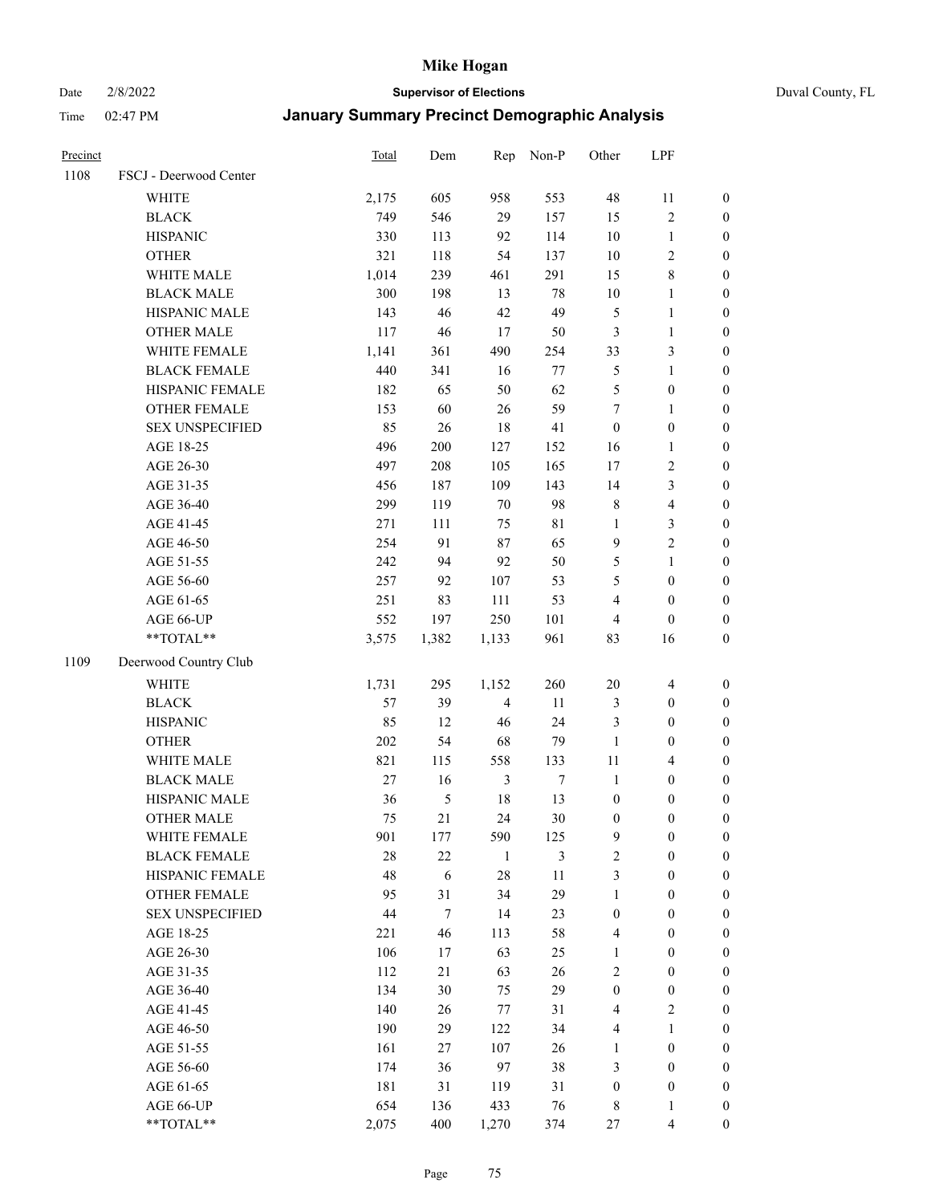# Mike Hogan

Date 2/8/2022 **Supervisor of Elections** Duval County, FL

Time 02:47 PM **January Summary Precinct Demographic Analysis**

| Precinct | | Total | Dem | Rep | Non-P | Other | LPF | |
|---|---|---|---|---|---|---|---|---|
| 1108 | FSCJ - Deerwood Center | | | | | | | |
| | WHITE | 2,175 | 605 | 958 | 553 | 48 | 11 | 0 |
| | BLACK | 749 | 546 | 29 | 157 | 15 | 2 | 0 |
| | HISPANIC | 330 | 113 | 92 | 114 | 10 | 1 | 0 |
| | OTHER | 321 | 118 | 54 | 137 | 10 | 2 | 0 |
| | WHITE MALE | 1,014 | 239 | 461 | 291 | 15 | 8 | 0 |
| | BLACK MALE | 300 | 198 | 13 | 78 | 10 | 1 | 0 |
| | HISPANIC MALE | 143 | 46 | 42 | 49 | 5 | 1 | 0 |
| | OTHER MALE | 117 | 46 | 17 | 50 | 3 | 1 | 0 |
| | WHITE FEMALE | 1,141 | 361 | 490 | 254 | 33 | 3 | 0 |
| | BLACK FEMALE | 440 | 341 | 16 | 77 | 5 | 1 | 0 |
| | HISPANIC FEMALE | 182 | 65 | 50 | 62 | 5 | 0 | 0 |
| | OTHER FEMALE | 153 | 60 | 26 | 59 | 7 | 1 | 0 |
| | SEX UNSPECIFIED | 85 | 26 | 18 | 41 | 0 | 0 | 0 |
| | AGE 18-25 | 496 | 200 | 127 | 152 | 16 | 1 | 0 |
| | AGE 26-30 | 497 | 208 | 105 | 165 | 17 | 2 | 0 |
| | AGE 31-35 | 456 | 187 | 109 | 143 | 14 | 3 | 0 |
| | AGE 36-40 | 299 | 119 | 70 | 98 | 8 | 4 | 0 |
| | AGE 41-45 | 271 | 111 | 75 | 81 | 1 | 3 | 0 |
| | AGE 46-50 | 254 | 91 | 87 | 65 | 9 | 2 | 0 |
| | AGE 51-55 | 242 | 94 | 92 | 50 | 5 | 1 | 0 |
| | AGE 56-60 | 257 | 92 | 107 | 53 | 5 | 0 | 0 |
| | AGE 61-65 | 251 | 83 | 111 | 53 | 4 | 0 | 0 |
| | AGE 66-UP | 552 | 197 | 250 | 101 | 4 | 0 | 0 |
| | **TOTAL** | 3,575 | 1,382 | 1,133 | 961 | 83 | 16 | 0 |
| 1109 | Deerwood Country Club | | | | | | | |
| | WHITE | 1,731 | 295 | 1,152 | 260 | 20 | 4 | 0 |
| | BLACK | 57 | 39 | 4 | 11 | 3 | 0 | 0 |
| | HISPANIC | 85 | 12 | 46 | 24 | 3 | 0 | 0 |
| | OTHER | 202 | 54 | 68 | 79 | 1 | 0 | 0 |
| | WHITE MALE | 821 | 115 | 558 | 133 | 11 | 4 | 0 |
| | BLACK MALE | 27 | 16 | 3 | 7 | 1 | 0 | 0 |
| | HISPANIC MALE | 36 | 5 | 18 | 13 | 0 | 0 | 0 |
| | OTHER MALE | 75 | 21 | 24 | 30 | 0 | 0 | 0 |
| | WHITE FEMALE | 901 | 177 | 590 | 125 | 9 | 0 | 0 |
| | BLACK FEMALE | 28 | 22 | 1 | 3 | 2 | 0 | 0 |
| | HISPANIC FEMALE | 48 | 6 | 28 | 11 | 3 | 0 | 0 |
| | OTHER FEMALE | 95 | 31 | 34 | 29 | 1 | 0 | 0 |
| | SEX UNSPECIFIED | 44 | 7 | 14 | 23 | 0 | 0 | 0 |
| | AGE 18-25 | 221 | 46 | 113 | 58 | 4 | 0 | 0 |
| | AGE 26-30 | 106 | 17 | 63 | 25 | 1 | 0 | 0 |
| | AGE 31-35 | 112 | 21 | 63 | 26 | 2 | 0 | 0 |
| | AGE 36-40 | 134 | 30 | 75 | 29 | 0 | 0 | 0 |
| | AGE 41-45 | 140 | 26 | 77 | 31 | 4 | 2 | 0 |
| | AGE 46-50 | 190 | 29 | 122 | 34 | 4 | 1 | 0 |
| | AGE 51-55 | 161 | 27 | 107 | 26 | 1 | 0 | 0 |
| | AGE 56-60 | 174 | 36 | 97 | 38 | 3 | 0 | 0 |
| | AGE 61-65 | 181 | 31 | 119 | 31 | 0 | 0 | 0 |
| | AGE 66-UP | 654 | 136 | 433 | 76 | 8 | 1 | 0 |
| | **TOTAL** | 2,075 | 400 | 1,270 | 374 | 27 | 4 | 0 |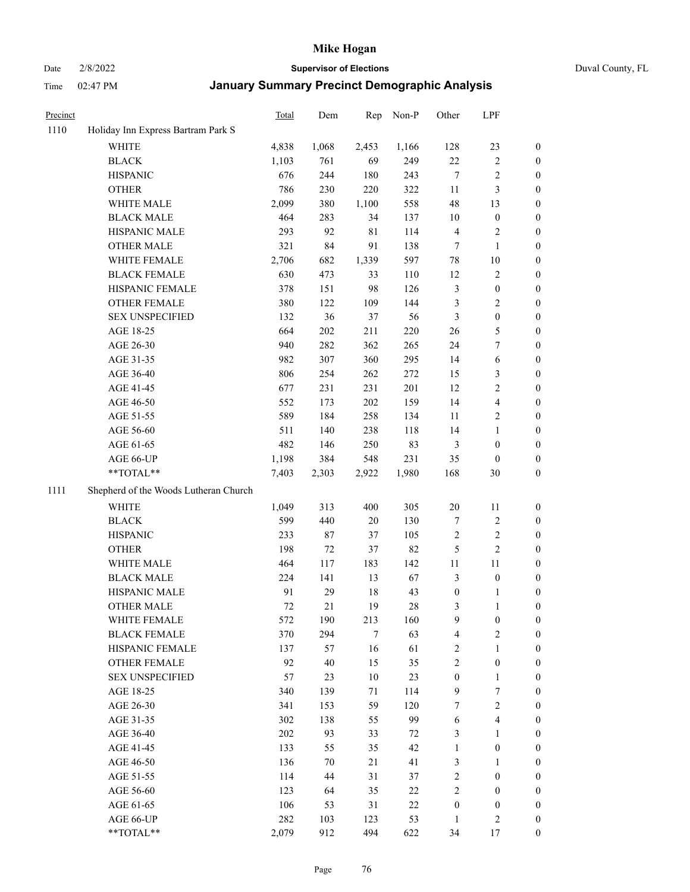# Mike Hogan

Date 2/8/2022 **Supervisor of Elections** Duval County, FL

Time 02:47 PM **January Summary Precinct Demographic Analysis**

| Precinct | | Total | Dem | Rep | Non-P | Other | LPF | |
|---|---|---|---|---|---|---|---|---|
| 1110 | Holiday Inn Express Bartram Park S | | | | | | | |
| | WHITE | 4,838 | 1,068 | 2,453 | 1,166 | 128 | 23 | 0 |
| | BLACK | 1,103 | 761 | 69 | 249 | 22 | 2 | 0 |
| | HISPANIC | 676 | 244 | 180 | 243 | 7 | 2 | 0 |
| | OTHER | 786 | 230 | 220 | 322 | 11 | 3 | 0 |
| | WHITE MALE | 2,099 | 380 | 1,100 | 558 | 48 | 13 | 0 |
| | BLACK MALE | 464 | 283 | 34 | 137 | 10 | 0 | 0 |
| | HISPANIC MALE | 293 | 92 | 81 | 114 | 4 | 2 | 0 |
| | OTHER MALE | 321 | 84 | 91 | 138 | 7 | 1 | 0 |
| | WHITE FEMALE | 2,706 | 682 | 1,339 | 597 | 78 | 10 | 0 |
| | BLACK FEMALE | 630 | 473 | 33 | 110 | 12 | 2 | 0 |
| | HISPANIC FEMALE | 378 | 151 | 98 | 126 | 3 | 0 | 0 |
| | OTHER FEMALE | 380 | 122 | 109 | 144 | 3 | 2 | 0 |
| | SEX UNSPECIFIED | 132 | 36 | 37 | 56 | 3 | 0 | 0 |
| | AGE 18-25 | 664 | 202 | 211 | 220 | 26 | 5 | 0 |
| | AGE 26-30 | 940 | 282 | 362 | 265 | 24 | 7 | 0 |
| | AGE 31-35 | 982 | 307 | 360 | 295 | 14 | 6 | 0 |
| | AGE 36-40 | 806 | 254 | 262 | 272 | 15 | 3 | 0 |
| | AGE 41-45 | 677 | 231 | 231 | 201 | 12 | 2 | 0 |
| | AGE 46-50 | 552 | 173 | 202 | 159 | 14 | 4 | 0 |
| | AGE 51-55 | 589 | 184 | 258 | 134 | 11 | 2 | 0 |
| | AGE 56-60 | 511 | 140 | 238 | 118 | 14 | 1 | 0 |
| | AGE 61-65 | 482 | 146 | 250 | 83 | 3 | 0 | 0 |
| | AGE 66-UP | 1,198 | 384 | 548 | 231 | 35 | 0 | 0 |
| | **TOTAL** | 7,403 | 2,303 | 2,922 | 1,980 | 168 | 30 | 0 |
| 1111 | Shepherd of the Woods Lutheran Church | | | | | | | |
| | WHITE | 1,049 | 313 | 400 | 305 | 20 | 11 | 0 |
| | BLACK | 599 | 440 | 20 | 130 | 7 | 2 | 0 |
| | HISPANIC | 233 | 87 | 37 | 105 | 2 | 2 | 0 |
| | OTHER | 198 | 72 | 37 | 82 | 5 | 2 | 0 |
| | WHITE MALE | 464 | 117 | 183 | 142 | 11 | 11 | 0 |
| | BLACK MALE | 224 | 141 | 13 | 67 | 3 | 0 | 0 |
| | HISPANIC MALE | 91 | 29 | 18 | 43 | 0 | 1 | 0 |
| | OTHER MALE | 72 | 21 | 19 | 28 | 3 | 1 | 0 |
| | WHITE FEMALE | 572 | 190 | 213 | 160 | 9 | 0 | 0 |
| | BLACK FEMALE | 370 | 294 | 7 | 63 | 4 | 2 | 0 |
| | HISPANIC FEMALE | 137 | 57 | 16 | 61 | 2 | 1 | 0 |
| | OTHER FEMALE | 92 | 40 | 15 | 35 | 2 | 0 | 0 |
| | SEX UNSPECIFIED | 57 | 23 | 10 | 23 | 0 | 1 | 0 |
| | AGE 18-25 | 340 | 139 | 71 | 114 | 9 | 7 | 0 |
| | AGE 26-30 | 341 | 153 | 59 | 120 | 7 | 2 | 0 |
| | AGE 31-35 | 302 | 138 | 55 | 99 | 6 | 4 | 0 |
| | AGE 36-40 | 202 | 93 | 33 | 72 | 3 | 1 | 0 |
| | AGE 41-45 | 133 | 55 | 35 | 42 | 1 | 0 | 0 |
| | AGE 46-50 | 136 | 70 | 21 | 41 | 3 | 1 | 0 |
| | AGE 51-55 | 114 | 44 | 31 | 37 | 2 | 0 | 0 |
| | AGE 56-60 | 123 | 64 | 35 | 22 | 2 | 0 | 0 |
| | AGE 61-65 | 106 | 53 | 31 | 22 | 0 | 0 | 0 |
| | AGE 66-UP | 282 | 103 | 123 | 53 | 1 | 2 | 0 |
| | **TOTAL** | 2,079 | 912 | 494 | 622 | 34 | 17 | 0 |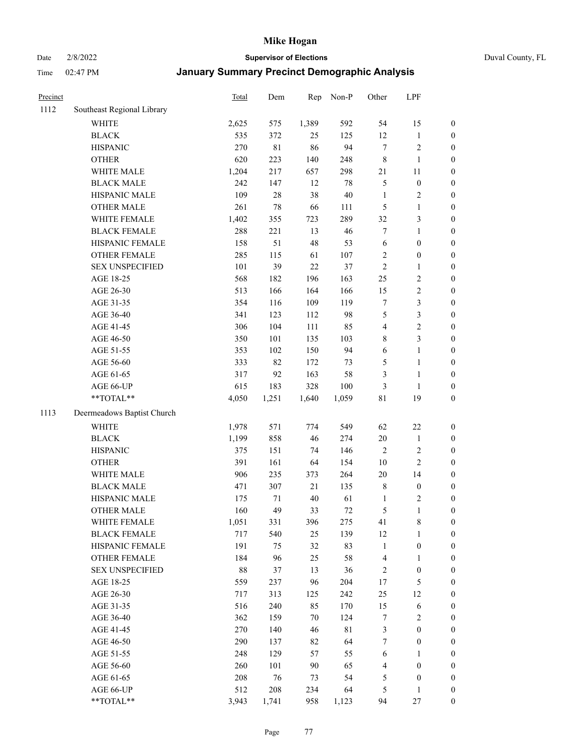# Mike Hogan

Date 2/8/2022 **Supervisor of Elections** Duval County, FL

Time 02:47 PM **January Summary Precinct Demographic Analysis**

| Precinct | | Total | Dem | Rep | Non-P | Other | LPF | |
|---|---|---|---|---|---|---|---|---|
| 1112 | Southeast Regional Library | | | | | | | |
| | WHITE | 2,625 | 575 | 1,389 | 592 | 54 | 15 | 0 |
| | BLACK | 535 | 372 | 25 | 125 | 12 | 1 | 0 |
| | HISPANIC | 270 | 81 | 86 | 94 | 7 | 2 | 0 |
| | OTHER | 620 | 223 | 140 | 248 | 8 | 1 | 0 |
| | WHITE MALE | 1,204 | 217 | 657 | 298 | 21 | 11 | 0 |
| | BLACK MALE | 242 | 147 | 12 | 78 | 5 | 0 | 0 |
| | HISPANIC MALE | 109 | 28 | 38 | 40 | 1 | 2 | 0 |
| | OTHER MALE | 261 | 78 | 66 | 111 | 5 | 1 | 0 |
| | WHITE FEMALE | 1,402 | 355 | 723 | 289 | 32 | 3 | 0 |
| | BLACK FEMALE | 288 | 221 | 13 | 46 | 7 | 1 | 0 |
| | HISPANIC FEMALE | 158 | 51 | 48 | 53 | 6 | 0 | 0 |
| | OTHER FEMALE | 285 | 115 | 61 | 107 | 2 | 0 | 0 |
| | SEX UNSPECIFIED | 101 | 39 | 22 | 37 | 2 | 1 | 0 |
| | AGE 18-25 | 568 | 182 | 196 | 163 | 25 | 2 | 0 |
| | AGE 26-30 | 513 | 166 | 164 | 166 | 15 | 2 | 0 |
| | AGE 31-35 | 354 | 116 | 109 | 119 | 7 | 3 | 0 |
| | AGE 36-40 | 341 | 123 | 112 | 98 | 5 | 3 | 0 |
| | AGE 41-45 | 306 | 104 | 111 | 85 | 4 | 2 | 0 |
| | AGE 46-50 | 350 | 101 | 135 | 103 | 8 | 3 | 0 |
| | AGE 51-55 | 353 | 102 | 150 | 94 | 6 | 1 | 0 |
| | AGE 56-60 | 333 | 82 | 172 | 73 | 5 | 1 | 0 |
| | AGE 61-65 | 317 | 92 | 163 | 58 | 3 | 1 | 0 |
| | AGE 66-UP | 615 | 183 | 328 | 100 | 3 | 1 | 0 |
| | **TOTAL** | 4,050 | 1,251 | 1,640 | 1,059 | 81 | 19 | 0 |
| 1113 | Deermeadows Baptist Church | | | | | | | |
| | WHITE | 1,978 | 571 | 774 | 549 | 62 | 22 | 0 |
| | BLACK | 1,199 | 858 | 46 | 274 | 20 | 1 | 0 |
| | HISPANIC | 375 | 151 | 74 | 146 | 2 | 2 | 0 |
| | OTHER | 391 | 161 | 64 | 154 | 10 | 2 | 0 |
| | WHITE MALE | 906 | 235 | 373 | 264 | 20 | 14 | 0 |
| | BLACK MALE | 471 | 307 | 21 | 135 | 8 | 0 | 0 |
| | HISPANIC MALE | 175 | 71 | 40 | 61 | 1 | 2 | 0 |
| | OTHER MALE | 160 | 49 | 33 | 72 | 5 | 1 | 0 |
| | WHITE FEMALE | 1,051 | 331 | 396 | 275 | 41 | 8 | 0 |
| | BLACK FEMALE | 717 | 540 | 25 | 139 | 12 | 1 | 0 |
| | HISPANIC FEMALE | 191 | 75 | 32 | 83 | 1 | 0 | 0 |
| | OTHER FEMALE | 184 | 96 | 25 | 58 | 4 | 1 | 0 |
| | SEX UNSPECIFIED | 88 | 37 | 13 | 36 | 2 | 0 | 0 |
| | AGE 18-25 | 559 | 237 | 96 | 204 | 17 | 5 | 0 |
| | AGE 26-30 | 717 | 313 | 125 | 242 | 25 | 12 | 0 |
| | AGE 31-35 | 516 | 240 | 85 | 170 | 15 | 6 | 0 |
| | AGE 36-40 | 362 | 159 | 70 | 124 | 7 | 2 | 0 |
| | AGE 41-45 | 270 | 140 | 46 | 81 | 3 | 0 | 0 |
| | AGE 46-50 | 290 | 137 | 82 | 64 | 7 | 0 | 0 |
| | AGE 51-55 | 248 | 129 | 57 | 55 | 6 | 1 | 0 |
| | AGE 56-60 | 260 | 101 | 90 | 65 | 4 | 0 | 0 |
| | AGE 61-65 | 208 | 76 | 73 | 54 | 5 | 0 | 0 |
| | AGE 66-UP | 512 | 208 | 234 | 64 | 5 | 1 | 0 |
| | **TOTAL** | 3,943 | 1,741 | 958 | 1,123 | 94 | 27 | 0 |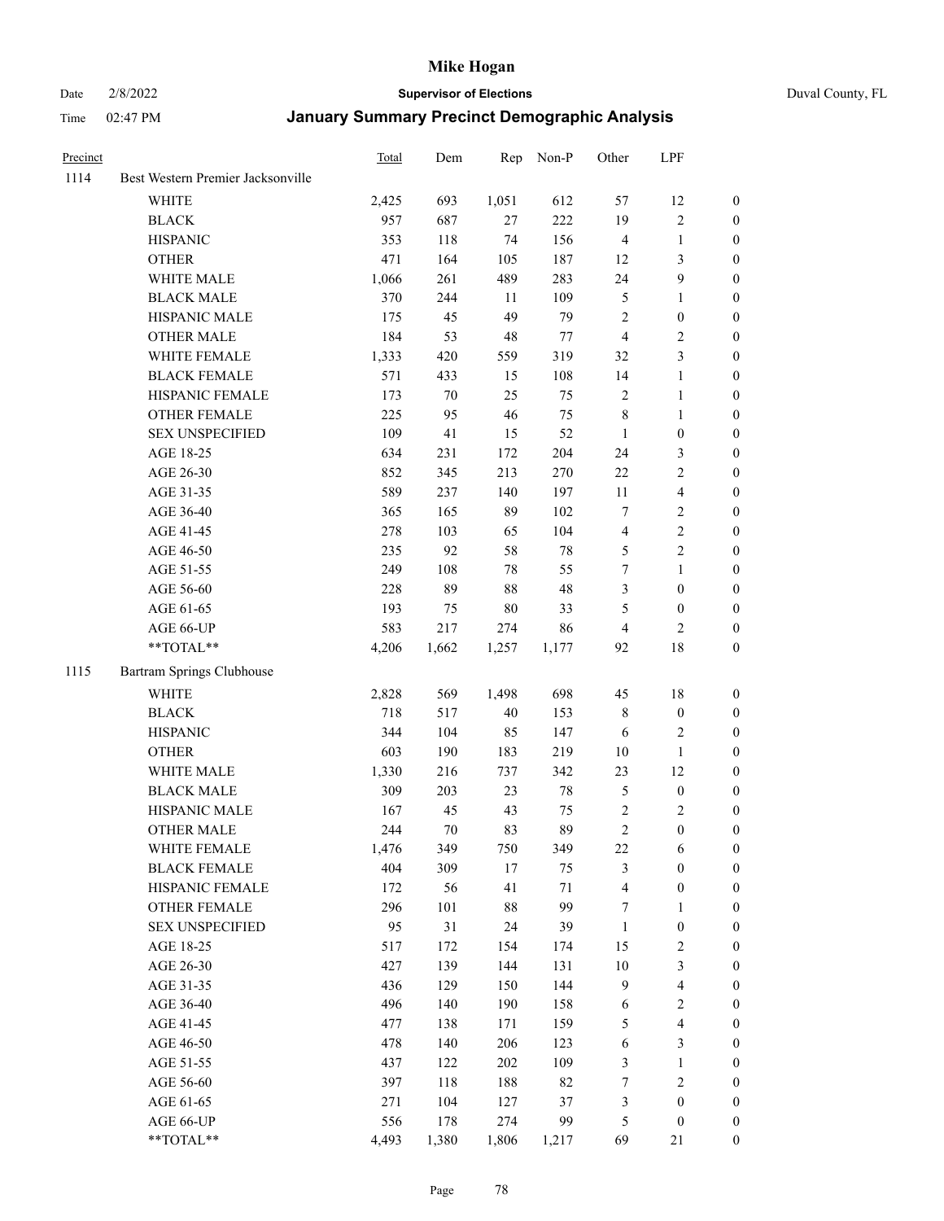# Mike Hogan

Date 2/8/2022 **Supervisor of Elections** Duval County, FL

Time 02:47 PM **January Summary Precinct Demographic Analysis**

| Precinct | | Total | Dem | Rep | Non-P | Other | LPF | |
|---|---|---|---|---|---|---|---|---|
| 1114 | Best Western Premier Jacksonville | | | | | | | |
| | WHITE | 2,425 | 693 | 1,051 | 612 | 57 | 12 | 0 |
| | BLACK | 957 | 687 | 27 | 222 | 19 | 2 | 0 |
| | HISPANIC | 353 | 118 | 74 | 156 | 4 | 1 | 0 |
| | OTHER | 471 | 164 | 105 | 187 | 12 | 3 | 0 |
| | WHITE MALE | 1,066 | 261 | 489 | 283 | 24 | 9 | 0 |
| | BLACK MALE | 370 | 244 | 11 | 109 | 5 | 1 | 0 |
| | HISPANIC MALE | 175 | 45 | 49 | 79 | 2 | 0 | 0 |
| | OTHER MALE | 184 | 53 | 48 | 77 | 4 | 2 | 0 |
| | WHITE FEMALE | 1,333 | 420 | 559 | 319 | 32 | 3 | 0 |
| | BLACK FEMALE | 571 | 433 | 15 | 108 | 14 | 1 | 0 |
| | HISPANIC FEMALE | 173 | 70 | 25 | 75 | 2 | 1 | 0 |
| | OTHER FEMALE | 225 | 95 | 46 | 75 | 8 | 1 | 0 |
| | SEX UNSPECIFIED | 109 | 41 | 15 | 52 | 1 | 0 | 0 |
| | AGE 18-25 | 634 | 231 | 172 | 204 | 24 | 3 | 0 |
| | AGE 26-30 | 852 | 345 | 213 | 270 | 22 | 2 | 0 |
| | AGE 31-35 | 589 | 237 | 140 | 197 | 11 | 4 | 0 |
| | AGE 36-40 | 365 | 165 | 89 | 102 | 7 | 2 | 0 |
| | AGE 41-45 | 278 | 103 | 65 | 104 | 4 | 2 | 0 |
| | AGE 46-50 | 235 | 92 | 58 | 78 | 5 | 2 | 0 |
| | AGE 51-55 | 249 | 108 | 78 | 55 | 7 | 1 | 0 |
| | AGE 56-60 | 228 | 89 | 88 | 48 | 3 | 0 | 0 |
| | AGE 61-65 | 193 | 75 | 80 | 33 | 5 | 0 | 0 |
| | AGE 66-UP | 583 | 217 | 274 | 86 | 4 | 2 | 0 |
| | **TOTAL** | 4,206 | 1,662 | 1,257 | 1,177 | 92 | 18 | 0 |
| 1115 | Bartram Springs Clubhouse | | | | | | | |
| | WHITE | 2,828 | 569 | 1,498 | 698 | 45 | 18 | 0 |
| | BLACK | 718 | 517 | 40 | 153 | 8 | 0 | 0 |
| | HISPANIC | 344 | 104 | 85 | 147 | 6 | 2 | 0 |
| | OTHER | 603 | 190 | 183 | 219 | 10 | 1 | 0 |
| | WHITE MALE | 1,330 | 216 | 737 | 342 | 23 | 12 | 0 |
| | BLACK MALE | 309 | 203 | 23 | 78 | 5 | 0 | 0 |
| | HISPANIC MALE | 167 | 45 | 43 | 75 | 2 | 2 | 0 |
| | OTHER MALE | 244 | 70 | 83 | 89 | 2 | 0 | 0 |
| | WHITE FEMALE | 1,476 | 349 | 750 | 349 | 22 | 6 | 0 |
| | BLACK FEMALE | 404 | 309 | 17 | 75 | 3 | 0 | 0 |
| | HISPANIC FEMALE | 172 | 56 | 41 | 71 | 4 | 0 | 0 |
| | OTHER FEMALE | 296 | 101 | 88 | 99 | 7 | 1 | 0 |
| | SEX UNSPECIFIED | 95 | 31 | 24 | 39 | 1 | 0 | 0 |
| | AGE 18-25 | 517 | 172 | 154 | 174 | 15 | 2 | 0 |
| | AGE 26-30 | 427 | 139 | 144 | 131 | 10 | 3 | 0 |
| | AGE 31-35 | 436 | 129 | 150 | 144 | 9 | 4 | 0 |
| | AGE 36-40 | 496 | 140 | 190 | 158 | 6 | 2 | 0 |
| | AGE 41-45 | 477 | 138 | 171 | 159 | 5 | 4 | 0 |
| | AGE 46-50 | 478 | 140 | 206 | 123 | 6 | 3 | 0 |
| | AGE 51-55 | 437 | 122 | 202 | 109 | 3 | 1 | 0 |
| | AGE 56-60 | 397 | 118 | 188 | 82 | 7 | 2 | 0 |
| | AGE 61-65 | 271 | 104 | 127 | 37 | 3 | 0 | 0 |
| | AGE 66-UP | 556 | 178 | 274 | 99 | 5 | 0 | 0 |
| | **TOTAL** | 4,493 | 1,380 | 1,806 | 1,217 | 69 | 21 | 0 |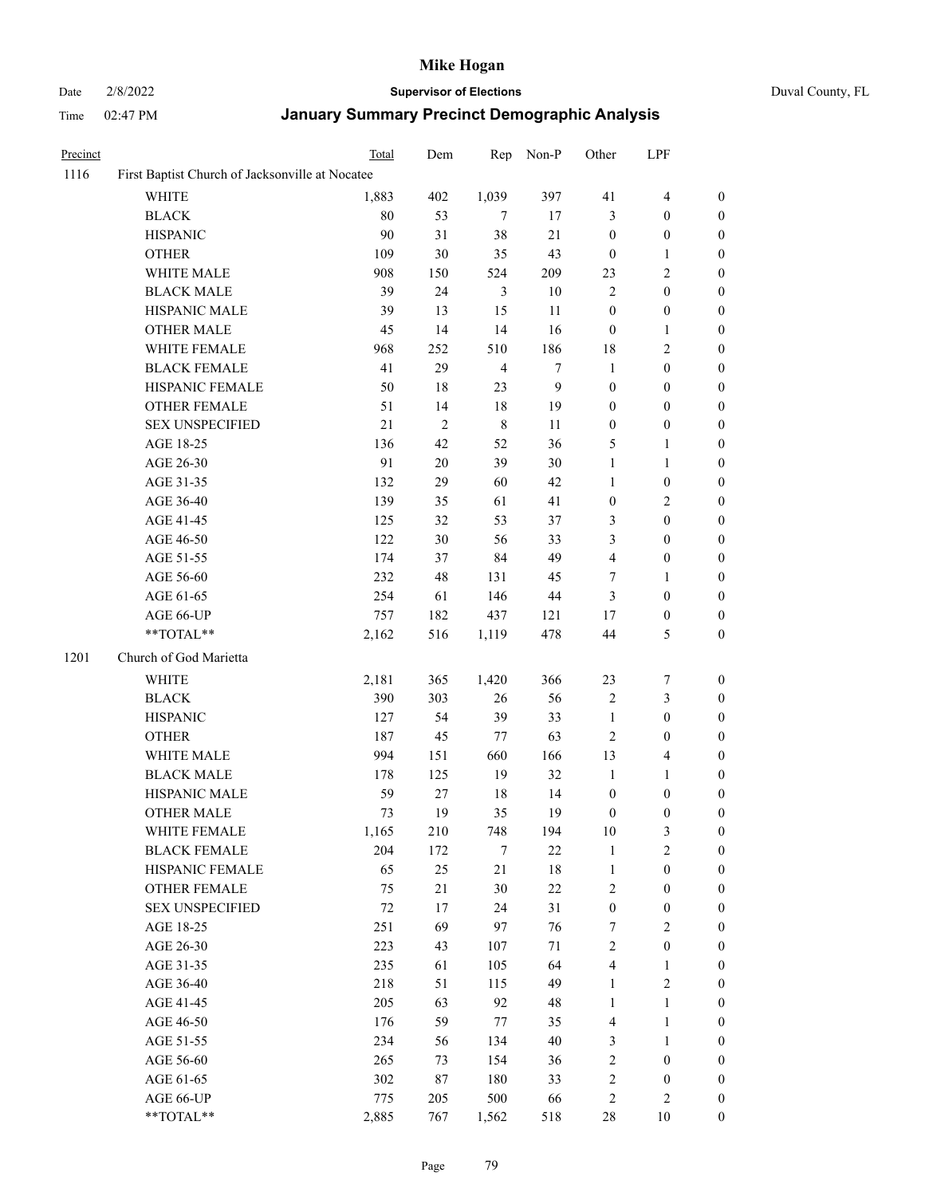| Precinct | | Total | Dem | Rep | Non-P | Other | LPF | |
|---|---|---|---|---|---|---|---|---|
| 1116 | First Baptist Church of Jacksonville at Nocatee | | | | | | | |
| | WHITE | 1,883 | 402 | 1,039 | 397 | 41 | 4 | 0 |
| | BLACK | 80 | 53 | 7 | 17 | 3 | 0 | 0 |
| | HISPANIC | 90 | 31 | 38 | 21 | 0 | 0 | 0 |
| | OTHER | 109 | 30 | 35 | 43 | 0 | 1 | 0 |
| | WHITE MALE | 908 | 150 | 524 | 209 | 23 | 2 | 0 |
| | BLACK MALE | 39 | 24 | 3 | 10 | 2 | 0 | 0 |
| | HISPANIC MALE | 39 | 13 | 15 | 11 | 0 | 0 | 0 |
| | OTHER MALE | 45 | 14 | 14 | 16 | 0 | 1 | 0 |
| | WHITE FEMALE | 968 | 252 | 510 | 186 | 18 | 2 | 0 |
| | BLACK FEMALE | 41 | 29 | 4 | 7 | 1 | 0 | 0 |
| | HISPANIC FEMALE | 50 | 18 | 23 | 9 | 0 | 0 | 0 |
| | OTHER FEMALE | 51 | 14 | 18 | 19 | 0 | 0 | 0 |
| | SEX UNSPECIFIED | 21 | 2 | 8 | 11 | 0 | 0 | 0 |
| | AGE 18-25 | 136 | 42 | 52 | 36 | 5 | 1 | 0 |
| | AGE 26-30 | 91 | 20 | 39 | 30 | 1 | 1 | 0 |
| | AGE 31-35 | 132 | 29 | 60 | 42 | 1 | 0 | 0 |
| | AGE 36-40 | 139 | 35 | 61 | 41 | 0 | 2 | 0 |
| | AGE 41-45 | 125 | 32 | 53 | 37 | 3 | 0 | 0 |
| | AGE 46-50 | 122 | 30 | 56 | 33 | 3 | 0 | 0 |
| | AGE 51-55 | 174 | 37 | 84 | 49 | 4 | 0 | 0 |
| | AGE 56-60 | 232 | 48 | 131 | 45 | 7 | 1 | 0 |
| | AGE 61-65 | 254 | 61 | 146 | 44 | 3 | 0 | 0 |
| | AGE 66-UP | 757 | 182 | 437 | 121 | 17 | 0 | 0 |
| | **TOTAL** | 2,162 | 516 | 1,119 | 478 | 44 | 5 | 0 |
| 1201 | Church of God Marietta | | | | | | | |
| | WHITE | 2,181 | 365 | 1,420 | 366 | 23 | 7 | 0 |
| | BLACK | 390 | 303 | 26 | 56 | 2 | 3 | 0 |
| | HISPANIC | 127 | 54 | 39 | 33 | 1 | 0 | 0 |
| | OTHER | 187 | 45 | 77 | 63 | 2 | 0 | 0 |
| | WHITE MALE | 994 | 151 | 660 | 166 | 13 | 4 | 0 |
| | BLACK MALE | 178 | 125 | 19 | 32 | 1 | 1 | 0 |
| | HISPANIC MALE | 59 | 27 | 18 | 14 | 0 | 0 | 0 |
| | OTHER MALE | 73 | 19 | 35 | 19 | 0 | 0 | 0 |
| | WHITE FEMALE | 1,165 | 210 | 748 | 194 | 10 | 3 | 0 |
| | BLACK FEMALE | 204 | 172 | 7 | 22 | 1 | 2 | 0 |
| | HISPANIC FEMALE | 65 | 25 | 21 | 18 | 1 | 0 | 0 |
| | OTHER FEMALE | 75 | 21 | 30 | 22 | 2 | 0 | 0 |
| | SEX UNSPECIFIED | 72 | 17 | 24 | 31 | 0 | 0 | 0 |
| | AGE 18-25 | 251 | 69 | 97 | 76 | 7 | 2 | 0 |
| | AGE 26-30 | 223 | 43 | 107 | 71 | 2 | 0 | 0 |
| | AGE 31-35 | 235 | 61 | 105 | 64 | 4 | 1 | 0 |
| | AGE 36-40 | 218 | 51 | 115 | 49 | 1 | 2 | 0 |
| | AGE 41-45 | 205 | 63 | 92 | 48 | 1 | 1 | 0 |
| | AGE 46-50 | 176 | 59 | 77 | 35 | 4 | 1 | 0 |
| | AGE 51-55 | 234 | 56 | 134 | 40 | 3 | 1 | 0 |
| | AGE 56-60 | 265 | 73 | 154 | 36 | 2 | 0 | 0 |
| | AGE 61-65 | 302 | 87 | 180 | 33 | 2 | 0 | 0 |
| | AGE 66-UP | 775 | 205 | 500 | 66 | 2 | 2 | 0 |
| | **TOTAL** | 2,885 | 767 | 1,562 | 518 | 28 | 10 | 0 |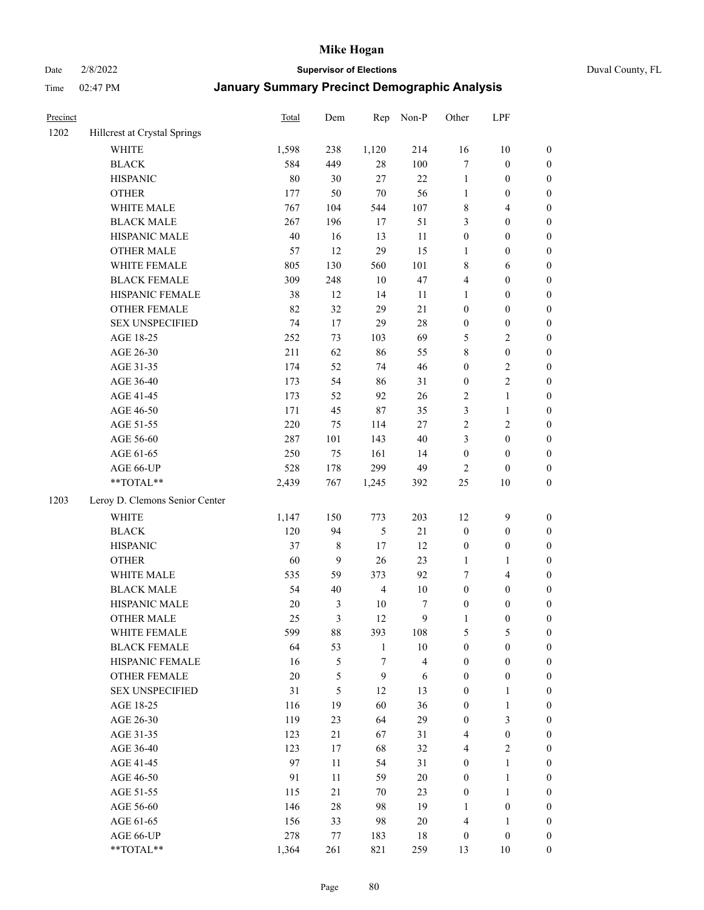# Mike Hogan

Date 2/8/2022 **Supervisor of Elections** Duval County, FL

Time 02:47 PM **January Summary Precinct Demographic Analysis**

| Precinct | | Total | Dem | Rep | Non-P | Other | LPF | |
|---|---|---|---|---|---|---|---|---|
| 1202 | Hillcrest at Crystal Springs | | | | | | | |
| | WHITE | 1,598 | 238 | 1,120 | 214 | 16 | 10 | 0 |
| | BLACK | 584 | 449 | 28 | 100 | 7 | 0 | 0 |
| | HISPANIC | 80 | 30 | 27 | 22 | 1 | 0 | 0 |
| | OTHER | 177 | 50 | 70 | 56 | 1 | 0 | 0 |
| | WHITE MALE | 767 | 104 | 544 | 107 | 8 | 4 | 0 |
| | BLACK MALE | 267 | 196 | 17 | 51 | 3 | 0 | 0 |
| | HISPANIC MALE | 40 | 16 | 13 | 11 | 0 | 0 | 0 |
| | OTHER MALE | 57 | 12 | 29 | 15 | 1 | 0 | 0 |
| | WHITE FEMALE | 805 | 130 | 560 | 101 | 8 | 6 | 0 |
| | BLACK FEMALE | 309 | 248 | 10 | 47 | 4 | 0 | 0 |
| | HISPANIC FEMALE | 38 | 12 | 14 | 11 | 1 | 0 | 0 |
| | OTHER FEMALE | 82 | 32 | 29 | 21 | 0 | 0 | 0 |
| | SEX UNSPECIFIED | 74 | 17 | 29 | 28 | 0 | 0 | 0 |
| | AGE 18-25 | 252 | 73 | 103 | 69 | 5 | 2 | 0 |
| | AGE 26-30 | 211 | 62 | 86 | 55 | 8 | 0 | 0 |
| | AGE 31-35 | 174 | 52 | 74 | 46 | 0 | 2 | 0 |
| | AGE 36-40 | 173 | 54 | 86 | 31 | 0 | 2 | 0 |
| | AGE 41-45 | 173 | 52 | 92 | 26 | 2 | 1 | 0 |
| | AGE 46-50 | 171 | 45 | 87 | 35 | 3 | 1 | 0 |
| | AGE 51-55 | 220 | 75 | 114 | 27 | 2 | 2 | 0 |
| | AGE 56-60 | 287 | 101 | 143 | 40 | 3 | 0 | 0 |
| | AGE 61-65 | 250 | 75 | 161 | 14 | 0 | 0 | 0 |
| | AGE 66-UP | 528 | 178 | 299 | 49 | 2 | 0 | 0 |
| | **TOTAL** | 2,439 | 767 | 1,245 | 392 | 25 | 10 | 0 |
| 1203 | Leroy D. Clemons Senior Center | | | | | | | |
| | WHITE | 1,147 | 150 | 773 | 203 | 12 | 9 | 0 |
| | BLACK | 120 | 94 | 5 | 21 | 0 | 0 | 0 |
| | HISPANIC | 37 | 8 | 17 | 12 | 0 | 0 | 0 |
| | OTHER | 60 | 9 | 26 | 23 | 1 | 1 | 0 |
| | WHITE MALE | 535 | 59 | 373 | 92 | 7 | 4 | 0 |
| | BLACK MALE | 54 | 40 | 4 | 10 | 0 | 0 | 0 |
| | HISPANIC MALE | 20 | 3 | 10 | 7 | 0 | 0 | 0 |
| | OTHER MALE | 25 | 3 | 12 | 9 | 1 | 0 | 0 |
| | WHITE FEMALE | 599 | 88 | 393 | 108 | 5 | 5 | 0 |
| | BLACK FEMALE | 64 | 53 | 1 | 10 | 0 | 0 | 0 |
| | HISPANIC FEMALE | 16 | 5 | 7 | 4 | 0 | 0 | 0 |
| | OTHER FEMALE | 20 | 5 | 9 | 6 | 0 | 0 | 0 |
| | SEX UNSPECIFIED | 31 | 5 | 12 | 13 | 0 | 1 | 0 |
| | AGE 18-25 | 116 | 19 | 60 | 36 | 0 | 1 | 0 |
| | AGE 26-30 | 119 | 23 | 64 | 29 | 0 | 3 | 0 |
| | AGE 31-35 | 123 | 21 | 67 | 31 | 4 | 0 | 0 |
| | AGE 36-40 | 123 | 17 | 68 | 32 | 4 | 2 | 0 |
| | AGE 41-45 | 97 | 11 | 54 | 31 | 0 | 1 | 0 |
| | AGE 46-50 | 91 | 11 | 59 | 20 | 0 | 1 | 0 |
| | AGE 51-55 | 115 | 21 | 70 | 23 | 0 | 1 | 0 |
| | AGE 56-60 | 146 | 28 | 98 | 19 | 1 | 0 | 0 |
| | AGE 61-65 | 156 | 33 | 98 | 20 | 4 | 1 | 0 |
| | AGE 66-UP | 278 | 77 | 183 | 18 | 0 | 0 | 0 |
| | **TOTAL** | 1,364 | 261 | 821 | 259 | 13 | 10 | 0 |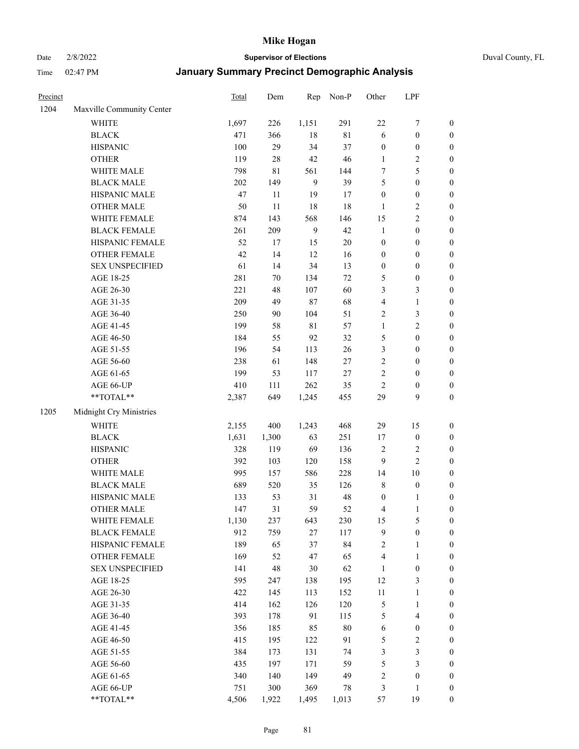# Mike Hogan

Date 2/8/2022 **Supervisor of Elections** Duval County, FL

Time 02:47 PM **January Summary Precinct Demographic Analysis**

| Precinct | | Total | Dem | Rep | Non-P | Other | LPF | |
|---|---|---|---|---|---|---|---|---|
| 1204 | Maxville Community Center | | | | | | | |
| | WHITE | 1,697 | 226 | 1,151 | 291 | 22 | 7 | 0 |
| | BLACK | 471 | 366 | 18 | 81 | 6 | 0 | 0 |
| | HISPANIC | 100 | 29 | 34 | 37 | 0 | 0 | 0 |
| | OTHER | 119 | 28 | 42 | 46 | 1 | 2 | 0 |
| | WHITE MALE | 798 | 81 | 561 | 144 | 7 | 5 | 0 |
| | BLACK MALE | 202 | 149 | 9 | 39 | 5 | 0 | 0 |
| | HISPANIC MALE | 47 | 11 | 19 | 17 | 0 | 0 | 0 |
| | OTHER MALE | 50 | 11 | 18 | 18 | 1 | 2 | 0 |
| | WHITE FEMALE | 874 | 143 | 568 | 146 | 15 | 2 | 0 |
| | BLACK FEMALE | 261 | 209 | 9 | 42 | 1 | 0 | 0 |
| | HISPANIC FEMALE | 52 | 17 | 15 | 20 | 0 | 0 | 0 |
| | OTHER FEMALE | 42 | 14 | 12 | 16 | 0 | 0 | 0 |
| | SEX UNSPECIFIED | 61 | 14 | 34 | 13 | 0 | 0 | 0 |
| | AGE 18-25 | 281 | 70 | 134 | 72 | 5 | 0 | 0 |
| | AGE 26-30 | 221 | 48 | 107 | 60 | 3 | 3 | 0 |
| | AGE 31-35 | 209 | 49 | 87 | 68 | 4 | 1 | 0 |
| | AGE 36-40 | 250 | 90 | 104 | 51 | 2 | 3 | 0 |
| | AGE 41-45 | 199 | 58 | 81 | 57 | 1 | 2 | 0 |
| | AGE 46-50 | 184 | 55 | 92 | 32 | 5 | 0 | 0 |
| | AGE 51-55 | 196 | 54 | 113 | 26 | 3 | 0 | 0 |
| | AGE 56-60 | 238 | 61 | 148 | 27 | 2 | 0 | 0 |
| | AGE 61-65 | 199 | 53 | 117 | 27 | 2 | 0 | 0 |
| | AGE 66-UP | 410 | 111 | 262 | 35 | 2 | 0 | 0 |
| | **TOTAL** | 2,387 | 649 | 1,245 | 455 | 29 | 9 | 0 |
| 1205 | Midnight Cry Ministries | | | | | | | |
| | WHITE | 2,155 | 400 | 1,243 | 468 | 29 | 15 | 0 |
| | BLACK | 1,631 | 1,300 | 63 | 251 | 17 | 0 | 0 |
| | HISPANIC | 328 | 119 | 69 | 136 | 2 | 2 | 0 |
| | OTHER | 392 | 103 | 120 | 158 | 9 | 2 | 0 |
| | WHITE MALE | 995 | 157 | 586 | 228 | 14 | 10 | 0 |
| | BLACK MALE | 689 | 520 | 35 | 126 | 8 | 0 | 0 |
| | HISPANIC MALE | 133 | 53 | 31 | 48 | 0 | 1 | 0 |
| | OTHER MALE | 147 | 31 | 59 | 52 | 4 | 1 | 0 |
| | WHITE FEMALE | 1,130 | 237 | 643 | 230 | 15 | 5 | 0 |
| | BLACK FEMALE | 912 | 759 | 27 | 117 | 9 | 0 | 0 |
| | HISPANIC FEMALE | 189 | 65 | 37 | 84 | 2 | 1 | 0 |
| | OTHER FEMALE | 169 | 52 | 47 | 65 | 4 | 1 | 0 |
| | SEX UNSPECIFIED | 141 | 48 | 30 | 62 | 1 | 0 | 0 |
| | AGE 18-25 | 595 | 247 | 138 | 195 | 12 | 3 | 0 |
| | AGE 26-30 | 422 | 145 | 113 | 152 | 11 | 1 | 0 |
| | AGE 31-35 | 414 | 162 | 126 | 120 | 5 | 1 | 0 |
| | AGE 36-40 | 393 | 178 | 91 | 115 | 5 | 4 | 0 |
| | AGE 41-45 | 356 | 185 | 85 | 80 | 6 | 0 | 0 |
| | AGE 46-50 | 415 | 195 | 122 | 91 | 5 | 2 | 0 |
| | AGE 51-55 | 384 | 173 | 131 | 74 | 3 | 3 | 0 |
| | AGE 56-60 | 435 | 197 | 171 | 59 | 5 | 3 | 0 |
| | AGE 61-65 | 340 | 140 | 149 | 49 | 2 | 0 | 0 |
| | AGE 66-UP | 751 | 300 | 369 | 78 | 3 | 1 | 0 |
| | **TOTAL** | 4,506 | 1,922 | 1,495 | 1,013 | 57 | 19 | 0 |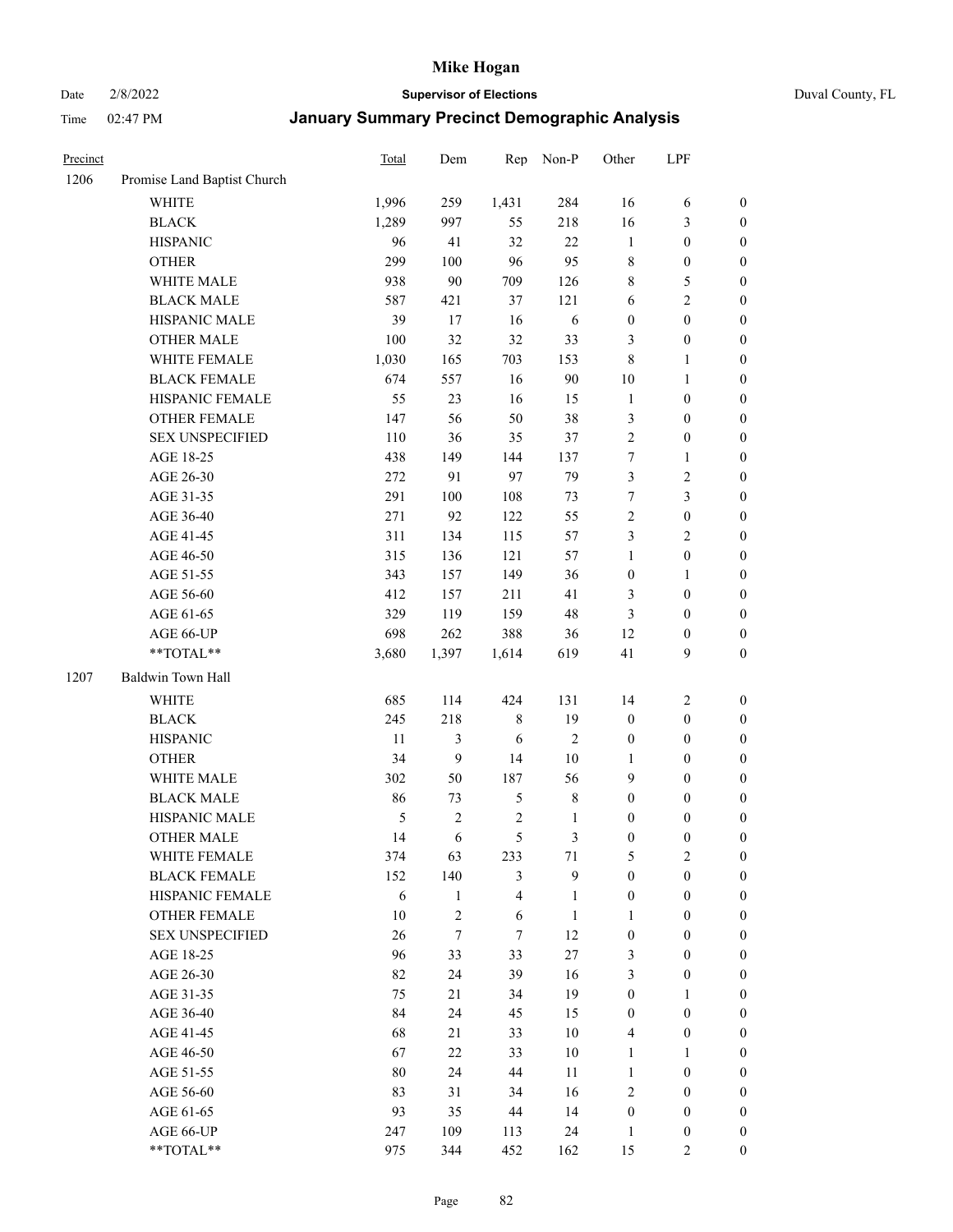# Mike Hogan

Date 2/8/2022 **Supervisor of Elections** Duval County, FL

Time 02:47 PM **January Summary Precinct Demographic Analysis**

| Precinct | | Total | Dem | Rep | Non-P | Other | LPF | |
|---|---|---|---|---|---|---|---|---|
| 1206 | Promise Land Baptist Church | | | | | | | |
| | WHITE | 1,996 | 259 | 1,431 | 284 | 16 | 6 | 0 |
| | BLACK | 1,289 | 997 | 55 | 218 | 16 | 3 | 0 |
| | HISPANIC | 96 | 41 | 32 | 22 | 1 | 0 | 0 |
| | OTHER | 299 | 100 | 96 | 95 | 8 | 0 | 0 |
| | WHITE MALE | 938 | 90 | 709 | 126 | 8 | 5 | 0 |
| | BLACK MALE | 587 | 421 | 37 | 121 | 6 | 2 | 0 |
| | HISPANIC MALE | 39 | 17 | 16 | 6 | 0 | 0 | 0 |
| | OTHER MALE | 100 | 32 | 32 | 33 | 3 | 0 | 0 |
| | WHITE FEMALE | 1,030 | 165 | 703 | 153 | 8 | 1 | 0 |
| | BLACK FEMALE | 674 | 557 | 16 | 90 | 10 | 1 | 0 |
| | HISPANIC FEMALE | 55 | 23 | 16 | 15 | 1 | 0 | 0 |
| | OTHER FEMALE | 147 | 56 | 50 | 38 | 3 | 0 | 0 |
| | SEX UNSPECIFIED | 110 | 36 | 35 | 37 | 2 | 0 | 0 |
| | AGE 18-25 | 438 | 149 | 144 | 137 | 7 | 1 | 0 |
| | AGE 26-30 | 272 | 91 | 97 | 79 | 3 | 2 | 0 |
| | AGE 31-35 | 291 | 100 | 108 | 73 | 7 | 3 | 0 |
| | AGE 36-40 | 271 | 92 | 122 | 55 | 2 | 0 | 0 |
| | AGE 41-45 | 311 | 134 | 115 | 57 | 3 | 2 | 0 |
| | AGE 46-50 | 315 | 136 | 121 | 57 | 1 | 0 | 0 |
| | AGE 51-55 | 343 | 157 | 149 | 36 | 0 | 1 | 0 |
| | AGE 56-60 | 412 | 157 | 211 | 41 | 3 | 0 | 0 |
| | AGE 61-65 | 329 | 119 | 159 | 48 | 3 | 0 | 0 |
| | AGE 66-UP | 698 | 262 | 388 | 36 | 12 | 0 | 0 |
| | **TOTAL** | 3,680 | 1,397 | 1,614 | 619 | 41 | 9 | 0 |
| 1207 | Baldwin Town Hall | | | | | | | |
| | WHITE | 685 | 114 | 424 | 131 | 14 | 2 | 0 |
| | BLACK | 245 | 218 | 8 | 19 | 0 | 0 | 0 |
| | HISPANIC | 11 | 3 | 6 | 2 | 0 | 0 | 0 |
| | OTHER | 34 | 9 | 14 | 10 | 1 | 0 | 0 |
| | WHITE MALE | 302 | 50 | 187 | 56 | 9 | 0 | 0 |
| | BLACK MALE | 86 | 73 | 5 | 8 | 0 | 0 | 0 |
| | HISPANIC MALE | 5 | 2 | 2 | 1 | 0 | 0 | 0 |
| | OTHER MALE | 14 | 6 | 5 | 3 | 0 | 0 | 0 |
| | WHITE FEMALE | 374 | 63 | 233 | 71 | 5 | 2 | 0 |
| | BLACK FEMALE | 152 | 140 | 3 | 9 | 0 | 0 | 0 |
| | HISPANIC FEMALE | 6 | 1 | 4 | 1 | 0 | 0 | 0 |
| | OTHER FEMALE | 10 | 2 | 6 | 1 | 1 | 0 | 0 |
| | SEX UNSPECIFIED | 26 | 7 | 7 | 12 | 0 | 0 | 0 |
| | AGE 18-25 | 96 | 33 | 33 | 27 | 3 | 0 | 0 |
| | AGE 26-30 | 82 | 24 | 39 | 16 | 3 | 0 | 0 |
| | AGE 31-35 | 75 | 21 | 34 | 19 | 0 | 1 | 0 |
| | AGE 36-40 | 84 | 24 | 45 | 15 | 0 | 0 | 0 |
| | AGE 41-45 | 68 | 21 | 33 | 10 | 4 | 0 | 0 |
| | AGE 46-50 | 67 | 22 | 33 | 10 | 1 | 1 | 0 |
| | AGE 51-55 | 80 | 24 | 44 | 11 | 1 | 0 | 0 |
| | AGE 56-60 | 83 | 31 | 34 | 16 | 2 | 0 | 0 |
| | AGE 61-65 | 93 | 35 | 44 | 14 | 0 | 0 | 0 |
| | AGE 66-UP | 247 | 109 | 113 | 24 | 1 | 0 | 0 |
| | **TOTAL** | 975 | 344 | 452 | 162 | 15 | 2 | 0 |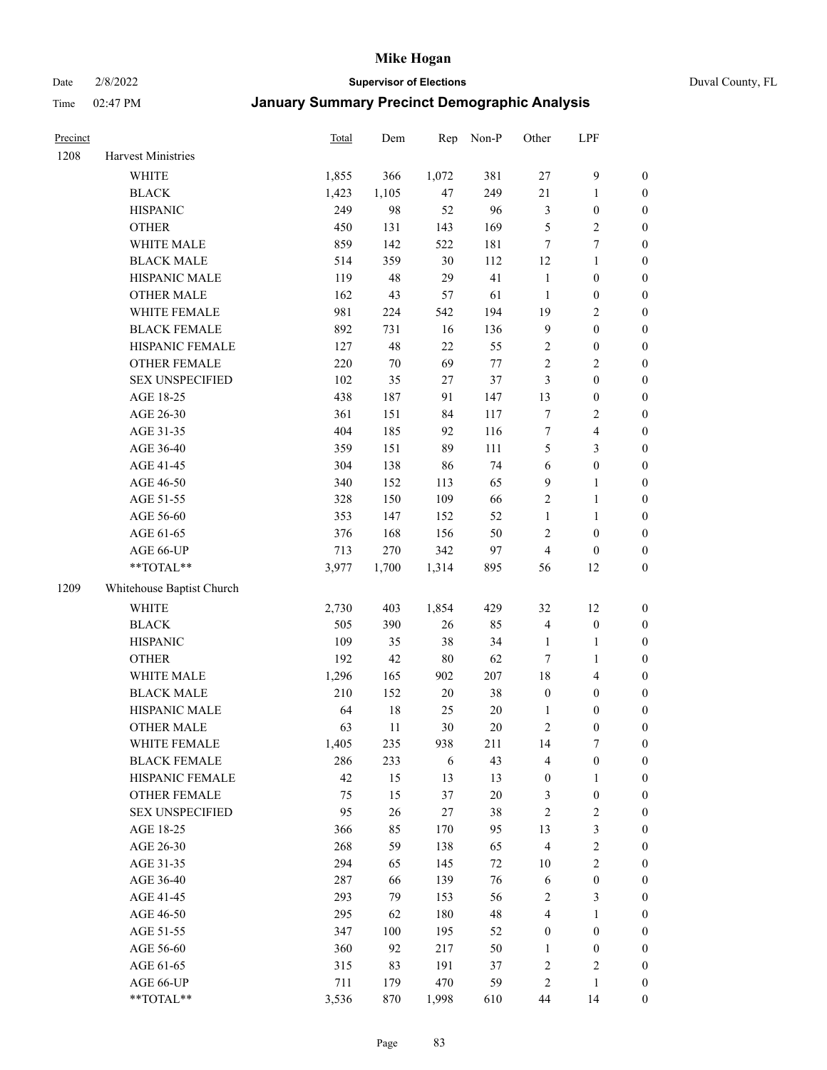| Precinct | | Total | Dem | Rep | Non-P | Other | LPF | |
|---|---|---|---|---|---|---|---|---|
| 1208 | Harvest Ministries | | | | | | | |
| | WHITE | 1,855 | 366 | 1,072 | 381 | 27 | 9 | 0 |
| | BLACK | 1,423 | 1,105 | 47 | 249 | 21 | 1 | 0 |
| | HISPANIC | 249 | 98 | 52 | 96 | 3 | 0 | 0 |
| | OTHER | 450 | 131 | 143 | 169 | 5 | 2 | 0 |
| | WHITE MALE | 859 | 142 | 522 | 181 | 7 | 7 | 0 |
| | BLACK MALE | 514 | 359 | 30 | 112 | 12 | 1 | 0 |
| | HISPANIC MALE | 119 | 48 | 29 | 41 | 1 | 0 | 0 |
| | OTHER MALE | 162 | 43 | 57 | 61 | 1 | 0 | 0 |
| | WHITE FEMALE | 981 | 224 | 542 | 194 | 19 | 2 | 0 |
| | BLACK FEMALE | 892 | 731 | 16 | 136 | 9 | 0 | 0 |
| | HISPANIC FEMALE | 127 | 48 | 22 | 55 | 2 | 0 | 0 |
| | OTHER FEMALE | 220 | 70 | 69 | 77 | 2 | 2 | 0 |
| | SEX UNSPECIFIED | 102 | 35 | 27 | 37 | 3 | 0 | 0 |
| | AGE 18-25 | 438 | 187 | 91 | 147 | 13 | 0 | 0 |
| | AGE 26-30 | 361 | 151 | 84 | 117 | 7 | 2 | 0 |
| | AGE 31-35 | 404 | 185 | 92 | 116 | 7 | 4 | 0 |
| | AGE 36-40 | 359 | 151 | 89 | 111 | 5 | 3 | 0 |
| | AGE 41-45 | 304 | 138 | 86 | 74 | 6 | 0 | 0 |
| | AGE 46-50 | 340 | 152 | 113 | 65 | 9 | 1 | 0 |
| | AGE 51-55 | 328 | 150 | 109 | 66 | 2 | 1 | 0 |
| | AGE 56-60 | 353 | 147 | 152 | 52 | 1 | 1 | 0 |
| | AGE 61-65 | 376 | 168 | 156 | 50 | 2 | 0 | 0 |
| | AGE 66-UP | 713 | 270 | 342 | 97 | 4 | 0 | 0 |
| | **TOTAL** | 3,977 | 1,700 | 1,314 | 895 | 56 | 12 | 0 |
| 1209 | Whitehouse Baptist Church | | | | | | | |
| | WHITE | 2,730 | 403 | 1,854 | 429 | 32 | 12 | 0 |
| | BLACK | 505 | 390 | 26 | 85 | 4 | 0 | 0 |
| | HISPANIC | 109 | 35 | 38 | 34 | 1 | 1 | 0 |
| | OTHER | 192 | 42 | 80 | 62 | 7 | 1 | 0 |
| | WHITE MALE | 1,296 | 165 | 902 | 207 | 18 | 4 | 0 |
| | BLACK MALE | 210 | 152 | 20 | 38 | 0 | 0 | 0 |
| | HISPANIC MALE | 64 | 18 | 25 | 20 | 1 | 0 | 0 |
| | OTHER MALE | 63 | 11 | 30 | 20 | 2 | 0 | 0 |
| | WHITE FEMALE | 1,405 | 235 | 938 | 211 | 14 | 7 | 0 |
| | BLACK FEMALE | 286 | 233 | 6 | 43 | 4 | 0 | 0 |
| | HISPANIC FEMALE | 42 | 15 | 13 | 13 | 0 | 1 | 0 |
| | OTHER FEMALE | 75 | 15 | 37 | 20 | 3 | 0 | 0 |
| | SEX UNSPECIFIED | 95 | 26 | 27 | 38 | 2 | 2 | 0 |
| | AGE 18-25 | 366 | 85 | 170 | 95 | 13 | 3 | 0 |
| | AGE 26-30 | 268 | 59 | 138 | 65 | 4 | 2 | 0 |
| | AGE 31-35 | 294 | 65 | 145 | 72 | 10 | 2 | 0 |
| | AGE 36-40 | 287 | 66 | 139 | 76 | 6 | 0 | 0 |
| | AGE 41-45 | 293 | 79 | 153 | 56 | 2 | 3 | 0 |
| | AGE 46-50 | 295 | 62 | 180 | 48 | 4 | 1 | 0 |
| | AGE 51-55 | 347 | 100 | 195 | 52 | 0 | 0 | 0 |
| | AGE 56-60 | 360 | 92 | 217 | 50 | 1 | 0 | 0 |
| | AGE 61-65 | 315 | 83 | 191 | 37 | 2 | 2 | 0 |
| | AGE 66-UP | 711 | 179 | 470 | 59 | 2 | 1 | 0 |
| | **TOTAL** | 3,536 | 870 | 1,998 | 610 | 44 | 14 | 0 |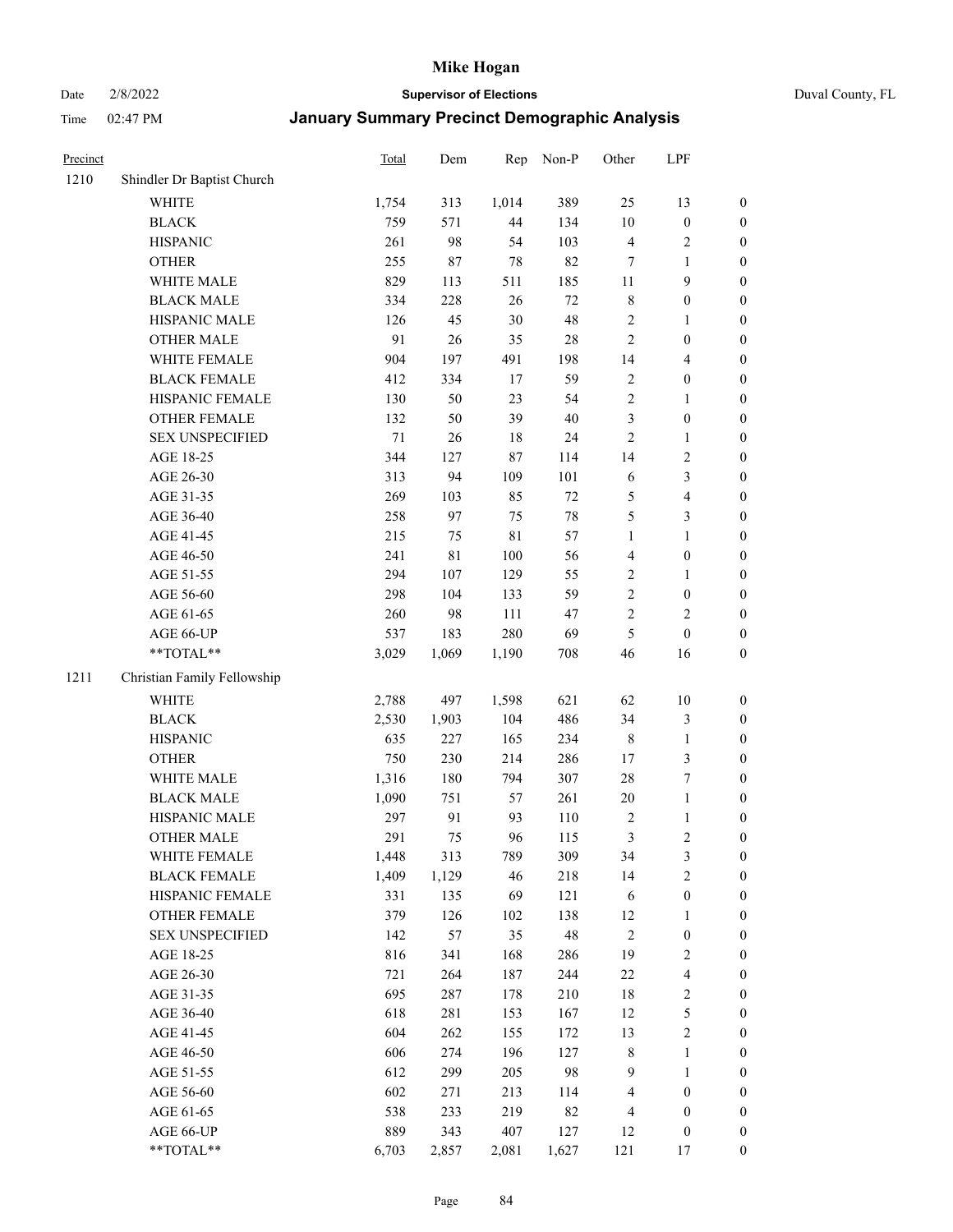| Precinct | | Total | Dem | Rep | Non-P | Other | LPF | |
|---|---|---|---|---|---|---|---|---|
| 1210 | Shindler Dr Baptist Church | | | | | | | |
| | WHITE | 1,754 | 313 | 1,014 | 389 | 25 | 13 | 0 |
| | BLACK | 759 | 571 | 44 | 134 | 10 | 0 | 0 |
| | HISPANIC | 261 | 98 | 54 | 103 | 4 | 2 | 0 |
| | OTHER | 255 | 87 | 78 | 82 | 7 | 1 | 0 |
| | WHITE MALE | 829 | 113 | 511 | 185 | 11 | 9 | 0 |
| | BLACK MALE | 334 | 228 | 26 | 72 | 8 | 0 | 0 |
| | HISPANIC MALE | 126 | 45 | 30 | 48 | 2 | 1 | 0 |
| | OTHER MALE | 91 | 26 | 35 | 28 | 2 | 0 | 0 |
| | WHITE FEMALE | 904 | 197 | 491 | 198 | 14 | 4 | 0 |
| | BLACK FEMALE | 412 | 334 | 17 | 59 | 2 | 0 | 0 |
| | HISPANIC FEMALE | 130 | 50 | 23 | 54 | 2 | 1 | 0 |
| | OTHER FEMALE | 132 | 50 | 39 | 40 | 3 | 0 | 0 |
| | SEX UNSPECIFIED | 71 | 26 | 18 | 24 | 2 | 1 | 0 |
| | AGE 18-25 | 344 | 127 | 87 | 114 | 14 | 2 | 0 |
| | AGE 26-30 | 313 | 94 | 109 | 101 | 6 | 3 | 0 |
| | AGE 31-35 | 269 | 103 | 85 | 72 | 5 | 4 | 0 |
| | AGE 36-40 | 258 | 97 | 75 | 78 | 5 | 3 | 0 |
| | AGE 41-45 | 215 | 75 | 81 | 57 | 1 | 1 | 0 |
| | AGE 46-50 | 241 | 81 | 100 | 56 | 4 | 0 | 0 |
| | AGE 51-55 | 294 | 107 | 129 | 55 | 2 | 1 | 0 |
| | AGE 56-60 | 298 | 104 | 133 | 59 | 2 | 0 | 0 |
| | AGE 61-65 | 260 | 98 | 111 | 47 | 2 | 2 | 0 |
| | AGE 66-UP | 537 | 183 | 280 | 69 | 5 | 0 | 0 |
| | **TOTAL** | 3,029 | 1,069 | 1,190 | 708 | 46 | 16 | 0 |
| 1211 | Christian Family Fellowship | | | | | | | |
| | WHITE | 2,788 | 497 | 1,598 | 621 | 62 | 10 | 0 |
| | BLACK | 2,530 | 1,903 | 104 | 486 | 34 | 3 | 0 |
| | HISPANIC | 635 | 227 | 165 | 234 | 8 | 1 | 0 |
| | OTHER | 750 | 230 | 214 | 286 | 17 | 3 | 0 |
| | WHITE MALE | 1,316 | 180 | 794 | 307 | 28 | 7 | 0 |
| | BLACK MALE | 1,090 | 751 | 57 | 261 | 20 | 1 | 0 |
| | HISPANIC MALE | 297 | 91 | 93 | 110 | 2 | 1 | 0 |
| | OTHER MALE | 291 | 75 | 96 | 115 | 3 | 2 | 0 |
| | WHITE FEMALE | 1,448 | 313 | 789 | 309 | 34 | 3 | 0 |
| | BLACK FEMALE | 1,409 | 1,129 | 46 | 218 | 14 | 2 | 0 |
| | HISPANIC FEMALE | 331 | 135 | 69 | 121 | 6 | 0 | 0 |
| | OTHER FEMALE | 379 | 126 | 102 | 138 | 12 | 1 | 0 |
| | SEX UNSPECIFIED | 142 | 57 | 35 | 48 | 2 | 0 | 0 |
| | AGE 18-25 | 816 | 341 | 168 | 286 | 19 | 2 | 0 |
| | AGE 26-30 | 721 | 264 | 187 | 244 | 22 | 4 | 0 |
| | AGE 31-35 | 695 | 287 | 178 | 210 | 18 | 2 | 0 |
| | AGE 36-40 | 618 | 281 | 153 | 167 | 12 | 5 | 0 |
| | AGE 41-45 | 604 | 262 | 155 | 172 | 13 | 2 | 0 |
| | AGE 46-50 | 606 | 274 | 196 | 127 | 8 | 1 | 0 |
| | AGE 51-55 | 612 | 299 | 205 | 98 | 9 | 1 | 0 |
| | AGE 56-60 | 602 | 271 | 213 | 114 | 4 | 0 | 0 |
| | AGE 61-65 | 538 | 233 | 219 | 82 | 4 | 0 | 0 |
| | AGE 66-UP | 889 | 343 | 407 | 127 | 12 | 0 | 0 |
| | **TOTAL** | 6,703 | 2,857 | 2,081 | 1,627 | 121 | 17 | 0 |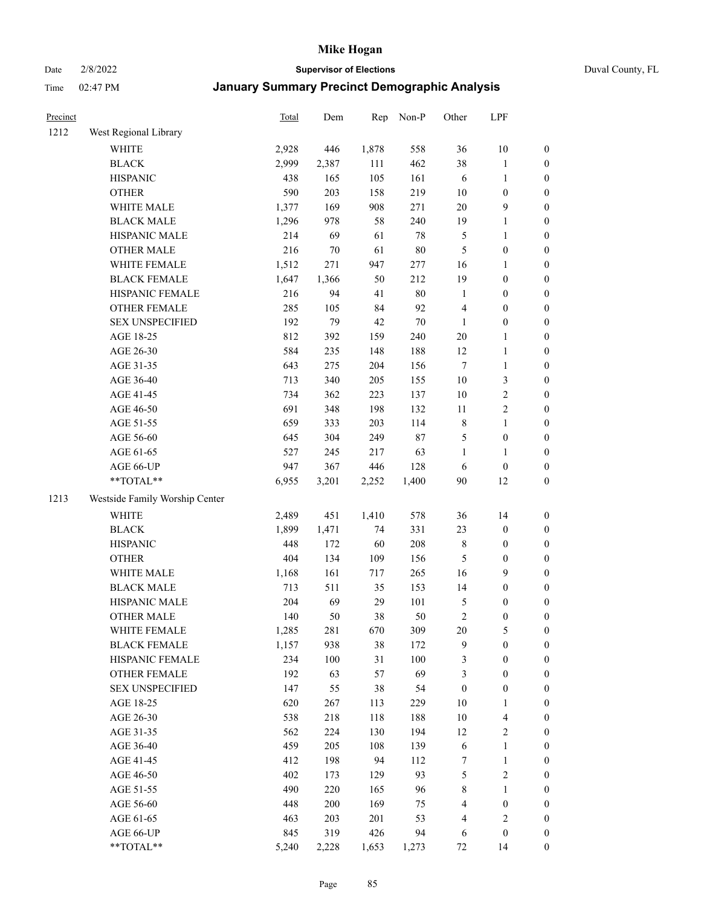# Mike Hogan

Date 2/8/2022 **Supervisor of Elections** Duval County, FL

Time 02:47 PM **January Summary Precinct Demographic Analysis**

| Precinct | | Total | Dem | Rep | Non-P | Other | LPF | |
|---|---|---|---|---|---|---|---|---|
| 1212 | West Regional Library | | | | | | | |
| | WHITE | 2,928 | 446 | 1,878 | 558 | 36 | 10 | 0 |
| | BLACK | 2,999 | 2,387 | 111 | 462 | 38 | 1 | 0 |
| | HISPANIC | 438 | 165 | 105 | 161 | 6 | 1 | 0 |
| | OTHER | 590 | 203 | 158 | 219 | 10 | 0 | 0 |
| | WHITE MALE | 1,377 | 169 | 908 | 271 | 20 | 9 | 0 |
| | BLACK MALE | 1,296 | 978 | 58 | 240 | 19 | 1 | 0 |
| | HISPANIC MALE | 214 | 69 | 61 | 78 | 5 | 1 | 0 |
| | OTHER MALE | 216 | 70 | 61 | 80 | 5 | 0 | 0 |
| | WHITE FEMALE | 1,512 | 271 | 947 | 277 | 16 | 1 | 0 |
| | BLACK FEMALE | 1,647 | 1,366 | 50 | 212 | 19 | 0 | 0 |
| | HISPANIC FEMALE | 216 | 94 | 41 | 80 | 1 | 0 | 0 |
| | OTHER FEMALE | 285 | 105 | 84 | 92 | 4 | 0 | 0 |
| | SEX UNSPECIFIED | 192 | 79 | 42 | 70 | 1 | 0 | 0 |
| | AGE 18-25 | 812 | 392 | 159 | 240 | 20 | 1 | 0 |
| | AGE 26-30 | 584 | 235 | 148 | 188 | 12 | 1 | 0 |
| | AGE 31-35 | 643 | 275 | 204 | 156 | 7 | 1 | 0 |
| | AGE 36-40 | 713 | 340 | 205 | 155 | 10 | 3 | 0 |
| | AGE 41-45 | 734 | 362 | 223 | 137 | 10 | 2 | 0 |
| | AGE 46-50 | 691 | 348 | 198 | 132 | 11 | 2 | 0 |
| | AGE 51-55 | 659 | 333 | 203 | 114 | 8 | 1 | 0 |
| | AGE 56-60 | 645 | 304 | 249 | 87 | 5 | 0 | 0 |
| | AGE 61-65 | 527 | 245 | 217 | 63 | 1 | 1 | 0 |
| | AGE 66-UP | 947 | 367 | 446 | 128 | 6 | 0 | 0 |
| | **TOTAL** | 6,955 | 3,201 | 2,252 | 1,400 | 90 | 12 | 0 |
| 1213 | Westside Family Worship Center | | | | | | | |
| | WHITE | 2,489 | 451 | 1,410 | 578 | 36 | 14 | 0 |
| | BLACK | 1,899 | 1,471 | 74 | 331 | 23 | 0 | 0 |
| | HISPANIC | 448 | 172 | 60 | 208 | 8 | 0 | 0 |
| | OTHER | 404 | 134 | 109 | 156 | 5 | 0 | 0 |
| | WHITE MALE | 1,168 | 161 | 717 | 265 | 16 | 9 | 0 |
| | BLACK MALE | 713 | 511 | 35 | 153 | 14 | 0 | 0 |
| | HISPANIC MALE | 204 | 69 | 29 | 101 | 5 | 0 | 0 |
| | OTHER MALE | 140 | 50 | 38 | 50 | 2 | 0 | 0 |
| | WHITE FEMALE | 1,285 | 281 | 670 | 309 | 20 | 5 | 0 |
| | BLACK FEMALE | 1,157 | 938 | 38 | 172 | 9 | 0 | 0 |
| | HISPANIC FEMALE | 234 | 100 | 31 | 100 | 3 | 0 | 0 |
| | OTHER FEMALE | 192 | 63 | 57 | 69 | 3 | 0 | 0 |
| | SEX UNSPECIFIED | 147 | 55 | 38 | 54 | 0 | 0 | 0 |
| | AGE 18-25 | 620 | 267 | 113 | 229 | 10 | 1 | 0 |
| | AGE 26-30 | 538 | 218 | 118 | 188 | 10 | 4 | 0 |
| | AGE 31-35 | 562 | 224 | 130 | 194 | 12 | 2 | 0 |
| | AGE 36-40 | 459 | 205 | 108 | 139 | 6 | 1 | 0 |
| | AGE 41-45 | 412 | 198 | 94 | 112 | 7 | 1 | 0 |
| | AGE 46-50 | 402 | 173 | 129 | 93 | 5 | 2 | 0 |
| | AGE 51-55 | 490 | 220 | 165 | 96 | 8 | 1 | 0 |
| | AGE 56-60 | 448 | 200 | 169 | 75 | 4 | 0 | 0 |
| | AGE 61-65 | 463 | 203 | 201 | 53 | 4 | 2 | 0 |
| | AGE 66-UP | 845 | 319 | 426 | 94 | 6 | 0 | 0 |
| | **TOTAL** | 5,240 | 2,228 | 1,653 | 1,273 | 72 | 14 | 0 |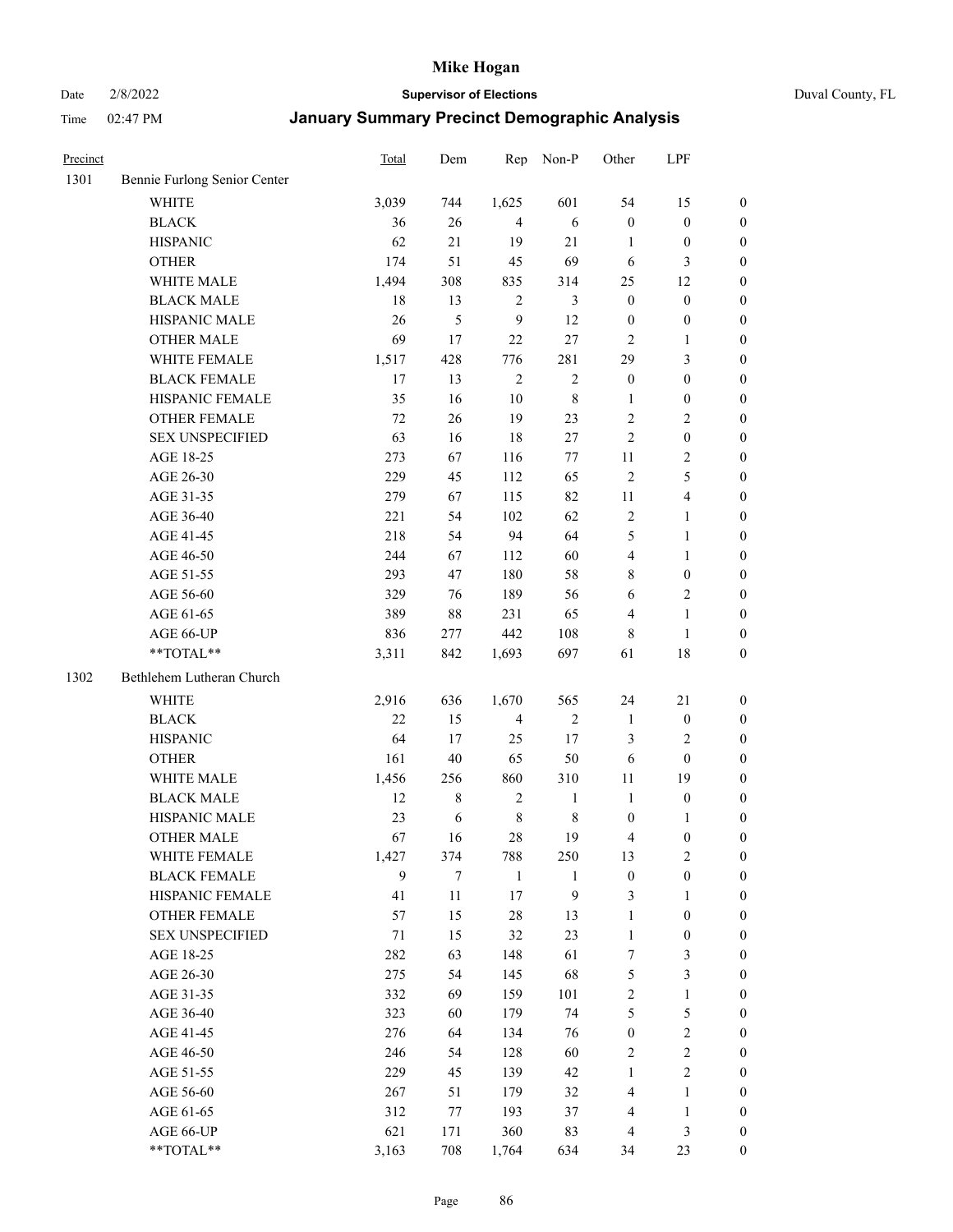# Mike Hogan

Date 2/8/2022 **Supervisor of Elections** Duval County, FL

Time 02:47 PM **January Summary Precinct Demographic Analysis**

| Precinct | | Total | Dem | Rep | Non-P | Other | LPF | |
|---|---|---|---|---|---|---|---|---|
| 1301 | Bennie Furlong Senior Center | | | | | | | |
| | WHITE | 3,039 | 744 | 1,625 | 601 | 54 | 15 | 0 |
| | BLACK | 36 | 26 | 4 | 6 | 0 | 0 | 0 |
| | HISPANIC | 62 | 21 | 19 | 21 | 1 | 0 | 0 |
| | OTHER | 174 | 51 | 45 | 69 | 6 | 3 | 0 |
| | WHITE MALE | 1,494 | 308 | 835 | 314 | 25 | 12 | 0 |
| | BLACK MALE | 18 | 13 | 2 | 3 | 0 | 0 | 0 |
| | HISPANIC MALE | 26 | 5 | 9 | 12 | 0 | 0 | 0 |
| | OTHER MALE | 69 | 17 | 22 | 27 | 2 | 1 | 0 |
| | WHITE FEMALE | 1,517 | 428 | 776 | 281 | 29 | 3 | 0 |
| | BLACK FEMALE | 17 | 13 | 2 | 2 | 0 | 0 | 0 |
| | HISPANIC FEMALE | 35 | 16 | 10 | 8 | 1 | 0 | 0 |
| | OTHER FEMALE | 72 | 26 | 19 | 23 | 2 | 2 | 0 |
| | SEX UNSPECIFIED | 63 | 16 | 18 | 27 | 2 | 0 | 0 |
| | AGE 18-25 | 273 | 67 | 116 | 77 | 11 | 2 | 0 |
| | AGE 26-30 | 229 | 45 | 112 | 65 | 2 | 5 | 0 |
| | AGE 31-35 | 279 | 67 | 115 | 82 | 11 | 4 | 0 |
| | AGE 36-40 | 221 | 54 | 102 | 62 | 2 | 1 | 0 |
| | AGE 41-45 | 218 | 54 | 94 | 64 | 5 | 1 | 0 |
| | AGE 46-50 | 244 | 67 | 112 | 60 | 4 | 1 | 0 |
| | AGE 51-55 | 293 | 47 | 180 | 58 | 8 | 0 | 0 |
| | AGE 56-60 | 329 | 76 | 189 | 56 | 6 | 2 | 0 |
| | AGE 61-65 | 389 | 88 | 231 | 65 | 4 | 1 | 0 |
| | AGE 66-UP | 836 | 277 | 442 | 108 | 8 | 1 | 0 |
| | **TOTAL** | 3,311 | 842 | 1,693 | 697 | 61 | 18 | 0 |
| 1302 | Bethlehem Lutheran Church | | | | | | | |
| | WHITE | 2,916 | 636 | 1,670 | 565 | 24 | 21 | 0 |
| | BLACK | 22 | 15 | 4 | 2 | 1 | 0 | 0 |
| | HISPANIC | 64 | 17 | 25 | 17 | 3 | 2 | 0 |
| | OTHER | 161 | 40 | 65 | 50 | 6 | 0 | 0 |
| | WHITE MALE | 1,456 | 256 | 860 | 310 | 11 | 19 | 0 |
| | BLACK MALE | 12 | 8 | 2 | 1 | 1 | 0 | 0 |
| | HISPANIC MALE | 23 | 6 | 8 | 8 | 0 | 1 | 0 |
| | OTHER MALE | 67 | 16 | 28 | 19 | 4 | 0 | 0 |
| | WHITE FEMALE | 1,427 | 374 | 788 | 250 | 13 | 2 | 0 |
| | BLACK FEMALE | 9 | 7 | 1 | 1 | 0 | 0 | 0 |
| | HISPANIC FEMALE | 41 | 11 | 17 | 9 | 3 | 1 | 0 |
| | OTHER FEMALE | 57 | 15 | 28 | 13 | 1 | 0 | 0 |
| | SEX UNSPECIFIED | 71 | 15 | 32 | 23 | 1 | 0 | 0 |
| | AGE 18-25 | 282 | 63 | 148 | 61 | 7 | 3 | 0 |
| | AGE 26-30 | 275 | 54 | 145 | 68 | 5 | 3 | 0 |
| | AGE 31-35 | 332 | 69 | 159 | 101 | 2 | 1 | 0 |
| | AGE 36-40 | 323 | 60 | 179 | 74 | 5 | 5 | 0 |
| | AGE 41-45 | 276 | 64 | 134 | 76 | 0 | 2 | 0 |
| | AGE 46-50 | 246 | 54 | 128 | 60 | 2 | 2 | 0 |
| | AGE 51-55 | 229 | 45 | 139 | 42 | 1 | 2 | 0 |
| | AGE 56-60 | 267 | 51 | 179 | 32 | 4 | 1 | 0 |
| | AGE 61-65 | 312 | 77 | 193 | 37 | 4 | 1 | 0 |
| | AGE 66-UP | 621 | 171 | 360 | 83 | 4 | 3 | 0 |
| | **TOTAL** | 3,163 | 708 | 1,764 | 634 | 34 | 23 | 0 |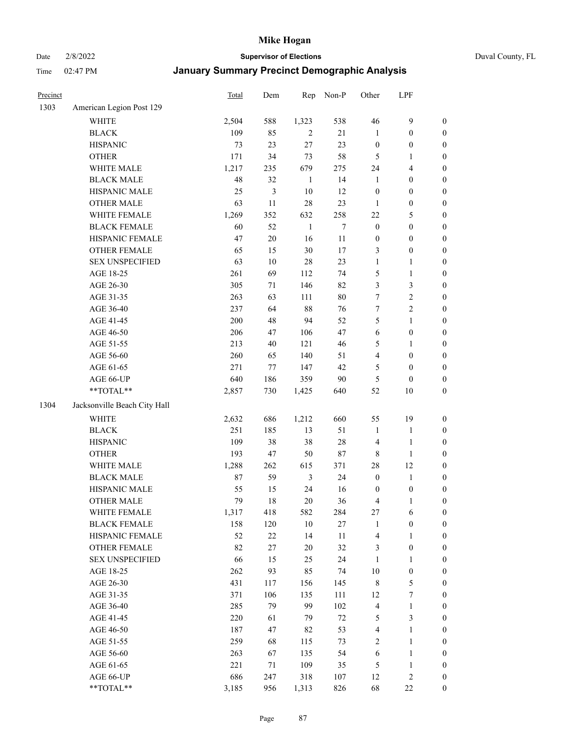| Precinct | | Total | Dem | Rep | Non-P | Other | LPF | |
|---|---|---|---|---|---|---|---|---|
| 1303 | American Legion Post 129 | | | | | | | |
| | WHITE | 2,504 | 588 | 1,323 | 538 | 46 | 9 | 0 |
| | BLACK | 109 | 85 | 2 | 21 | 1 | 0 | 0 |
| | HISPANIC | 73 | 23 | 27 | 23 | 0 | 0 | 0 |
| | OTHER | 171 | 34 | 73 | 58 | 5 | 1 | 0 |
| | WHITE MALE | 1,217 | 235 | 679 | 275 | 24 | 4 | 0 |
| | BLACK MALE | 48 | 32 | 1 | 14 | 1 | 0 | 0 |
| | HISPANIC MALE | 25 | 3 | 10 | 12 | 0 | 0 | 0 |
| | OTHER MALE | 63 | 11 | 28 | 23 | 1 | 0 | 0 |
| | WHITE FEMALE | 1,269 | 352 | 632 | 258 | 22 | 5 | 0 |
| | BLACK FEMALE | 60 | 52 | 1 | 7 | 0 | 0 | 0 |
| | HISPANIC FEMALE | 47 | 20 | 16 | 11 | 0 | 0 | 0 |
| | OTHER FEMALE | 65 | 15 | 30 | 17 | 3 | 0 | 0 |
| | SEX UNSPECIFIED | 63 | 10 | 28 | 23 | 1 | 1 | 0 |
| | AGE 18-25 | 261 | 69 | 112 | 74 | 5 | 1 | 0 |
| | AGE 26-30 | 305 | 71 | 146 | 82 | 3 | 3 | 0 |
| | AGE 31-35 | 263 | 63 | 111 | 80 | 7 | 2 | 0 |
| | AGE 36-40 | 237 | 64 | 88 | 76 | 7 | 2 | 0 |
| | AGE 41-45 | 200 | 48 | 94 | 52 | 5 | 1 | 0 |
| | AGE 46-50 | 206 | 47 | 106 | 47 | 6 | 0 | 0 |
| | AGE 51-55 | 213 | 40 | 121 | 46 | 5 | 1 | 0 |
| | AGE 56-60 | 260 | 65 | 140 | 51 | 4 | 0 | 0 |
| | AGE 61-65 | 271 | 77 | 147 | 42 | 5 | 0 | 0 |
| | AGE 66-UP | 640 | 186 | 359 | 90 | 5 | 0 | 0 |
| | **TOTAL** | 2,857 | 730 | 1,425 | 640 | 52 | 10 | 0 |
| 1304 | Jacksonville Beach City Hall | | | | | | | |
| | WHITE | 2,632 | 686 | 1,212 | 660 | 55 | 19 | 0 |
| | BLACK | 251 | 185 | 13 | 51 | 1 | 1 | 0 |
| | HISPANIC | 109 | 38 | 38 | 28 | 4 | 1 | 0 |
| | OTHER | 193 | 47 | 50 | 87 | 8 | 1 | 0 |
| | WHITE MALE | 1,288 | 262 | 615 | 371 | 28 | 12 | 0 |
| | BLACK MALE | 87 | 59 | 3 | 24 | 0 | 1 | 0 |
| | HISPANIC MALE | 55 | 15 | 24 | 16 | 0 | 0 | 0 |
| | OTHER MALE | 79 | 18 | 20 | 36 | 4 | 1 | 0 |
| | WHITE FEMALE | 1,317 | 418 | 582 | 284 | 27 | 6 | 0 |
| | BLACK FEMALE | 158 | 120 | 10 | 27 | 1 | 0 | 0 |
| | HISPANIC FEMALE | 52 | 22 | 14 | 11 | 4 | 1 | 0 |
| | OTHER FEMALE | 82 | 27 | 20 | 32 | 3 | 0 | 0 |
| | SEX UNSPECIFIED | 66 | 15 | 25 | 24 | 1 | 1 | 0 |
| | AGE 18-25 | 262 | 93 | 85 | 74 | 10 | 0 | 0 |
| | AGE 26-30 | 431 | 117 | 156 | 145 | 8 | 5 | 0 |
| | AGE 31-35 | 371 | 106 | 135 | 111 | 12 | 7 | 0 |
| | AGE 36-40 | 285 | 79 | 99 | 102 | 4 | 1 | 0 |
| | AGE 41-45 | 220 | 61 | 79 | 72 | 5 | 3 | 0 |
| | AGE 46-50 | 187 | 47 | 82 | 53 | 4 | 1 | 0 |
| | AGE 51-55 | 259 | 68 | 115 | 73 | 2 | 1 | 0 |
| | AGE 56-60 | 263 | 67 | 135 | 54 | 6 | 1 | 0 |
| | AGE 61-65 | 221 | 71 | 109 | 35 | 5 | 1 | 0 |
| | AGE 66-UP | 686 | 247 | 318 | 107 | 12 | 2 | 0 |
| | **TOTAL** | 3,185 | 956 | 1,313 | 826 | 68 | 22 | 0 |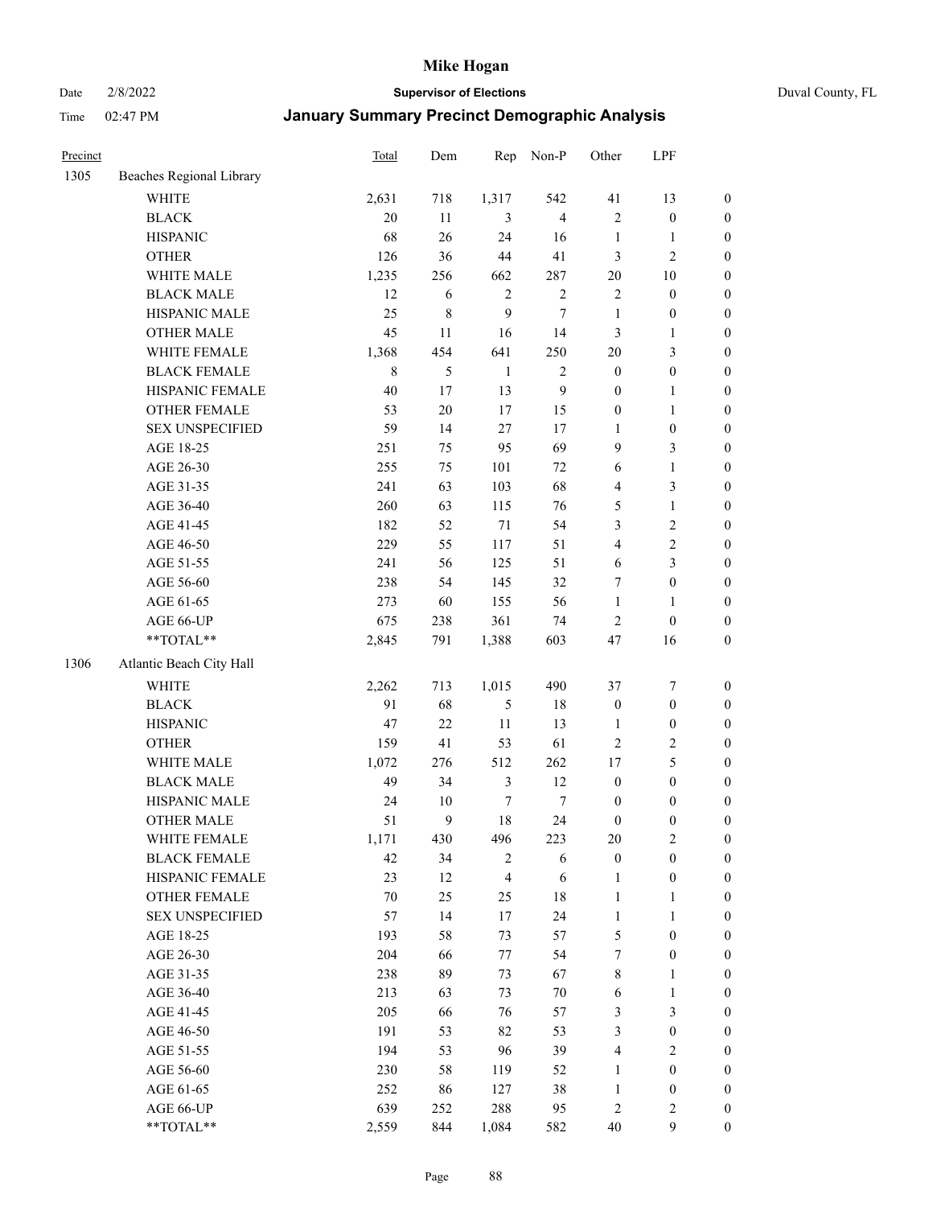# Mike Hogan

Date 2/8/2022 **Supervisor of Elections** Duval County, FL

Time 02:47 PM **January Summary Precinct Demographic Analysis**

| Precinct | | Total | Dem | Rep | Non-P | Other | LPF | |
|---|---|---|---|---|---|---|---|---|
| 1305 | Beaches Regional Library | | | | | | | |
| | WHITE | 2,631 | 718 | 1,317 | 542 | 41 | 13 | 0 |
| | BLACK | 20 | 11 | 3 | 4 | 2 | 0 | 0 |
| | HISPANIC | 68 | 26 | 24 | 16 | 1 | 1 | 0 |
| | OTHER | 126 | 36 | 44 | 41 | 3 | 2 | 0 |
| | WHITE MALE | 1,235 | 256 | 662 | 287 | 20 | 10 | 0 |
| | BLACK MALE | 12 | 6 | 2 | 2 | 2 | 0 | 0 |
| | HISPANIC MALE | 25 | 8 | 9 | 7 | 1 | 0 | 0 |
| | OTHER MALE | 45 | 11 | 16 | 14 | 3 | 1 | 0 |
| | WHITE FEMALE | 1,368 | 454 | 641 | 250 | 20 | 3 | 0 |
| | BLACK FEMALE | 8 | 5 | 1 | 2 | 0 | 0 | 0 |
| | HISPANIC FEMALE | 40 | 17 | 13 | 9 | 0 | 1 | 0 |
| | OTHER FEMALE | 53 | 20 | 17 | 15 | 0 | 1 | 0 |
| | SEX UNSPECIFIED | 59 | 14 | 27 | 17 | 1 | 0 | 0 |
| | AGE 18-25 | 251 | 75 | 95 | 69 | 9 | 3 | 0 |
| | AGE 26-30 | 255 | 75 | 101 | 72 | 6 | 1 | 0 |
| | AGE 31-35 | 241 | 63 | 103 | 68 | 4 | 3 | 0 |
| | AGE 36-40 | 260 | 63 | 115 | 76 | 5 | 1 | 0 |
| | AGE 41-45 | 182 | 52 | 71 | 54 | 3 | 2 | 0 |
| | AGE 46-50 | 229 | 55 | 117 | 51 | 4 | 2 | 0 |
| | AGE 51-55 | 241 | 56 | 125 | 51 | 6 | 3 | 0 |
| | AGE 56-60 | 238 | 54 | 145 | 32 | 7 | 0 | 0 |
| | AGE 61-65 | 273 | 60 | 155 | 56 | 1 | 1 | 0 |
| | AGE 66-UP | 675 | 238 | 361 | 74 | 2 | 0 | 0 |
| | **TOTAL** | 2,845 | 791 | 1,388 | 603 | 47 | 16 | 0 |
| 1306 | Atlantic Beach City Hall | | | | | | | |
| | WHITE | 2,262 | 713 | 1,015 | 490 | 37 | 7 | 0 |
| | BLACK | 91 | 68 | 5 | 18 | 0 | 0 | 0 |
| | HISPANIC | 47 | 22 | 11 | 13 | 1 | 0 | 0 |
| | OTHER | 159 | 41 | 53 | 61 | 2 | 2 | 0 |
| | WHITE MALE | 1,072 | 276 | 512 | 262 | 17 | 5 | 0 |
| | BLACK MALE | 49 | 34 | 3 | 12 | 0 | 0 | 0 |
| | HISPANIC MALE | 24 | 10 | 7 | 7 | 0 | 0 | 0 |
| | OTHER MALE | 51 | 9 | 18 | 24 | 0 | 0 | 0 |
| | WHITE FEMALE | 1,171 | 430 | 496 | 223 | 20 | 2 | 0 |
| | BLACK FEMALE | 42 | 34 | 2 | 6 | 0 | 0 | 0 |
| | HISPANIC FEMALE | 23 | 12 | 4 | 6 | 1 | 0 | 0 |
| | OTHER FEMALE | 70 | 25 | 25 | 18 | 1 | 1 | 0 |
| | SEX UNSPECIFIED | 57 | 14 | 17 | 24 | 1 | 1 | 0 |
| | AGE 18-25 | 193 | 58 | 73 | 57 | 5 | 0 | 0 |
| | AGE 26-30 | 204 | 66 | 77 | 54 | 7 | 0 | 0 |
| | AGE 31-35 | 238 | 89 | 73 | 67 | 8 | 1 | 0 |
| | AGE 36-40 | 213 | 63 | 73 | 70 | 6 | 1 | 0 |
| | AGE 41-45 | 205 | 66 | 76 | 57 | 3 | 3 | 0 |
| | AGE 46-50 | 191 | 53 | 82 | 53 | 3 | 0 | 0 |
| | AGE 51-55 | 194 | 53 | 96 | 39 | 4 | 2 | 0 |
| | AGE 56-60 | 230 | 58 | 119 | 52 | 1 | 0 | 0 |
| | AGE 61-65 | 252 | 86 | 127 | 38 | 1 | 0 | 0 |
| | AGE 66-UP | 639 | 252 | 288 | 95 | 2 | 2 | 0 |
| | **TOTAL** | 2,559 | 844 | 1,084 | 582 | 40 | 9 | 0 |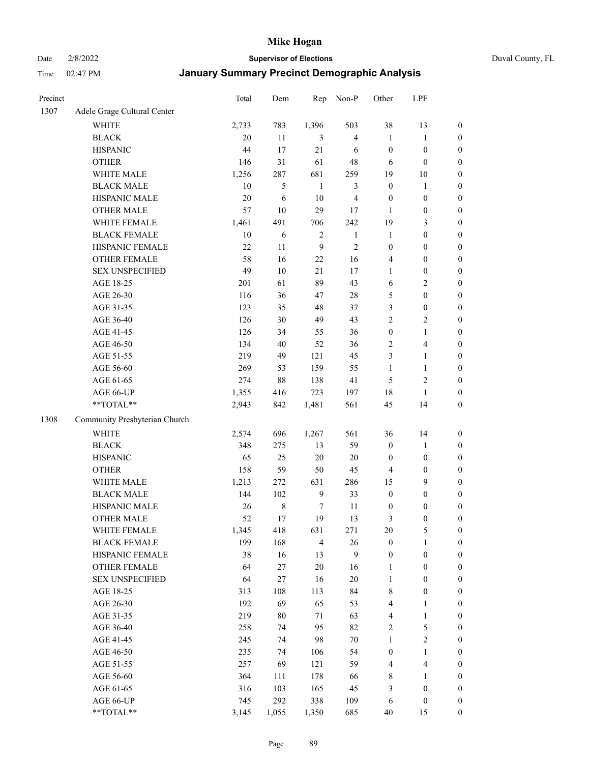# Mike Hogan

Date 2/8/2022 **Supervisor of Elections** Duval County, FL

Time 02:47 PM **January Summary Precinct Demographic Analysis**

| Precinct | | Total | Dem | Rep | Non-P | Other | LPF | |
|---|---|---|---|---|---|---|---|---|
| 1307 | Adele Grage Cultural Center | | | | | | | |
| | WHITE | 2,733 | 783 | 1,396 | 503 | 38 | 13 | 0 |
| | BLACK | 20 | 11 | 3 | 4 | 1 | 1 | 0 |
| | HISPANIC | 44 | 17 | 21 | 6 | 0 | 0 | 0 |
| | OTHER | 146 | 31 | 61 | 48 | 6 | 0 | 0 |
| | WHITE MALE | 1,256 | 287 | 681 | 259 | 19 | 10 | 0 |
| | BLACK MALE | 10 | 5 | 1 | 3 | 0 | 1 | 0 |
| | HISPANIC MALE | 20 | 6 | 10 | 4 | 0 | 0 | 0 |
| | OTHER MALE | 57 | 10 | 29 | 17 | 1 | 0 | 0 |
| | WHITE FEMALE | 1,461 | 491 | 706 | 242 | 19 | 3 | 0 |
| | BLACK FEMALE | 10 | 6 | 2 | 1 | 1 | 0 | 0 |
| | HISPANIC FEMALE | 22 | 11 | 9 | 2 | 0 | 0 | 0 |
| | OTHER FEMALE | 58 | 16 | 22 | 16 | 4 | 0 | 0 |
| | SEX UNSPECIFIED | 49 | 10 | 21 | 17 | 1 | 0 | 0 |
| | AGE 18-25 | 201 | 61 | 89 | 43 | 6 | 2 | 0 |
| | AGE 26-30 | 116 | 36 | 47 | 28 | 5 | 0 | 0 |
| | AGE 31-35 | 123 | 35 | 48 | 37 | 3 | 0 | 0 |
| | AGE 36-40 | 126 | 30 | 49 | 43 | 2 | 2 | 0 |
| | AGE 41-45 | 126 | 34 | 55 | 36 | 0 | 1 | 0 |
| | AGE 46-50 | 134 | 40 | 52 | 36 | 2 | 4 | 0 |
| | AGE 51-55 | 219 | 49 | 121 | 45 | 3 | 1 | 0 |
| | AGE 56-60 | 269 | 53 | 159 | 55 | 1 | 1 | 0 |
| | AGE 61-65 | 274 | 88 | 138 | 41 | 5 | 2 | 0 |
| | AGE 66-UP | 1,355 | 416 | 723 | 197 | 18 | 1 | 0 |
| | **TOTAL** | 2,943 | 842 | 1,481 | 561 | 45 | 14 | 0 |
| 1308 | Community Presbyterian Church | | | | | | | |
| | WHITE | 2,574 | 696 | 1,267 | 561 | 36 | 14 | 0 |
| | BLACK | 348 | 275 | 13 | 59 | 0 | 1 | 0 |
| | HISPANIC | 65 | 25 | 20 | 20 | 0 | 0 | 0 |
| | OTHER | 158 | 59 | 50 | 45 | 4 | 0 | 0 |
| | WHITE MALE | 1,213 | 272 | 631 | 286 | 15 | 9 | 0 |
| | BLACK MALE | 144 | 102 | 9 | 33 | 0 | 0 | 0 |
| | HISPANIC MALE | 26 | 8 | 7 | 11 | 0 | 0 | 0 |
| | OTHER MALE | 52 | 17 | 19 | 13 | 3 | 0 | 0 |
| | WHITE FEMALE | 1,345 | 418 | 631 | 271 | 20 | 5 | 0 |
| | BLACK FEMALE | 199 | 168 | 4 | 26 | 0 | 1 | 0 |
| | HISPANIC FEMALE | 38 | 16 | 13 | 9 | 0 | 0 | 0 |
| | OTHER FEMALE | 64 | 27 | 20 | 16 | 1 | 0 | 0 |
| | SEX UNSPECIFIED | 64 | 27 | 16 | 20 | 1 | 0 | 0 |
| | AGE 18-25 | 313 | 108 | 113 | 84 | 8 | 0 | 0 |
| | AGE 26-30 | 192 | 69 | 65 | 53 | 4 | 1 | 0 |
| | AGE 31-35 | 219 | 80 | 71 | 63 | 4 | 1 | 0 |
| | AGE 36-40 | 258 | 74 | 95 | 82 | 2 | 5 | 0 |
| | AGE 41-45 | 245 | 74 | 98 | 70 | 1 | 2 | 0 |
| | AGE 46-50 | 235 | 74 | 106 | 54 | 0 | 1 | 0 |
| | AGE 51-55 | 257 | 69 | 121 | 59 | 4 | 4 | 0 |
| | AGE 56-60 | 364 | 111 | 178 | 66 | 8 | 1 | 0 |
| | AGE 61-65 | 316 | 103 | 165 | 45 | 3 | 0 | 0 |
| | AGE 66-UP | 745 | 292 | 338 | 109 | 6 | 0 | 0 |
| | **TOTAL** | 3,145 | 1,055 | 1,350 | 685 | 40 | 15 | 0 |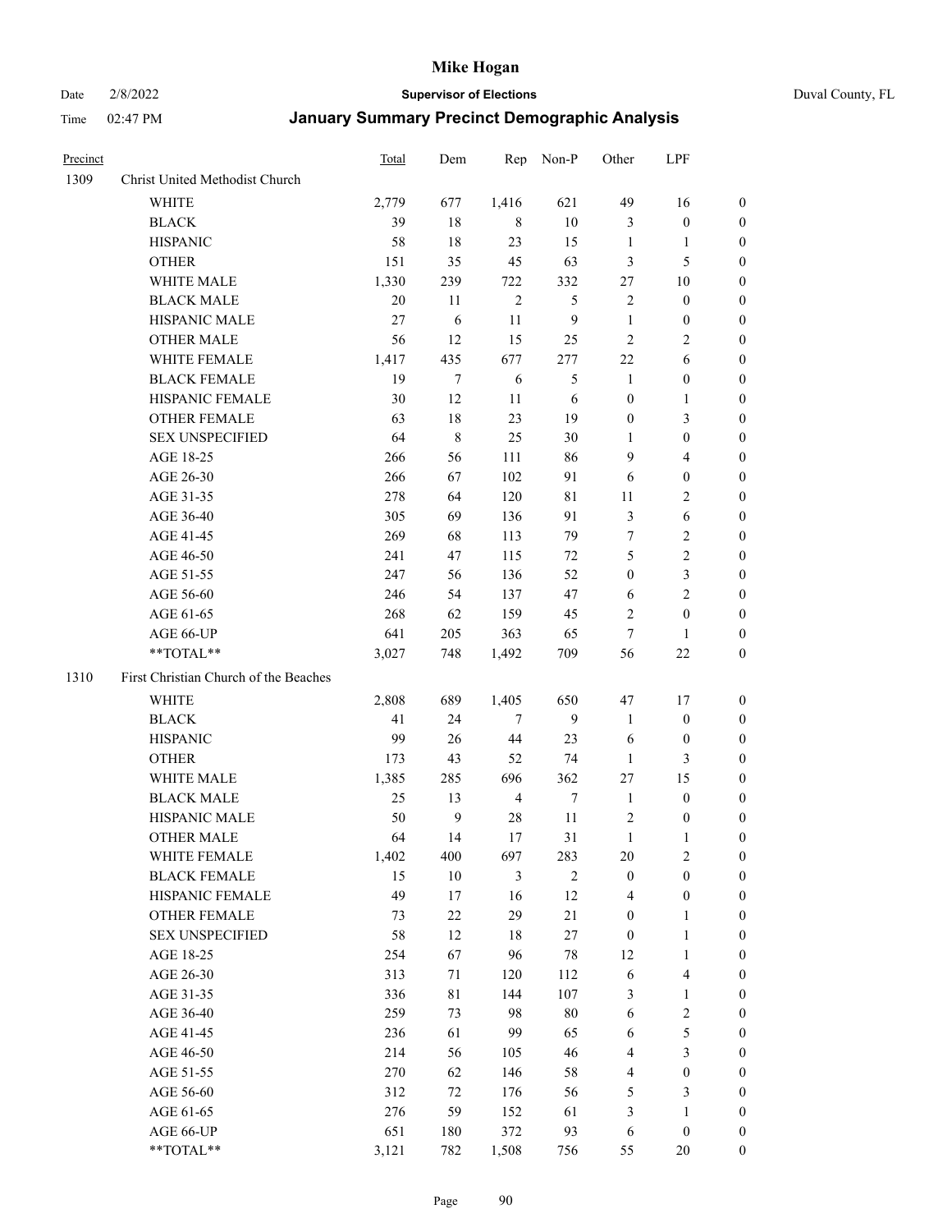# Mike Hogan

Date 2/8/2022 — **Supervisor of Elections** — Duval County, FL

Time 02:47 PM — **January Summary Precinct Demographic Analysis**

| Precinct | | Total | Dem | Rep | Non-P | Other | LPF | |
|---|---|---|---|---|---|---|---|---|
| 1309 | Christ United Methodist Church | | | | | | | |
| | WHITE | 2,779 | 677 | 1,416 | 621 | 49 | 16 | 0 |
| | BLACK | 39 | 18 | 8 | 10 | 3 | 0 | 0 |
| | HISPANIC | 58 | 18 | 23 | 15 | 1 | 1 | 0 |
| | OTHER | 151 | 35 | 45 | 63 | 3 | 5 | 0 |
| | WHITE MALE | 1,330 | 239 | 722 | 332 | 27 | 10 | 0 |
| | BLACK MALE | 20 | 11 | 2 | 5 | 2 | 0 | 0 |
| | HISPANIC MALE | 27 | 6 | 11 | 9 | 1 | 0 | 0 |
| | OTHER MALE | 56 | 12 | 15 | 25 | 2 | 2 | 0 |
| | WHITE FEMALE | 1,417 | 435 | 677 | 277 | 22 | 6 | 0 |
| | BLACK FEMALE | 19 | 7 | 6 | 5 | 1 | 0 | 0 |
| | HISPANIC FEMALE | 30 | 12 | 11 | 6 | 0 | 1 | 0 |
| | OTHER FEMALE | 63 | 18 | 23 | 19 | 0 | 3 | 0 |
| | SEX UNSPECIFIED | 64 | 8 | 25 | 30 | 1 | 0 | 0 |
| | AGE 18-25 | 266 | 56 | 111 | 86 | 9 | 4 | 0 |
| | AGE 26-30 | 266 | 67 | 102 | 91 | 6 | 0 | 0 |
| | AGE 31-35 | 278 | 64 | 120 | 81 | 11 | 2 | 0 |
| | AGE 36-40 | 305 | 69 | 136 | 91 | 3 | 6 | 0 |
| | AGE 41-45 | 269 | 68 | 113 | 79 | 7 | 2 | 0 |
| | AGE 46-50 | 241 | 47 | 115 | 72 | 5 | 2 | 0 |
| | AGE 51-55 | 247 | 56 | 136 | 52 | 0 | 3 | 0 |
| | AGE 56-60 | 246 | 54 | 137 | 47 | 6 | 2 | 0 |
| | AGE 61-65 | 268 | 62 | 159 | 45 | 2 | 0 | 0 |
| | AGE 66-UP | 641 | 205 | 363 | 65 | 7 | 1 | 0 |
| | **TOTAL** | 3,027 | 748 | 1,492 | 709 | 56 | 22 | 0 |
| 1310 | First Christian Church of the Beaches | | | | | | | |
| | WHITE | 2,808 | 689 | 1,405 | 650 | 47 | 17 | 0 |
| | BLACK | 41 | 24 | 7 | 9 | 1 | 0 | 0 |
| | HISPANIC | 99 | 26 | 44 | 23 | 6 | 0 | 0 |
| | OTHER | 173 | 43 | 52 | 74 | 1 | 3 | 0 |
| | WHITE MALE | 1,385 | 285 | 696 | 362 | 27 | 15 | 0 |
| | BLACK MALE | 25 | 13 | 4 | 7 | 1 | 0 | 0 |
| | HISPANIC MALE | 50 | 9 | 28 | 11 | 2 | 0 | 0 |
| | OTHER MALE | 64 | 14 | 17 | 31 | 1 | 1 | 0 |
| | WHITE FEMALE | 1,402 | 400 | 697 | 283 | 20 | 2 | 0 |
| | BLACK FEMALE | 15 | 10 | 3 | 2 | 0 | 0 | 0 |
| | HISPANIC FEMALE | 49 | 17 | 16 | 12 | 4 | 0 | 0 |
| | OTHER FEMALE | 73 | 22 | 29 | 21 | 0 | 1 | 0 |
| | SEX UNSPECIFIED | 58 | 12 | 18 | 27 | 0 | 1 | 0 |
| | AGE 18-25 | 254 | 67 | 96 | 78 | 12 | 1 | 0 |
| | AGE 26-30 | 313 | 71 | 120 | 112 | 6 | 4 | 0 |
| | AGE 31-35 | 336 | 81 | 144 | 107 | 3 | 1 | 0 |
| | AGE 36-40 | 259 | 73 | 98 | 80 | 6 | 2 | 0 |
| | AGE 41-45 | 236 | 61 | 99 | 65 | 6 | 5 | 0 |
| | AGE 46-50 | 214 | 56 | 105 | 46 | 4 | 3 | 0 |
| | AGE 51-55 | 270 | 62 | 146 | 58 | 4 | 0 | 0 |
| | AGE 56-60 | 312 | 72 | 176 | 56 | 5 | 3 | 0 |
| | AGE 61-65 | 276 | 59 | 152 | 61 | 3 | 1 | 0 |
| | AGE 66-UP | 651 | 180 | 372 | 93 | 6 | 0 | 0 |
| | **TOTAL** | 3,121 | 782 | 1,508 | 756 | 55 | 20 | 0 |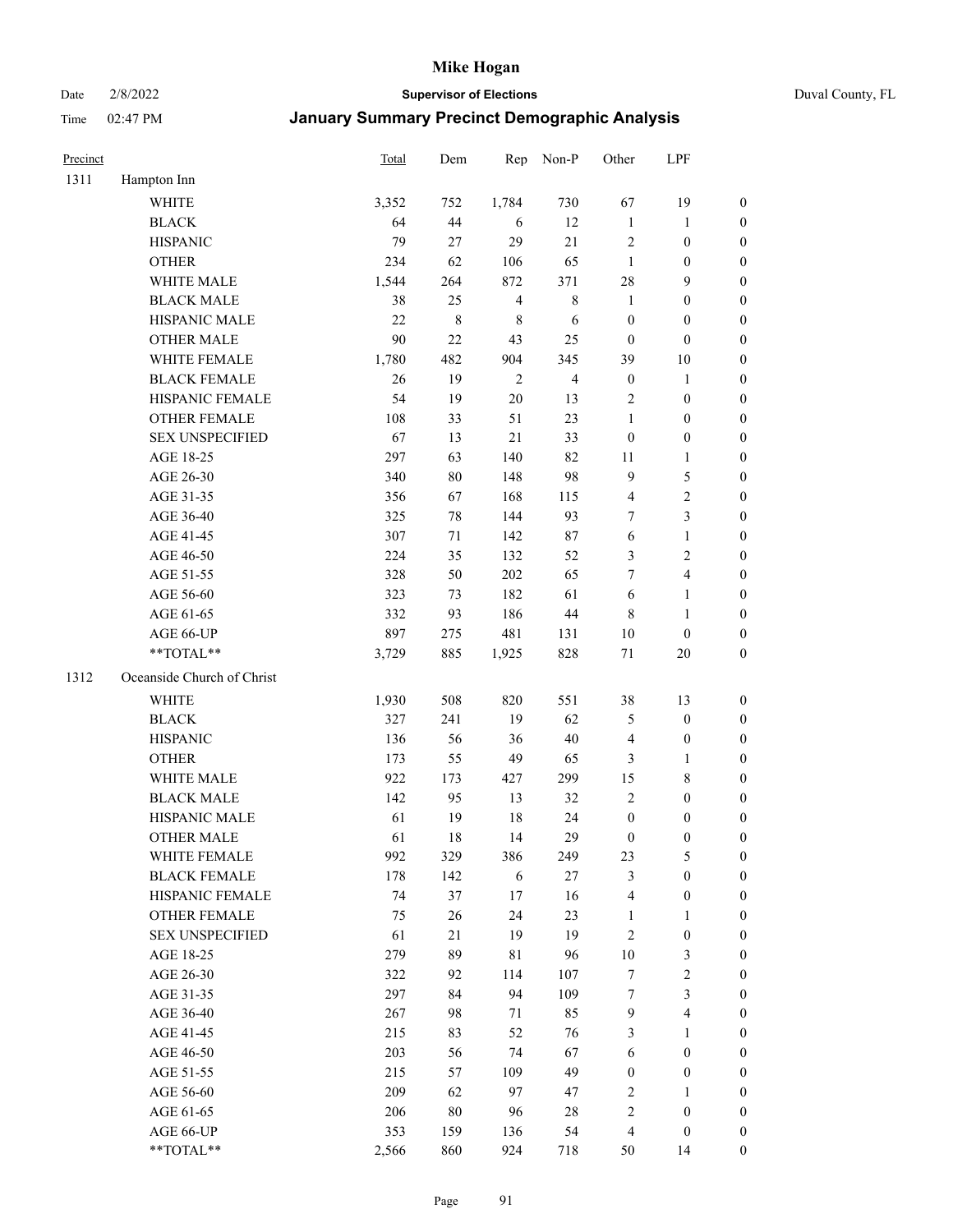| Precinct | | Total | Dem | Rep | Non-P | Other | LPF | |
|---|---|---|---|---|---|---|---|---|
| 1311 | Hampton Inn | | | | | | | |
| | WHITE | 3,352 | 752 | 1,784 | 730 | 67 | 19 | 0 |
| | BLACK | 64 | 44 | 6 | 12 | 1 | 1 | 0 |
| | HISPANIC | 79 | 27 | 29 | 21 | 2 | 0 | 0 |
| | OTHER | 234 | 62 | 106 | 65 | 1 | 0 | 0 |
| | WHITE MALE | 1,544 | 264 | 872 | 371 | 28 | 9 | 0 |
| | BLACK MALE | 38 | 25 | 4 | 8 | 1 | 0 | 0 |
| | HISPANIC MALE | 22 | 8 | 8 | 6 | 0 | 0 | 0 |
| | OTHER MALE | 90 | 22 | 43 | 25 | 0 | 0 | 0 |
| | WHITE FEMALE | 1,780 | 482 | 904 | 345 | 39 | 10 | 0 |
| | BLACK FEMALE | 26 | 19 | 2 | 4 | 0 | 1 | 0 |
| | HISPANIC FEMALE | 54 | 19 | 20 | 13 | 2 | 0 | 0 |
| | OTHER FEMALE | 108 | 33 | 51 | 23 | 1 | 0 | 0 |
| | SEX UNSPECIFIED | 67 | 13 | 21 | 33 | 0 | 0 | 0 |
| | AGE 18-25 | 297 | 63 | 140 | 82 | 11 | 1 | 0 |
| | AGE 26-30 | 340 | 80 | 148 | 98 | 9 | 5 | 0 |
| | AGE 31-35 | 356 | 67 | 168 | 115 | 4 | 2 | 0 |
| | AGE 36-40 | 325 | 78 | 144 | 93 | 7 | 3 | 0 |
| | AGE 41-45 | 307 | 71 | 142 | 87 | 6 | 1 | 0 |
| | AGE 46-50 | 224 | 35 | 132 | 52 | 3 | 2 | 0 |
| | AGE 51-55 | 328 | 50 | 202 | 65 | 7 | 4 | 0 |
| | AGE 56-60 | 323 | 73 | 182 | 61 | 6 | 1 | 0 |
| | AGE 61-65 | 332 | 93 | 186 | 44 | 8 | 1 | 0 |
| | AGE 66-UP | 897 | 275 | 481 | 131 | 10 | 0 | 0 |
| | **TOTAL** | 3,729 | 885 | 1,925 | 828 | 71 | 20 | 0 |
| 1312 | Oceanside Church of Christ | | | | | | | |
| | WHITE | 1,930 | 508 | 820 | 551 | 38 | 13 | 0 |
| | BLACK | 327 | 241 | 19 | 62 | 5 | 0 | 0 |
| | HISPANIC | 136 | 56 | 36 | 40 | 4 | 0 | 0 |
| | OTHER | 173 | 55 | 49 | 65 | 3 | 1 | 0 |
| | WHITE MALE | 922 | 173 | 427 | 299 | 15 | 8 | 0 |
| | BLACK MALE | 142 | 95 | 13 | 32 | 2 | 0 | 0 |
| | HISPANIC MALE | 61 | 19 | 18 | 24 | 0 | 0 | 0 |
| | OTHER MALE | 61 | 18 | 14 | 29 | 0 | 0 | 0 |
| | WHITE FEMALE | 992 | 329 | 386 | 249 | 23 | 5 | 0 |
| | BLACK FEMALE | 178 | 142 | 6 | 27 | 3 | 0 | 0 |
| | HISPANIC FEMALE | 74 | 37 | 17 | 16 | 4 | 0 | 0 |
| | OTHER FEMALE | 75 | 26 | 24 | 23 | 1 | 1 | 0 |
| | SEX UNSPECIFIED | 61 | 21 | 19 | 19 | 2 | 0 | 0 |
| | AGE 18-25 | 279 | 89 | 81 | 96 | 10 | 3 | 0 |
| | AGE 26-30 | 322 | 92 | 114 | 107 | 7 | 2 | 0 |
| | AGE 31-35 | 297 | 84 | 94 | 109 | 7 | 3 | 0 |
| | AGE 36-40 | 267 | 98 | 71 | 85 | 9 | 4 | 0 |
| | AGE 41-45 | 215 | 83 | 52 | 76 | 3 | 1 | 0 |
| | AGE 46-50 | 203 | 56 | 74 | 67 | 6 | 0 | 0 |
| | AGE 51-55 | 215 | 57 | 109 | 49 | 0 | 0 | 0 |
| | AGE 56-60 | 209 | 62 | 97 | 47 | 2 | 1 | 0 |
| | AGE 61-65 | 206 | 80 | 96 | 28 | 2 | 0 | 0 |
| | AGE 66-UP | 353 | 159 | 136 | 54 | 4 | 0 | 0 |
| | **TOTAL** | 2,566 | 860 | 924 | 718 | 50 | 14 | 0 |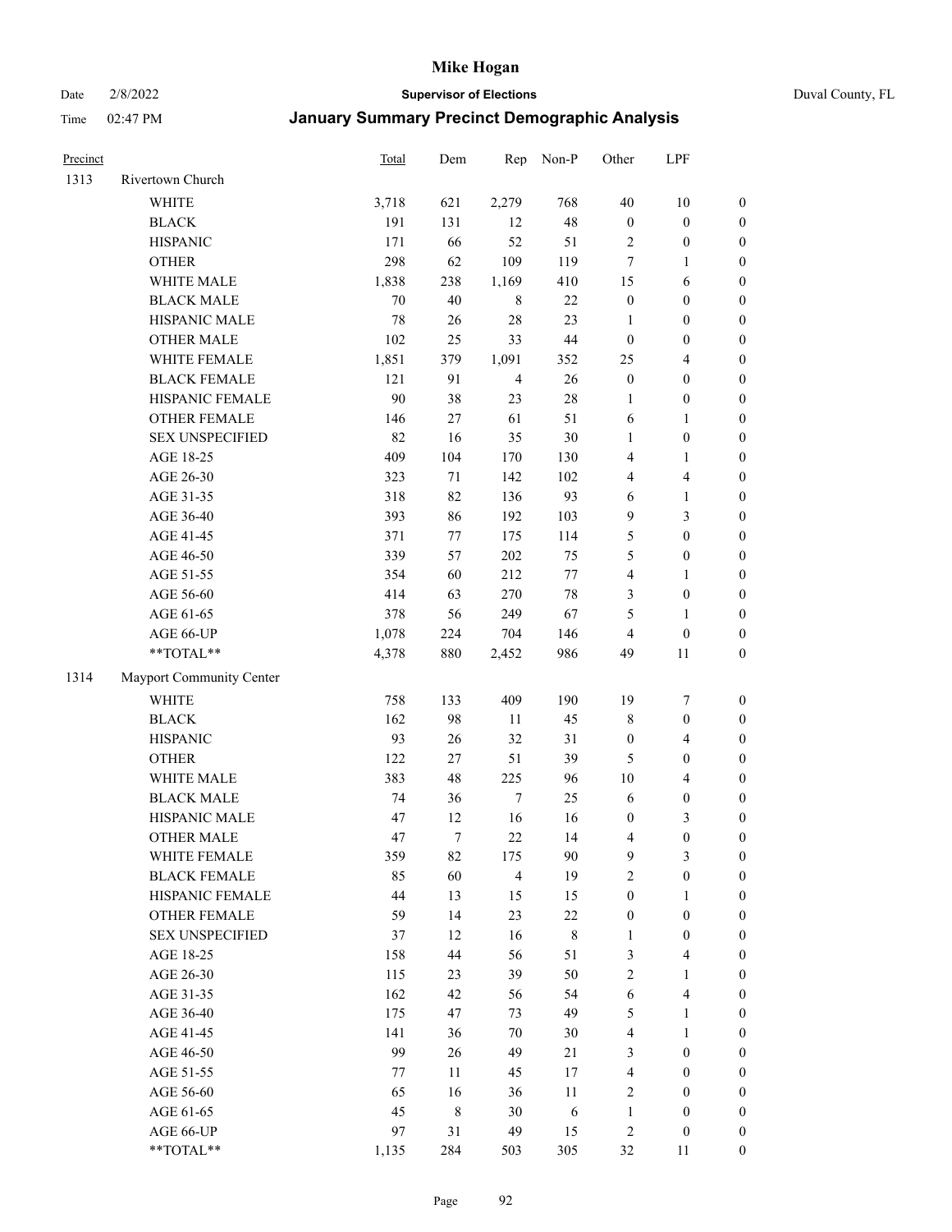# Mike Hogan

Date 2/8/2022 **Supervisor of Elections** Duval County, FL

Time 02:47 PM **January Summary Precinct Demographic Analysis**

| Precinct | | Total | Dem | Rep | Non-P | Other | LPF | |
|---|---|---|---|---|---|---|---|---|
| 1313 | Rivertown Church | | | | | | | |
| | WHITE | 3,718 | 621 | 2,279 | 768 | 40 | 10 | 0 |
| | BLACK | 191 | 131 | 12 | 48 | 0 | 0 | 0 |
| | HISPANIC | 171 | 66 | 52 | 51 | 2 | 0 | 0 |
| | OTHER | 298 | 62 | 109 | 119 | 7 | 1 | 0 |
| | WHITE MALE | 1,838 | 238 | 1,169 | 410 | 15 | 6 | 0 |
| | BLACK MALE | 70 | 40 | 8 | 22 | 0 | 0 | 0 |
| | HISPANIC MALE | 78 | 26 | 28 | 23 | 1 | 0 | 0 |
| | OTHER MALE | 102 | 25 | 33 | 44 | 0 | 0 | 0 |
| | WHITE FEMALE | 1,851 | 379 | 1,091 | 352 | 25 | 4 | 0 |
| | BLACK FEMALE | 121 | 91 | 4 | 26 | 0 | 0 | 0 |
| | HISPANIC FEMALE | 90 | 38 | 23 | 28 | 1 | 0 | 0 |
| | OTHER FEMALE | 146 | 27 | 61 | 51 | 6 | 1 | 0 |
| | SEX UNSPECIFIED | 82 | 16 | 35 | 30 | 1 | 0 | 0 |
| | AGE 18-25 | 409 | 104 | 170 | 130 | 4 | 1 | 0 |
| | AGE 26-30 | 323 | 71 | 142 | 102 | 4 | 4 | 0 |
| | AGE 31-35 | 318 | 82 | 136 | 93 | 6 | 1 | 0 |
| | AGE 36-40 | 393 | 86 | 192 | 103 | 9 | 3 | 0 |
| | AGE 41-45 | 371 | 77 | 175 | 114 | 5 | 0 | 0 |
| | AGE 46-50 | 339 | 57 | 202 | 75 | 5 | 0 | 0 |
| | AGE 51-55 | 354 | 60 | 212 | 77 | 4 | 1 | 0 |
| | AGE 56-60 | 414 | 63 | 270 | 78 | 3 | 0 | 0 |
| | AGE 61-65 | 378 | 56 | 249 | 67 | 5 | 1 | 0 |
| | AGE 66-UP | 1,078 | 224 | 704 | 146 | 4 | 0 | 0 |
| | **TOTAL** | 4,378 | 880 | 2,452 | 986 | 49 | 11 | 0 |
| 1314 | Mayport Community Center | | | | | | | |
| | WHITE | 758 | 133 | 409 | 190 | 19 | 7 | 0 |
| | BLACK | 162 | 98 | 11 | 45 | 8 | 0 | 0 |
| | HISPANIC | 93 | 26 | 32 | 31 | 0 | 4 | 0 |
| | OTHER | 122 | 27 | 51 | 39 | 5 | 0 | 0 |
| | WHITE MALE | 383 | 48 | 225 | 96 | 10 | 4 | 0 |
| | BLACK MALE | 74 | 36 | 7 | 25 | 6 | 0 | 0 |
| | HISPANIC MALE | 47 | 12 | 16 | 16 | 0 | 3 | 0 |
| | OTHER MALE | 47 | 7 | 22 | 14 | 4 | 0 | 0 |
| | WHITE FEMALE | 359 | 82 | 175 | 90 | 9 | 3 | 0 |
| | BLACK FEMALE | 85 | 60 | 4 | 19 | 2 | 0 | 0 |
| | HISPANIC FEMALE | 44 | 13 | 15 | 15 | 0 | 1 | 0 |
| | OTHER FEMALE | 59 | 14 | 23 | 22 | 0 | 0 | 0 |
| | SEX UNSPECIFIED | 37 | 12 | 16 | 8 | 1 | 0 | 0 |
| | AGE 18-25 | 158 | 44 | 56 | 51 | 3 | 4 | 0 |
| | AGE 26-30 | 115 | 23 | 39 | 50 | 2 | 1 | 0 |
| | AGE 31-35 | 162 | 42 | 56 | 54 | 6 | 4 | 0 |
| | AGE 36-40 | 175 | 47 | 73 | 49 | 5 | 1 | 0 |
| | AGE 41-45 | 141 | 36 | 70 | 30 | 4 | 1 | 0 |
| | AGE 46-50 | 99 | 26 | 49 | 21 | 3 | 0 | 0 |
| | AGE 51-55 | 77 | 11 | 45 | 17 | 4 | 0 | 0 |
| | AGE 56-60 | 65 | 16 | 36 | 11 | 2 | 0 | 0 |
| | AGE 61-65 | 45 | 8 | 30 | 6 | 1 | 0 | 0 |
| | AGE 66-UP | 97 | 31 | 49 | 15 | 2 | 0 | 0 |
| | **TOTAL** | 1,135 | 284 | 503 | 305 | 32 | 11 | 0 |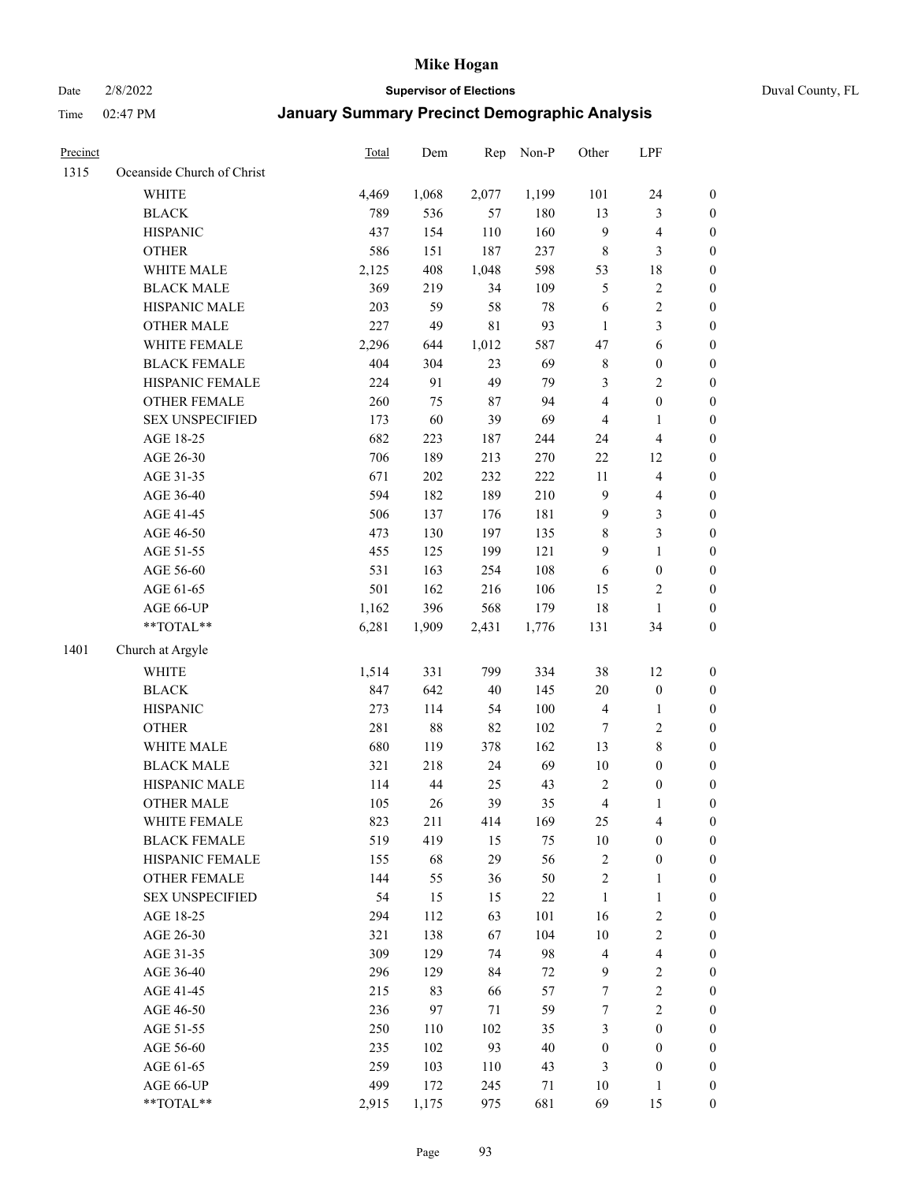# Mike Hogan

Date 2/8/2022 — **Supervisor of Elections** — Duval County, FL

Time 02:47 PM — **January Summary Precinct Demographic Analysis**

| Precinct | | Total | Dem | Rep | Non-P | Other | LPF | |
|---|---|---|---|---|---|---|---|---|
| 1315 | Oceanside Church of Christ | | | | | | | |
| | WHITE | 4,469 | 1,068 | 2,077 | 1,199 | 101 | 24 | 0 |
| | BLACK | 789 | 536 | 57 | 180 | 13 | 3 | 0 |
| | HISPANIC | 437 | 154 | 110 | 160 | 9 | 4 | 0 |
| | OTHER | 586 | 151 | 187 | 237 | 8 | 3 | 0 |
| | WHITE MALE | 2,125 | 408 | 1,048 | 598 | 53 | 18 | 0 |
| | BLACK MALE | 369 | 219 | 34 | 109 | 5 | 2 | 0 |
| | HISPANIC MALE | 203 | 59 | 58 | 78 | 6 | 2 | 0 |
| | OTHER MALE | 227 | 49 | 81 | 93 | 1 | 3 | 0 |
| | WHITE FEMALE | 2,296 | 644 | 1,012 | 587 | 47 | 6 | 0 |
| | BLACK FEMALE | 404 | 304 | 23 | 69 | 8 | 0 | 0 |
| | HISPANIC FEMALE | 224 | 91 | 49 | 79 | 3 | 2 | 0 |
| | OTHER FEMALE | 260 | 75 | 87 | 94 | 4 | 0 | 0 |
| | SEX UNSPECIFIED | 173 | 60 | 39 | 69 | 4 | 1 | 0 |
| | AGE 18-25 | 682 | 223 | 187 | 244 | 24 | 4 | 0 |
| | AGE 26-30 | 706 | 189 | 213 | 270 | 22 | 12 | 0 |
| | AGE 31-35 | 671 | 202 | 232 | 222 | 11 | 4 | 0 |
| | AGE 36-40 | 594 | 182 | 189 | 210 | 9 | 4 | 0 |
| | AGE 41-45 | 506 | 137 | 176 | 181 | 9 | 3 | 0 |
| | AGE 46-50 | 473 | 130 | 197 | 135 | 8 | 3 | 0 |
| | AGE 51-55 | 455 | 125 | 199 | 121 | 9 | 1 | 0 |
| | AGE 56-60 | 531 | 163 | 254 | 108 | 6 | 0 | 0 |
| | AGE 61-65 | 501 | 162 | 216 | 106 | 15 | 2 | 0 |
| | AGE 66-UP | 1,162 | 396 | 568 | 179 | 18 | 1 | 0 |
| | **TOTAL** | 6,281 | 1,909 | 2,431 | 1,776 | 131 | 34 | 0 |
| 1401 | Church at Argyle | | | | | | | |
| | WHITE | 1,514 | 331 | 799 | 334 | 38 | 12 | 0 |
| | BLACK | 847 | 642 | 40 | 145 | 20 | 0 | 0 |
| | HISPANIC | 273 | 114 | 54 | 100 | 4 | 1 | 0 |
| | OTHER | 281 | 88 | 82 | 102 | 7 | 2 | 0 |
| | WHITE MALE | 680 | 119 | 378 | 162 | 13 | 8 | 0 |
| | BLACK MALE | 321 | 218 | 24 | 69 | 10 | 0 | 0 |
| | HISPANIC MALE | 114 | 44 | 25 | 43 | 2 | 0 | 0 |
| | OTHER MALE | 105 | 26 | 39 | 35 | 4 | 1 | 0 |
| | WHITE FEMALE | 823 | 211 | 414 | 169 | 25 | 4 | 0 |
| | BLACK FEMALE | 519 | 419 | 15 | 75 | 10 | 0 | 0 |
| | HISPANIC FEMALE | 155 | 68 | 29 | 56 | 2 | 0 | 0 |
| | OTHER FEMALE | 144 | 55 | 36 | 50 | 2 | 1 | 0 |
| | SEX UNSPECIFIED | 54 | 15 | 15 | 22 | 1 | 1 | 0 |
| | AGE 18-25 | 294 | 112 | 63 | 101 | 16 | 2 | 0 |
| | AGE 26-30 | 321 | 138 | 67 | 104 | 10 | 2 | 0 |
| | AGE 31-35 | 309 | 129 | 74 | 98 | 4 | 4 | 0 |
| | AGE 36-40 | 296 | 129 | 84 | 72 | 9 | 2 | 0 |
| | AGE 41-45 | 215 | 83 | 66 | 57 | 7 | 2 | 0 |
| | AGE 46-50 | 236 | 97 | 71 | 59 | 7 | 2 | 0 |
| | AGE 51-55 | 250 | 110 | 102 | 35 | 3 | 0 | 0 |
| | AGE 56-60 | 235 | 102 | 93 | 40 | 0 | 0 | 0 |
| | AGE 61-65 | 259 | 103 | 110 | 43 | 3 | 0 | 0 |
| | AGE 66-UP | 499 | 172 | 245 | 71 | 10 | 1 | 0 |
| | **TOTAL** | 2,915 | 1,175 | 975 | 681 | 69 | 15 | 0 |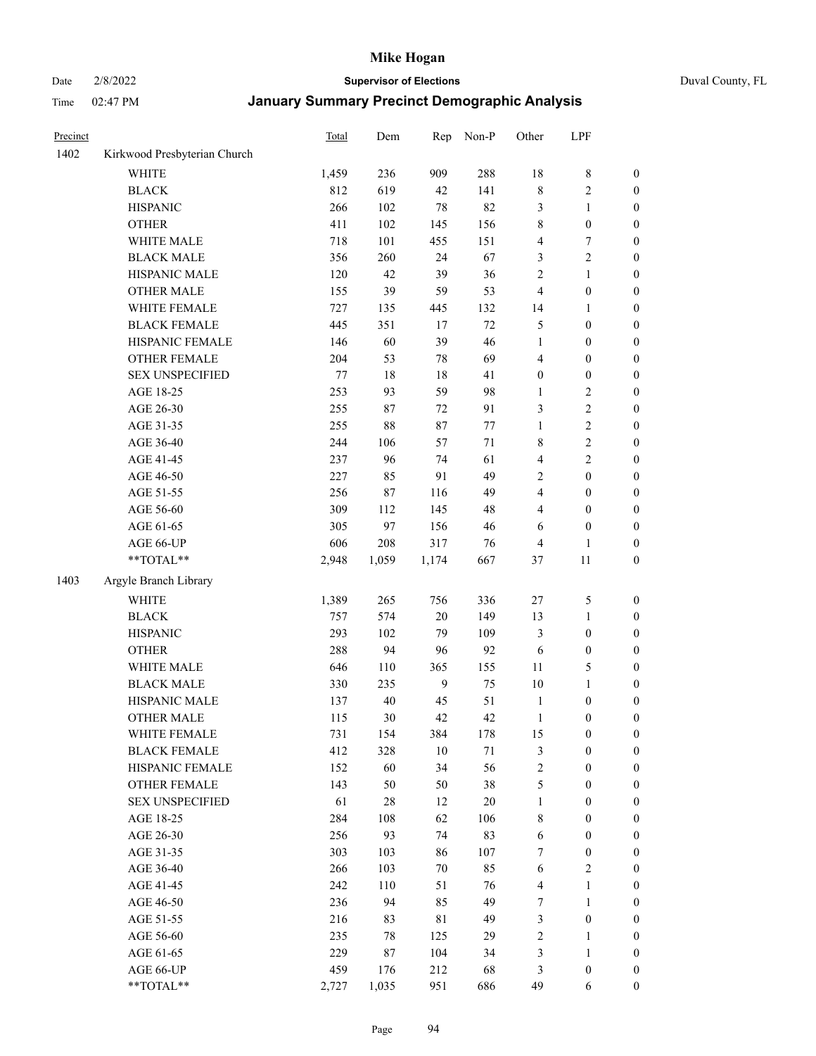# Mike Hogan

Date 2/8/2022 **Supervisor of Elections** Duval County, FL

Time 02:47 PM **January Summary Precinct Demographic Analysis**

| Precinct | | Total | Dem | Rep | Non-P | Other | LPF | |
|---|---|---|---|---|---|---|---|---|
| 1402 | Kirkwood Presbyterian Church | | | | | | | |
| | WHITE | 1,459 | 236 | 909 | 288 | 18 | 8 | 0 |
| | BLACK | 812 | 619 | 42 | 141 | 8 | 2 | 0 |
| | HISPANIC | 266 | 102 | 78 | 82 | 3 | 1 | 0 |
| | OTHER | 411 | 102 | 145 | 156 | 8 | 0 | 0 |
| | WHITE MALE | 718 | 101 | 455 | 151 | 4 | 7 | 0 |
| | BLACK MALE | 356 | 260 | 24 | 67 | 3 | 2 | 0 |
| | HISPANIC MALE | 120 | 42 | 39 | 36 | 2 | 1 | 0 |
| | OTHER MALE | 155 | 39 | 59 | 53 | 4 | 0 | 0 |
| | WHITE FEMALE | 727 | 135 | 445 | 132 | 14 | 1 | 0 |
| | BLACK FEMALE | 445 | 351 | 17 | 72 | 5 | 0 | 0 |
| | HISPANIC FEMALE | 146 | 60 | 39 | 46 | 1 | 0 | 0 |
| | OTHER FEMALE | 204 | 53 | 78 | 69 | 4 | 0 | 0 |
| | SEX UNSPECIFIED | 77 | 18 | 18 | 41 | 0 | 0 | 0 |
| | AGE 18-25 | 253 | 93 | 59 | 98 | 1 | 2 | 0 |
| | AGE 26-30 | 255 | 87 | 72 | 91 | 3 | 2 | 0 |
| | AGE 31-35 | 255 | 88 | 87 | 77 | 1 | 2 | 0 |
| | AGE 36-40 | 244 | 106 | 57 | 71 | 8 | 2 | 0 |
| | AGE 41-45 | 237 | 96 | 74 | 61 | 4 | 2 | 0 |
| | AGE 46-50 | 227 | 85 | 91 | 49 | 2 | 0 | 0 |
| | AGE 51-55 | 256 | 87 | 116 | 49 | 4 | 0 | 0 |
| | AGE 56-60 | 309 | 112 | 145 | 48 | 4 | 0 | 0 |
| | AGE 61-65 | 305 | 97 | 156 | 46 | 6 | 0 | 0 |
| | AGE 66-UP | 606 | 208 | 317 | 76 | 4 | 1 | 0 |
| | **TOTAL** | 2,948 | 1,059 | 1,174 | 667 | 37 | 11 | 0 |
| 1403 | Argyle Branch Library | | | | | | | |
| | WHITE | 1,389 | 265 | 756 | 336 | 27 | 5 | 0 |
| | BLACK | 757 | 574 | 20 | 149 | 13 | 1 | 0 |
| | HISPANIC | 293 | 102 | 79 | 109 | 3 | 0 | 0 |
| | OTHER | 288 | 94 | 96 | 92 | 6 | 0 | 0 |
| | WHITE MALE | 646 | 110 | 365 | 155 | 11 | 5 | 0 |
| | BLACK MALE | 330 | 235 | 9 | 75 | 10 | 1 | 0 |
| | HISPANIC MALE | 137 | 40 | 45 | 51 | 1 | 0 | 0 |
| | OTHER MALE | 115 | 30 | 42 | 42 | 1 | 0 | 0 |
| | WHITE FEMALE | 731 | 154 | 384 | 178 | 15 | 0 | 0 |
| | BLACK FEMALE | 412 | 328 | 10 | 71 | 3 | 0 | 0 |
| | HISPANIC FEMALE | 152 | 60 | 34 | 56 | 2 | 0 | 0 |
| | OTHER FEMALE | 143 | 50 | 50 | 38 | 5 | 0 | 0 |
| | SEX UNSPECIFIED | 61 | 28 | 12 | 20 | 1 | 0 | 0 |
| | AGE 18-25 | 284 | 108 | 62 | 106 | 8 | 0 | 0 |
| | AGE 26-30 | 256 | 93 | 74 | 83 | 6 | 0 | 0 |
| | AGE 31-35 | 303 | 103 | 86 | 107 | 7 | 0 | 0 |
| | AGE 36-40 | 266 | 103 | 70 | 85 | 6 | 2 | 0 |
| | AGE 41-45 | 242 | 110 | 51 | 76 | 4 | 1 | 0 |
| | AGE 46-50 | 236 | 94 | 85 | 49 | 7 | 1 | 0 |
| | AGE 51-55 | 216 | 83 | 81 | 49 | 3 | 0 | 0 |
| | AGE 56-60 | 235 | 78 | 125 | 29 | 2 | 1 | 0 |
| | AGE 61-65 | 229 | 87 | 104 | 34 | 3 | 1 | 0 |
| | AGE 66-UP | 459 | 176 | 212 | 68 | 3 | 0 | 0 |
| | **TOTAL** | 2,727 | 1,035 | 951 | 686 | 49 | 6 | 0 |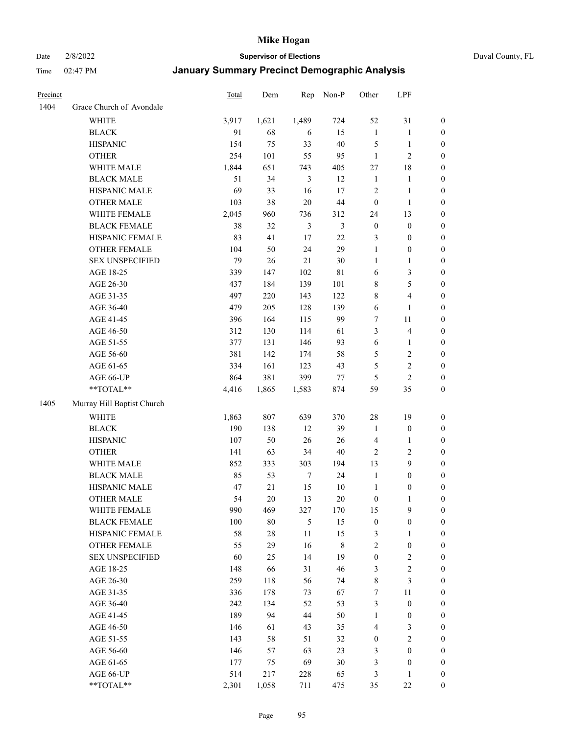# Mike Hogan

Date 2/8/2022 **Supervisor of Elections** Duval County, FL

Time 02:47 PM **January Summary Precinct Demographic Analysis**

| Precinct | | Total | Dem | Rep | Non-P | Other | LPF | |
|---|---|---|---|---|---|---|---|---|
| 1404 | Grace Church of Avondale | | | | | | | |
| | WHITE | 3,917 | 1,621 | 1,489 | 724 | 52 | 31 | 0 |
| | BLACK | 91 | 68 | 6 | 15 | 1 | 1 | 0 |
| | HISPANIC | 154 | 75 | 33 | 40 | 5 | 1 | 0 |
| | OTHER | 254 | 101 | 55 | 95 | 1 | 2 | 0 |
| | WHITE MALE | 1,844 | 651 | 743 | 405 | 27 | 18 | 0 |
| | BLACK MALE | 51 | 34 | 3 | 12 | 1 | 1 | 0 |
| | HISPANIC MALE | 69 | 33 | 16 | 17 | 2 | 1 | 0 |
| | OTHER MALE | 103 | 38 | 20 | 44 | 0 | 1 | 0 |
| | WHITE FEMALE | 2,045 | 960 | 736 | 312 | 24 | 13 | 0 |
| | BLACK FEMALE | 38 | 32 | 3 | 3 | 0 | 0 | 0 |
| | HISPANIC FEMALE | 83 | 41 | 17 | 22 | 3 | 0 | 0 |
| | OTHER FEMALE | 104 | 50 | 24 | 29 | 1 | 0 | 0 |
| | SEX UNSPECIFIED | 79 | 26 | 21 | 30 | 1 | 1 | 0 |
| | AGE 18-25 | 339 | 147 | 102 | 81 | 6 | 3 | 0 |
| | AGE 26-30 | 437 | 184 | 139 | 101 | 8 | 5 | 0 |
| | AGE 31-35 | 497 | 220 | 143 | 122 | 8 | 4 | 0 |
| | AGE 36-40 | 479 | 205 | 128 | 139 | 6 | 1 | 0 |
| | AGE 41-45 | 396 | 164 | 115 | 99 | 7 | 11 | 0 |
| | AGE 46-50 | 312 | 130 | 114 | 61 | 3 | 4 | 0 |
| | AGE 51-55 | 377 | 131 | 146 | 93 | 6 | 1 | 0 |
| | AGE 56-60 | 381 | 142 | 174 | 58 | 5 | 2 | 0 |
| | AGE 61-65 | 334 | 161 | 123 | 43 | 5 | 2 | 0 |
| | AGE 66-UP | 864 | 381 | 399 | 77 | 5 | 2 | 0 |
| | **TOTAL** | 4,416 | 1,865 | 1,583 | 874 | 59 | 35 | 0 |
| 1405 | Murray Hill Baptist Church | | | | | | | |
| | WHITE | 1,863 | 807 | 639 | 370 | 28 | 19 | 0 |
| | BLACK | 190 | 138 | 12 | 39 | 1 | 0 | 0 |
| | HISPANIC | 107 | 50 | 26 | 26 | 4 | 1 | 0 |
| | OTHER | 141 | 63 | 34 | 40 | 2 | 2 | 0 |
| | WHITE MALE | 852 | 333 | 303 | 194 | 13 | 9 | 0 |
| | BLACK MALE | 85 | 53 | 7 | 24 | 1 | 0 | 0 |
| | HISPANIC MALE | 47 | 21 | 15 | 10 | 1 | 0 | 0 |
| | OTHER MALE | 54 | 20 | 13 | 20 | 0 | 1 | 0 |
| | WHITE FEMALE | 990 | 469 | 327 | 170 | 15 | 9 | 0 |
| | BLACK FEMALE | 100 | 80 | 5 | 15 | 0 | 0 | 0 |
| | HISPANIC FEMALE | 58 | 28 | 11 | 15 | 3 | 1 | 0 |
| | OTHER FEMALE | 55 | 29 | 16 | 8 | 2 | 0 | 0 |
| | SEX UNSPECIFIED | 60 | 25 | 14 | 19 | 0 | 2 | 0 |
| | AGE 18-25 | 148 | 66 | 31 | 46 | 3 | 2 | 0 |
| | AGE 26-30 | 259 | 118 | 56 | 74 | 8 | 3 | 0 |
| | AGE 31-35 | 336 | 178 | 73 | 67 | 7 | 11 | 0 |
| | AGE 36-40 | 242 | 134 | 52 | 53 | 3 | 0 | 0 |
| | AGE 41-45 | 189 | 94 | 44 | 50 | 1 | 0 | 0 |
| | AGE 46-50 | 146 | 61 | 43 | 35 | 4 | 3 | 0 |
| | AGE 51-55 | 143 | 58 | 51 | 32 | 0 | 2 | 0 |
| | AGE 56-60 | 146 | 57 | 63 | 23 | 3 | 0 | 0 |
| | AGE 61-65 | 177 | 75 | 69 | 30 | 3 | 0 | 0 |
| | AGE 66-UP | 514 | 217 | 228 | 65 | 3 | 1 | 0 |
| | **TOTAL** | 2,301 | 1,058 | 711 | 475 | 35 | 22 | 0 |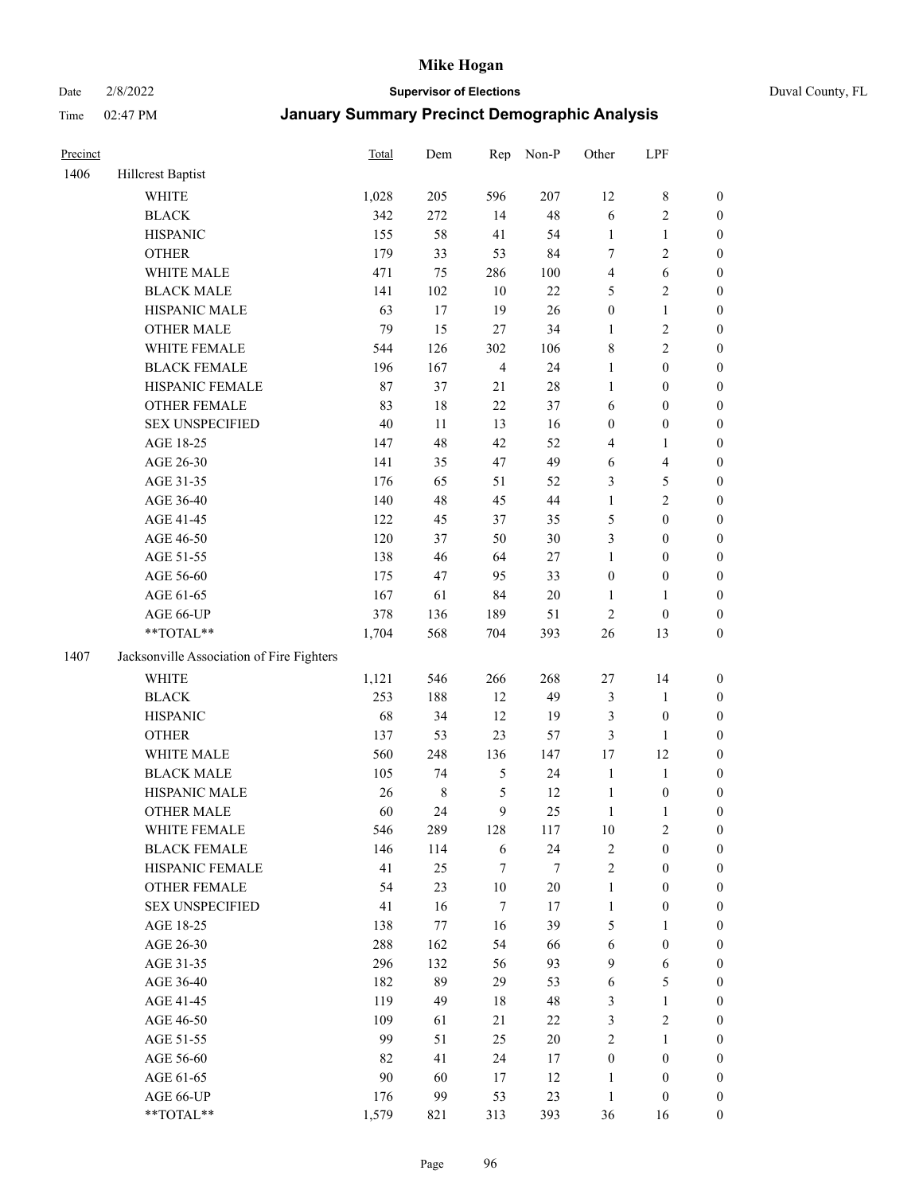# Mike Hogan

Date 2/8/2022 **Supervisor of Elections** Duval County, FL

Time 02:47 PM **January Summary Precinct Demographic Analysis**

| Precinct | | Total | Dem | Rep | Non-P | Other | LPF | |
|---|---|---|---|---|---|---|---|---|
| 1406 | Hillcrest Baptist | | | | | | | |
| | WHITE | 1,028 | 205 | 596 | 207 | 12 | 8 | 0 |
| | BLACK | 342 | 272 | 14 | 48 | 6 | 2 | 0 |
| | HISPANIC | 155 | 58 | 41 | 54 | 1 | 1 | 0 |
| | OTHER | 179 | 33 | 53 | 84 | 7 | 2 | 0 |
| | WHITE MALE | 471 | 75 | 286 | 100 | 4 | 6 | 0 |
| | BLACK MALE | 141 | 102 | 10 | 22 | 5 | 2 | 0 |
| | HISPANIC MALE | 63 | 17 | 19 | 26 | 0 | 1 | 0 |
| | OTHER MALE | 79 | 15 | 27 | 34 | 1 | 2 | 0 |
| | WHITE FEMALE | 544 | 126 | 302 | 106 | 8 | 2 | 0 |
| | BLACK FEMALE | 196 | 167 | 4 | 24 | 1 | 0 | 0 |
| | HISPANIC FEMALE | 87 | 37 | 21 | 28 | 1 | 0 | 0 |
| | OTHER FEMALE | 83 | 18 | 22 | 37 | 6 | 0 | 0 |
| | SEX UNSPECIFIED | 40 | 11 | 13 | 16 | 0 | 0 | 0 |
| | AGE 18-25 | 147 | 48 | 42 | 52 | 4 | 1 | 0 |
| | AGE 26-30 | 141 | 35 | 47 | 49 | 6 | 4 | 0 |
| | AGE 31-35 | 176 | 65 | 51 | 52 | 3 | 5 | 0 |
| | AGE 36-40 | 140 | 48 | 45 | 44 | 1 | 2 | 0 |
| | AGE 41-45 | 122 | 45 | 37 | 35 | 5 | 0 | 0 |
| | AGE 46-50 | 120 | 37 | 50 | 30 | 3 | 0 | 0 |
| | AGE 51-55 | 138 | 46 | 64 | 27 | 1 | 0 | 0 |
| | AGE 56-60 | 175 | 47 | 95 | 33 | 0 | 0 | 0 |
| | AGE 61-65 | 167 | 61 | 84 | 20 | 1 | 1 | 0 |
| | AGE 66-UP | 378 | 136 | 189 | 51 | 2 | 0 | 0 |
| | **TOTAL** | 1,704 | 568 | 704 | 393 | 26 | 13 | 0 |
| 1407 | Jacksonville Association of Fire Fighters | | | | | | | |
| | WHITE | 1,121 | 546 | 266 | 268 | 27 | 14 | 0 |
| | BLACK | 253 | 188 | 12 | 49 | 3 | 1 | 0 |
| | HISPANIC | 68 | 34 | 12 | 19 | 3 | 0 | 0 |
| | OTHER | 137 | 53 | 23 | 57 | 3 | 1 | 0 |
| | WHITE MALE | 560 | 248 | 136 | 147 | 17 | 12 | 0 |
| | BLACK MALE | 105 | 74 | 5 | 24 | 1 | 1 | 0 |
| | HISPANIC MALE | 26 | 8 | 5 | 12 | 1 | 0 | 0 |
| | OTHER MALE | 60 | 24 | 9 | 25 | 1 | 1 | 0 |
| | WHITE FEMALE | 546 | 289 | 128 | 117 | 10 | 2 | 0 |
| | BLACK FEMALE | 146 | 114 | 6 | 24 | 2 | 0 | 0 |
| | HISPANIC FEMALE | 41 | 25 | 7 | 7 | 2 | 0 | 0 |
| | OTHER FEMALE | 54 | 23 | 10 | 20 | 1 | 0 | 0 |
| | SEX UNSPECIFIED | 41 | 16 | 7 | 17 | 1 | 0 | 0 |
| | AGE 18-25 | 138 | 77 | 16 | 39 | 5 | 1 | 0 |
| | AGE 26-30 | 288 | 162 | 54 | 66 | 6 | 0 | 0 |
| | AGE 31-35 | 296 | 132 | 56 | 93 | 9 | 6 | 0 |
| | AGE 36-40 | 182 | 89 | 29 | 53 | 6 | 5 | 0 |
| | AGE 41-45 | 119 | 49 | 18 | 48 | 3 | 1 | 0 |
| | AGE 46-50 | 109 | 61 | 21 | 22 | 3 | 2 | 0 |
| | AGE 51-55 | 99 | 51 | 25 | 20 | 2 | 1 | 0 |
| | AGE 56-60 | 82 | 41 | 24 | 17 | 0 | 0 | 0 |
| | AGE 61-65 | 90 | 60 | 17 | 12 | 1 | 0 | 0 |
| | AGE 66-UP | 176 | 99 | 53 | 23 | 1 | 0 | 0 |
| | **TOTAL** | 1,579 | 821 | 313 | 393 | 36 | 16 | 0 |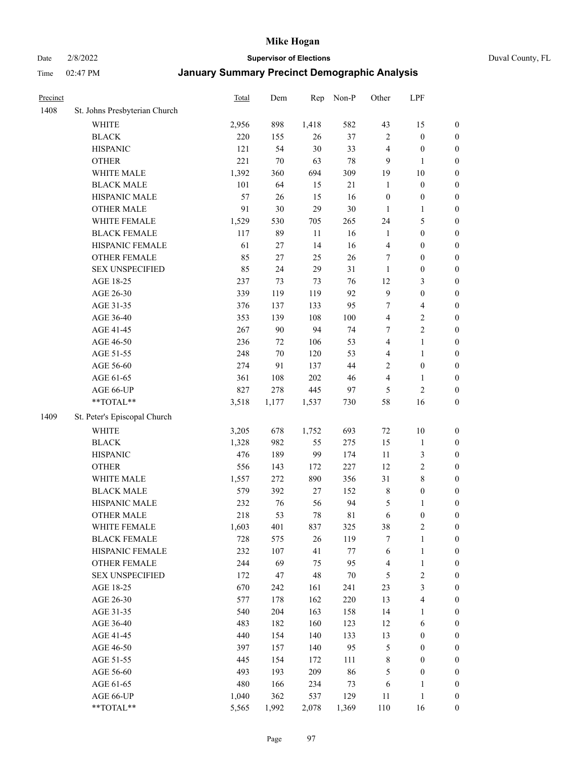| Precinct | | Total | Dem | Rep | Non-P | Other | LPF | |
|---|---|---|---|---|---|---|---|---|
| 1408 | St. Johns Presbyterian Church | | | | | | | |
| | WHITE | 2,956 | 898 | 1,418 | 582 | 43 | 15 | 0 |
| | BLACK | 220 | 155 | 26 | 37 | 2 | 0 | 0 |
| | HISPANIC | 121 | 54 | 30 | 33 | 4 | 0 | 0 |
| | OTHER | 221 | 70 | 63 | 78 | 9 | 1 | 0 |
| | WHITE MALE | 1,392 | 360 | 694 | 309 | 19 | 10 | 0 |
| | BLACK MALE | 101 | 64 | 15 | 21 | 1 | 0 | 0 |
| | HISPANIC MALE | 57 | 26 | 15 | 16 | 0 | 0 | 0 |
| | OTHER MALE | 91 | 30 | 29 | 30 | 1 | 1 | 0 |
| | WHITE FEMALE | 1,529 | 530 | 705 | 265 | 24 | 5 | 0 |
| | BLACK FEMALE | 117 | 89 | 11 | 16 | 1 | 0 | 0 |
| | HISPANIC FEMALE | 61 | 27 | 14 | 16 | 4 | 0 | 0 |
| | OTHER FEMALE | 85 | 27 | 25 | 26 | 7 | 0 | 0 |
| | SEX UNSPECIFIED | 85 | 24 | 29 | 31 | 1 | 0 | 0 |
| | AGE 18-25 | 237 | 73 | 73 | 76 | 12 | 3 | 0 |
| | AGE 26-30 | 339 | 119 | 119 | 92 | 9 | 0 | 0 |
| | AGE 31-35 | 376 | 137 | 133 | 95 | 7 | 4 | 0 |
| | AGE 36-40 | 353 | 139 | 108 | 100 | 4 | 2 | 0 |
| | AGE 41-45 | 267 | 90 | 94 | 74 | 7 | 2 | 0 |
| | AGE 46-50 | 236 | 72 | 106 | 53 | 4 | 1 | 0 |
| | AGE 51-55 | 248 | 70 | 120 | 53 | 4 | 1 | 0 |
| | AGE 56-60 | 274 | 91 | 137 | 44 | 2 | 0 | 0 |
| | AGE 61-65 | 361 | 108 | 202 | 46 | 4 | 1 | 0 |
| | AGE 66-UP | 827 | 278 | 445 | 97 | 5 | 2 | 0 |
| | **TOTAL** | 3,518 | 1,177 | 1,537 | 730 | 58 | 16 | 0 |
| 1409 | St. Peter's Episcopal Church | | | | | | | |
| | WHITE | 3,205 | 678 | 1,752 | 693 | 72 | 10 | 0 |
| | BLACK | 1,328 | 982 | 55 | 275 | 15 | 1 | 0 |
| | HISPANIC | 476 | 189 | 99 | 174 | 11 | 3 | 0 |
| | OTHER | 556 | 143 | 172 | 227 | 12 | 2 | 0 |
| | WHITE MALE | 1,557 | 272 | 890 | 356 | 31 | 8 | 0 |
| | BLACK MALE | 579 | 392 | 27 | 152 | 8 | 0 | 0 |
| | HISPANIC MALE | 232 | 76 | 56 | 94 | 5 | 1 | 0 |
| | OTHER MALE | 218 | 53 | 78 | 81 | 6 | 0 | 0 |
| | WHITE FEMALE | 1,603 | 401 | 837 | 325 | 38 | 2 | 0 |
| | BLACK FEMALE | 728 | 575 | 26 | 119 | 7 | 1 | 0 |
| | HISPANIC FEMALE | 232 | 107 | 41 | 77 | 6 | 1 | 0 |
| | OTHER FEMALE | 244 | 69 | 75 | 95 | 4 | 1 | 0 |
| | SEX UNSPECIFIED | 172 | 47 | 48 | 70 | 5 | 2 | 0 |
| | AGE 18-25 | 670 | 242 | 161 | 241 | 23 | 3 | 0 |
| | AGE 26-30 | 577 | 178 | 162 | 220 | 13 | 4 | 0 |
| | AGE 31-35 | 540 | 204 | 163 | 158 | 14 | 1 | 0 |
| | AGE 36-40 | 483 | 182 | 160 | 123 | 12 | 6 | 0 |
| | AGE 41-45 | 440 | 154 | 140 | 133 | 13 | 0 | 0 |
| | AGE 46-50 | 397 | 157 | 140 | 95 | 5 | 0 | 0 |
| | AGE 51-55 | 445 | 154 | 172 | 111 | 8 | 0 | 0 |
| | AGE 56-60 | 493 | 193 | 209 | 86 | 5 | 0 | 0 |
| | AGE 61-65 | 480 | 166 | 234 | 73 | 6 | 1 | 0 |
| | AGE 66-UP | 1,040 | 362 | 537 | 129 | 11 | 1 | 0 |
| | **TOTAL** | 5,565 | 1,992 | 2,078 | 1,369 | 110 | 16 | 0 |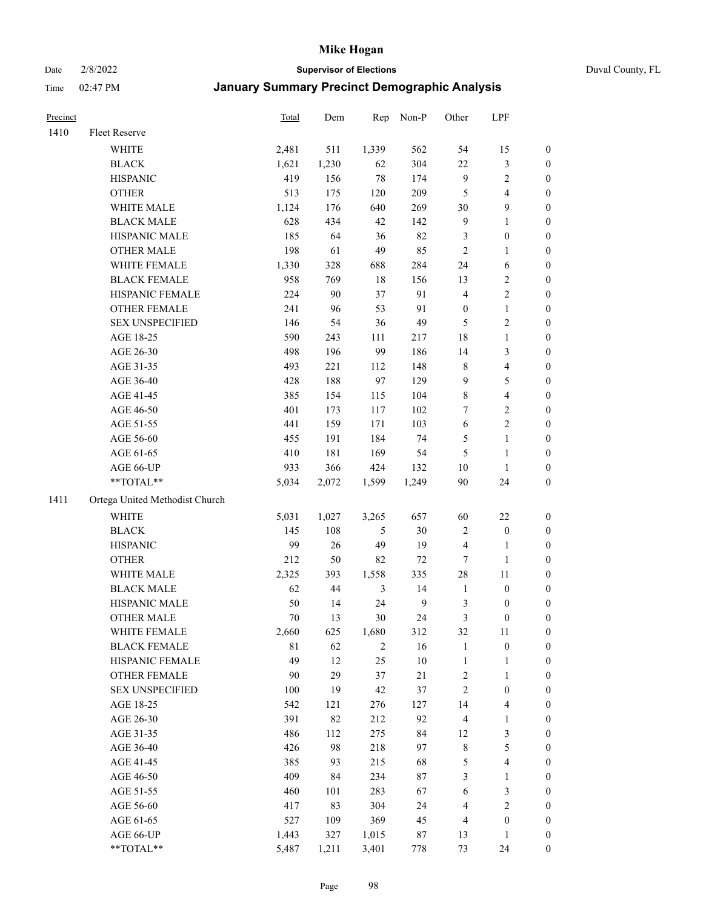# Mike Hogan

Date 2/8/2022 **Supervisor of Elections** Duval County, FL

Time 02:47 PM **January Summary Precinct Demographic Analysis**

| Precinct | | Total | Dem | Rep | Non-P | Other | LPF | |
|---|---|---|---|---|---|---|---|---|
| 1410 | Fleet Reserve | | | | | | | |
| | WHITE | 2,481 | 511 | 1,339 | 562 | 54 | 15 | 0 |
| | BLACK | 1,621 | 1,230 | 62 | 304 | 22 | 3 | 0 |
| | HISPANIC | 419 | 156 | 78 | 174 | 9 | 2 | 0 |
| | OTHER | 513 | 175 | 120 | 209 | 5 | 4 | 0 |
| | WHITE MALE | 1,124 | 176 | 640 | 269 | 30 | 9 | 0 |
| | BLACK MALE | 628 | 434 | 42 | 142 | 9 | 1 | 0 |
| | HISPANIC MALE | 185 | 64 | 36 | 82 | 3 | 0 | 0 |
| | OTHER MALE | 198 | 61 | 49 | 85 | 2 | 1 | 0 |
| | WHITE FEMALE | 1,330 | 328 | 688 | 284 | 24 | 6 | 0 |
| | BLACK FEMALE | 958 | 769 | 18 | 156 | 13 | 2 | 0 |
| | HISPANIC FEMALE | 224 | 90 | 37 | 91 | 4 | 2 | 0 |
| | OTHER FEMALE | 241 | 96 | 53 | 91 | 0 | 1 | 0 |
| | SEX UNSPECIFIED | 146 | 54 | 36 | 49 | 5 | 2 | 0 |
| | AGE 18-25 | 590 | 243 | 111 | 217 | 18 | 1 | 0 |
| | AGE 26-30 | 498 | 196 | 99 | 186 | 14 | 3 | 0 |
| | AGE 31-35 | 493 | 221 | 112 | 148 | 8 | 4 | 0 |
| | AGE 36-40 | 428 | 188 | 97 | 129 | 9 | 5 | 0 |
| | AGE 41-45 | 385 | 154 | 115 | 104 | 8 | 4 | 0 |
| | AGE 46-50 | 401 | 173 | 117 | 102 | 7 | 2 | 0 |
| | AGE 51-55 | 441 | 159 | 171 | 103 | 6 | 2 | 0 |
| | AGE 56-60 | 455 | 191 | 184 | 74 | 5 | 1 | 0 |
| | AGE 61-65 | 410 | 181 | 169 | 54 | 5 | 1 | 0 |
| | AGE 66-UP | 933 | 366 | 424 | 132 | 10 | 1 | 0 |
| | **TOTAL** | 5,034 | 2,072 | 1,599 | 1,249 | 90 | 24 | 0 |
| 1411 | Ortega United Methodist Church | | | | | | | |
| | WHITE | 5,031 | 1,027 | 3,265 | 657 | 60 | 22 | 0 |
| | BLACK | 145 | 108 | 5 | 30 | 2 | 0 | 0 |
| | HISPANIC | 99 | 26 | 49 | 19 | 4 | 1 | 0 |
| | OTHER | 212 | 50 | 82 | 72 | 7 | 1 | 0 |
| | WHITE MALE | 2,325 | 393 | 1,558 | 335 | 28 | 11 | 0 |
| | BLACK MALE | 62 | 44 | 3 | 14 | 1 | 0 | 0 |
| | HISPANIC MALE | 50 | 14 | 24 | 9 | 3 | 0 | 0 |
| | OTHER MALE | 70 | 13 | 30 | 24 | 3 | 0 | 0 |
| | WHITE FEMALE | 2,660 | 625 | 1,680 | 312 | 32 | 11 | 0 |
| | BLACK FEMALE | 81 | 62 | 2 | 16 | 1 | 0 | 0 |
| | HISPANIC FEMALE | 49 | 12 | 25 | 10 | 1 | 1 | 0 |
| | OTHER FEMALE | 90 | 29 | 37 | 21 | 2 | 1 | 0 |
| | SEX UNSPECIFIED | 100 | 19 | 42 | 37 | 2 | 0 | 0 |
| | AGE 18-25 | 542 | 121 | 276 | 127 | 14 | 4 | 0 |
| | AGE 26-30 | 391 | 82 | 212 | 92 | 4 | 1 | 0 |
| | AGE 31-35 | 486 | 112 | 275 | 84 | 12 | 3 | 0 |
| | AGE 36-40 | 426 | 98 | 218 | 97 | 8 | 5 | 0 |
| | AGE 41-45 | 385 | 93 | 215 | 68 | 5 | 4 | 0 |
| | AGE 46-50 | 409 | 84 | 234 | 87 | 3 | 1 | 0 |
| | AGE 51-55 | 460 | 101 | 283 | 67 | 6 | 3 | 0 |
| | AGE 56-60 | 417 | 83 | 304 | 24 | 4 | 2 | 0 |
| | AGE 61-65 | 527 | 109 | 369 | 45 | 4 | 0 | 0 |
| | AGE 66-UP | 1,443 | 327 | 1,015 | 87 | 13 | 1 | 0 |
| | **TOTAL** | 5,487 | 1,211 | 3,401 | 778 | 73 | 24 | 0 |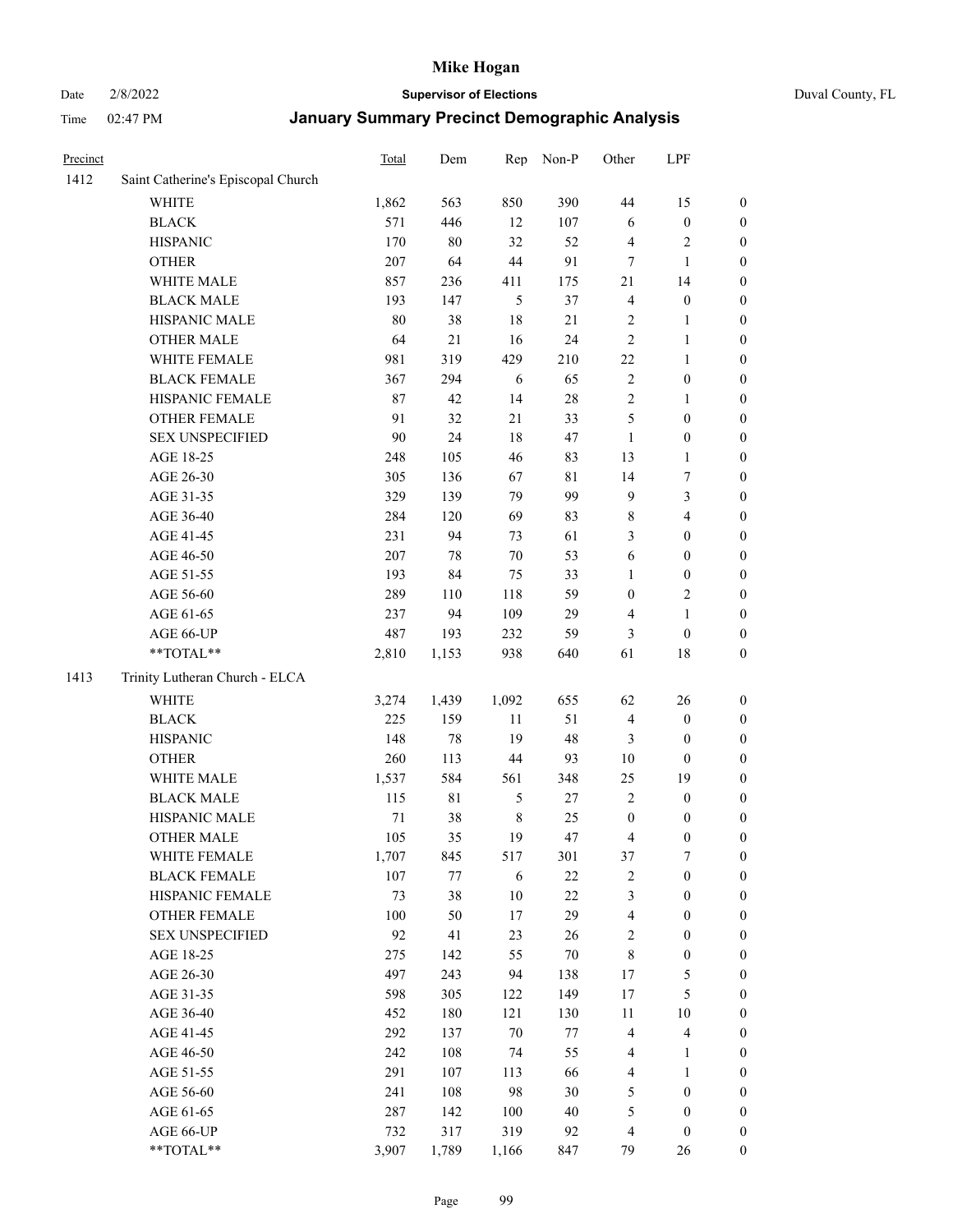| Precinct | | Total | Dem | Rep | Non-P | Other | LPF | |
|---|---|---|---|---|---|---|---|---|
| 1412 | Saint Catherine's Episcopal Church | | | | | | | |
| | WHITE | 1,862 | 563 | 850 | 390 | 44 | 15 | 0 |
| | BLACK | 571 | 446 | 12 | 107 | 6 | 0 | 0 |
| | HISPANIC | 170 | 80 | 32 | 52 | 4 | 2 | 0 |
| | OTHER | 207 | 64 | 44 | 91 | 7 | 1 | 0 |
| | WHITE MALE | 857 | 236 | 411 | 175 | 21 | 14 | 0 |
| | BLACK MALE | 193 | 147 | 5 | 37 | 4 | 0 | 0 |
| | HISPANIC MALE | 80 | 38 | 18 | 21 | 2 | 1 | 0 |
| | OTHER MALE | 64 | 21 | 16 | 24 | 2 | 1 | 0 |
| | WHITE FEMALE | 981 | 319 | 429 | 210 | 22 | 1 | 0 |
| | BLACK FEMALE | 367 | 294 | 6 | 65 | 2 | 0 | 0 |
| | HISPANIC FEMALE | 87 | 42 | 14 | 28 | 2 | 1 | 0 |
| | OTHER FEMALE | 91 | 32 | 21 | 33 | 5 | 0 | 0 |
| | SEX UNSPECIFIED | 90 | 24 | 18 | 47 | 1 | 0 | 0 |
| | AGE 18-25 | 248 | 105 | 46 | 83 | 13 | 1 | 0 |
| | AGE 26-30 | 305 | 136 | 67 | 81 | 14 | 7 | 0 |
| | AGE 31-35 | 329 | 139 | 79 | 99 | 9 | 3 | 0 |
| | AGE 36-40 | 284 | 120 | 69 | 83 | 8 | 4 | 0 |
| | AGE 41-45 | 231 | 94 | 73 | 61 | 3 | 0 | 0 |
| | AGE 46-50 | 207 | 78 | 70 | 53 | 6 | 0 | 0 |
| | AGE 51-55 | 193 | 84 | 75 | 33 | 1 | 0 | 0 |
| | AGE 56-60 | 289 | 110 | 118 | 59 | 0 | 2 | 0 |
| | AGE 61-65 | 237 | 94 | 109 | 29 | 4 | 1 | 0 |
| | AGE 66-UP | 487 | 193 | 232 | 59 | 3 | 0 | 0 |
| | **TOTAL** | 2,810 | 1,153 | 938 | 640 | 61 | 18 | 0 |
| 1413 | Trinity Lutheran Church - ELCA | | | | | | | |
| | WHITE | 3,274 | 1,439 | 1,092 | 655 | 62 | 26 | 0 |
| | BLACK | 225 | 159 | 11 | 51 | 4 | 0 | 0 |
| | HISPANIC | 148 | 78 | 19 | 48 | 3 | 0 | 0 |
| | OTHER | 260 | 113 | 44 | 93 | 10 | 0 | 0 |
| | WHITE MALE | 1,537 | 584 | 561 | 348 | 25 | 19 | 0 |
| | BLACK MALE | 115 | 81 | 5 | 27 | 2 | 0 | 0 |
| | HISPANIC MALE | 71 | 38 | 8 | 25 | 0 | 0 | 0 |
| | OTHER MALE | 105 | 35 | 19 | 47 | 4 | 0 | 0 |
| | WHITE FEMALE | 1,707 | 845 | 517 | 301 | 37 | 7 | 0 |
| | BLACK FEMALE | 107 | 77 | 6 | 22 | 2 | 0 | 0 |
| | HISPANIC FEMALE | 73 | 38 | 10 | 22 | 3 | 0 | 0 |
| | OTHER FEMALE | 100 | 50 | 17 | 29 | 4 | 0 | 0 |
| | SEX UNSPECIFIED | 92 | 41 | 23 | 26 | 2 | 0 | 0 |
| | AGE 18-25 | 275 | 142 | 55 | 70 | 8 | 0 | 0 |
| | AGE 26-30 | 497 | 243 | 94 | 138 | 17 | 5 | 0 |
| | AGE 31-35 | 598 | 305 | 122 | 149 | 17 | 5 | 0 |
| | AGE 36-40 | 452 | 180 | 121 | 130 | 11 | 10 | 0 |
| | AGE 41-45 | 292 | 137 | 70 | 77 | 4 | 4 | 0 |
| | AGE 46-50 | 242 | 108 | 74 | 55 | 4 | 1 | 0 |
| | AGE 51-55 | 291 | 107 | 113 | 66 | 4 | 1 | 0 |
| | AGE 56-60 | 241 | 108 | 98 | 30 | 5 | 0 | 0 |
| | AGE 61-65 | 287 | 142 | 100 | 40 | 5 | 0 | 0 |
| | AGE 66-UP | 732 | 317 | 319 | 92 | 4 | 0 | 0 |
| | **TOTAL** | 3,907 | 1,789 | 1,166 | 847 | 79 | 26 | 0 |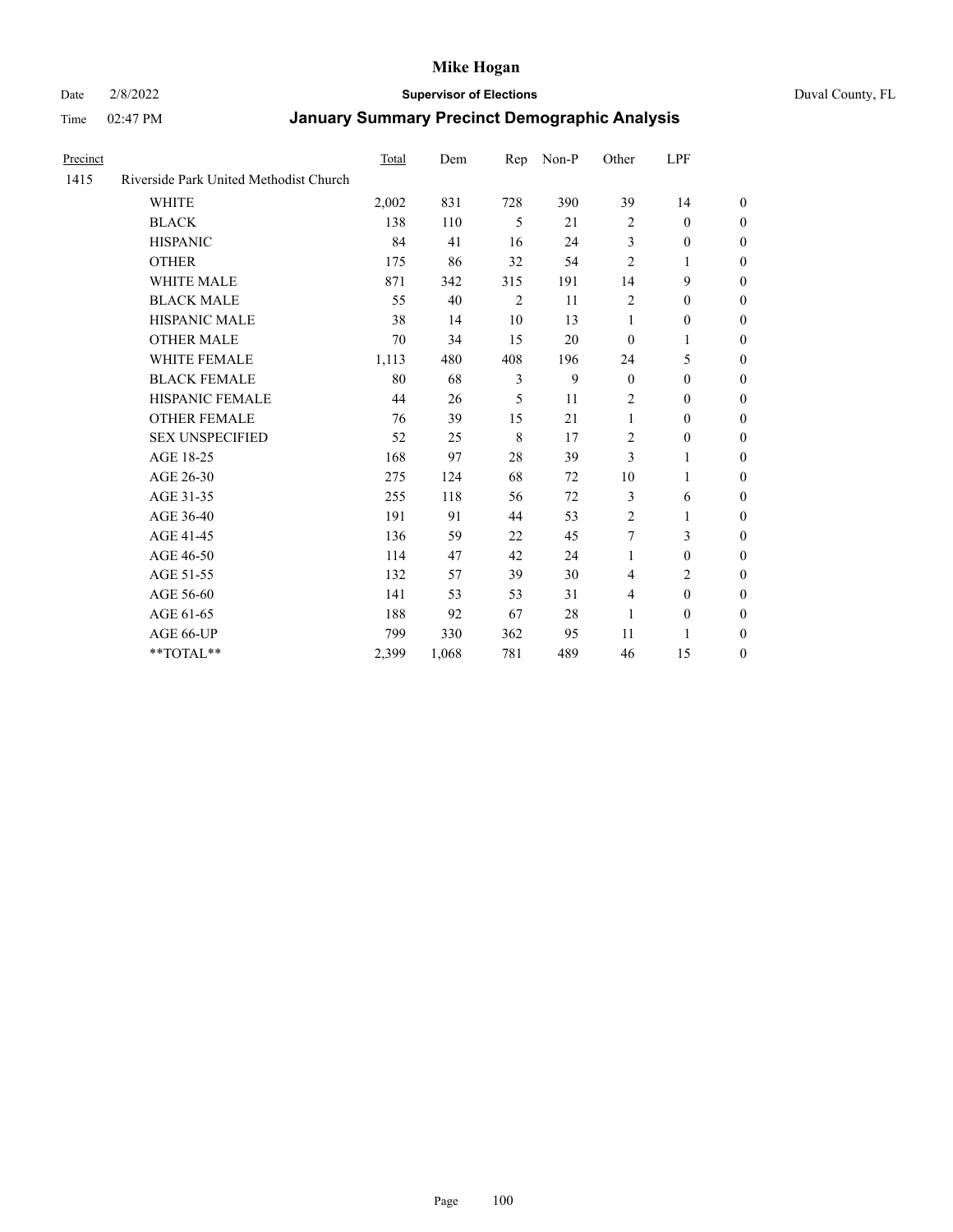# Mike Hogan

Date 2/8/2022 **Supervisor of Elections** Duval County, FL

Time 02:47 PM **January Summary Precinct Demographic Analysis**

| Precinct | | Total | Dem | Rep | Non-P | Other | LPF | |
|---|---|---|---|---|---|---|---|---|
| 1415 | Riverside Park United Methodist Church | | | | | | | |
| | WHITE | 2,002 | 831 | 728 | 390 | 39 | 14 | 0 |
| | BLACK | 138 | 110 | 5 | 21 | 2 | 0 | 0 |
| | HISPANIC | 84 | 41 | 16 | 24 | 3 | 0 | 0 |
| | OTHER | 175 | 86 | 32 | 54 | 2 | 1 | 0 |
| | WHITE MALE | 871 | 342 | 315 | 191 | 14 | 9 | 0 |
| | BLACK MALE | 55 | 40 | 2 | 11 | 2 | 0 | 0 |
| | HISPANIC MALE | 38 | 14 | 10 | 13 | 1 | 0 | 0 |
| | OTHER MALE | 70 | 34 | 15 | 20 | 0 | 1 | 0 |
| | WHITE FEMALE | 1,113 | 480 | 408 | 196 | 24 | 5 | 0 |
| | BLACK FEMALE | 80 | 68 | 3 | 9 | 0 | 0 | 0 |
| | HISPANIC FEMALE | 44 | 26 | 5 | 11 | 2 | 0 | 0 |
| | OTHER FEMALE | 76 | 39 | 15 | 21 | 1 | 0 | 0 |
| | SEX UNSPECIFIED | 52 | 25 | 8 | 17 | 2 | 0 | 0 |
| | AGE 18-25 | 168 | 97 | 28 | 39 | 3 | 1 | 0 |
| | AGE 26-30 | 275 | 124 | 68 | 72 | 10 | 1 | 0 |
| | AGE 31-35 | 255 | 118 | 56 | 72 | 3 | 6 | 0 |
| | AGE 36-40 | 191 | 91 | 44 | 53 | 2 | 1 | 0 |
| | AGE 41-45 | 136 | 59 | 22 | 45 | 7 | 3 | 0 |
| | AGE 46-50 | 114 | 47 | 42 | 24 | 1 | 0 | 0 |
| | AGE 51-55 | 132 | 57 | 39 | 30 | 4 | 2 | 0 |
| | AGE 56-60 | 141 | 53 | 53 | 31 | 4 | 0 | 0 |
| | AGE 61-65 | 188 | 92 | 67 | 28 | 1 | 0 | 0 |
| | AGE 66-UP | 799 | 330 | 362 | 95 | 11 | 1 | 0 |
| | **TOTAL** | 2,399 | 1,068 | 781 | 489 | 46 | 15 | 0 |